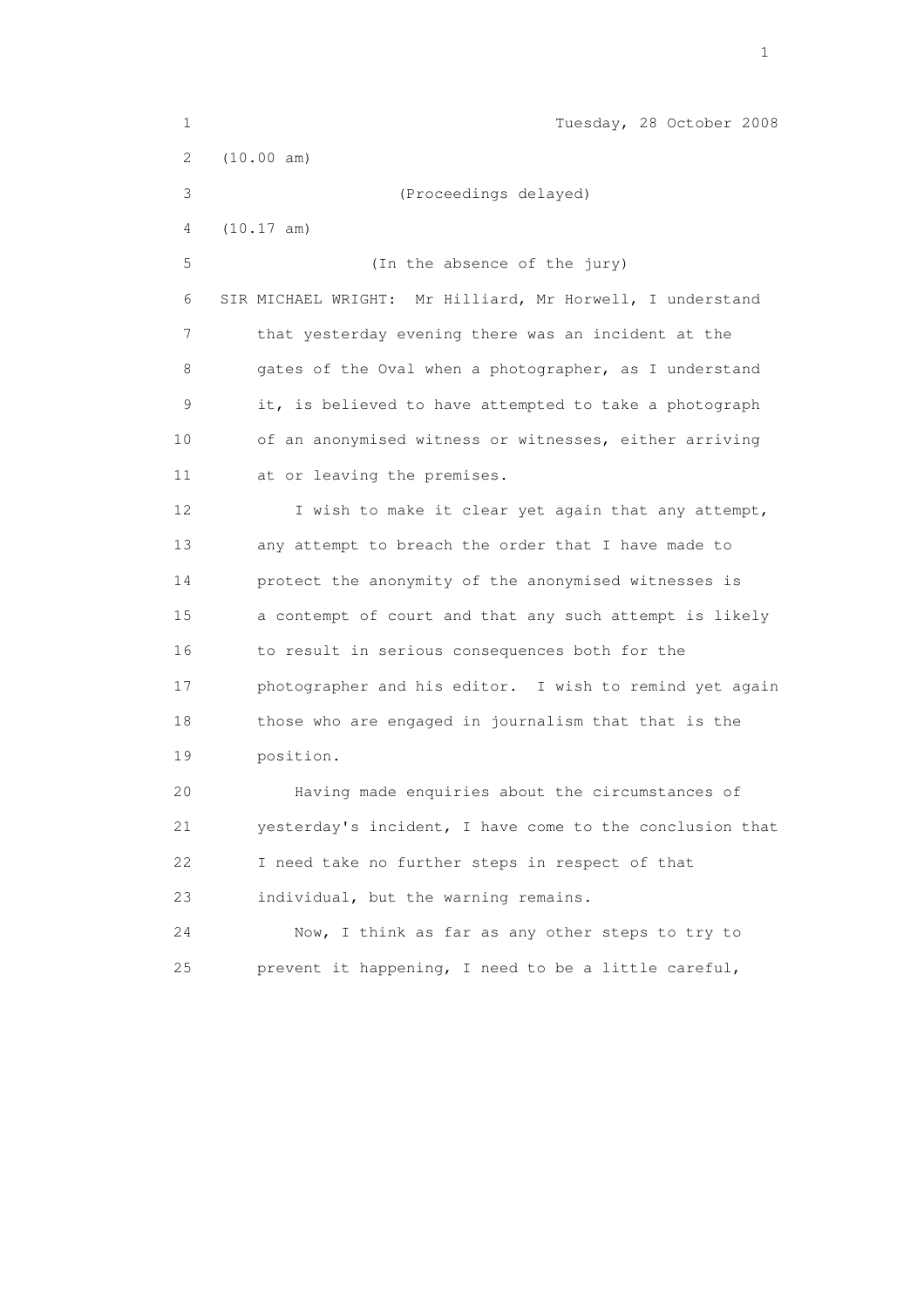Tuesday, 28 October 2008

(10.00 am)

(Proceedings delayed)

(10.17 am)

(In the absence of the jury)

SIR MICHAEL WRIGHT: Mr Hilliard, Mr Horwell, I understand that yesterday evening there was an incident at the gates of the Oval when a photographer, as I understand it, is believed to have attempted to take a photograph of an anonymised witness or witnesses, either arriving at or leaving the premises.

I wish to make it clear yet again that any attempt, any attempt to breach the order that I have made to protect the anonymity of the anonymised witnesses is a contempt of court and that any such attempt is likely to result in serious consequences both for the photographer and his editor. I wish to remind yet again those who are engaged in journalism that that is the position.

Having made enquiries about the circumstances of yesterday's incident, I have come to the conclusion that I need take no further steps in respect of that individual, but the warning remains.

Now, I think as far as any other steps to try to prevent it happening, I need to be a little careful,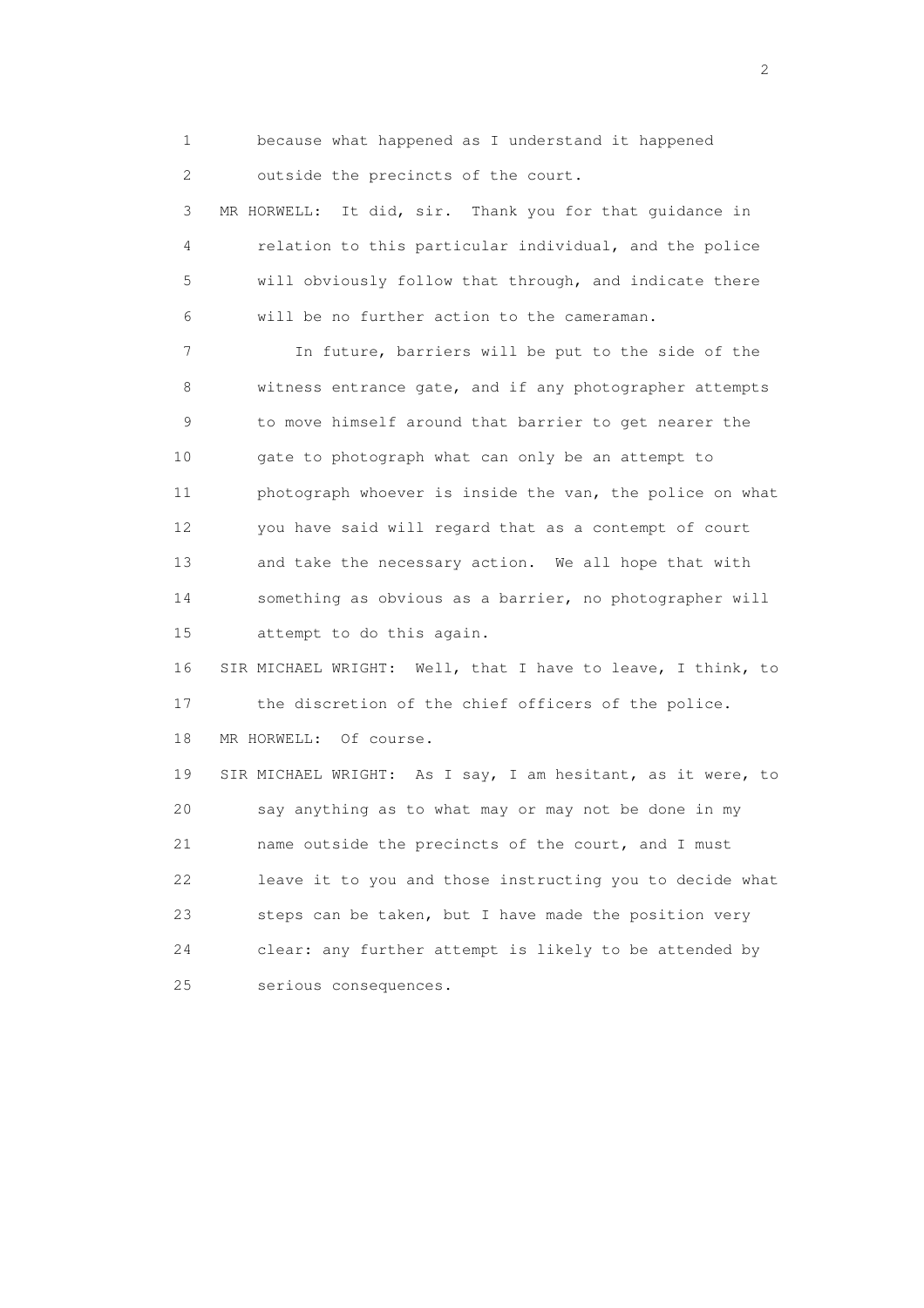because what happened as I understand it happened outside the precincts of the court.

MR HORWELL: It did, sir. Thank you for that guidance in relation to this particular individual, and the police will obviously follow that through, and indicate there will be no further action to the cameraman.

In future, barriers will be put to the side of the witness entrance gate, and if any photographer attempts to move himself around that barrier to get nearer the gate to photograph what can only be an attempt to photograph whoever is inside the van, the police on what you have said will regard that as a contempt of court and take the necessary action. We all hope that with something as obvious as a barrier, no photographer will attempt to do this again.

SIR MICHAEL WRIGHT: Well, that I have to leave, I think, to the discretion of the chief officers of the police.

MR HORWELL: Of course.

SIR MICHAEL WRIGHT: As I say, I am hesitant, as it were, to say anything as to what may or may not be done in my name outside the precincts of the court, and I must leave it to you and those instructing you to decide what steps can be taken, but I have made the position very clear: any further attempt is likely to be attended by serious consequences.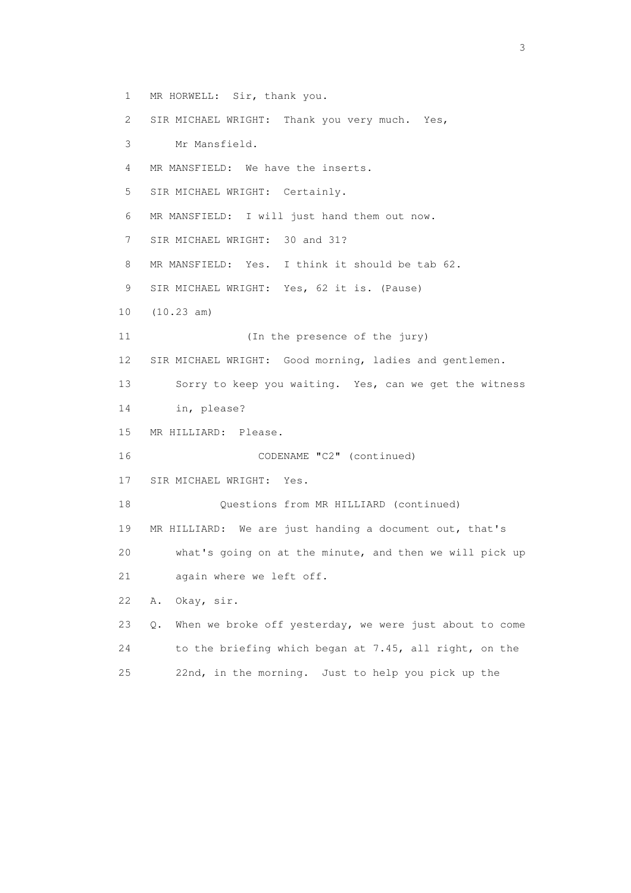1 MR HORWELL: Sir, thank you.

2 SIR MICHAEL WRIGHT: Thank you very much. Yes,

3 Mr Mansfield.

4 MR MANSFIELD: We have the inserts.

5 SIR MICHAEL WRIGHT: Certainly.

6 MR MANSFIELD: I will just hand them out now.

7 SIR MICHAEL WRIGHT: 30 and 31?

8 MR MANSFIELD: Yes. I think it should be tab 62.

9 SIR MICHAEL WRIGHT: Yes, 62 it is. (Pause)

10 (10.23 am)

11 (In the presence of the jury)

12 SIR MICHAEL WRIGHT: Good morning, ladies and gentlemen.

13 Sorry to keep you waiting. Yes, can we get the witness

14 in, please?

15 MR HILLIARD: Please.

16 CODENAME "C2" (continued)

17 SIR MICHAEL WRIGHT: Yes.

18 Questions from MR HILLIARD (continued)

19 MR HILLIARD: We are just handing a document out, that's

20 what's going on at the minute, and then we will pick up

21 again where we left off.

22 A. Okay, sir.

23 Q. When we broke off yesterday, we were just about to come

24 to the briefing which began at 7.45, all right, on the

25 22nd, in the morning. Just to help you pick up the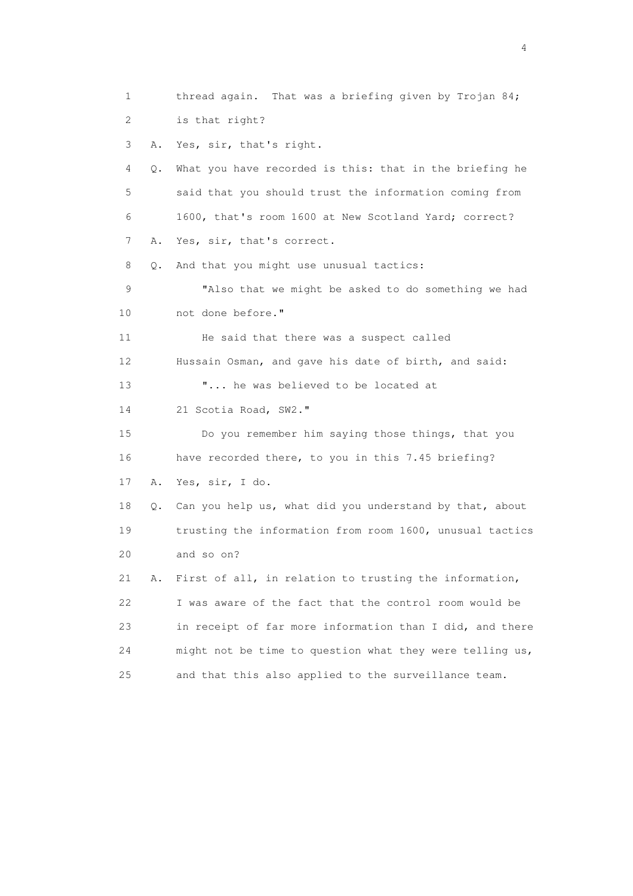1 thread again. That was a briefing given by Trojan 84;
2 is that right?
3 A. Yes, sir, that's right.
4 Q. What you have recorded is this: that in the briefing he
5 said that you should trust the information coming from
6 1600, that's room 1600 at New Scotland Yard; correct?
7 A. Yes, sir, that's correct.
8 Q. And that you might use unusual tactics:
9 "Also that we might be asked to do something we had
10 not done before."
11 He said that there was a suspect called
12 Hussain Osman, and gave his date of birth, and said:
13 "... he was believed to be located at
14 21 Scotia Road, SW2."
15 Do you remember him saying those things, that you
16 have recorded there, to you in this 7.45 briefing?
17 A. Yes, sir, I do.
18 Q. Can you help us, what did you understand by that, about
19 trusting the information from room 1600, unusual tactics
20 and so on?
21 A. First of all, in relation to trusting the information,
22 I was aware of the fact that the control room would be
23 in receipt of far more information than I did, and there
24 might not be time to question what they were telling us,
25 and that this also applied to the surveillance team.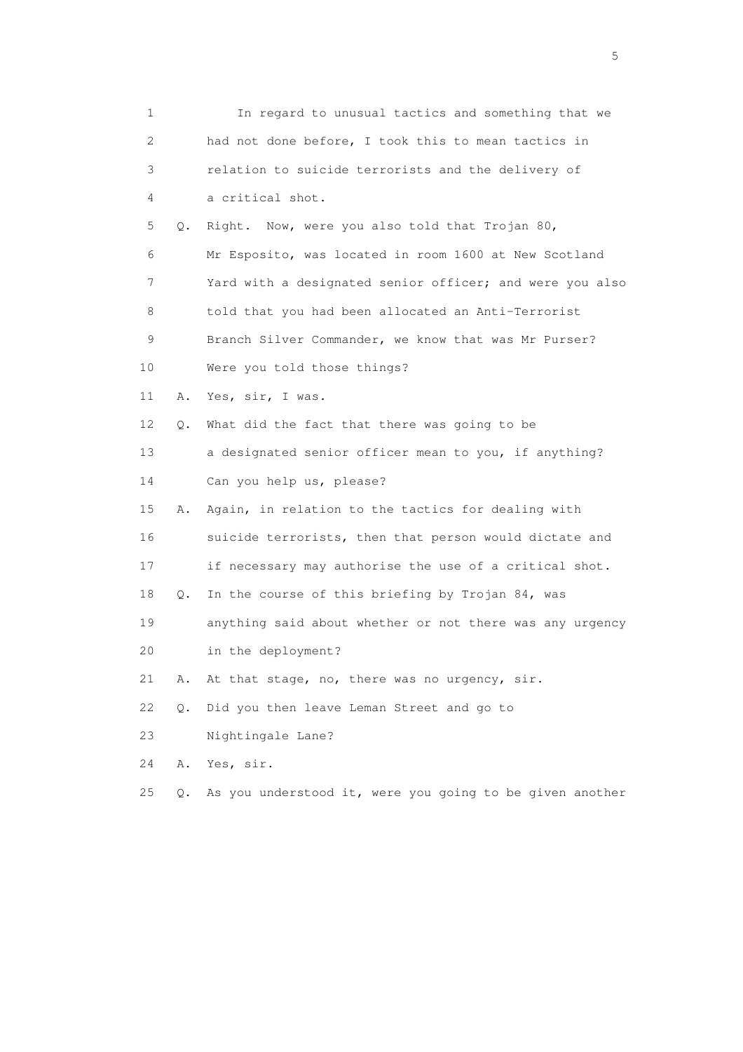1 In regard to unusual tactics and something that we
2 had not done before, I took this to mean tactics in
3 relation to suicide terrorists and the delivery of
4 a critical shot.
5 Q. Right. Now, were you also told that Trojan 80,
6 Mr Esposito, was located in room 1600 at New Scotland
7 Yard with a designated senior officer; and were you also
8 told that you had been allocated an Anti-Terrorist
9 Branch Silver Commander, we know that was Mr Purser?
10 Were you told those things?
11 A. Yes, sir, I was.
12 Q. What did the fact that there was going to be
13 a designated senior officer mean to you, if anything?
14 Can you help us, please?
15 A. Again, in relation to the tactics for dealing with
16 suicide terrorists, then that person would dictate and
17 if necessary may authorise the use of a critical shot.
18 Q. In the course of this briefing by Trojan 84, was
19 anything said about whether or not there was any urgency
20 in the deployment?
21 A. At that stage, no, there was no urgency, sir.
22 Q. Did you then leave Leman Street and go to
23 Nightingale Lane?
24 A. Yes, sir.
25 Q. As you understood it, were you going to be given another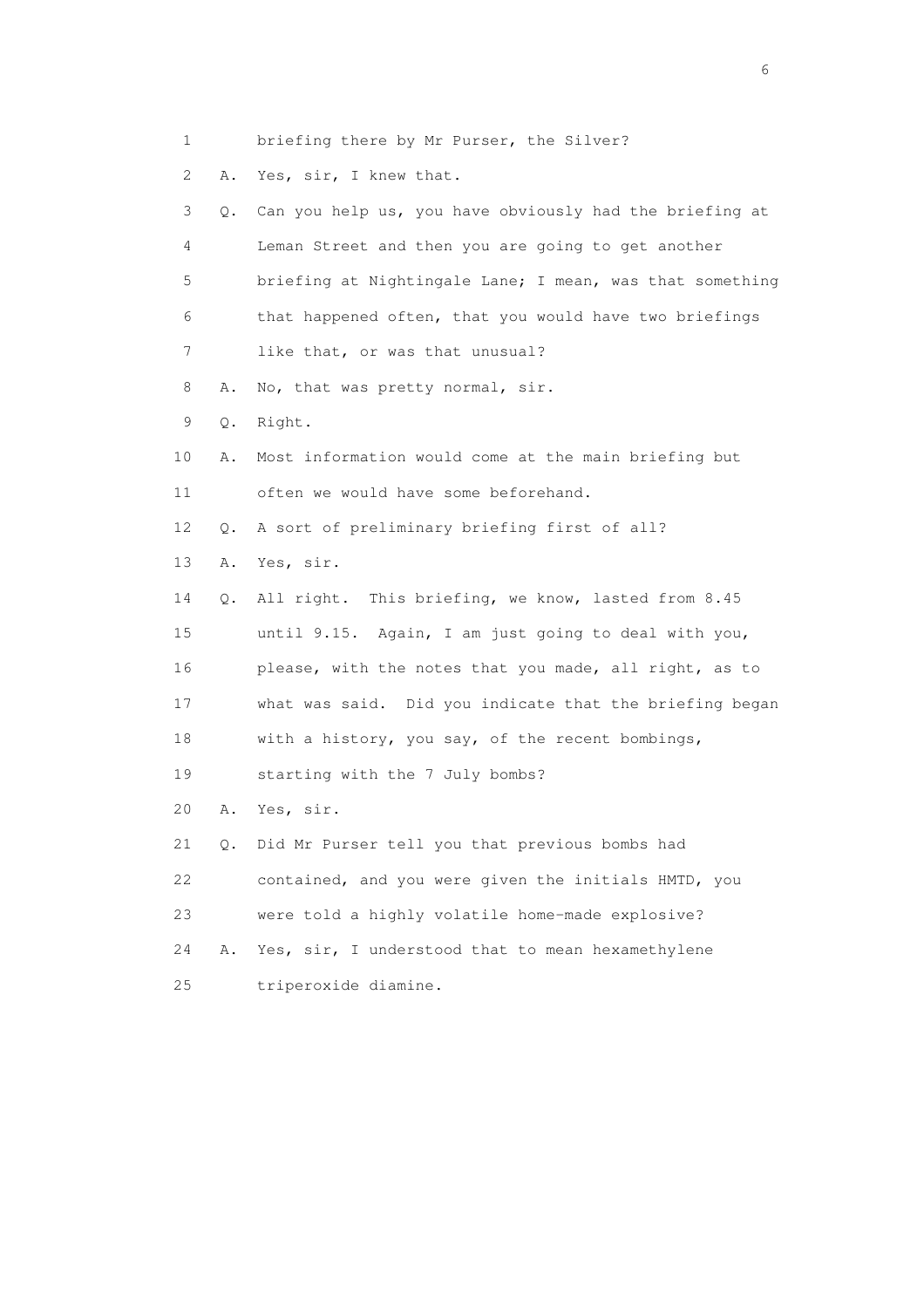1 briefing there by Mr Purser, the Silver?

2 A. Yes, sir, I knew that.

3 Q. Can you help us, you have obviously had the briefing at

4 Leman Street and then you are going to get another

5 briefing at Nightingale Lane; I mean, was that something

6 that happened often, that you would have two briefings

7 like that, or was that unusual?

8 A. No, that was pretty normal, sir.

9 Q. Right.

10 A. Most information would come at the main briefing but

11 often we would have some beforehand.

12 Q. A sort of preliminary briefing first of all?

13 A. Yes, sir.

14 Q. All right. This briefing, we know, lasted from 8.45

15 until 9.15. Again, I am just going to deal with you,

16 please, with the notes that you made, all right, as to

17 what was said. Did you indicate that the briefing began

18 with a history, you say, of the recent bombings,

19 starting with the 7 July bombs?

20 A. Yes, sir.

21 Q. Did Mr Purser tell you that previous bombs had

22 contained, and you were given the initials HMTD, you

23 were told a highly volatile home-made explosive?

24 A. Yes, sir, I understood that to mean hexamethylene

25 triperoxide diamine.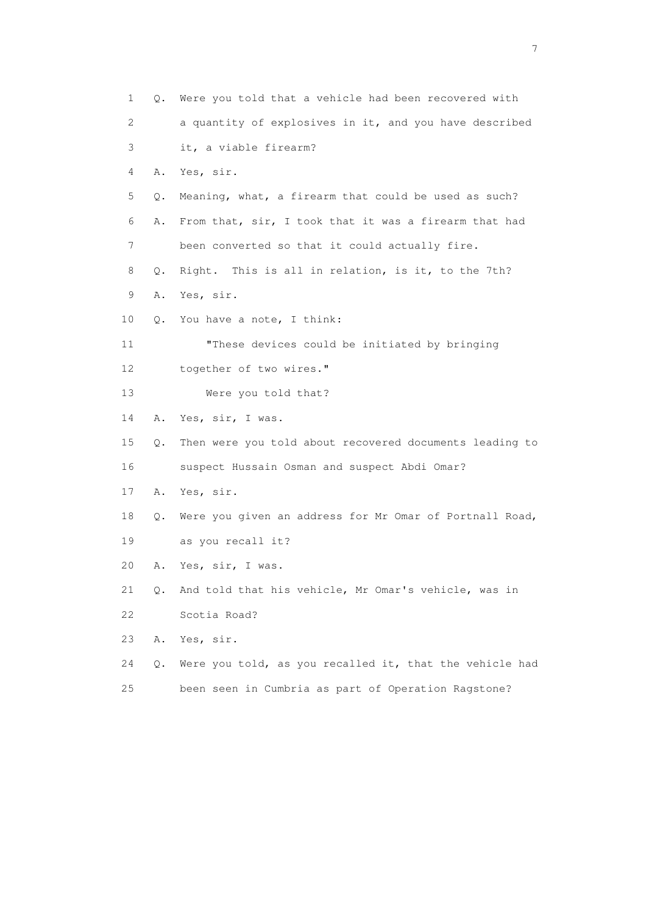1 Q. Were you told that a vehicle had been recovered with
2 a quantity of explosives in it, and you have described
3 it, a viable firearm?
4 A. Yes, sir.
5 Q. Meaning, what, a firearm that could be used as such?
6 A. From that, sir, I took that it was a firearm that had
7 been converted so that it could actually fire.
8 Q. Right. This is all in relation, is it, to the 7th?
9 A. Yes, sir.
10 Q. You have a note, I think:
11 "These devices could be initiated by bringing
12 together of two wires."
13 Were you told that?
14 A. Yes, sir, I was.
15 Q. Then were you told about recovered documents leading to
16 suspect Hussain Osman and suspect Abdi Omar?
17 A. Yes, sir.
18 Q. Were you given an address for Mr Omar of Portnall Road,
19 as you recall it?
20 A. Yes, sir, I was.
21 Q. And told that his vehicle, Mr Omar's vehicle, was in
22 Scotia Road?
23 A. Yes, sir.
24 Q. Were you told, as you recalled it, that the vehicle had
25 been seen in Cumbria as part of Operation Ragstone?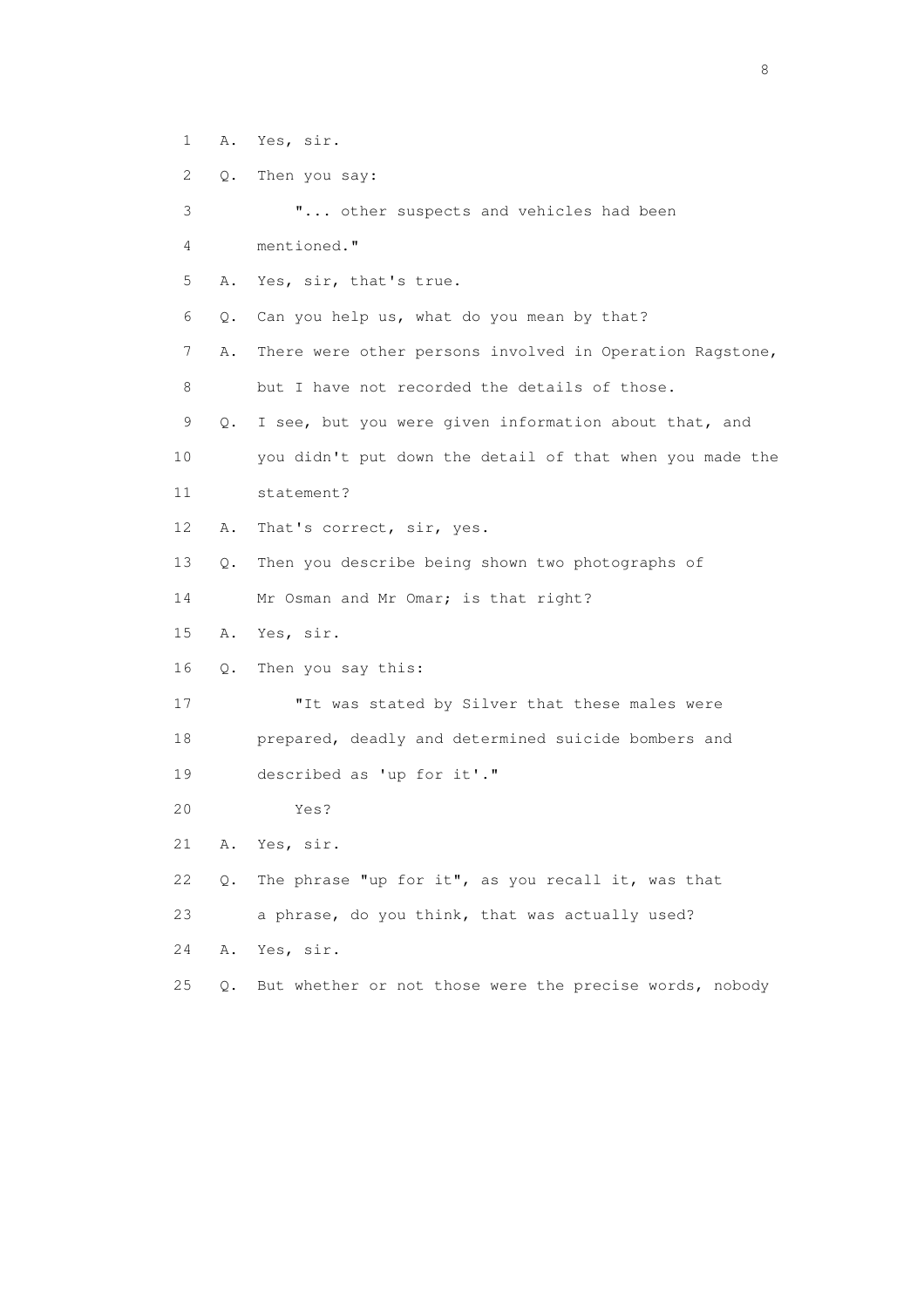1 A. Yes, sir.

2 Q. Then you say:

3 "... other suspects and vehicles had been

4 mentioned."

5 A. Yes, sir, that's true.

6 Q. Can you help us, what do you mean by that?

7 A. There were other persons involved in Operation Ragstone,

8 but I have not recorded the details of those.

9 Q. I see, but you were given information about that, and

10 you didn't put down the detail of that when you made the

11 statement?

12 A. That's correct, sir, yes.

13 Q. Then you describe being shown two photographs of

14 Mr Osman and Mr Omar; is that right?

15 A. Yes, sir.

16 Q. Then you say this:

17 "It was stated by Silver that these males were

18 prepared, deadly and determined suicide bombers and

19 described as 'up for it'."

20 Yes?

21 A. Yes, sir.

22 Q. The phrase "up for it", as you recall it, was that

23 a phrase, do you think, that was actually used?

24 A. Yes, sir.

25 Q. But whether or not those were the precise words, nobody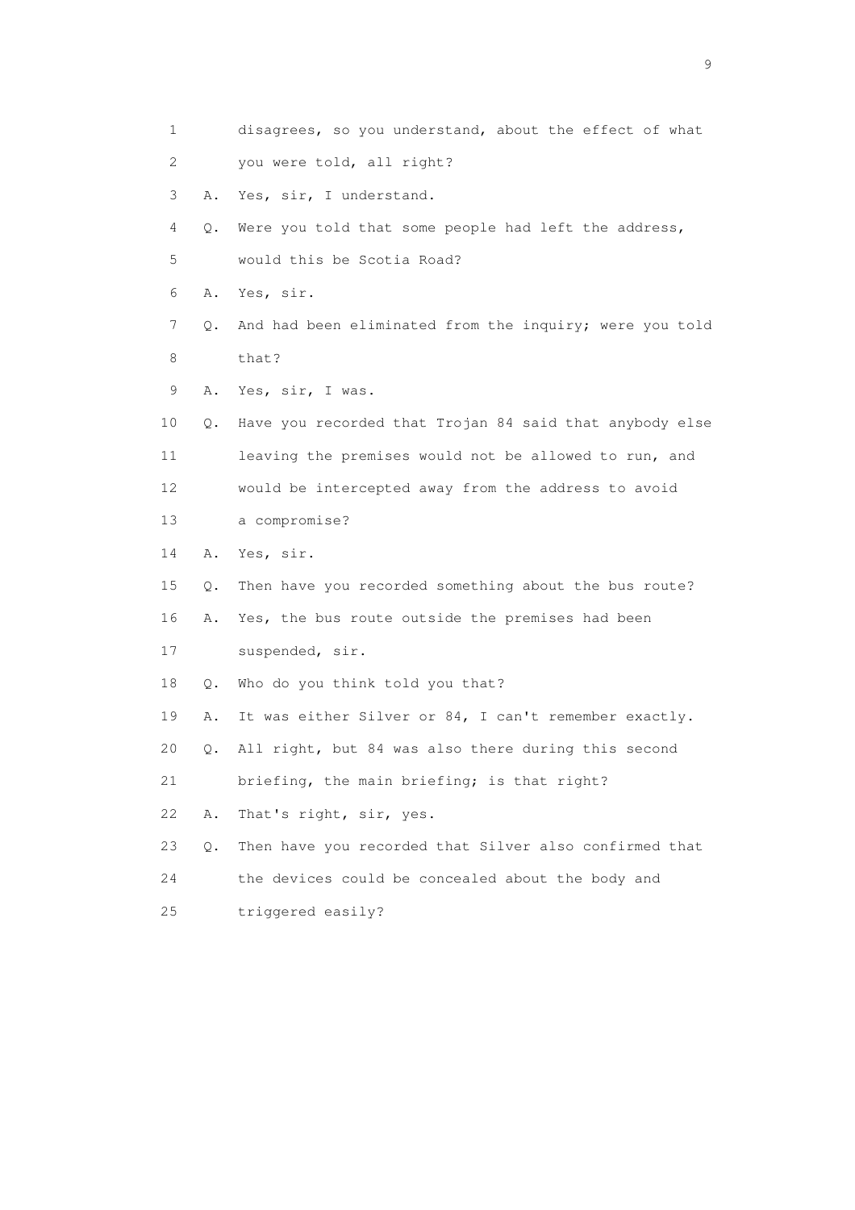1 disagrees, so you understand, about the effect of what
2 you were told, all right?
3 A. Yes, sir, I understand.
4 Q. Were you told that some people had left the address,
5 would this be Scotia Road?
6 A. Yes, sir.
7 Q. And had been eliminated from the inquiry; were you told
8 that?
9 A. Yes, sir, I was.
10 Q. Have you recorded that Trojan 84 said that anybody else
11 leaving the premises would not be allowed to run, and
12 would be intercepted away from the address to avoid
13 a compromise?
14 A. Yes, sir.
15 Q. Then have you recorded something about the bus route?
16 A. Yes, the bus route outside the premises had been
17 suspended, sir.
18 Q. Who do you think told you that?
19 A. It was either Silver or 84, I can't remember exactly.
20 Q. All right, but 84 was also there during this second
21 briefing, the main briefing; is that right?
22 A. That's right, sir, yes.
23 Q. Then have you recorded that Silver also confirmed that
24 the devices could be concealed about the body and
25 triggered easily?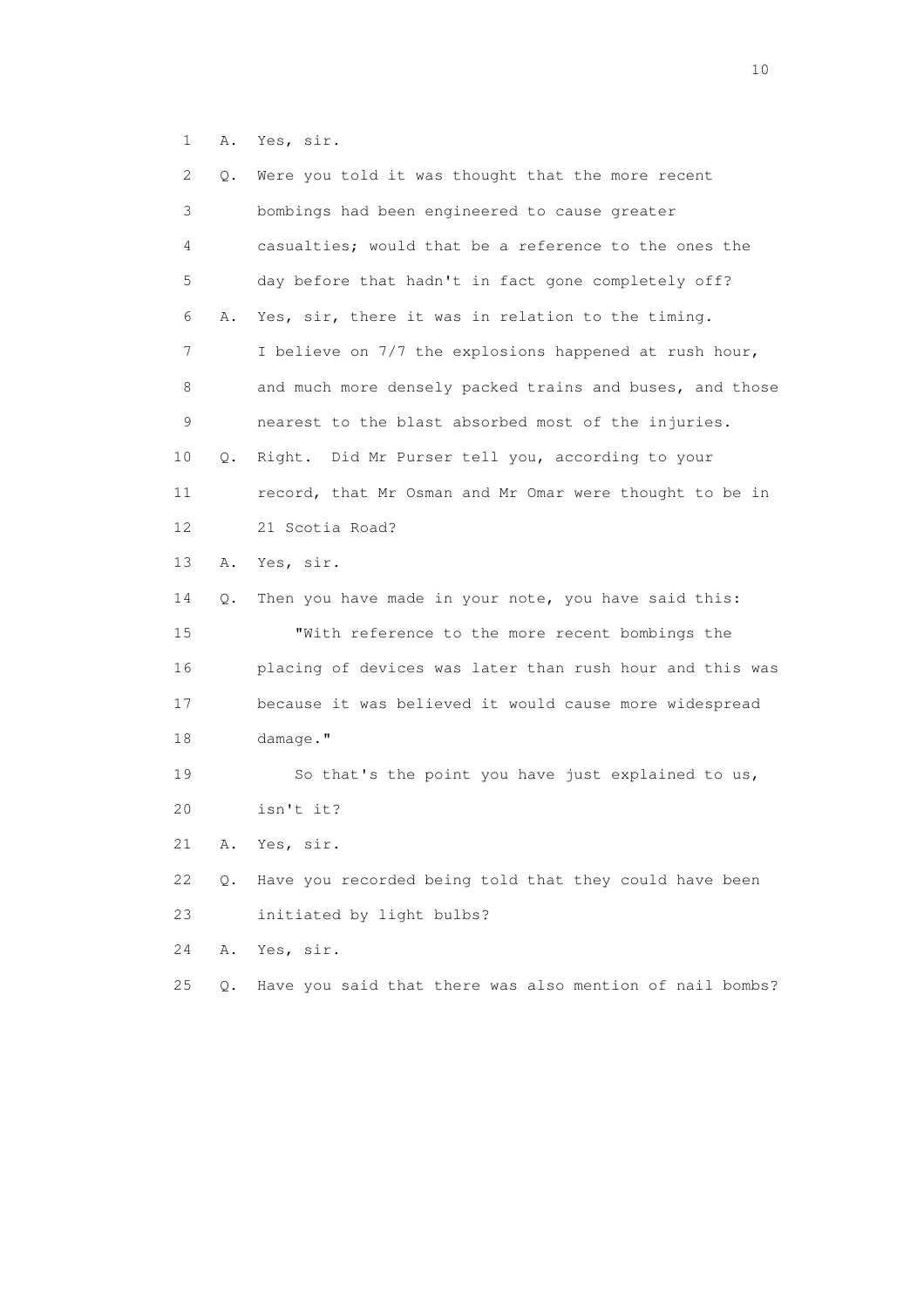1 A. Yes, sir.

2 Q. Were you told it was thought that the more recent
3 bombings had been engineered to cause greater
4 casualties; would that be a reference to the ones the
5 day before that hadn't in fact gone completely off?

6 A. Yes, sir, there it was in relation to the timing.
7 I believe on 7/7 the explosions happened at rush hour,
8 and much more densely packed trains and buses, and those
9 nearest to the blast absorbed most of the injuries.

10 Q. Right. Did Mr Purser tell you, according to your
11 record, that Mr Osman and Mr Omar were thought to be in
12 21 Scotia Road?

13 A. Yes, sir.

14 Q. Then you have made in your note, you have said this:
15 "With reference to the more recent bombings the
16 placing of devices was later than rush hour and this was
17 because it was believed it would cause more widespread
18 damage."
19 So that's the point you have just explained to us,
20 isn't it?

21 A. Yes, sir.

22 Q. Have you recorded being told that they could have been
23 initiated by light bulbs?

24 A. Yes, sir.

25 Q. Have you said that there was also mention of nail bombs?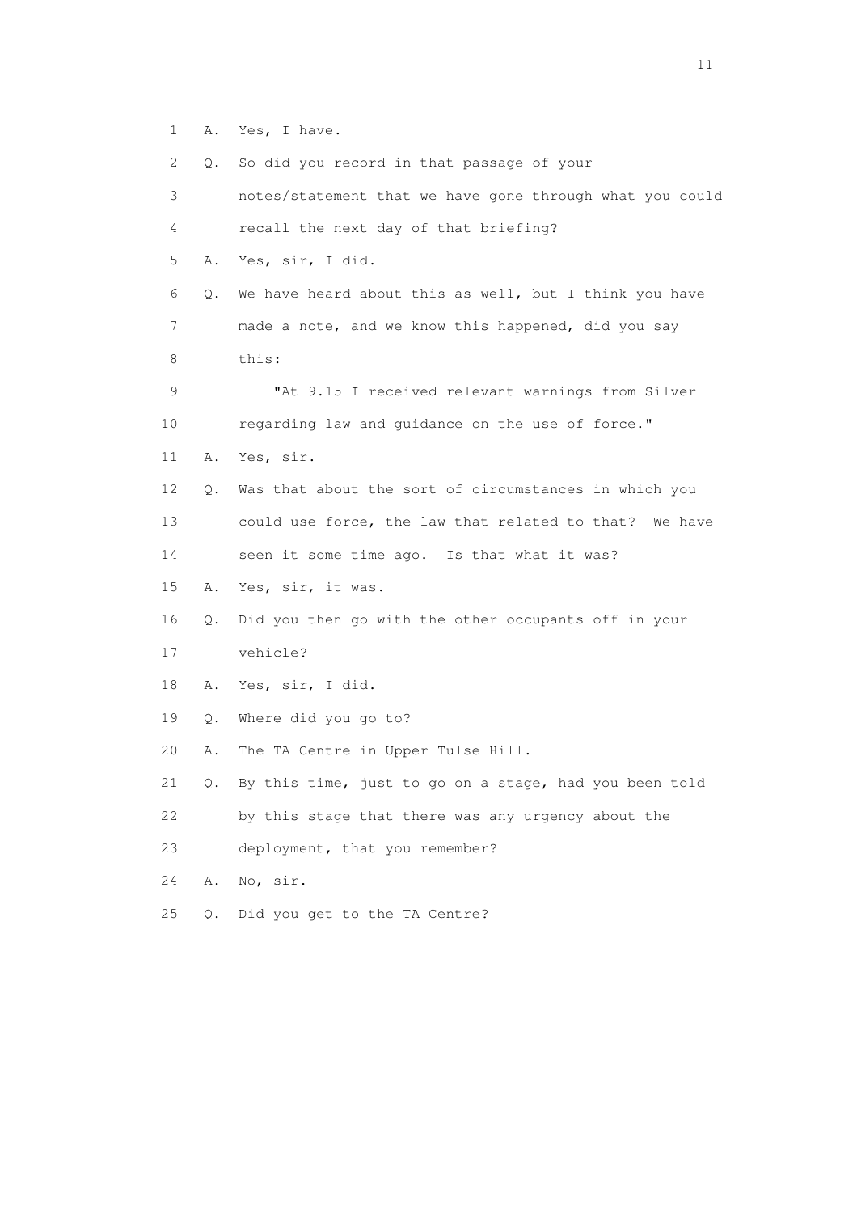1 A. Yes, I have.

2 Q. So did you record in that passage of your

3 notes/statement that we have gone through what you could

4 recall the next day of that briefing?

5 A. Yes, sir, I did.

6 Q. We have heard about this as well, but I think you have

7 made a note, and we know this happened, did you say

8 this:

9 "At 9.15 I received relevant warnings from Silver

10 regarding law and guidance on the use of force."

11 A. Yes, sir.

12 Q. Was that about the sort of circumstances in which you

13 could use force, the law that related to that? We have

14 seen it some time ago. Is that what it was?

15 A. Yes, sir, it was.

16 Q. Did you then go with the other occupants off in your

17 vehicle?

18 A. Yes, sir, I did.

19 Q. Where did you go to?

20 A. The TA Centre in Upper Tulse Hill.

21 Q. By this time, just to go on a stage, had you been told

22 by this stage that there was any urgency about the

23 deployment, that you remember?

24 A. No, sir.

25 Q. Did you get to the TA Centre?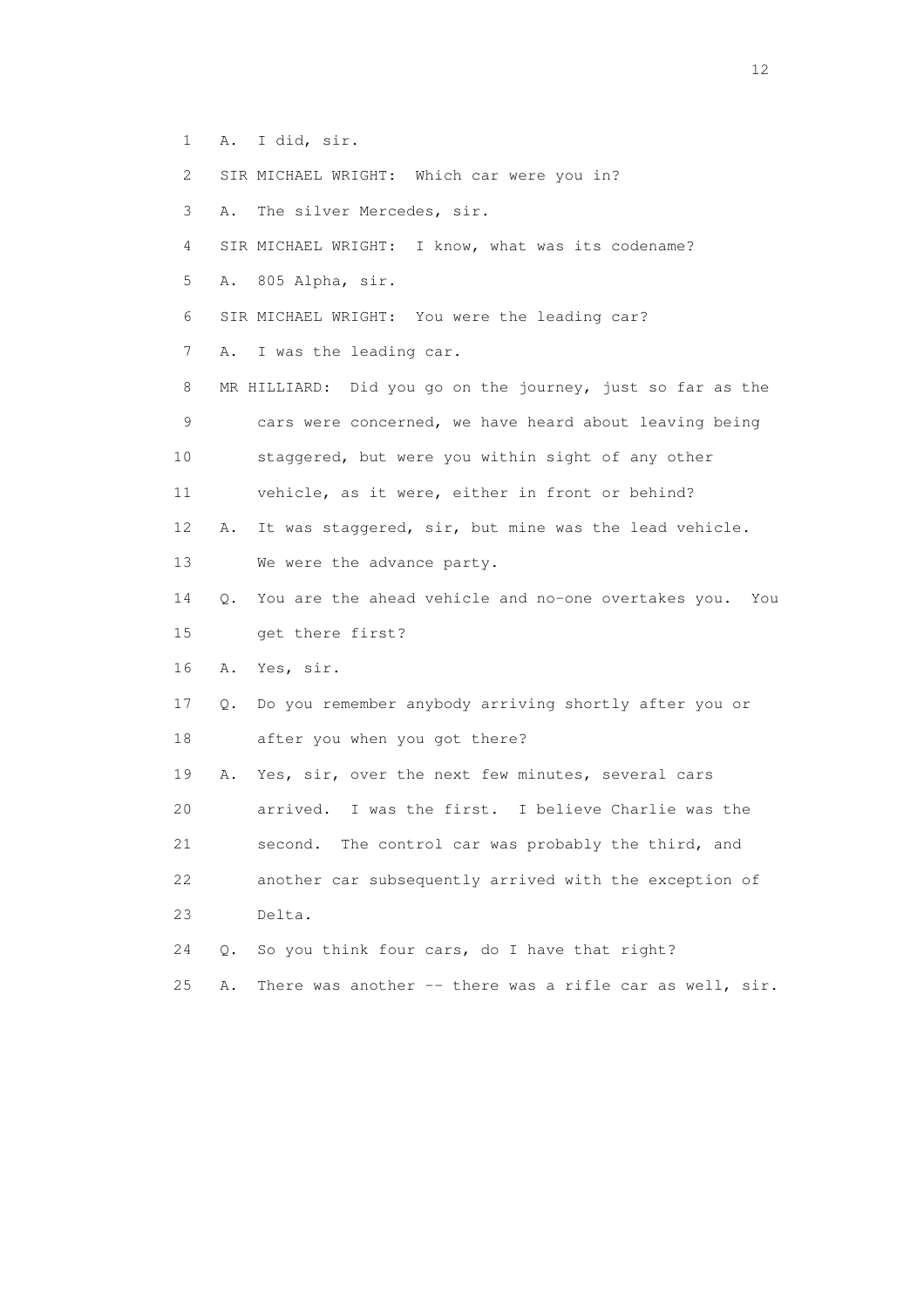1 A. I did, sir.

2 SIR MICHAEL WRIGHT: Which car were you in?

3 A. The silver Mercedes, sir.

4 SIR MICHAEL WRIGHT: I know, what was its codename?

5 A. 805 Alpha, sir.

6 SIR MICHAEL WRIGHT: You were the leading car?

7 A. I was the leading car.

8 MR HILLIARD: Did you go on the journey, just so far as the

9 cars were concerned, we have heard about leaving being

10 staggered, but were you within sight of any other

11 vehicle, as it were, either in front or behind?

12 A. It was staggered, sir, but mine was the lead vehicle.

13 We were the advance party.

14 Q. You are the ahead vehicle and no-one overtakes you. You

15 get there first?

16 A. Yes, sir.

17 Q. Do you remember anybody arriving shortly after you or

18 after you when you got there?

19 A. Yes, sir, over the next few minutes, several cars

20 arrived. I was the first. I believe Charlie was the

21 second. The control car was probably the third, and

22 another car subsequently arrived with the exception of

23 Delta.

24 Q. So you think four cars, do I have that right?

25 A. There was another -- there was a rifle car as well, sir.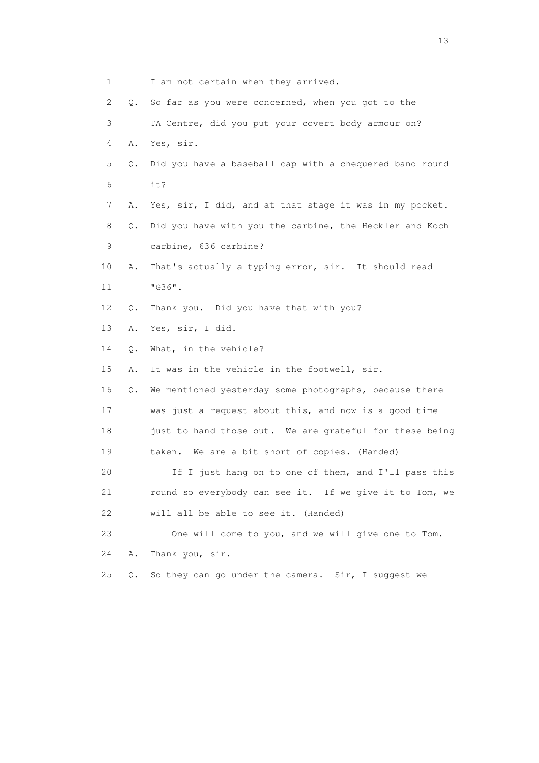1 I am not certain when they arrived.

2 Q. So far as you were concerned, when you got to the

3 TA Centre, did you put your covert body armour on?

4 A. Yes, sir.

5 Q. Did you have a baseball cap with a chequered band round

6 it?

7 A. Yes, sir, I did, and at that stage it was in my pocket.

8 Q. Did you have with you the carbine, the Heckler and Koch

9 carbine, 636 carbine?

10 A. That's actually a typing error, sir. It should read

11 "G36".

12 Q. Thank you. Did you have that with you?

13 A. Yes, sir, I did.

14 Q. What, in the vehicle?

15 A. It was in the vehicle in the footwell, sir.

16 Q. We mentioned yesterday some photographs, because there

17 was just a request about this, and now is a good time

18 just to hand those out. We are grateful for these being

19 taken. We are a bit short of copies. (Handed)

20 If I just hang on to one of them, and I'll pass this

21 round so everybody can see it. If we give it to Tom, we

22 will all be able to see it. (Handed)

23 One will come to you, and we will give one to Tom.

24 A. Thank you, sir.

25 Q. So they can go under the camera. Sir, I suggest we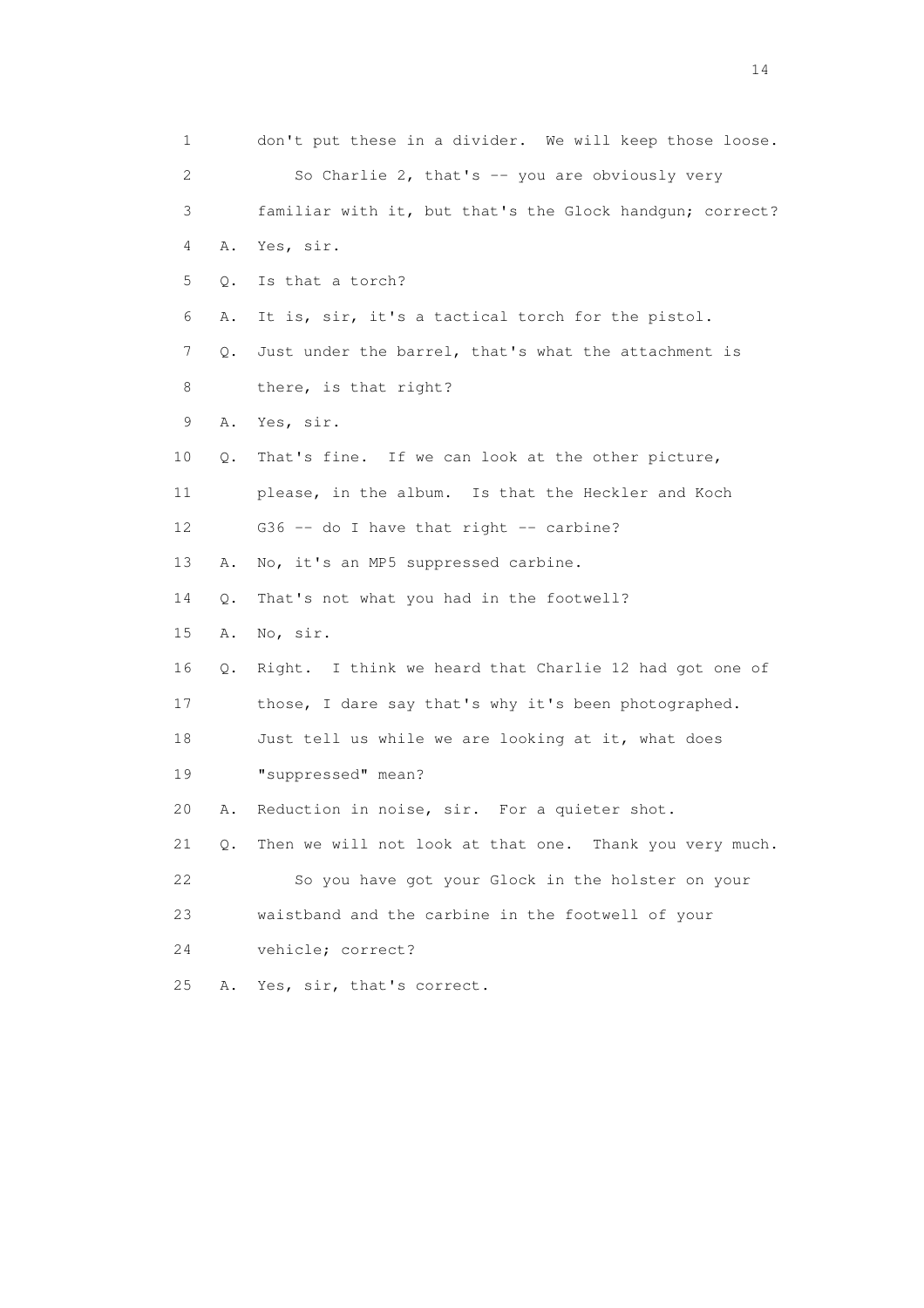1 don't put these in a divider. We will keep those loose.

2 So Charlie 2, that's -- you are obviously very

3 familiar with it, but that's the Glock handgun; correct?

4 A. Yes, sir.

5 Q. Is that a torch?

6 A. It is, sir, it's a tactical torch for the pistol.

7 Q. Just under the barrel, that's what the attachment is

8 there, is that right?

9 A. Yes, sir.

10 Q. That's fine. If we can look at the other picture,

11 please, in the album. Is that the Heckler and Koch

12 G36 -- do I have that right -- carbine?

13 A. No, it's an MP5 suppressed carbine.

14 Q. That's not what you had in the footwell?

15 A. No, sir.

16 Q. Right. I think we heard that Charlie 12 had got one of

17 those, I dare say that's why it's been photographed.

18 Just tell us while we are looking at it, what does

19 "suppressed" mean?

20 A. Reduction in noise, sir. For a quieter shot.

21 Q. Then we will not look at that one. Thank you very much.

22 So you have got your Glock in the holster on your

23 waistband and the carbine in the footwell of your

24 vehicle; correct?

25 A. Yes, sir, that's correct.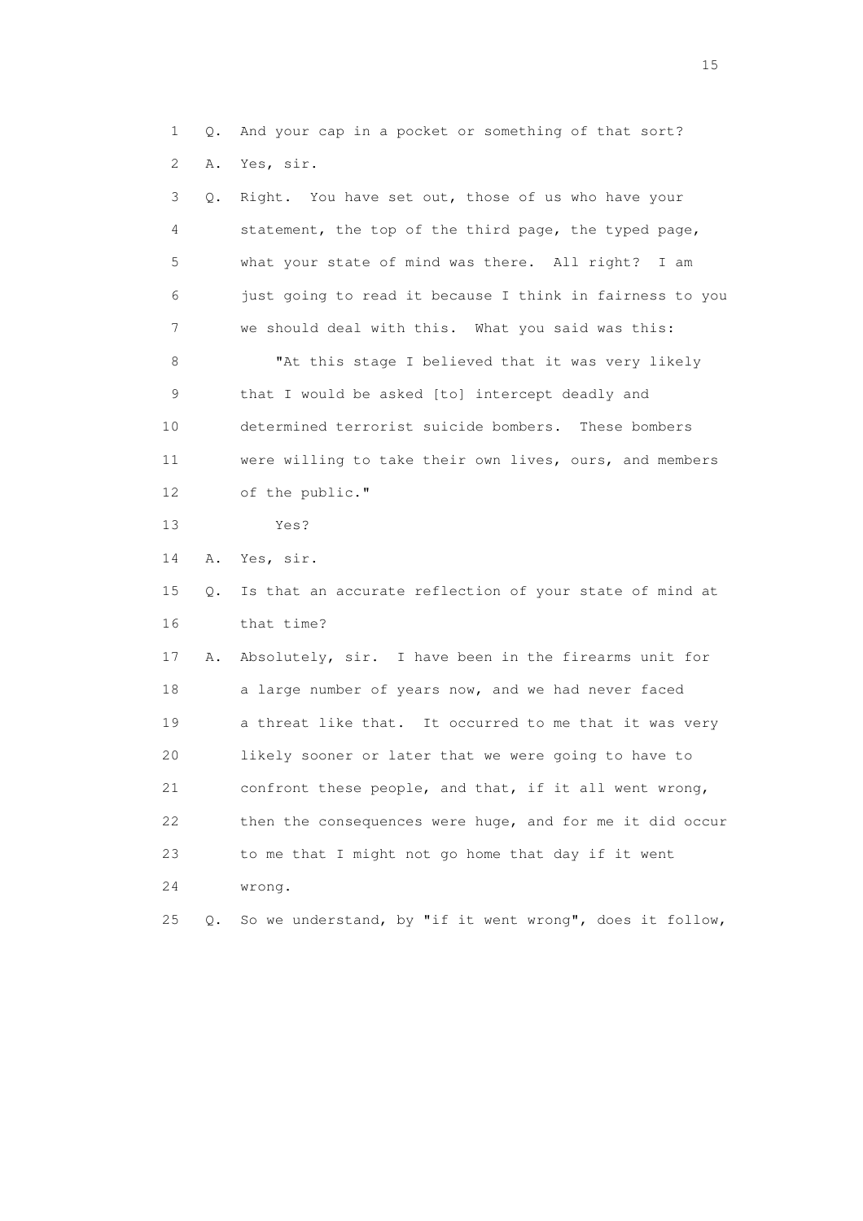1 Q. And your cap in a pocket or something of that sort?

2 A. Yes, sir.

3 Q. Right. You have set out, those of us who have your

4 statement, the top of the third page, the typed page,

5 what your state of mind was there. All right? I am

6 just going to read it because I think in fairness to you

7 we should deal with this. What you said was this:

8 "At this stage I believed that it was very likely

9 that I would be asked [to] intercept deadly and

10 determined terrorist suicide bombers. These bombers

11 were willing to take their own lives, ours, and members

12 of the public."

13 Yes?

14 A. Yes, sir.

15 Q. Is that an accurate reflection of your state of mind at

16 that time?

17 A. Absolutely, sir. I have been in the firearms unit for

18 a large number of years now, and we had never faced

19 a threat like that. It occurred to me that it was very

20 likely sooner or later that we were going to have to

21 confront these people, and that, if it all went wrong,

22 then the consequences were huge, and for me it did occur

23 to me that I might not go home that day if it went

24 wrong.

25 Q. So we understand, by "if it went wrong", does it follow,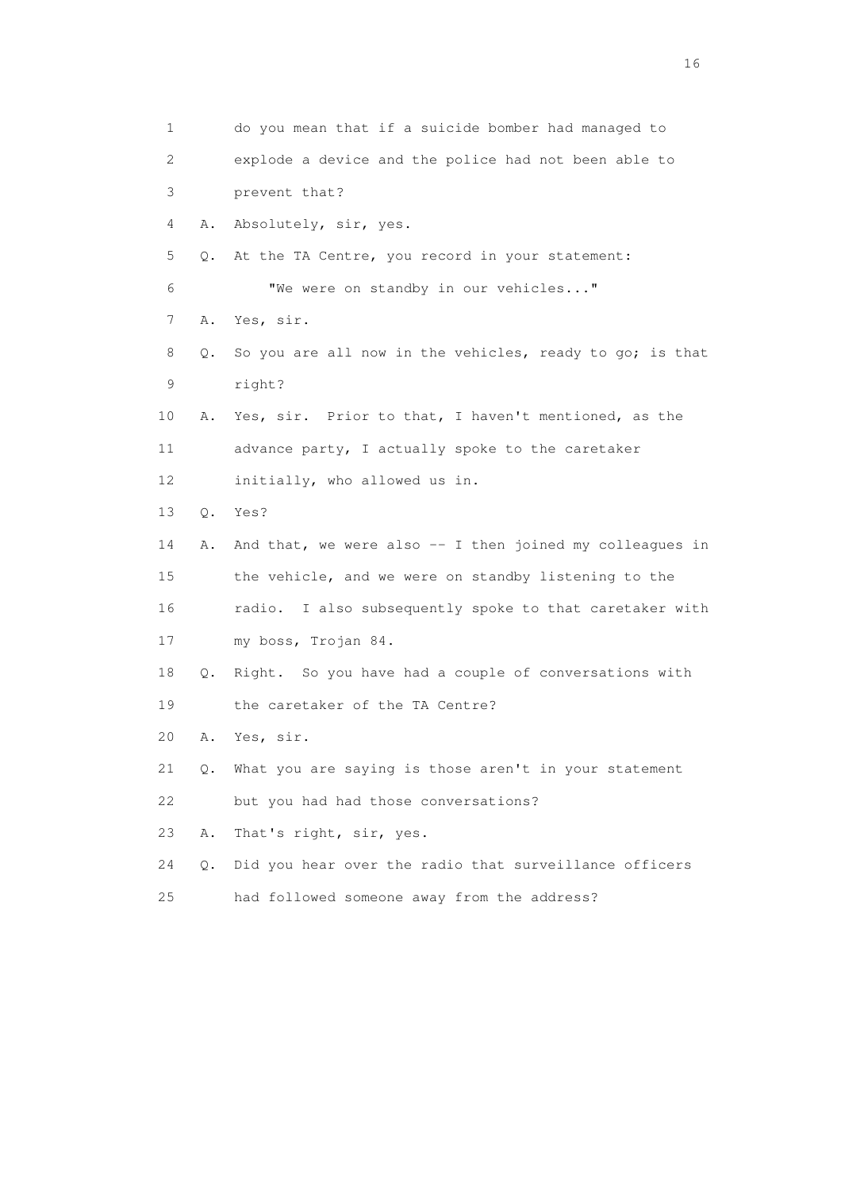1 do you mean that if a suicide bomber had managed to
2 explode a device and the police had not been able to
3 prevent that?
4 A. Absolutely, sir, yes.
5 Q. At the TA Centre, you record in your statement:
6 "We were on standby in our vehicles..."
7 A. Yes, sir.
8 Q. So you are all now in the vehicles, ready to go; is that
9 right?
10 A. Yes, sir. Prior to that, I haven't mentioned, as the
11 advance party, I actually spoke to the caretaker
12 initially, who allowed us in.
13 Q. Yes?
14 A. And that, we were also -- I then joined my colleagues in
15 the vehicle, and we were on standby listening to the
16 radio. I also subsequently spoke to that caretaker with
17 my boss, Trojan 84.
18 Q. Right. So you have had a couple of conversations with
19 the caretaker of the TA Centre?
20 A. Yes, sir.
21 Q. What you are saying is those aren't in your statement
22 but you had had those conversations?
23 A. That's right, sir, yes.
24 Q. Did you hear over the radio that surveillance officers
25 had followed someone away from the address?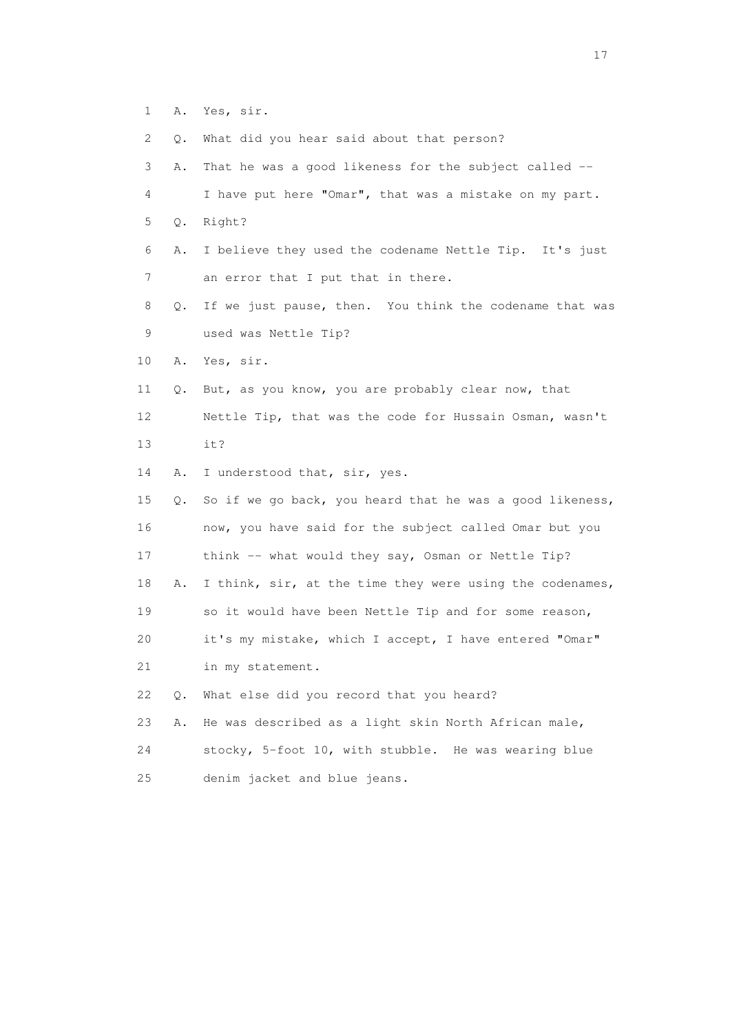1 A. Yes, sir.

2 Q. What did you hear said about that person?

3 A. That he was a good likeness for the subject called --

4 I have put here "Omar", that was a mistake on my part.

5 Q. Right?

6 A. I believe they used the codename Nettle Tip. It's just

7 an error that I put that in there.

8 Q. If we just pause, then. You think the codename that was

9 used was Nettle Tip?

10 A. Yes, sir.

11 Q. But, as you know, you are probably clear now, that

12 Nettle Tip, that was the code for Hussain Osman, wasn't

13 it?

14 A. I understood that, sir, yes.

15 Q. So if we go back, you heard that he was a good likeness,

16 now, you have said for the subject called Omar but you

17 think -- what would they say, Osman or Nettle Tip?

18 A. I think, sir, at the time they were using the codenames,

19 so it would have been Nettle Tip and for some reason,

20 it's my mistake, which I accept, I have entered "Omar"

21 in my statement.

22 Q. What else did you record that you heard?

23 A. He was described as a light skin North African male,

24 stocky, 5-foot 10, with stubble. He was wearing blue

25 denim jacket and blue jeans.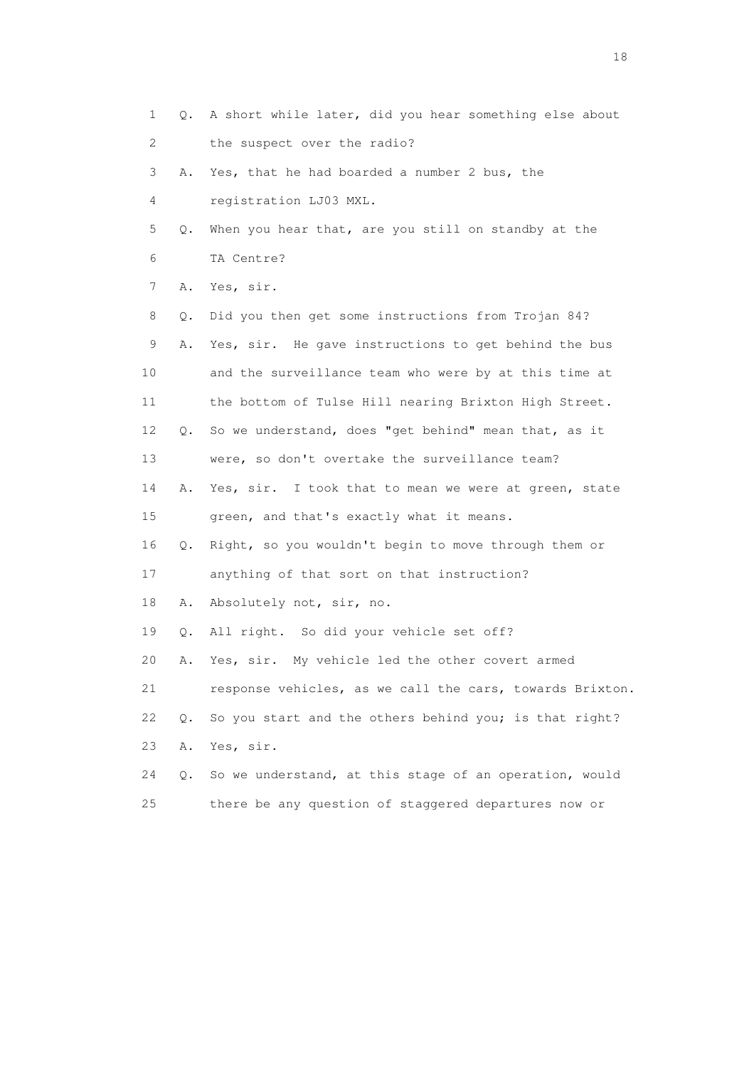1 Q. A short while later, did you hear something else about
2 the suspect over the radio?
3 A. Yes, that he had boarded a number 2 bus, the
4 registration LJ03 MXL.
5 Q. When you hear that, are you still on standby at the
6 TA Centre?
7 A. Yes, sir.
8 Q. Did you then get some instructions from Trojan 84?
9 A. Yes, sir. He gave instructions to get behind the bus
10 and the surveillance team who were by at this time at
11 the bottom of Tulse Hill nearing Brixton High Street.
12 Q. So we understand, does "get behind" mean that, as it
13 were, so don't overtake the surveillance team?
14 A. Yes, sir. I took that to mean we were at green, state
15 green, and that's exactly what it means.
16 Q. Right, so you wouldn't begin to move through them or
17 anything of that sort on that instruction?
18 A. Absolutely not, sir, no.
19 Q. All right. So did your vehicle set off?
20 A. Yes, sir. My vehicle led the other covert armed
21 response vehicles, as we call the cars, towards Brixton.
22 Q. So you start and the others behind you; is that right?
23 A. Yes, sir.
24 Q. So we understand, at this stage of an operation, would
25 there be any question of staggered departures now or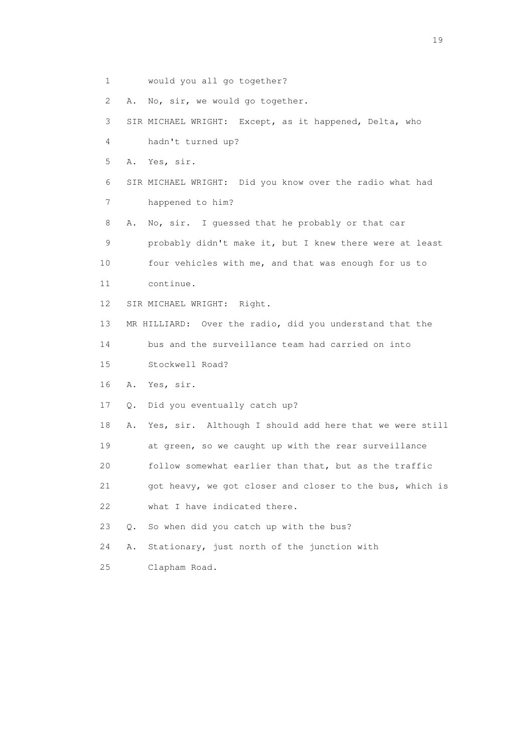1 would you all go together?

2 A. No, sir, we would go together.

3 SIR MICHAEL WRIGHT: Except, as it happened, Delta, who

4 hadn't turned up?

5 A. Yes, sir.

6 SIR MICHAEL WRIGHT: Did you know over the radio what had

7 happened to him?

8 A. No, sir. I guessed that he probably or that car

9 probably didn't make it, but I knew there were at least

10 four vehicles with me, and that was enough for us to

11 continue.

12 SIR MICHAEL WRIGHT: Right.

13 MR HILLIARD: Over the radio, did you understand that the

14 bus and the surveillance team had carried on into

15 Stockwell Road?

16 A. Yes, sir.

17 Q. Did you eventually catch up?

18 A. Yes, sir. Although I should add here that we were still

19 at green, so we caught up with the rear surveillance

20 follow somewhat earlier than that, but as the traffic

21 got heavy, we got closer and closer to the bus, which is

22 what I have indicated there.

23 Q. So when did you catch up with the bus?

24 A. Stationary, just north of the junction with

25 Clapham Road.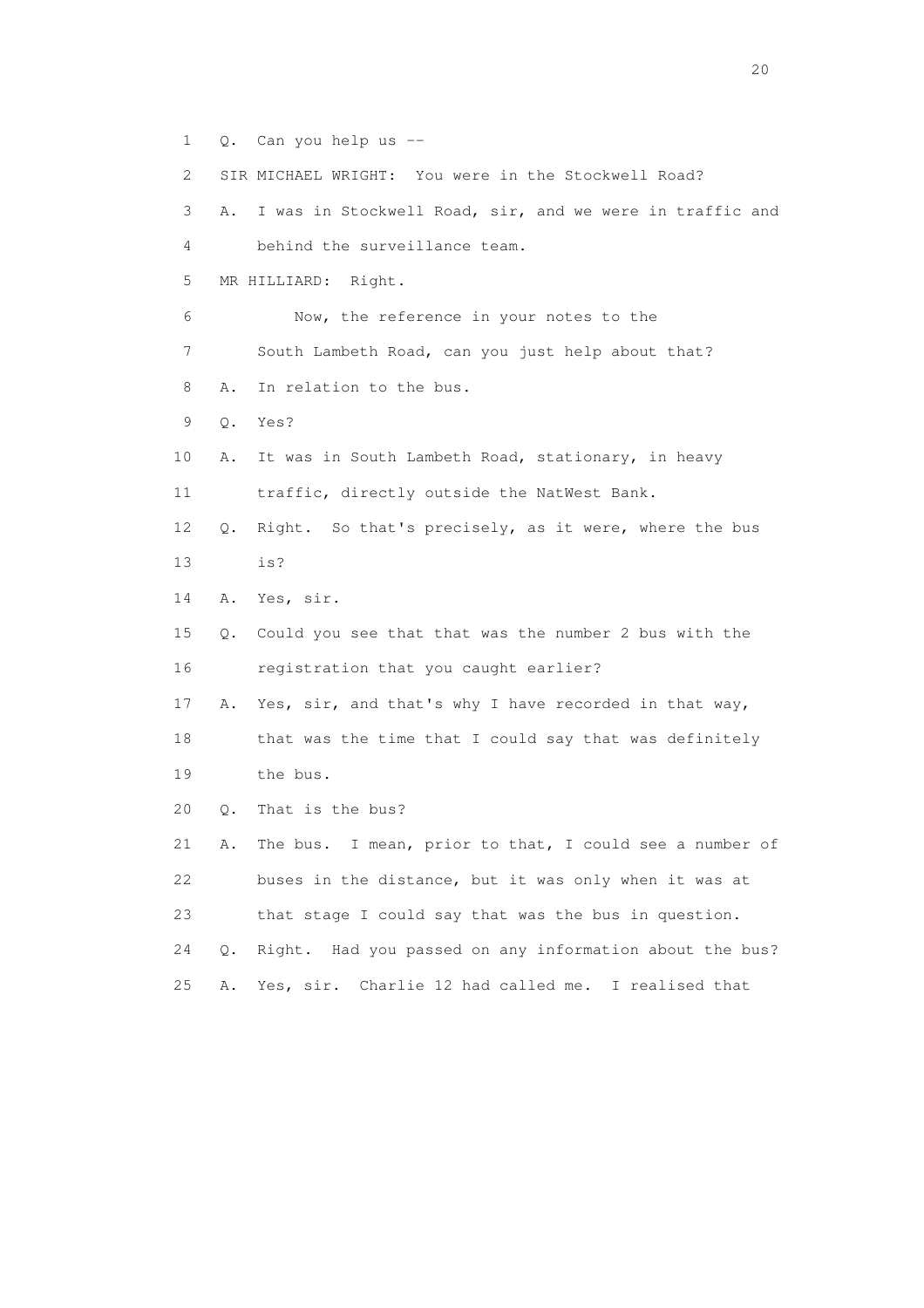1 Q. Can you help us --

2 SIR MICHAEL WRIGHT: You were in the Stockwell Road?

3 A. I was in Stockwell Road, sir, and we were in traffic and

4 behind the surveillance team.

5 MR HILLIARD: Right.

6 Now, the reference in your notes to the

7 South Lambeth Road, can you just help about that?

8 A. In relation to the bus.

9 Q. Yes?

10 A. It was in South Lambeth Road, stationary, in heavy

11 traffic, directly outside the NatWest Bank.

12 Q. Right. So that's precisely, as it were, where the bus

13 is?

14 A. Yes, sir.

15 Q. Could you see that that was the number 2 bus with the

16 registration that you caught earlier?

17 A. Yes, sir, and that's why I have recorded in that way,

18 that was the time that I could say that was definitely

19 the bus.

20 Q. That is the bus?

21 A. The bus. I mean, prior to that, I could see a number of

22 buses in the distance, but it was only when it was at

23 that stage I could say that was the bus in question.

24 Q. Right. Had you passed on any information about the bus?

25 A. Yes, sir. Charlie 12 had called me. I realised that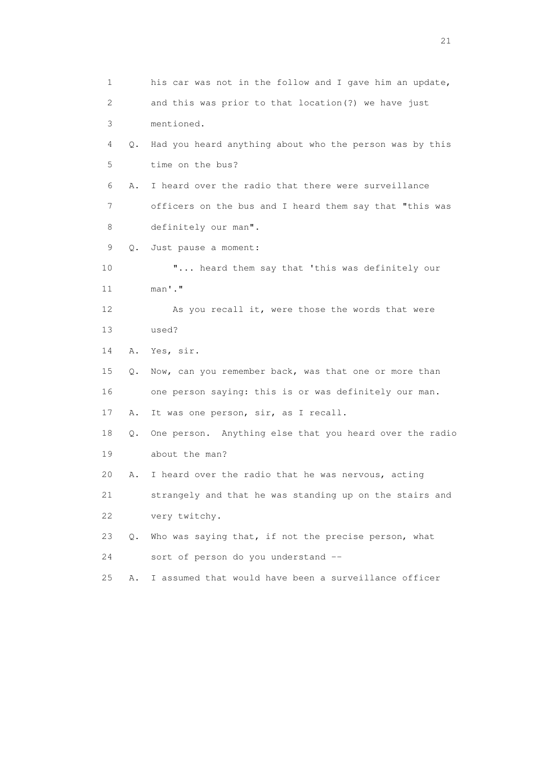1 his car was not in the follow and I gave him an update,

2 and this was prior to that location(?) we have just

3 mentioned.

4 Q. Had you heard anything about who the person was by this

5 time on the bus?

6 A. I heard over the radio that there were surveillance

7 officers on the bus and I heard them say that "this was

8 definitely our man".

9 Q. Just pause a moment:

10 "... heard them say that 'this was definitely our

11 man'."

12 As you recall it, were those the words that were

13 used?

14 A. Yes, sir.

15 Q. Now, can you remember back, was that one or more than

16 one person saying: this is or was definitely our man.

17 A. It was one person, sir, as I recall.

18 Q. One person. Anything else that you heard over the radio

19 about the man?

20 A. I heard over the radio that he was nervous, acting

21 strangely and that he was standing up on the stairs and

22 very twitchy.

23 Q. Who was saying that, if not the precise person, what

24 sort of person do you understand --

25 A. I assumed that would have been a surveillance officer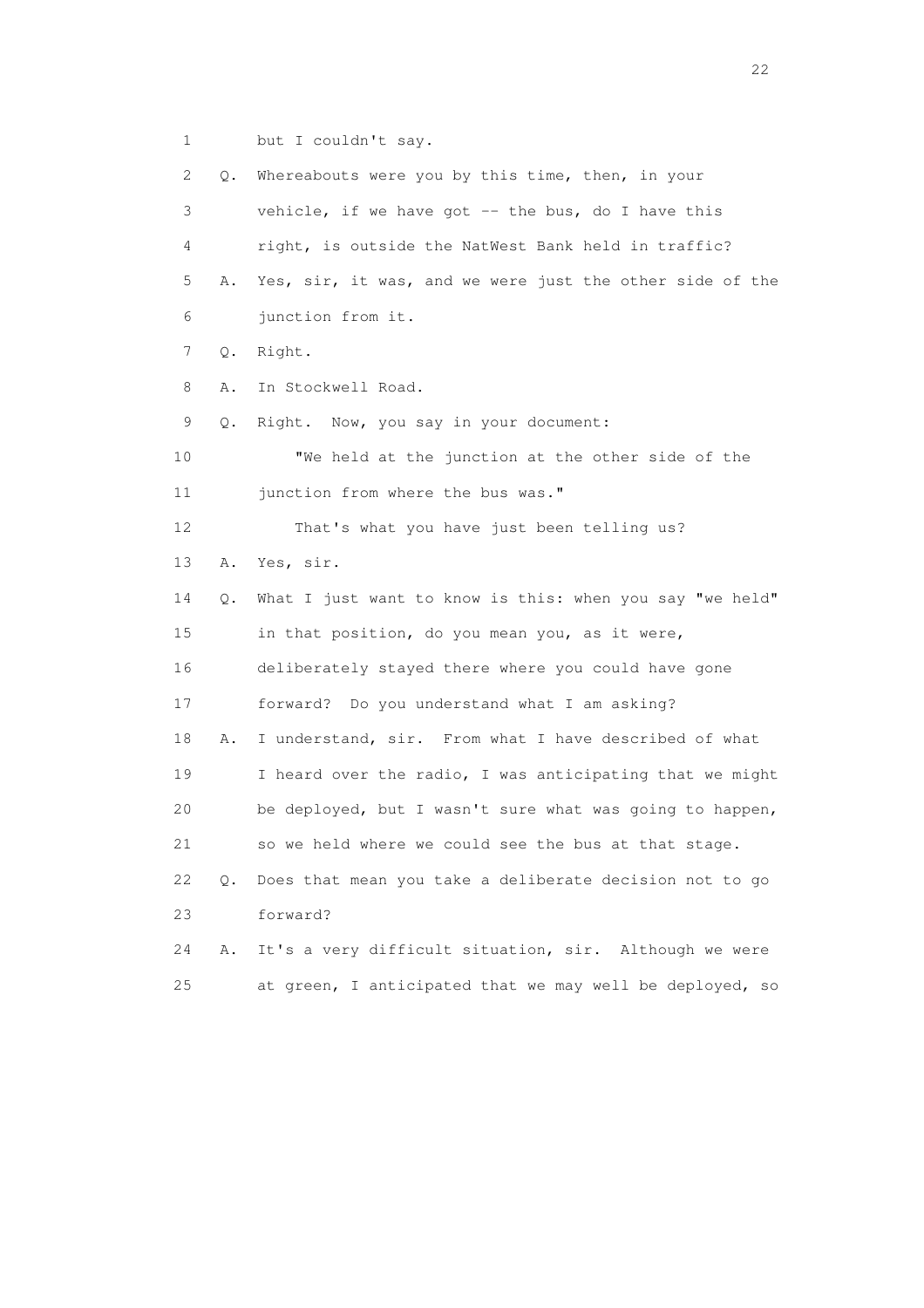1 but I couldn't say.

2 Q. Whereabouts were you by this time, then, in your

3 vehicle, if we have got -- the bus, do I have this

4 right, is outside the NatWest Bank held in traffic?

5 A. Yes, sir, it was, and we were just the other side of the

6 junction from it.

7 Q. Right.

8 A. In Stockwell Road.

9 Q. Right. Now, you say in your document:

10 "We held at the junction at the other side of the

11 junction from where the bus was."

12 That's what you have just been telling us?

13 A. Yes, sir.

14 Q. What I just want to know is this: when you say "we held"

15 in that position, do you mean you, as it were,

16 deliberately stayed there where you could have gone

17 forward? Do you understand what I am asking?

18 A. I understand, sir. From what I have described of what

19 I heard over the radio, I was anticipating that we might

20 be deployed, but I wasn't sure what was going to happen,

21 so we held where we could see the bus at that stage.

22 Q. Does that mean you take a deliberate decision not to go

23 forward?

24 A. It's a very difficult situation, sir. Although we were

25 at green, I anticipated that we may well be deployed, so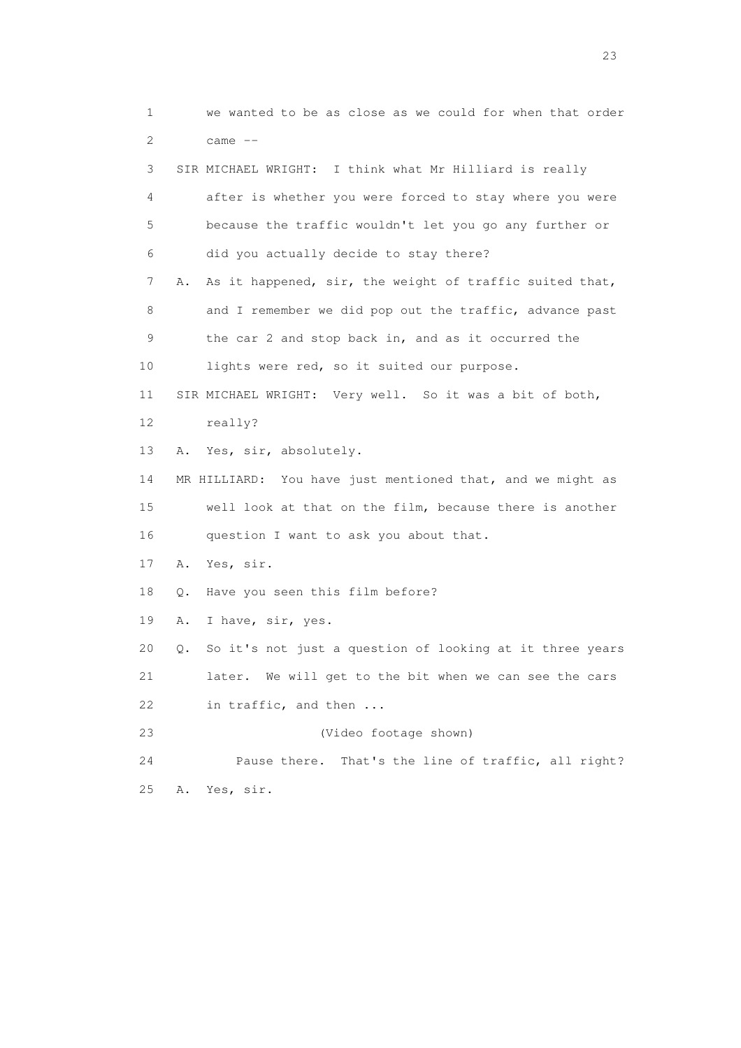1 we wanted to be as close as we could for when that order
2 came --

3 SIR MICHAEL WRIGHT: I think what Mr Hilliard is really
4 after is whether you were forced to stay where you were
5 because the traffic wouldn't let you go any further or
6 did you actually decide to stay there?

7 A. As it happened, sir, the weight of traffic suited that,
8 and I remember we did pop out the traffic, advance past
9 the car 2 and stop back in, and as it occurred the
10 lights were red, so it suited our purpose.

11 SIR MICHAEL WRIGHT: Very well. So it was a bit of both,
12 really?

13 A. Yes, sir, absolutely.

14 MR HILLIARD: You have just mentioned that, and we might as
15 well look at that on the film, because there is another
16 question I want to ask you about that.

17 A. Yes, sir.

18 Q. Have you seen this film before?

19 A. I have, sir, yes.

20 Q. So it's not just a question of looking at it three years
21 later. We will get to the bit when we can see the cars
22 in traffic, and then ...

23 (Video footage shown)

24 Pause there. That's the line of traffic, all right?

25 A. Yes, sir.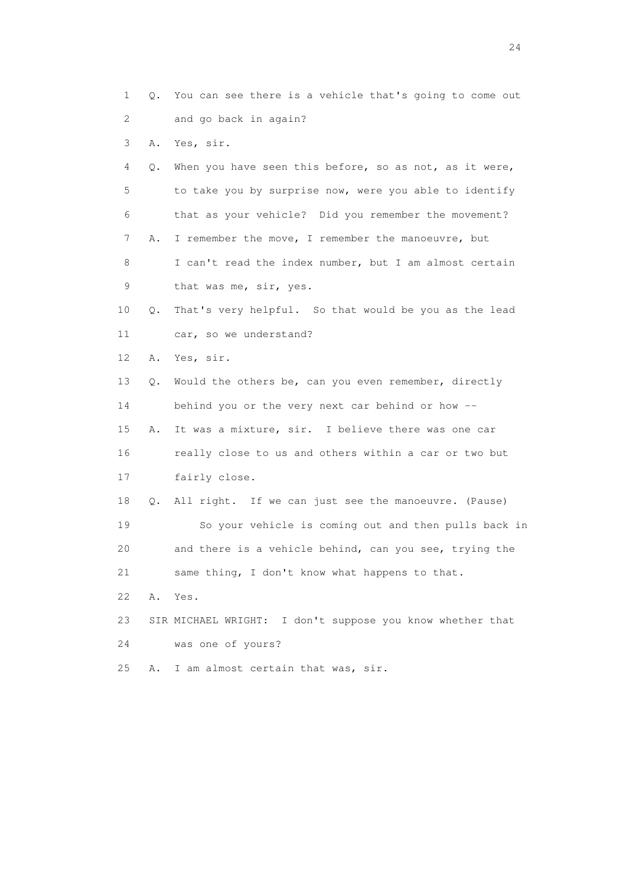1 Q. You can see there is a vehicle that's going to come out
2 and go back in again?
3 A. Yes, sir.
4 Q. When you have seen this before, so as not, as it were,
5 to take you by surprise now, were you able to identify
6 that as your vehicle? Did you remember the movement?
7 A. I remember the move, I remember the manoeuvre, but
8 I can't read the index number, but I am almost certain
9 that was me, sir, yes.
10 Q. That's very helpful. So that would be you as the lead
11 car, so we understand?
12 A. Yes, sir.
13 Q. Would the others be, can you even remember, directly
14 behind you or the very next car behind or how --
15 A. It was a mixture, sir. I believe there was one car
16 really close to us and others within a car or two but
17 fairly close.
18 Q. All right. If we can just see the manoeuvre. (Pause)
19 So your vehicle is coming out and then pulls back in
20 and there is a vehicle behind, can you see, trying the
21 same thing, I don't know what happens to that.
22 A. Yes.
23 SIR MICHAEL WRIGHT: I don't suppose you know whether that
24 was one of yours?
25 A. I am almost certain that was, sir.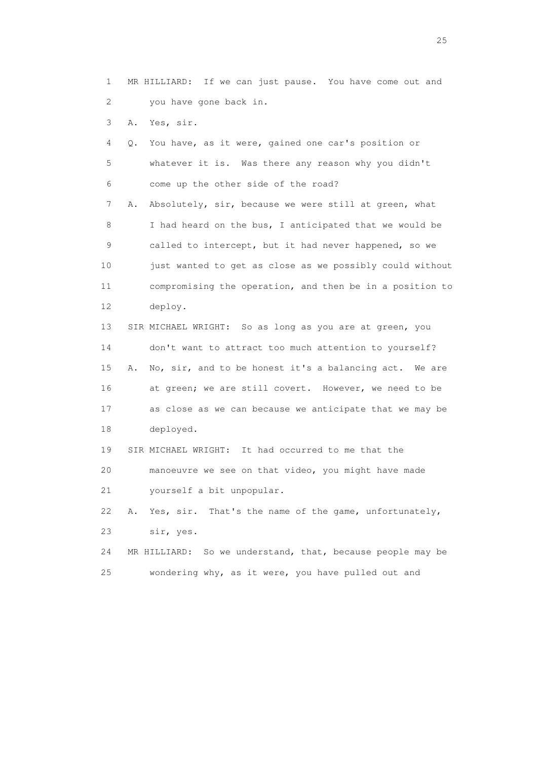1 MR HILLIARD: If we can just pause. You have come out and
2 you have gone back in.
3 A. Yes, sir.
4 Q. You have, as it were, gained one car's position or
5 whatever it is. Was there any reason why you didn't
6 come up the other side of the road?
7 A. Absolutely, sir, because we were still at green, what
8 I had heard on the bus, I anticipated that we would be
9 called to intercept, but it had never happened, so we
10 just wanted to get as close as we possibly could without
11 compromising the operation, and then be in a position to
12 deploy.
13 SIR MICHAEL WRIGHT: So as long as you are at green, you
14 don't want to attract too much attention to yourself?
15 A. No, sir, and to be honest it's a balancing act. We are
16 at green; we are still covert. However, we need to be
17 as close as we can because we anticipate that we may be
18 deployed.
19 SIR MICHAEL WRIGHT: It had occurred to me that the
20 manoeuvre we see on that video, you might have made
21 yourself a bit unpopular.
22 A. Yes, sir. That's the name of the game, unfortunately,
23 sir, yes.
24 MR HILLIARD: So we understand, that, because people may be
25 wondering why, as it were, you have pulled out and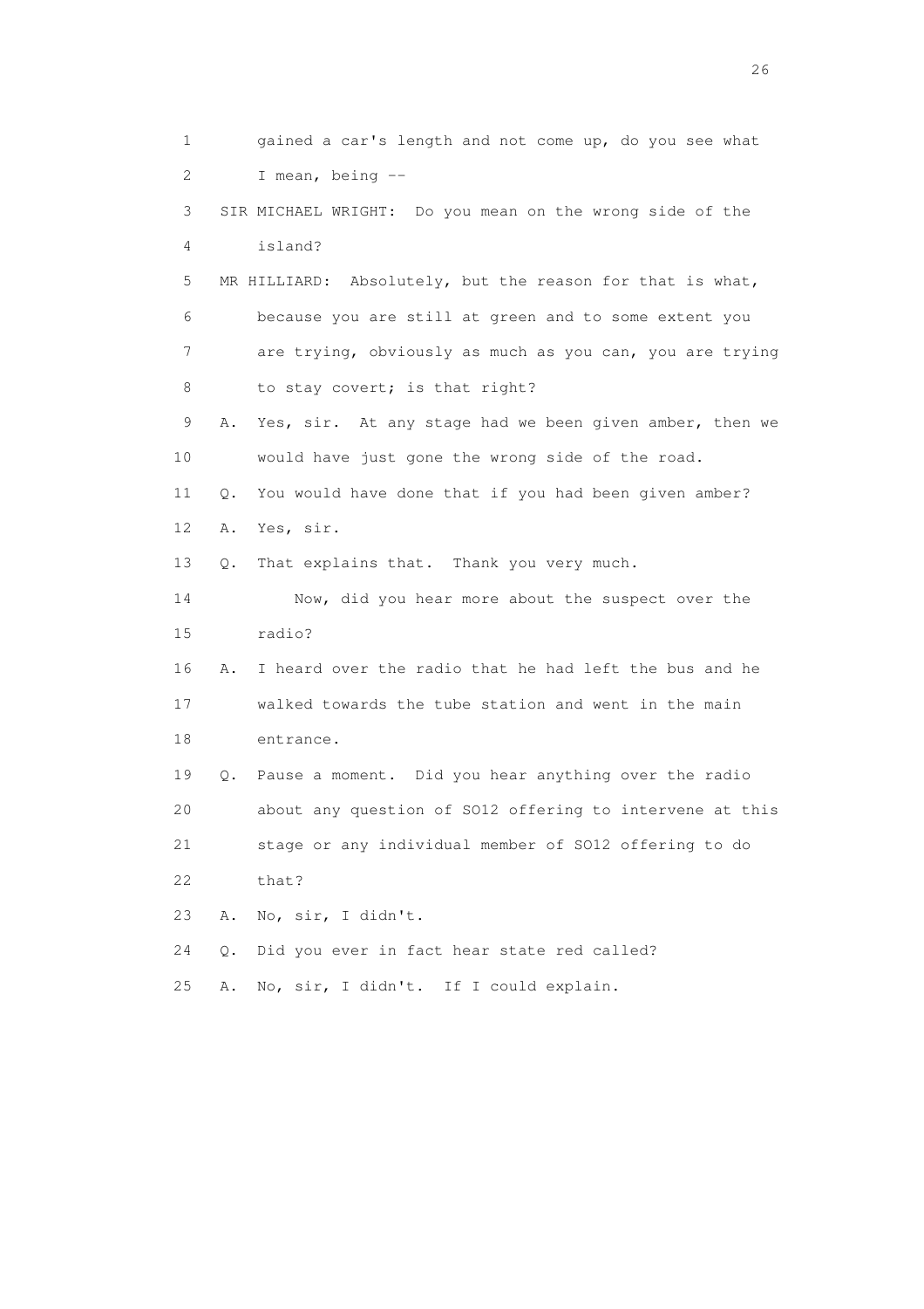1 gained a car's length and not come up, do you see what
2 I mean, being --
3 SIR MICHAEL WRIGHT: Do you mean on the wrong side of the
4 island?
5 MR HILLIARD: Absolutely, but the reason for that is what,
6 because you are still at green and to some extent you
7 are trying, obviously as much as you can, you are trying
8 to stay covert; is that right?
9 A. Yes, sir. At any stage had we been given amber, then we
10 would have just gone the wrong side of the road.
11 Q. You would have done that if you had been given amber?
12 A. Yes, sir.
13 Q. That explains that. Thank you very much.
14 Now, did you hear more about the suspect over the
15 radio?
16 A. I heard over the radio that he had left the bus and he
17 walked towards the tube station and went in the main
18 entrance.
19 Q. Pause a moment. Did you hear anything over the radio
20 about any question of SO12 offering to intervene at this
21 stage or any individual member of SO12 offering to do
22 that?
23 A. No, sir, I didn't.
24 Q. Did you ever in fact hear state red called?
25 A. No, sir, I didn't. If I could explain.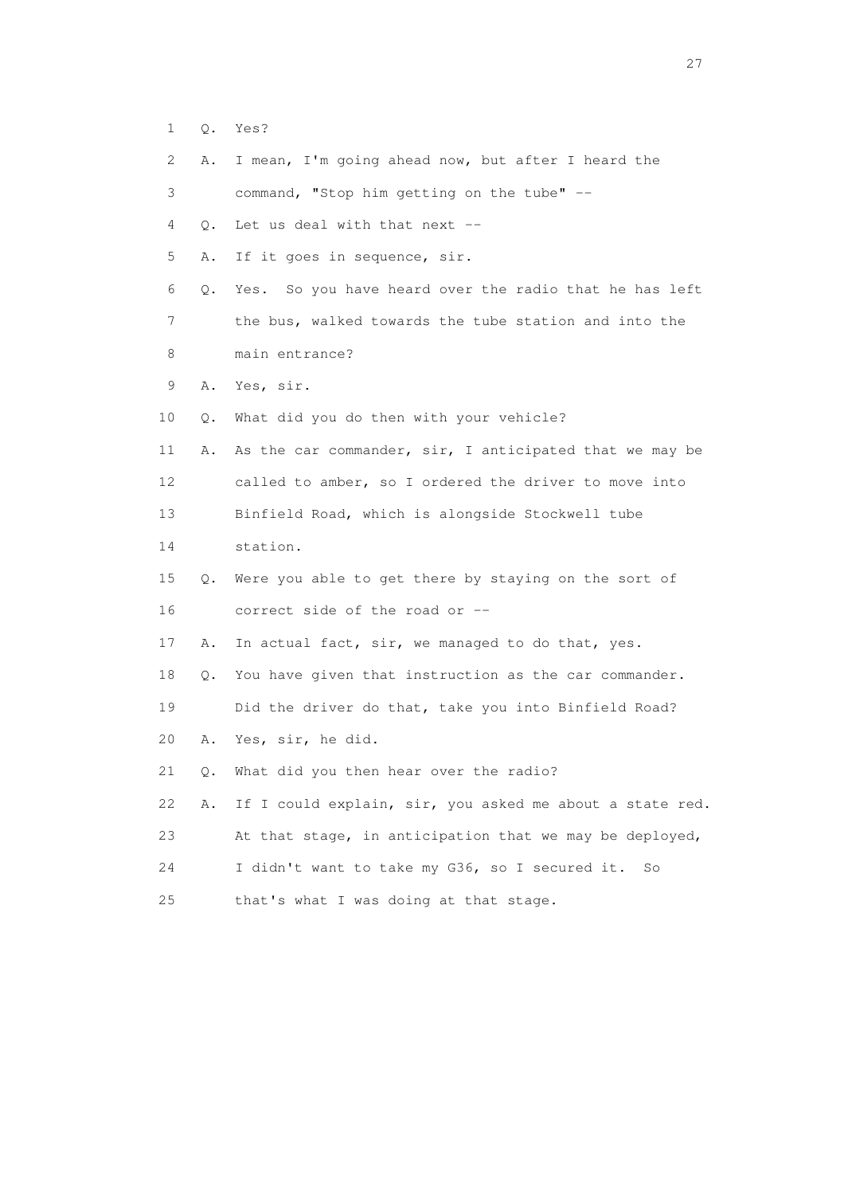1 Q. Yes?

2 A. I mean, I'm going ahead now, but after I heard the

3 command, "Stop him getting on the tube" --

4 Q. Let us deal with that next --

5 A. If it goes in sequence, sir.

6 Q. Yes. So you have heard over the radio that he has left

7 the bus, walked towards the tube station and into the

8 main entrance?

9 A. Yes, sir.

10 Q. What did you do then with your vehicle?

11 A. As the car commander, sir, I anticipated that we may be

12 called to amber, so I ordered the driver to move into

13 Binfield Road, which is alongside Stockwell tube

14 station.

15 Q. Were you able to get there by staying on the sort of

16 correct side of the road or --

17 A. In actual fact, sir, we managed to do that, yes.

18 Q. You have given that instruction as the car commander.

19 Did the driver do that, take you into Binfield Road?

20 A. Yes, sir, he did.

21 Q. What did you then hear over the radio?

22 A. If I could explain, sir, you asked me about a state red.

23 At that stage, in anticipation that we may be deployed,

24 I didn't want to take my G36, so I secured it. So

25 that's what I was doing at that stage.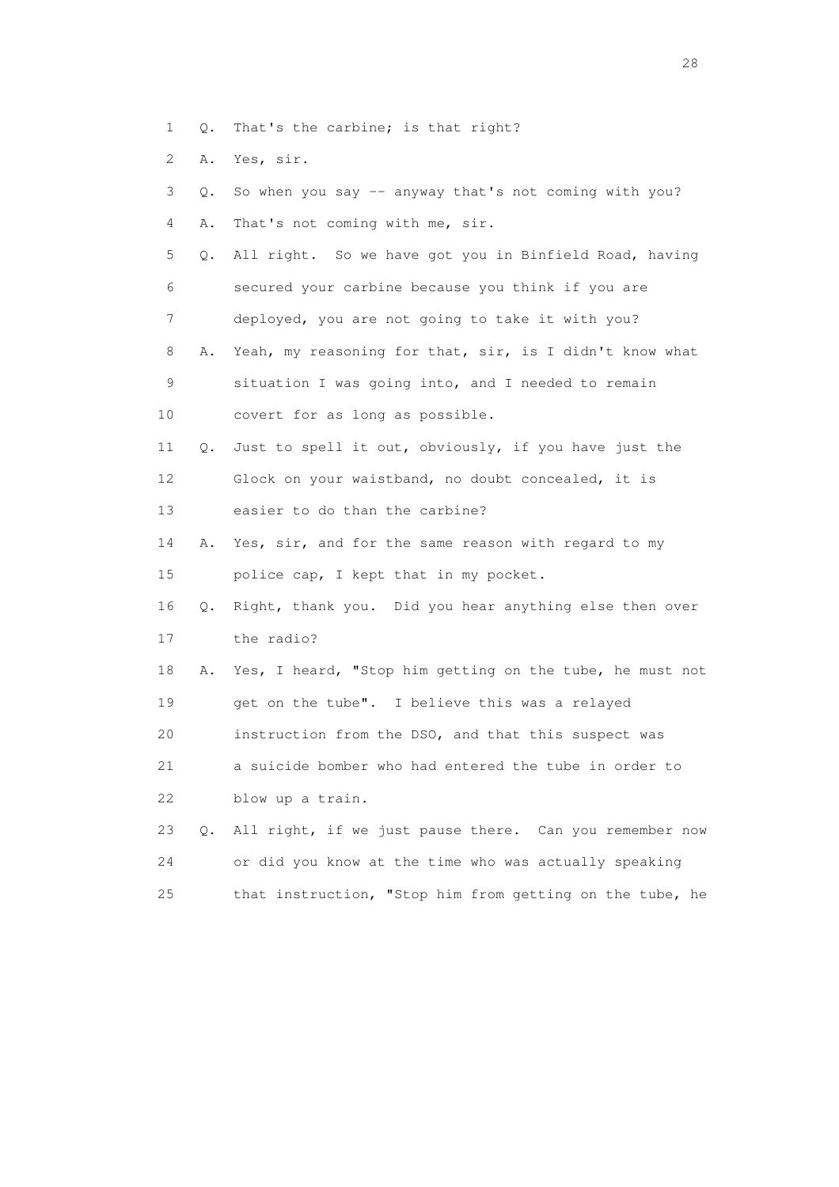1 Q. That's the carbine; is that right?

2 A. Yes, sir.

3 Q. So when you say -- anyway that's not coming with you?

4 A. That's not coming with me, sir.

5 Q. All right. So we have got you in Binfield Road, having

6 secured your carbine because you think if you are

7 deployed, you are not going to take it with you?

8 A. Yeah, my reasoning for that, sir, is I didn't know what

9 situation I was going into, and I needed to remain

10 covert for as long as possible.

11 Q. Just to spell it out, obviously, if you have just the

12 Glock on your waistband, no doubt concealed, it is

13 easier to do than the carbine?

14 A. Yes, sir, and for the same reason with regard to my

15 police cap, I kept that in my pocket.

16 Q. Right, thank you. Did you hear anything else then over

17 the radio?

18 A. Yes, I heard, "Stop him getting on the tube, he must not

19 get on the tube". I believe this was a relayed

20 instruction from the DSO, and that this suspect was

21 a suicide bomber who had entered the tube in order to

22 blow up a train.

23 Q. All right, if we just pause there. Can you remember now

24 or did you know at the time who was actually speaking

25 that instruction, "Stop him from getting on the tube, he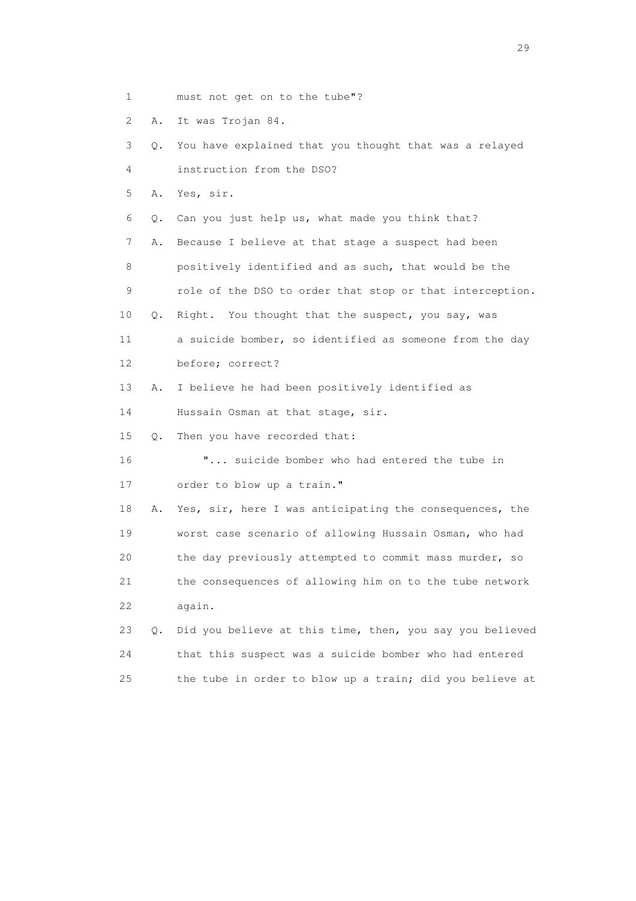1 must not get on to the tube"?

2 A. It was Trojan 84.

3 Q. You have explained that you thought that was a relayed

4 instruction from the DSO?

5 A. Yes, sir.

6 Q. Can you just help us, what made you think that?

7 A. Because I believe at that stage a suspect had been

8 positively identified and as such, that would be the

9 role of the DSO to order that stop or that interception.

10 Q. Right. You thought that the suspect, you say, was

11 a suicide bomber, so identified as someone from the day

12 before; correct?

13 A. I believe he had been positively identified as

14 Hussain Osman at that stage, sir.

15 Q. Then you have recorded that:

16 "... suicide bomber who had entered the tube in

17 order to blow up a train."

18 A. Yes, sir, here I was anticipating the consequences, the

19 worst case scenario of allowing Hussain Osman, who had

20 the day previously attempted to commit mass murder, so

21 the consequences of allowing him on to the tube network

22 again.

23 Q. Did you believe at this time, then, you say you believed

24 that this suspect was a suicide bomber who had entered

25 the tube in order to blow up a train; did you believe at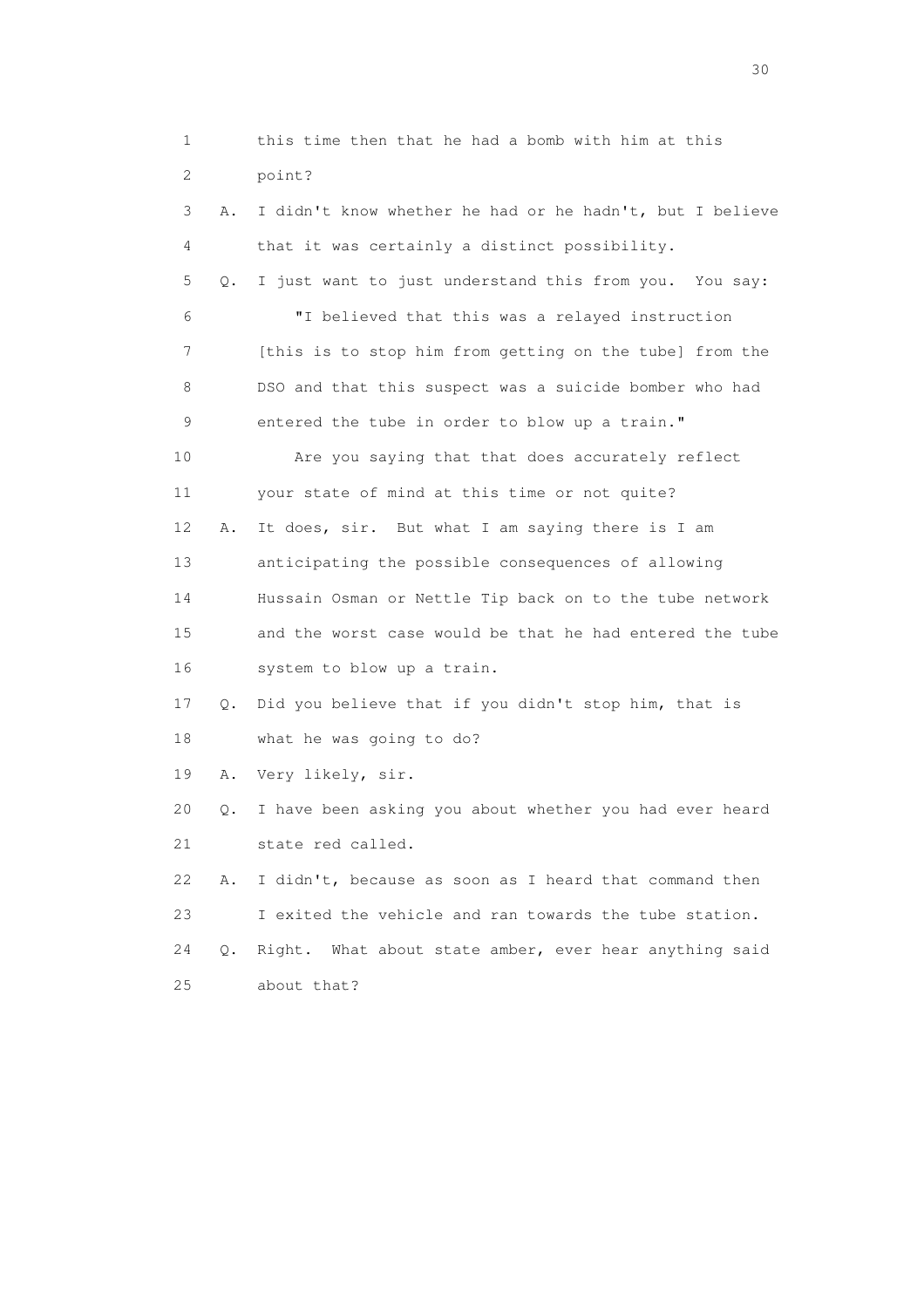1 this time then that he had a bomb with him at this
2 point?
3 A. I didn't know whether he had or he hadn't, but I believe
4 that it was certainly a distinct possibility.
5 Q. I just want to just understand this from you. You say:
6 "I believed that this was a relayed instruction
7 [this is to stop him from getting on the tube] from the
8 DSO and that this suspect was a suicide bomber who had
9 entered the tube in order to blow up a train."
10 Are you saying that that does accurately reflect
11 your state of mind at this time or not quite?
12 A. It does, sir. But what I am saying there is I am
13 anticipating the possible consequences of allowing
14 Hussain Osman or Nettle Tip back on to the tube network
15 and the worst case would be that he had entered the tube
16 system to blow up a train.
17 Q. Did you believe that if you didn't stop him, that is
18 what he was going to do?
19 A. Very likely, sir.
20 Q. I have been asking you about whether you had ever heard
21 state red called.
22 A. I didn't, because as soon as I heard that command then
23 I exited the vehicle and ran towards the tube station.
24 Q. Right. What about state amber, ever hear anything said
25 about that?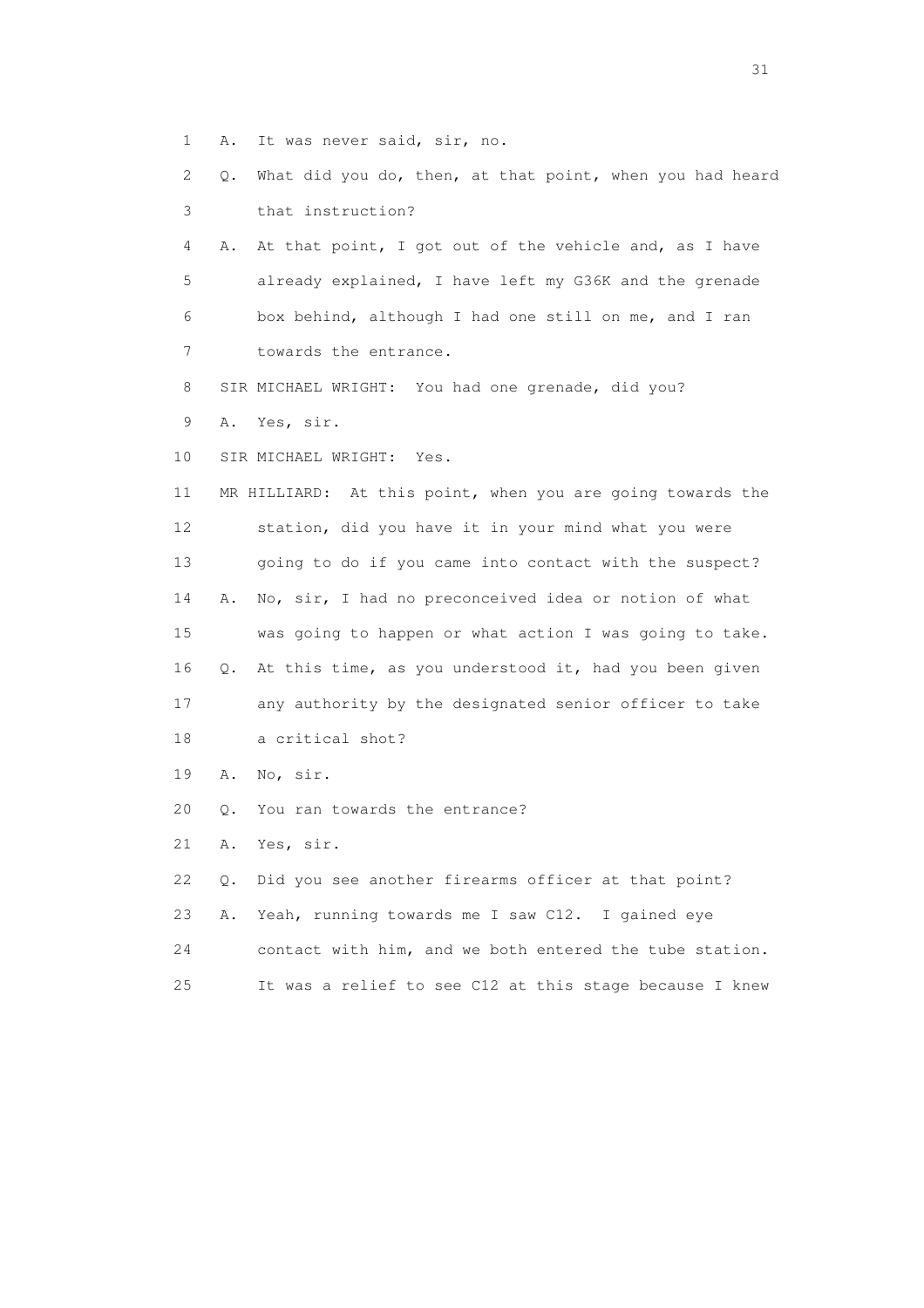1 A. It was never said, sir, no.

2 Q. What did you do, then, at that point, when you had heard

3 that instruction?

4 A. At that point, I got out of the vehicle and, as I have

5 already explained, I have left my G36K and the grenade

6 box behind, although I had one still on me, and I ran

7 towards the entrance.

8 SIR MICHAEL WRIGHT: You had one grenade, did you?

9 A. Yes, sir.

10 SIR MICHAEL WRIGHT: Yes.

11 MR HILLIARD: At this point, when you are going towards the

12 station, did you have it in your mind what you were

13 going to do if you came into contact with the suspect?

14 A. No, sir, I had no preconceived idea or notion of what

15 was going to happen or what action I was going to take.

16 Q. At this time, as you understood it, had you been given

17 any authority by the designated senior officer to take

18 a critical shot?

19 A. No, sir.

20 Q. You ran towards the entrance?

21 A. Yes, sir.

22 Q. Did you see another firearms officer at that point?

23 A. Yeah, running towards me I saw C12. I gained eye

24 contact with him, and we both entered the tube station.

25 It was a relief to see C12 at this stage because I knew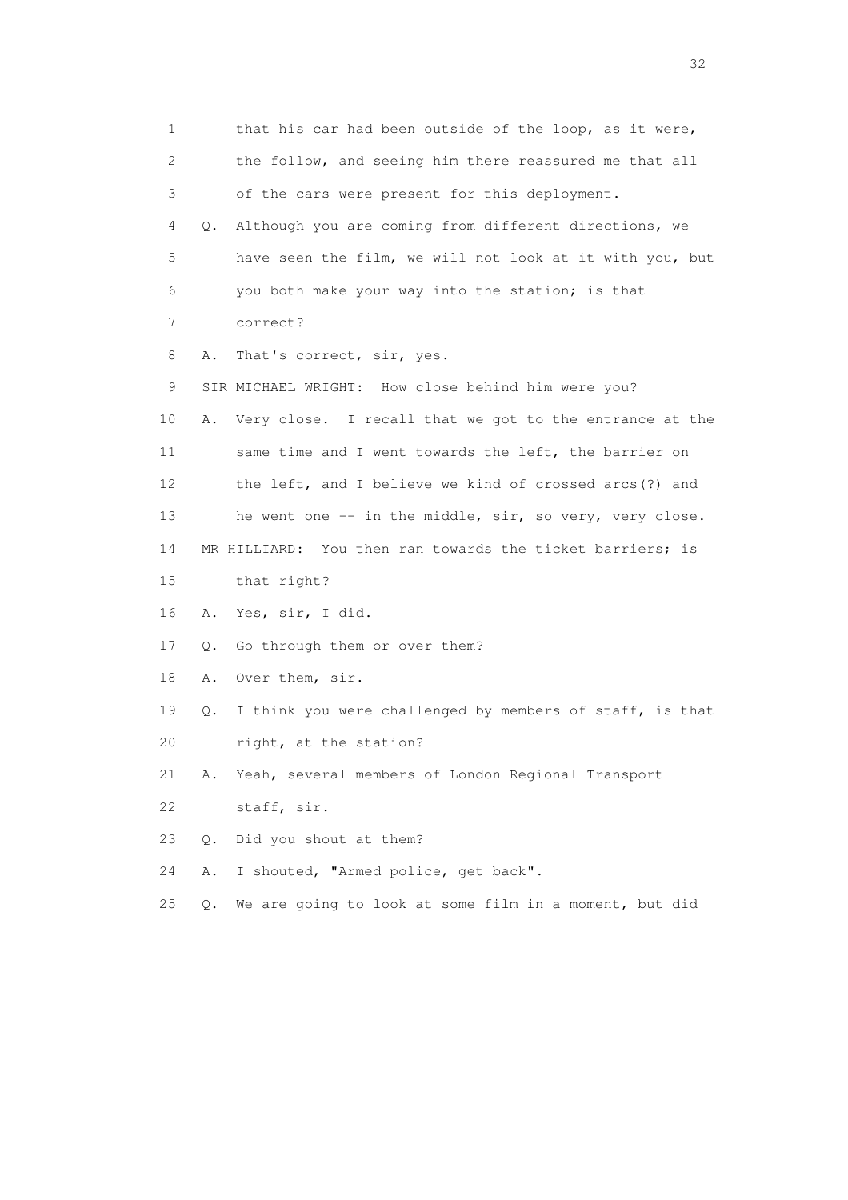1 that his car had been outside of the loop, as it were,

2 the follow, and seeing him there reassured me that all

3 of the cars were present for this deployment.

4 Q. Although you are coming from different directions, we

5 have seen the film, we will not look at it with you, but

6 you both make your way into the station; is that

7 correct?

8 A. That's correct, sir, yes.

9 SIR MICHAEL WRIGHT: How close behind him were you?

10 A. Very close. I recall that we got to the entrance at the

11 same time and I went towards the left, the barrier on

12 the left, and I believe we kind of crossed arcs(?) and

13 he went one -- in the middle, sir, so very, very close.

14 MR HILLIARD: You then ran towards the ticket barriers; is

15 that right?

16 A. Yes, sir, I did.

17 Q. Go through them or over them?

18 A. Over them, sir.

19 Q. I think you were challenged by members of staff, is that

20 right, at the station?

21 A. Yeah, several members of London Regional Transport

22 staff, sir.

23 Q. Did you shout at them?

24 A. I shouted, "Armed police, get back".

25 Q. We are going to look at some film in a moment, but did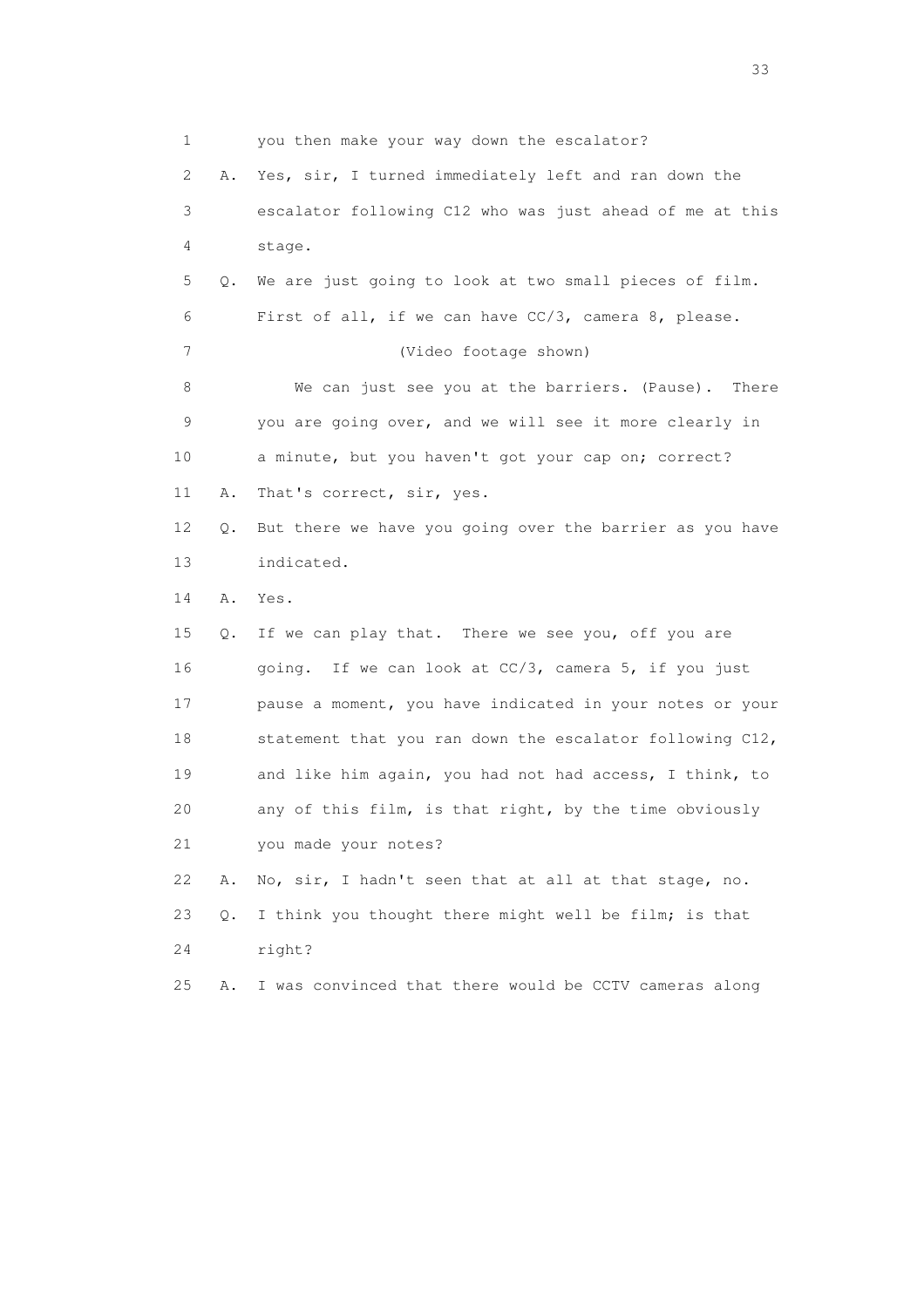1 you then make your way down the escalator?

2 A. Yes, sir, I turned immediately left and ran down the

3 escalator following C12 who was just ahead of me at this

4 stage.

5 Q. We are just going to look at two small pieces of film.

6 First of all, if we can have CC/3, camera 8, please.

7 (Video footage shown)

8 We can just see you at the barriers. (Pause). There

9 you are going over, and we will see it more clearly in

10 a minute, but you haven't got your cap on; correct?

11 A. That's correct, sir, yes.

12 Q. But there we have you going over the barrier as you have

13 indicated.

14 A. Yes.

15 Q. If we can play that. There we see you, off you are

16 going. If we can look at CC/3, camera 5, if you just

17 pause a moment, you have indicated in your notes or your

18 statement that you ran down the escalator following C12,

19 and like him again, you had not had access, I think, to

20 any of this film, is that right, by the time obviously

21 you made your notes?

22 A. No, sir, I hadn't seen that at all at that stage, no.

23 Q. I think you thought there might well be film; is that

24 right?

25 A. I was convinced that there would be CCTV cameras along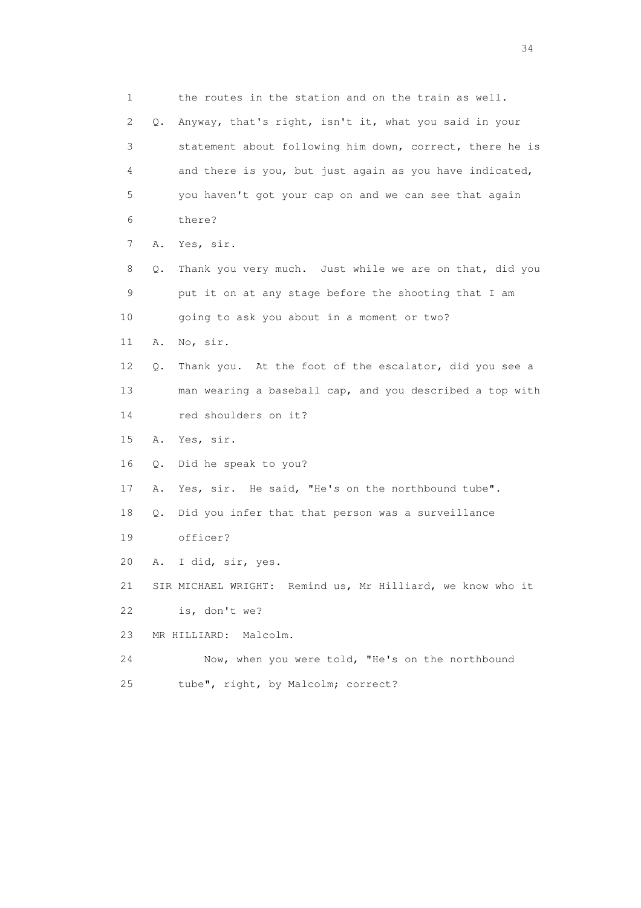1 the routes in the station and on the train as well.

2 Q. Anyway, that's right, isn't it, what you said in your

3 statement about following him down, correct, there he is

4 and there is you, but just again as you have indicated,

5 you haven't got your cap on and we can see that again

6 there?

7 A. Yes, sir.

8 Q. Thank you very much. Just while we are on that, did you

9 put it on at any stage before the shooting that I am

10 going to ask you about in a moment or two?

11 A. No, sir.

12 Q. Thank you. At the foot of the escalator, did you see a

13 man wearing a baseball cap, and you described a top with

14 red shoulders on it?

15 A. Yes, sir.

16 Q. Did he speak to you?

17 A. Yes, sir. He said, "He's on the northbound tube".

18 Q. Did you infer that that person was a surveillance

19 officer?

20 A. I did, sir, yes.

21 SIR MICHAEL WRIGHT: Remind us, Mr Hilliard, we know who it

22 is, don't we?

23 MR HILLIARD: Malcolm.

24 Now, when you were told, "He's on the northbound

25 tube", right, by Malcolm; correct?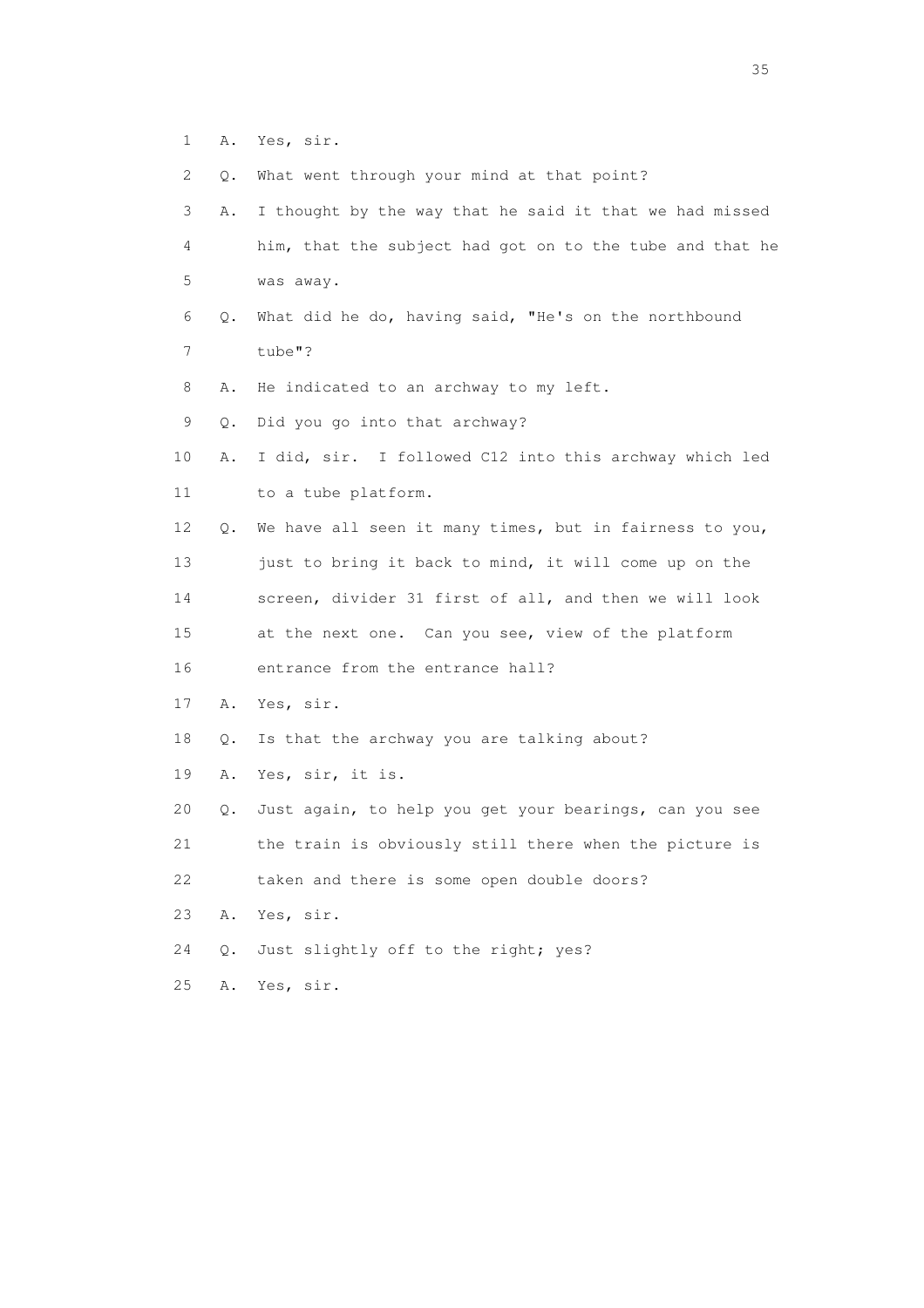1 A. Yes, sir.

2 Q. What went through your mind at that point?

3 A. I thought by the way that he said it that we had missed

4 him, that the subject had got on to the tube and that he

5 was away.

6 Q. What did he do, having said, "He's on the northbound

7 tube"?

8 A. He indicated to an archway to my left.

9 Q. Did you go into that archway?

10 A. I did, sir. I followed C12 into this archway which led

11 to a tube platform.

12 Q. We have all seen it many times, but in fairness to you,

13 just to bring it back to mind, it will come up on the

14 screen, divider 31 first of all, and then we will look

15 at the next one. Can you see, view of the platform

16 entrance from the entrance hall?

17 A. Yes, sir.

18 Q. Is that the archway you are talking about?

19 A. Yes, sir, it is.

20 Q. Just again, to help you get your bearings, can you see

21 the train is obviously still there when the picture is

22 taken and there is some open double doors?

23 A. Yes, sir.

24 Q. Just slightly off to the right; yes?

25 A. Yes, sir.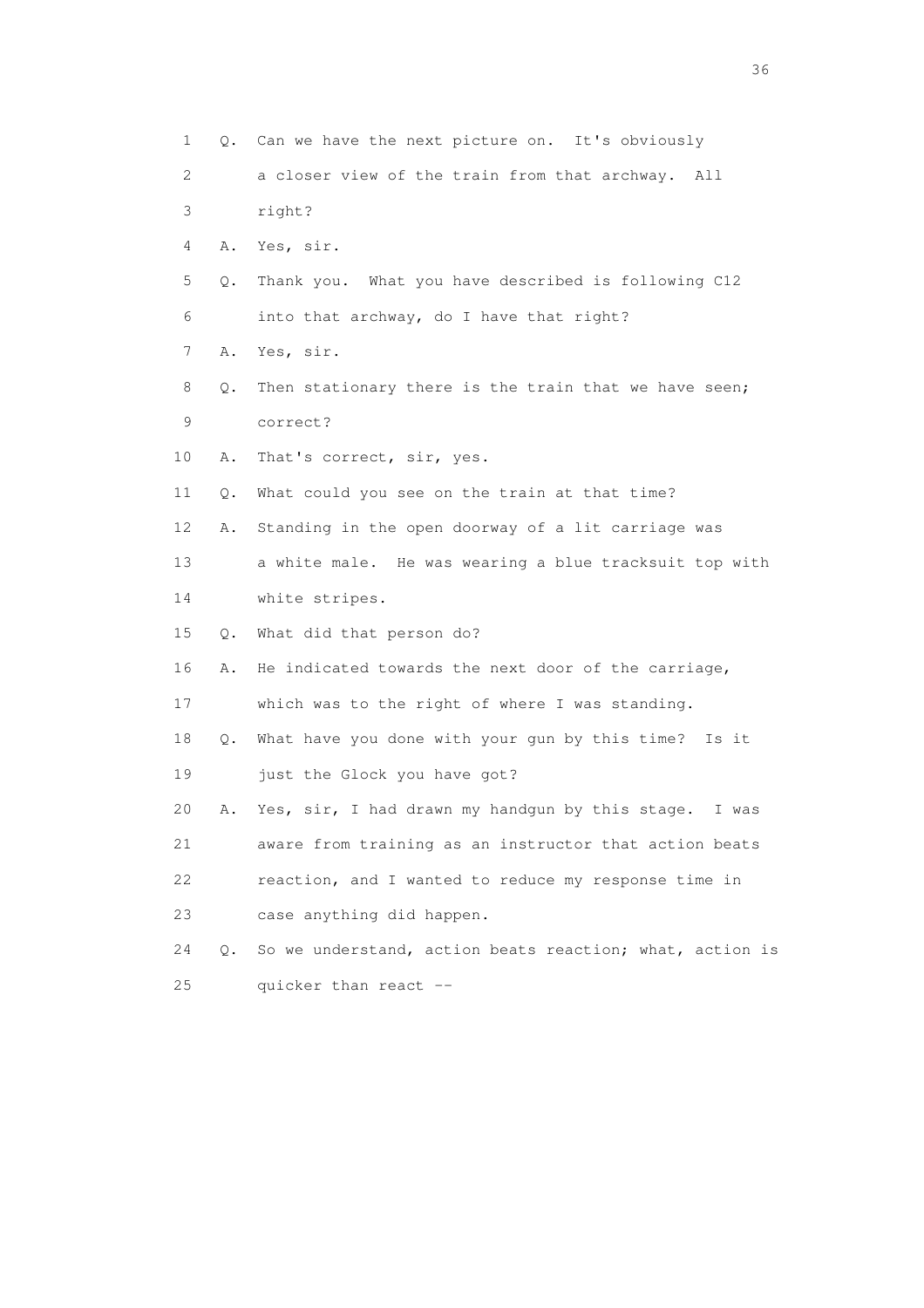1 Q. Can we have the next picture on. It's obviously
2 a closer view of the train from that archway. All
3 right?
4 A. Yes, sir.
5 Q. Thank you. What you have described is following C12
6 into that archway, do I have that right?
7 A. Yes, sir.
8 Q. Then stationary there is the train that we have seen;
9 correct?
10 A. That's correct, sir, yes.
11 Q. What could you see on the train at that time?
12 A. Standing in the open doorway of a lit carriage was
13 a white male. He was wearing a blue tracksuit top with
14 white stripes.
15 Q. What did that person do?
16 A. He indicated towards the next door of the carriage,
17 which was to the right of where I was standing.
18 Q. What have you done with your gun by this time? Is it
19 just the Glock you have got?
20 A. Yes, sir, I had drawn my handgun by this stage. I was
21 aware from training as an instructor that action beats
22 reaction, and I wanted to reduce my response time in
23 case anything did happen.
24 Q. So we understand, action beats reaction; what, action is
25 quicker than react --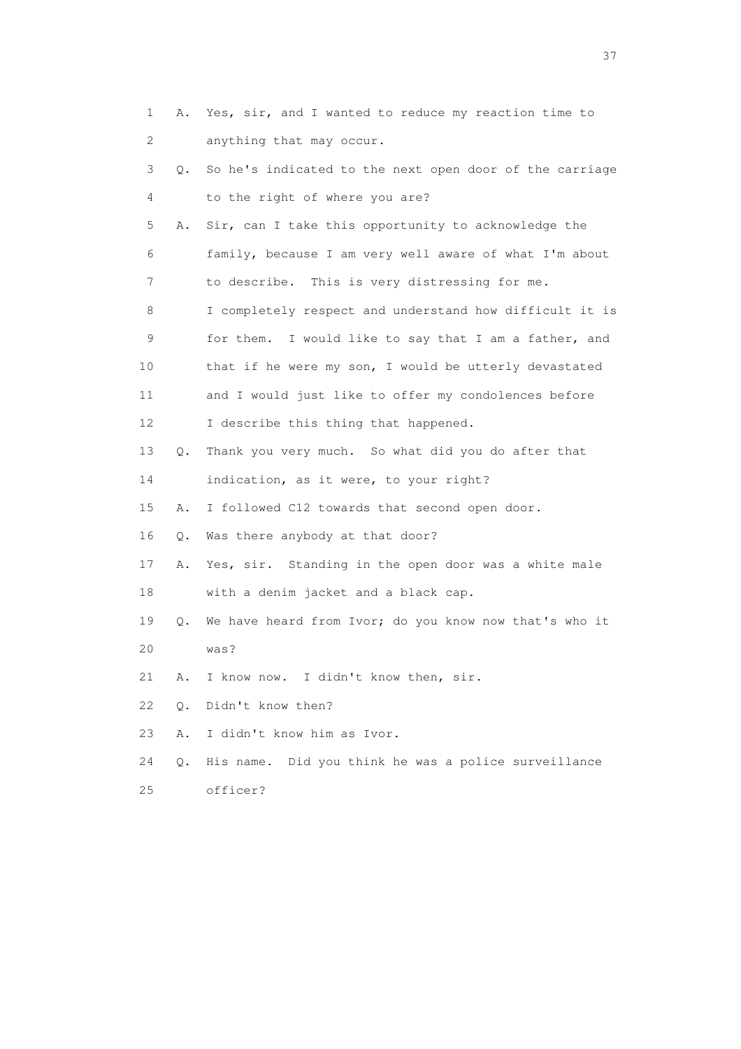1 A. Yes, sir, and I wanted to reduce my reaction time to
2 anything that may occur.
3 Q. So he's indicated to the next open door of the carriage
4 to the right of where you are?
5 A. Sir, can I take this opportunity to acknowledge the
6 family, because I am very well aware of what I'm about
7 to describe. This is very distressing for me.
8 I completely respect and understand how difficult it is
9 for them. I would like to say that I am a father, and
10 that if he were my son, I would be utterly devastated
11 and I would just like to offer my condolences before
12 I describe this thing that happened.
13 Q. Thank you very much. So what did you do after that
14 indication, as it were, to your right?
15 A. I followed C12 towards that second open door.
16 Q. Was there anybody at that door?
17 A. Yes, sir. Standing in the open door was a white male
18 with a denim jacket and a black cap.
19 Q. We have heard from Ivor; do you know now that's who it
20 was?
21 A. I know now. I didn't know then, sir.
22 Q. Didn't know then?
23 A. I didn't know him as Ivor.
24 Q. His name. Did you think he was a police surveillance
25 officer?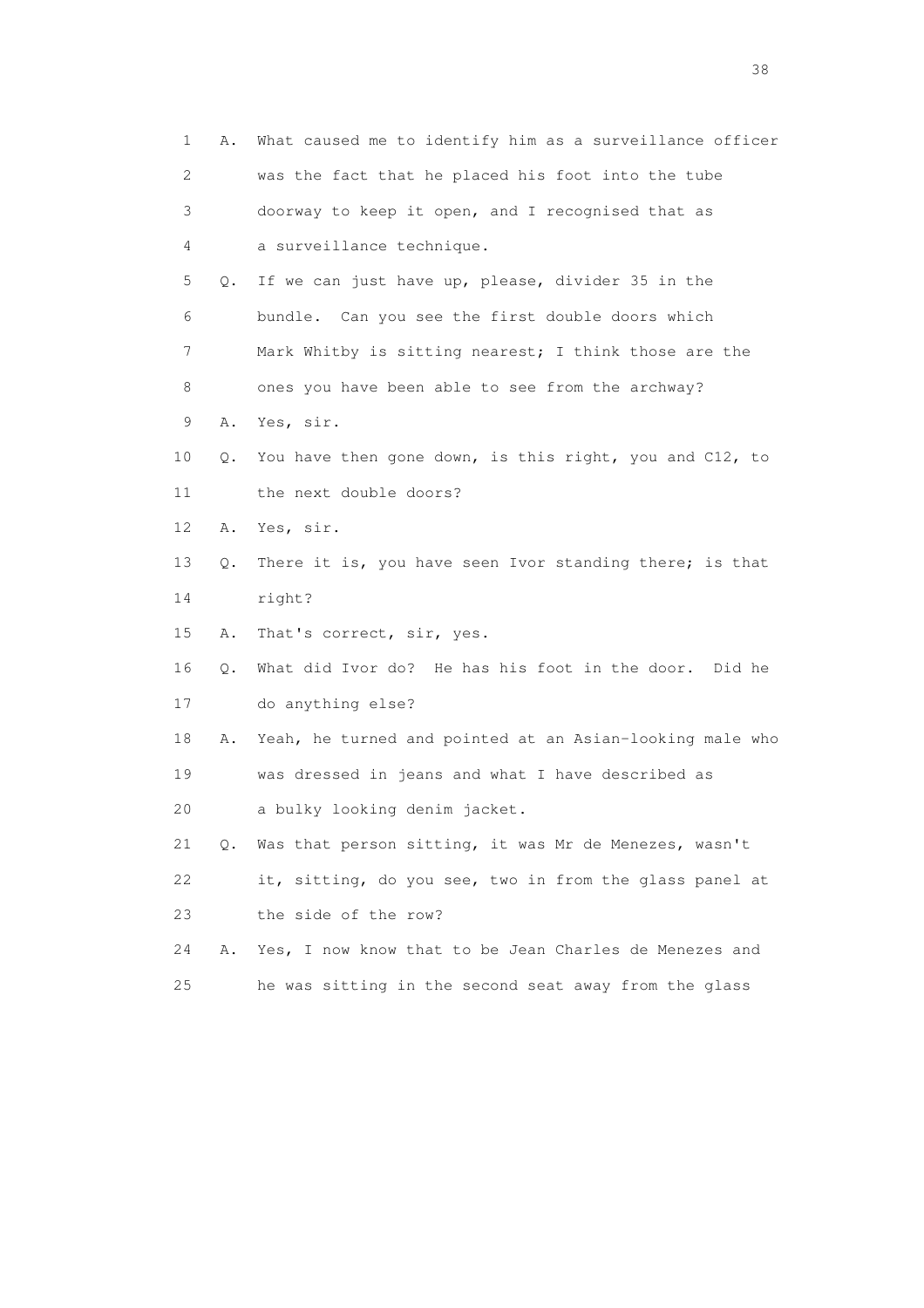1 A. What caused me to identify him as a surveillance officer
2 was the fact that he placed his foot into the tube
3 doorway to keep it open, and I recognised that as
4 a surveillance technique.
5 Q. If we can just have up, please, divider 35 in the
6 bundle. Can you see the first double doors which
7 Mark Whitby is sitting nearest; I think those are the
8 ones you have been able to see from the archway?
9 A. Yes, sir.
10 Q. You have then gone down, is this right, you and C12, to
11 the next double doors?
12 A. Yes, sir.
13 Q. There it is, you have seen Ivor standing there; is that
14 right?
15 A. That's correct, sir, yes.
16 Q. What did Ivor do? He has his foot in the door. Did he
17 do anything else?
18 A. Yeah, he turned and pointed at an Asian-looking male who
19 was dressed in jeans and what I have described as
20 a bulky looking denim jacket.
21 Q. Was that person sitting, it was Mr de Menezes, wasn't
22 it, sitting, do you see, two in from the glass panel at
23 the side of the row?
24 A. Yes, I now know that to be Jean Charles de Menezes and
25 he was sitting in the second seat away from the glass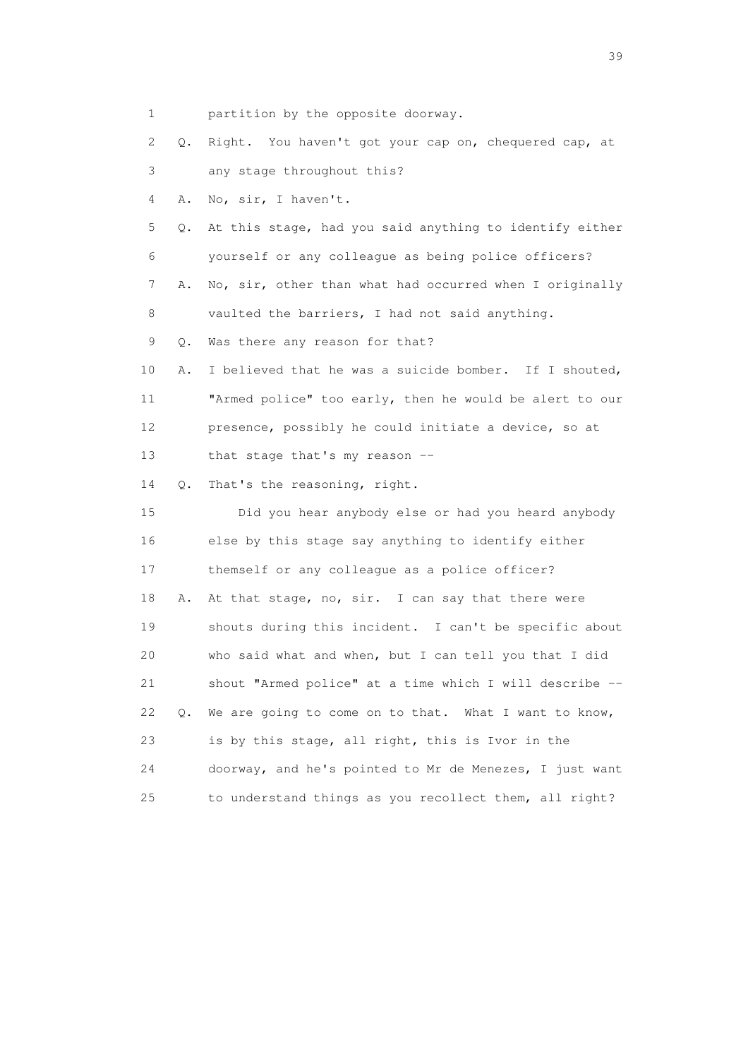1 partition by the opposite doorway.

2 Q. Right. You haven't got your cap on, chequered cap, at

3 any stage throughout this?

4 A. No, sir, I haven't.

5 Q. At this stage, had you said anything to identify either

6 yourself or any colleague as being police officers?

7 A. No, sir, other than what had occurred when I originally

8 vaulted the barriers, I had not said anything.

9 Q. Was there any reason for that?

10 A. I believed that he was a suicide bomber. If I shouted,

11 "Armed police" too early, then he would be alert to our

12 presence, possibly he could initiate a device, so at

13 that stage that's my reason --

14 Q. That's the reasoning, right.

15 Did you hear anybody else or had you heard anybody

16 else by this stage say anything to identify either

17 themself or any colleague as a police officer?

18 A. At that stage, no, sir. I can say that there were

19 shouts during this incident. I can't be specific about

20 who said what and when, but I can tell you that I did

21 shout "Armed police" at a time which I will describe --

22 Q. We are going to come on to that. What I want to know,

23 is by this stage, all right, this is Ivor in the

24 doorway, and he's pointed to Mr de Menezes, I just want

25 to understand things as you recollect them, all right?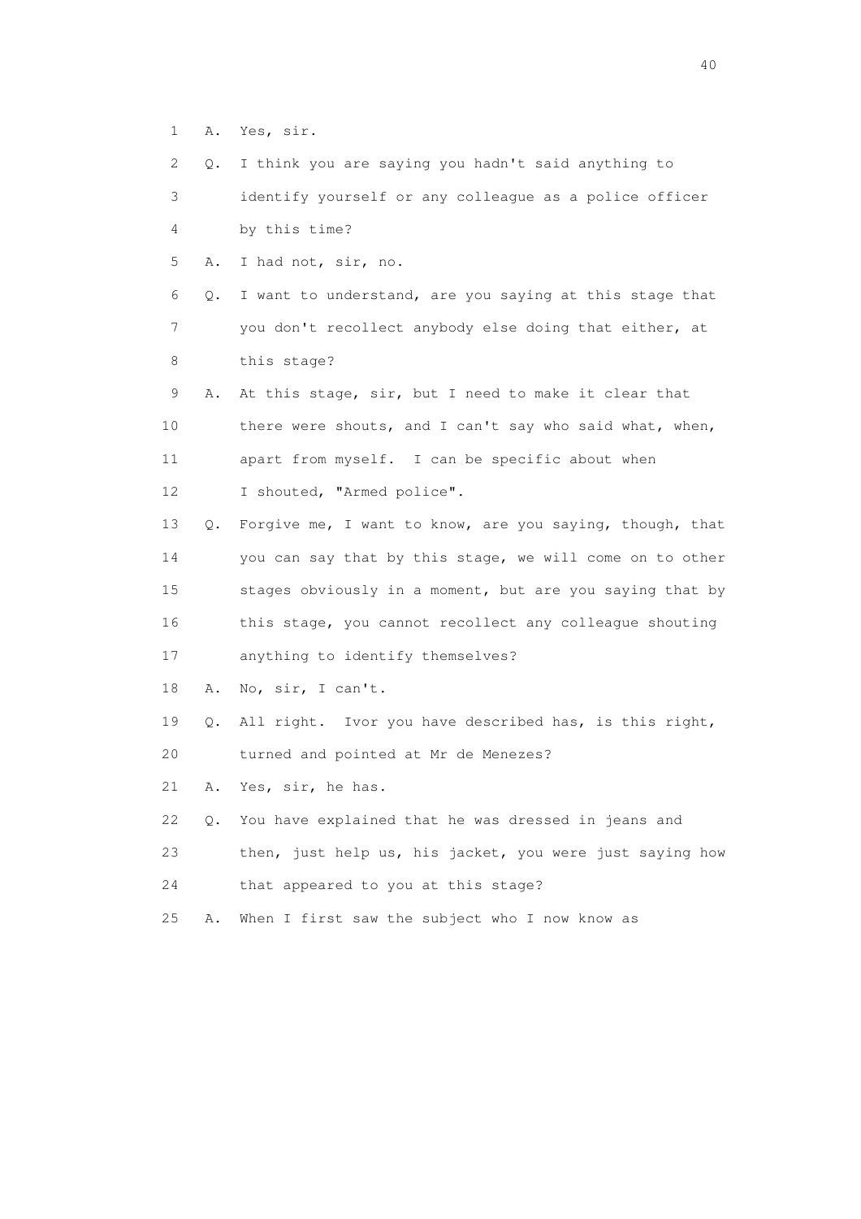1 A. Yes, sir.

2 Q. I think you are saying you hadn't said anything to

3 identify yourself or any colleague as a police officer

4 by this time?

5 A. I had not, sir, no.

6 Q. I want to understand, are you saying at this stage that

7 you don't recollect anybody else doing that either, at

8 this stage?

9 A. At this stage, sir, but I need to make it clear that

10 there were shouts, and I can't say who said what, when,

11 apart from myself. I can be specific about when

12 I shouted, "Armed police".

13 Q. Forgive me, I want to know, are you saying, though, that

14 you can say that by this stage, we will come on to other

15 stages obviously in a moment, but are you saying that by

16 this stage, you cannot recollect any colleague shouting

17 anything to identify themselves?

18 A. No, sir, I can't.

19 Q. All right. Ivor you have described has, is this right,

20 turned and pointed at Mr de Menezes?

21 A. Yes, sir, he has.

22 Q. You have explained that he was dressed in jeans and

23 then, just help us, his jacket, you were just saying how

24 that appeared to you at this stage?

25 A. When I first saw the subject who I now know as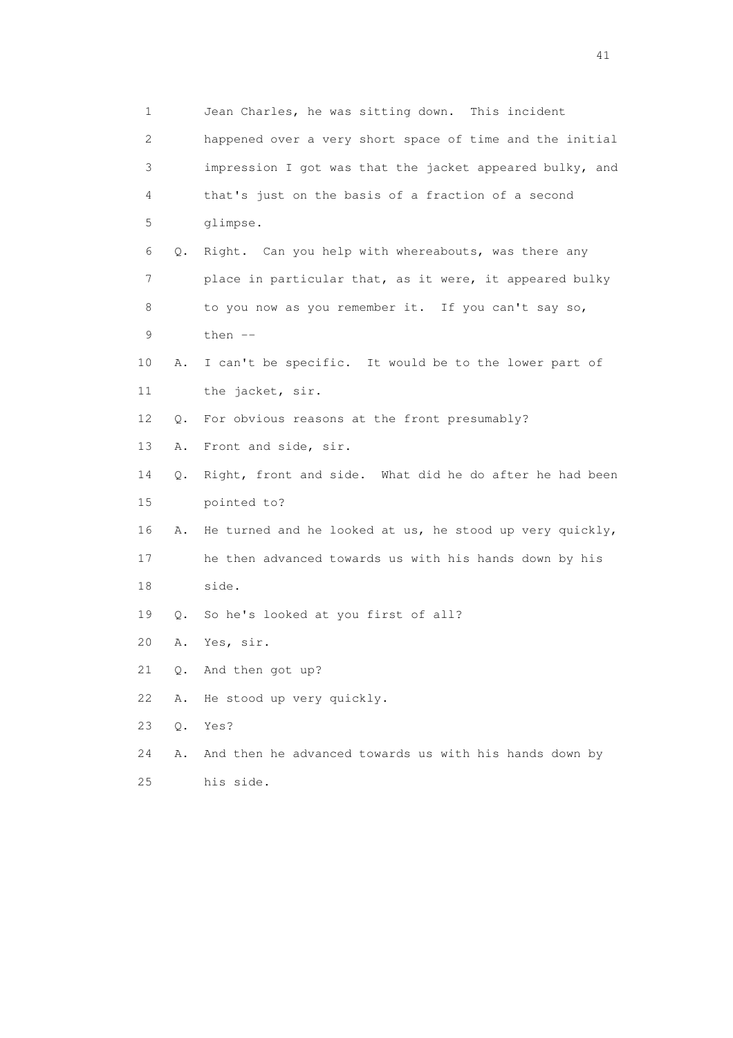1 Jean Charles, he was sitting down. This incident
2 happened over a very short space of time and the initial
3 impression I got was that the jacket appeared bulky, and
4 that's just on the basis of a fraction of a second
5 glimpse.
6 Q. Right. Can you help with whereabouts, was there any
7 place in particular that, as it were, it appeared bulky
8 to you now as you remember it. If you can't say so,
9 then --
10 A. I can't be specific. It would be to the lower part of
11 the jacket, sir.
12 Q. For obvious reasons at the front presumably?
13 A. Front and side, sir.
14 Q. Right, front and side. What did he do after he had been
15 pointed to?
16 A. He turned and he looked at us, he stood up very quickly,
17 he then advanced towards us with his hands down by his
18 side.
19 Q. So he's looked at you first of all?
20 A. Yes, sir.
21 Q. And then got up?
22 A. He stood up very quickly.
23 Q. Yes?
24 A. And then he advanced towards us with his hands down by
25 his side.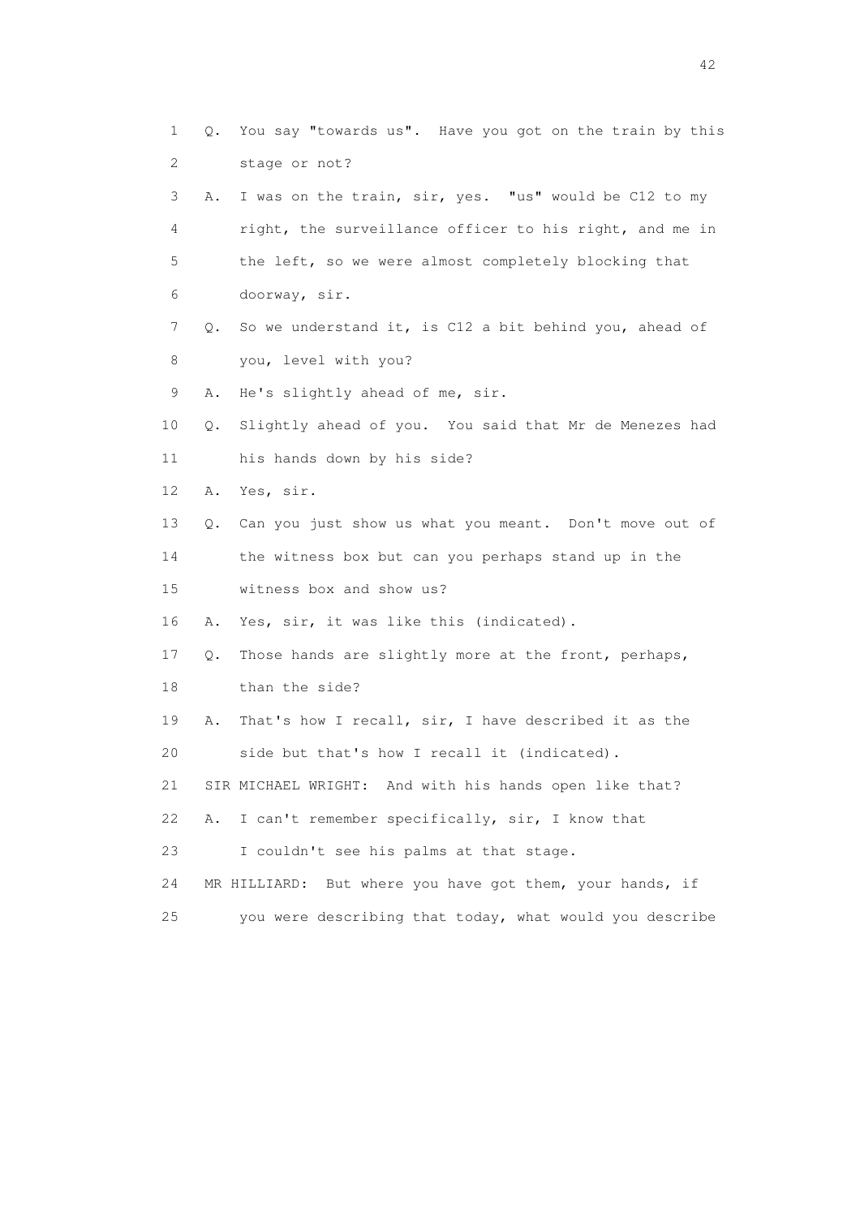1 Q. You say "towards us". Have you got on the train by this
2 stage or not?
3 A. I was on the train, sir, yes. "us" would be C12 to my
4 right, the surveillance officer to his right, and me in
5 the left, so we were almost completely blocking that
6 doorway, sir.
7 Q. So we understand it, is C12 a bit behind you, ahead of
8 you, level with you?
9 A. He's slightly ahead of me, sir.
10 Q. Slightly ahead of you. You said that Mr de Menezes had
11 his hands down by his side?
12 A. Yes, sir.
13 Q. Can you just show us what you meant. Don't move out of
14 the witness box but can you perhaps stand up in the
15 witness box and show us?
16 A. Yes, sir, it was like this (indicated).
17 Q. Those hands are slightly more at the front, perhaps,
18 than the side?
19 A. That's how I recall, sir, I have described it as the
20 side but that's how I recall it (indicated).
21 SIR MICHAEL WRIGHT: And with his hands open like that?
22 A. I can't remember specifically, sir, I know that
23 I couldn't see his palms at that stage.
24 MR HILLIARD: But where you have got them, your hands, if
25 you were describing that today, what would you describe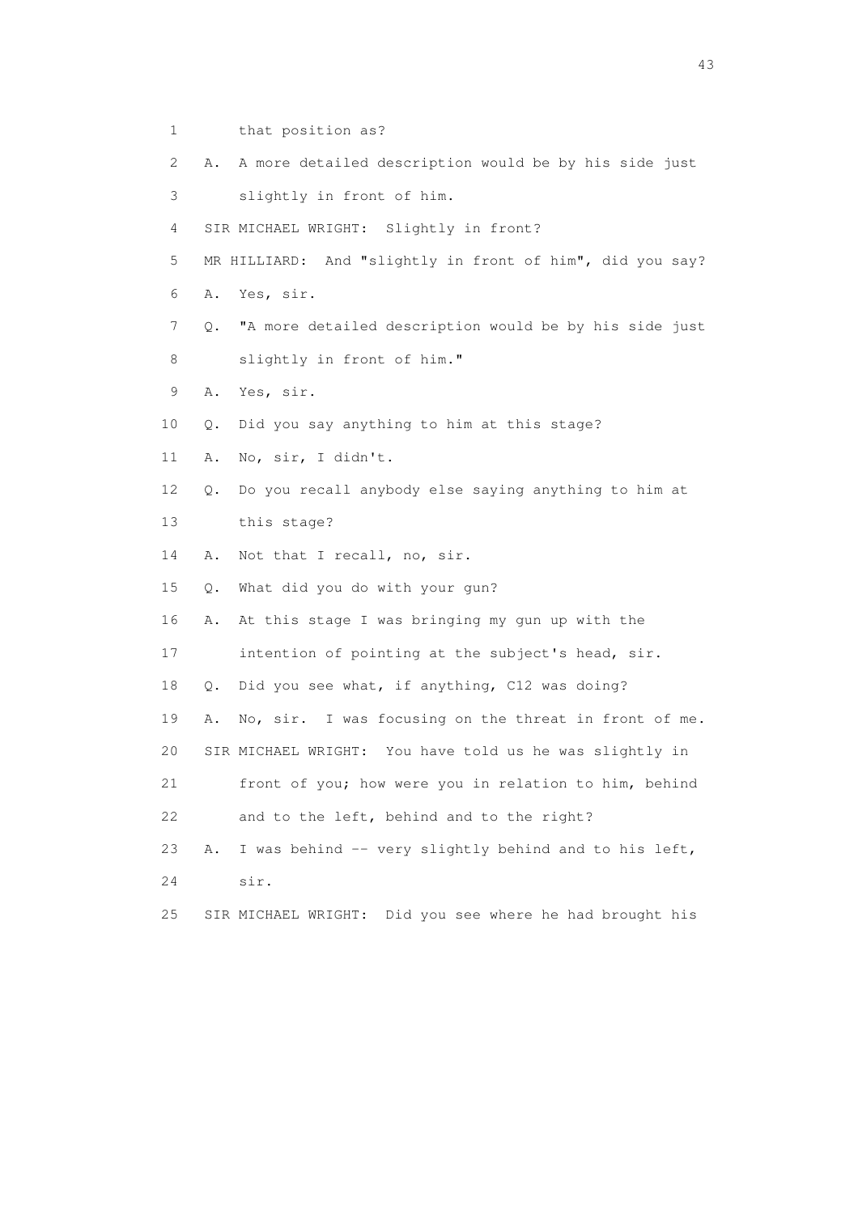1 that position as?

2 A. A more detailed description would be by his side just

3 slightly in front of him.

4 SIR MICHAEL WRIGHT: Slightly in front?

5 MR HILLIARD: And "slightly in front of him", did you say?

6 A. Yes, sir.

7 Q. "A more detailed description would be by his side just

8 slightly in front of him."

9 A. Yes, sir.

10 Q. Did you say anything to him at this stage?

11 A. No, sir, I didn't.

12 Q. Do you recall anybody else saying anything to him at

13 this stage?

14 A. Not that I recall, no, sir.

15 Q. What did you do with your gun?

16 A. At this stage I was bringing my gun up with the

17 intention of pointing at the subject's head, sir.

18 Q. Did you see what, if anything, C12 was doing?

19 A. No, sir. I was focusing on the threat in front of me.

20 SIR MICHAEL WRIGHT: You have told us he was slightly in

21 front of you; how were you in relation to him, behind

22 and to the left, behind and to the right?

23 A. I was behind -- very slightly behind and to his left,

24 sir.

25 SIR MICHAEL WRIGHT: Did you see where he had brought his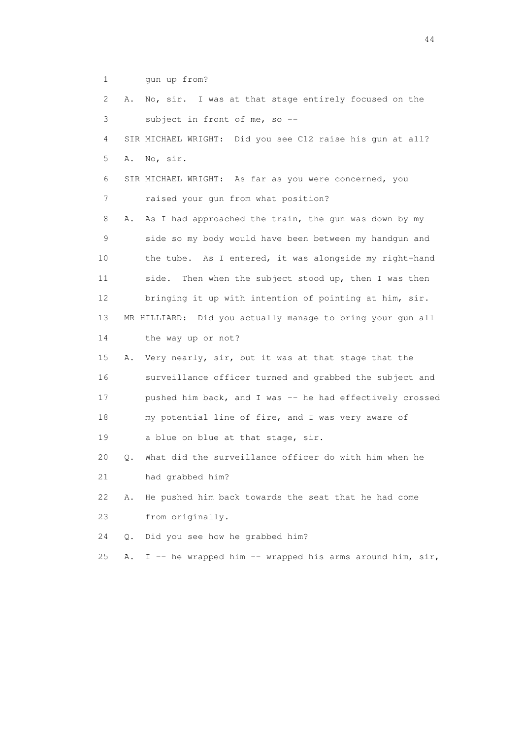1 gun up from?

2 A. No, sir. I was at that stage entirely focused on the

3 subject in front of me, so --

4 SIR MICHAEL WRIGHT: Did you see C12 raise his gun at all?

5 A. No, sir.

6 SIR MICHAEL WRIGHT: As far as you were concerned, you

7 raised your gun from what position?

8 A. As I had approached the train, the gun was down by my

9 side so my body would have been between my handgun and

10 the tube. As I entered, it was alongside my right-hand

11 side. Then when the subject stood up, then I was then

12 bringing it up with intention of pointing at him, sir.

13 MR HILLIARD: Did you actually manage to bring your gun all

14 the way up or not?

15 A. Very nearly, sir, but it was at that stage that the

16 surveillance officer turned and grabbed the subject and

17 pushed him back, and I was -- he had effectively crossed

18 my potential line of fire, and I was very aware of

19 a blue on blue at that stage, sir.

20 Q. What did the surveillance officer do with him when he

21 had grabbed him?

22 A. He pushed him back towards the seat that he had come

23 from originally.

24 Q. Did you see how he grabbed him?

25 A. I -- he wrapped him -- wrapped his arms around him, sir,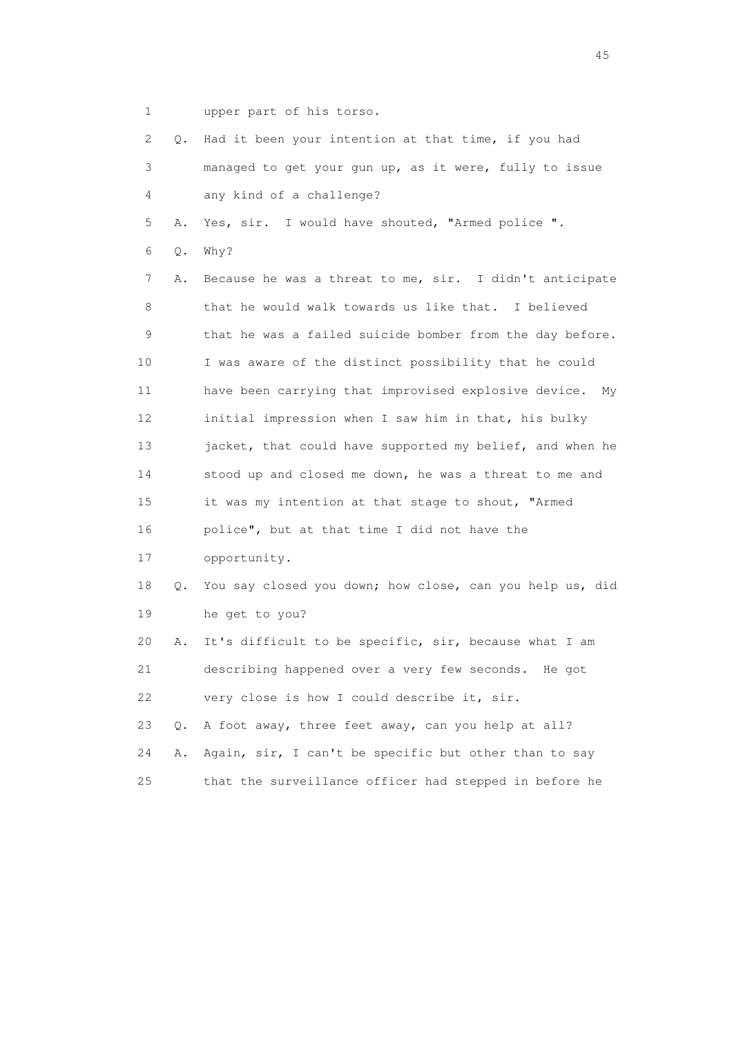1 upper part of his torso.

2 Q. Had it been your intention at that time, if you had
3 managed to get your gun up, as it were, fully to issue
4 any kind of a challenge?

5 A. Yes, sir. I would have shouted, "Armed police ".

6 Q. Why?

7 A. Because he was a threat to me, sir. I didn't anticipate
8 that he would walk towards us like that. I believed
9 that he was a failed suicide bomber from the day before.
10 I was aware of the distinct possibility that he could
11 have been carrying that improvised explosive device. My
12 initial impression when I saw him in that, his bulky
13 jacket, that could have supported my belief, and when he
14 stood up and closed me down, he was a threat to me and
15 it was my intention at that stage to shout, "Armed
16 police", but at that time I did not have the
17 opportunity.

18 Q. You say closed you down; how close, can you help us, did
19 he get to you?

20 A. It's difficult to be specific, sir, because what I am
21 describing happened over a very few seconds. He got
22 very close is how I could describe it, sir.

23 Q. A foot away, three feet away, can you help at all?

24 A. Again, sir, I can't be specific but other than to say
25 that the surveillance officer had stepped in before he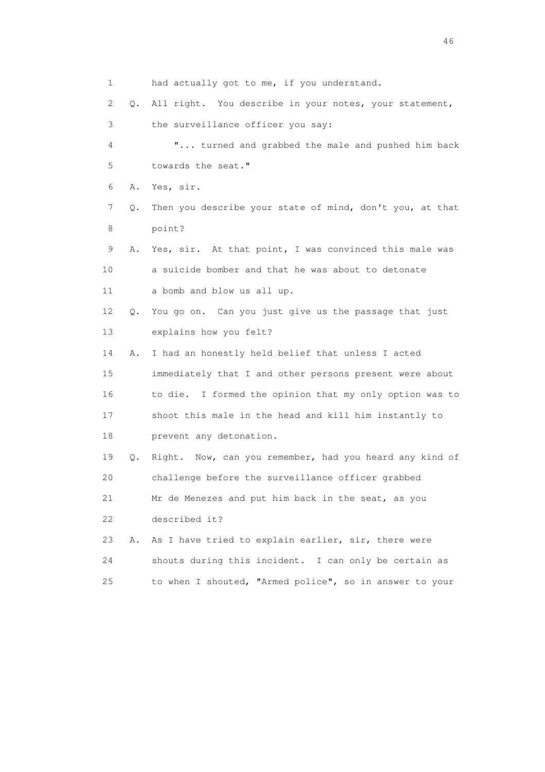1 had actually got to me, if you understand.

2 Q. All right. You describe in your notes, your statement,

3 the surveillance officer you say:

4 "... turned and grabbed the male and pushed him back

5 towards the seat."

6 A. Yes, sir.

7 Q. Then you describe your state of mind, don't you, at that

8 point?

9 A. Yes, sir. At that point, I was convinced this male was

10 a suicide bomber and that he was about to detonate

11 a bomb and blow us all up.

12 Q. You go on. Can you just give us the passage that just

13 explains how you felt?

14 A. I had an honestly held belief that unless I acted

15 immediately that I and other persons present were about

16 to die. I formed the opinion that my only option was to

17 shoot this male in the head and kill him instantly to

18 prevent any detonation.

19 Q. Right. Now, can you remember, had you heard any kind of

20 challenge before the surveillance officer grabbed

21 Mr de Menezes and put him back in the seat, as you

22 described it?

23 A. As I have tried to explain earlier, sir, there were

24 shouts during this incident. I can only be certain as

25 to when I shouted, "Armed police", so in answer to your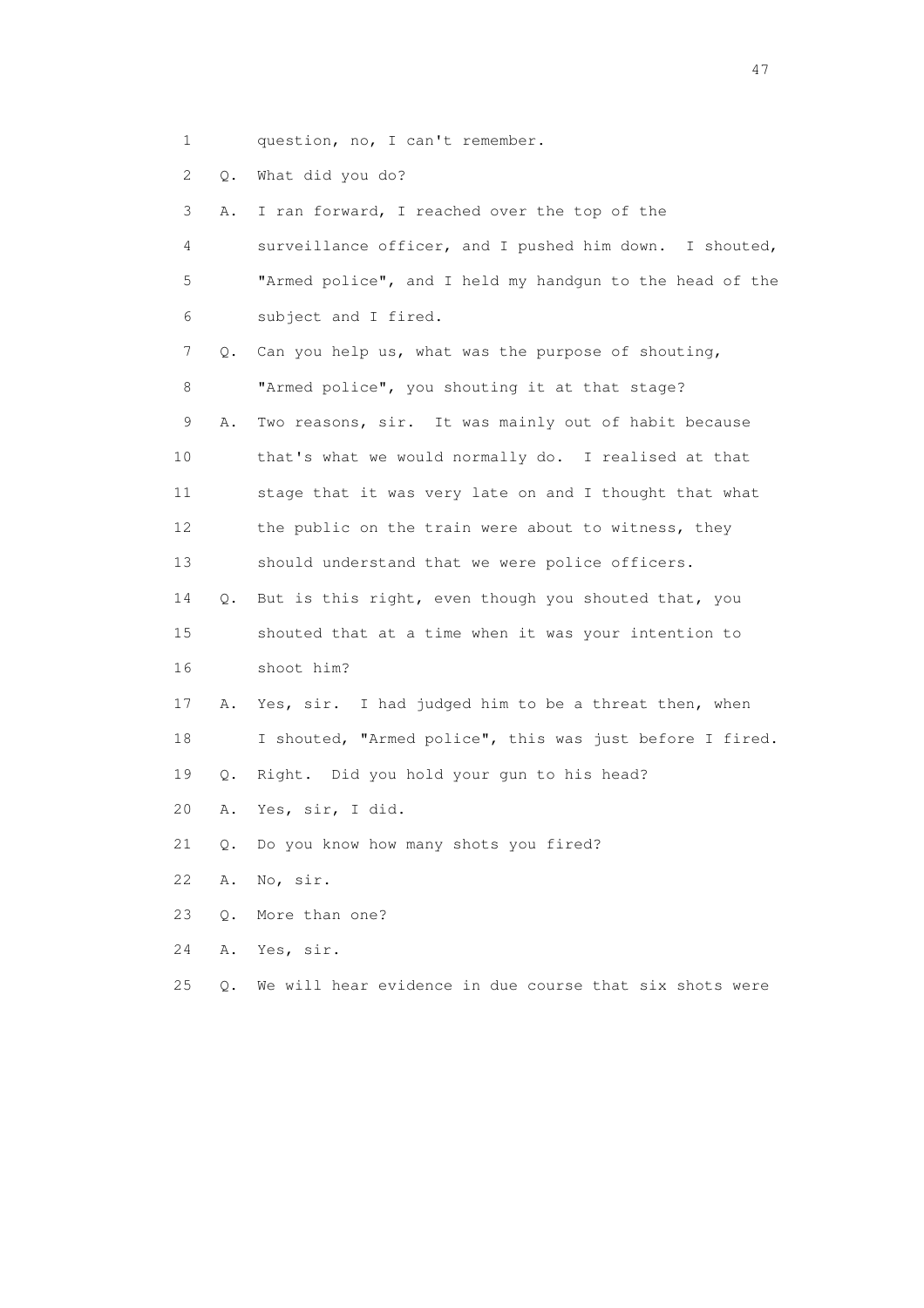1 question, no, I can't remember.

2 Q. What did you do?

3 A. I ran forward, I reached over the top of the

4 surveillance officer, and I pushed him down. I shouted,

5 "Armed police", and I held my handgun to the head of the

6 subject and I fired.

7 Q. Can you help us, what was the purpose of shouting,

8 "Armed police", you shouting it at that stage?

9 A. Two reasons, sir. It was mainly out of habit because

10 that's what we would normally do. I realised at that

11 stage that it was very late on and I thought that what

12 the public on the train were about to witness, they

13 should understand that we were police officers.

14 Q. But is this right, even though you shouted that, you

15 shouted that at a time when it was your intention to

16 shoot him?

17 A. Yes, sir. I had judged him to be a threat then, when

18 I shouted, "Armed police", this was just before I fired.

19 Q. Right. Did you hold your gun to his head?

20 A. Yes, sir, I did.

21 Q. Do you know how many shots you fired?

22 A. No, sir.

23 Q. More than one?

24 A. Yes, sir.

25 Q. We will hear evidence in due course that six shots were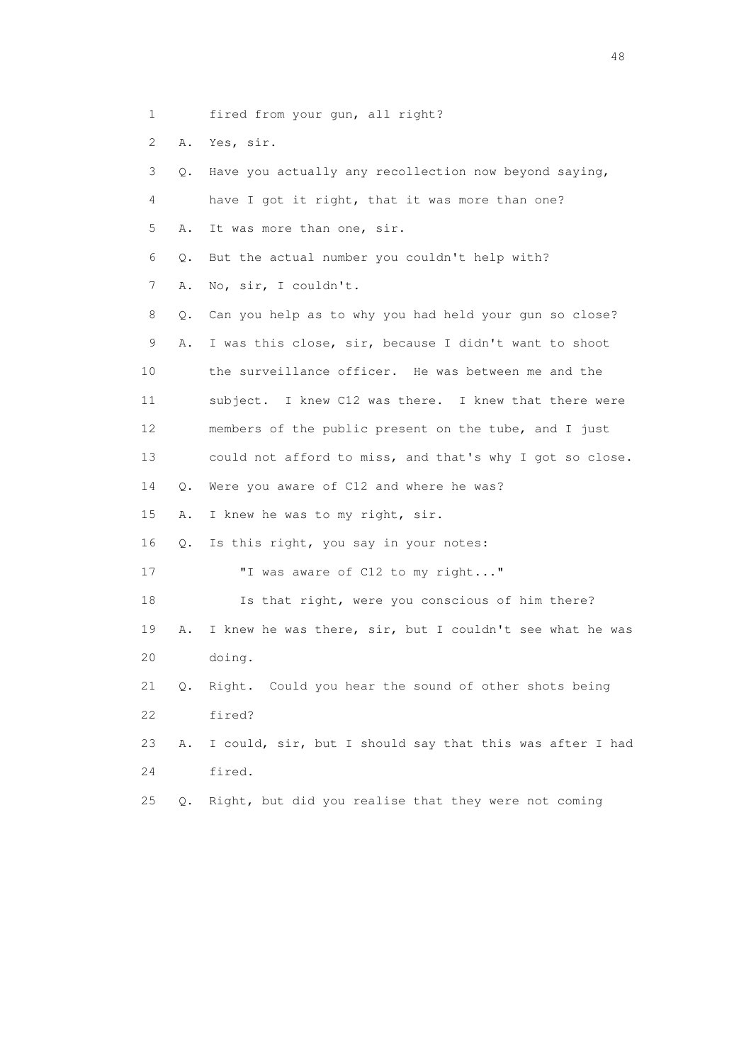1 fired from your gun, all right?

2 A. Yes, sir.

3 Q. Have you actually any recollection now beyond saying,

4 have I got it right, that it was more than one?

5 A. It was more than one, sir.

6 Q. But the actual number you couldn't help with?

7 A. No, sir, I couldn't.

8 Q. Can you help as to why you had held your gun so close?

9 A. I was this close, sir, because I didn't want to shoot

10 the surveillance officer. He was between me and the

11 subject. I knew C12 was there. I knew that there were

12 members of the public present on the tube, and I just

13 could not afford to miss, and that's why I got so close.

14 Q. Were you aware of C12 and where he was?

15 A. I knew he was to my right, sir.

16 Q. Is this right, you say in your notes:

17 "I was aware of C12 to my right..."

18 Is that right, were you conscious of him there?

19 A. I knew he was there, sir, but I couldn't see what he was

20 doing.

21 Q. Right. Could you hear the sound of other shots being

22 fired?

23 A. I could, sir, but I should say that this was after I had

24 fired.

25 Q. Right, but did you realise that they were not coming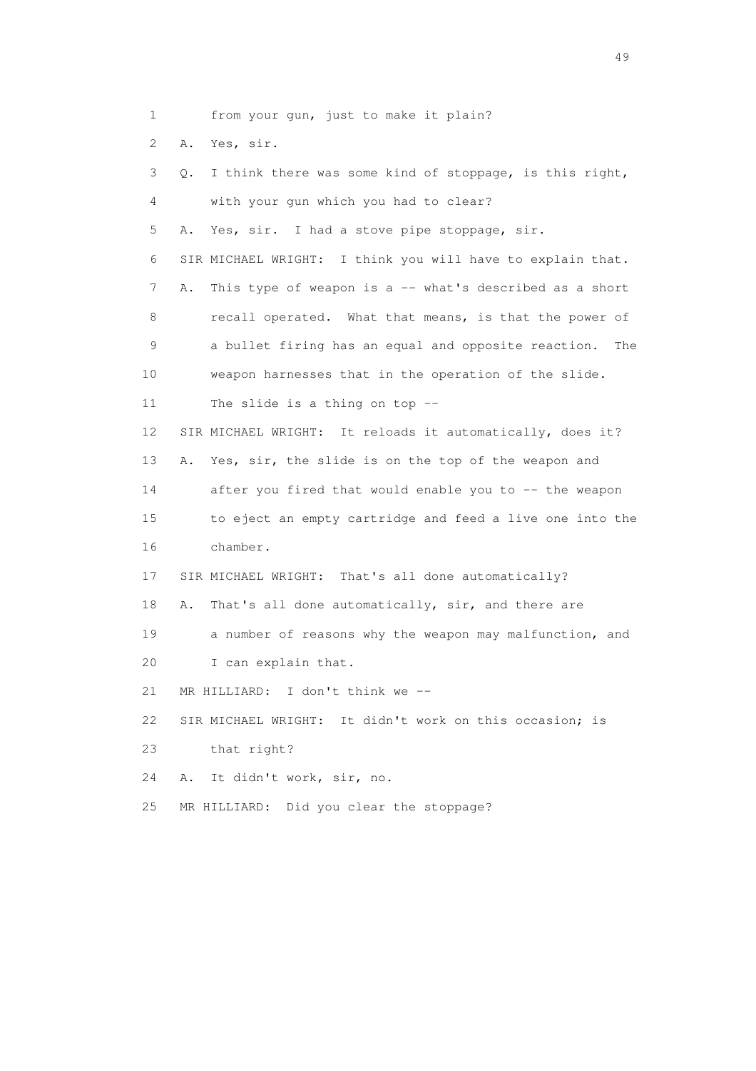1 from your gun, just to make it plain?

2 A. Yes, sir.

3 Q. I think there was some kind of stoppage, is this right,

4 with your gun which you had to clear?

5 A. Yes, sir. I had a stove pipe stoppage, sir.

6 SIR MICHAEL WRIGHT: I think you will have to explain that.

7 A. This type of weapon is a -- what's described as a short

8 recall operated. What that means, is that the power of

9 a bullet firing has an equal and opposite reaction. The

10 weapon harnesses that in the operation of the slide.

11 The slide is a thing on top --

12 SIR MICHAEL WRIGHT: It reloads it automatically, does it?

13 A. Yes, sir, the slide is on the top of the weapon and

14 after you fired that would enable you to -- the weapon

15 to eject an empty cartridge and feed a live one into the

16 chamber.

17 SIR MICHAEL WRIGHT: That's all done automatically?

18 A. That's all done automatically, sir, and there are

19 a number of reasons why the weapon may malfunction, and

20 I can explain that.

21 MR HILLIARD: I don't think we --

22 SIR MICHAEL WRIGHT: It didn't work on this occasion; is

23 that right?

24 A. It didn't work, sir, no.

25 MR HILLIARD: Did you clear the stoppage?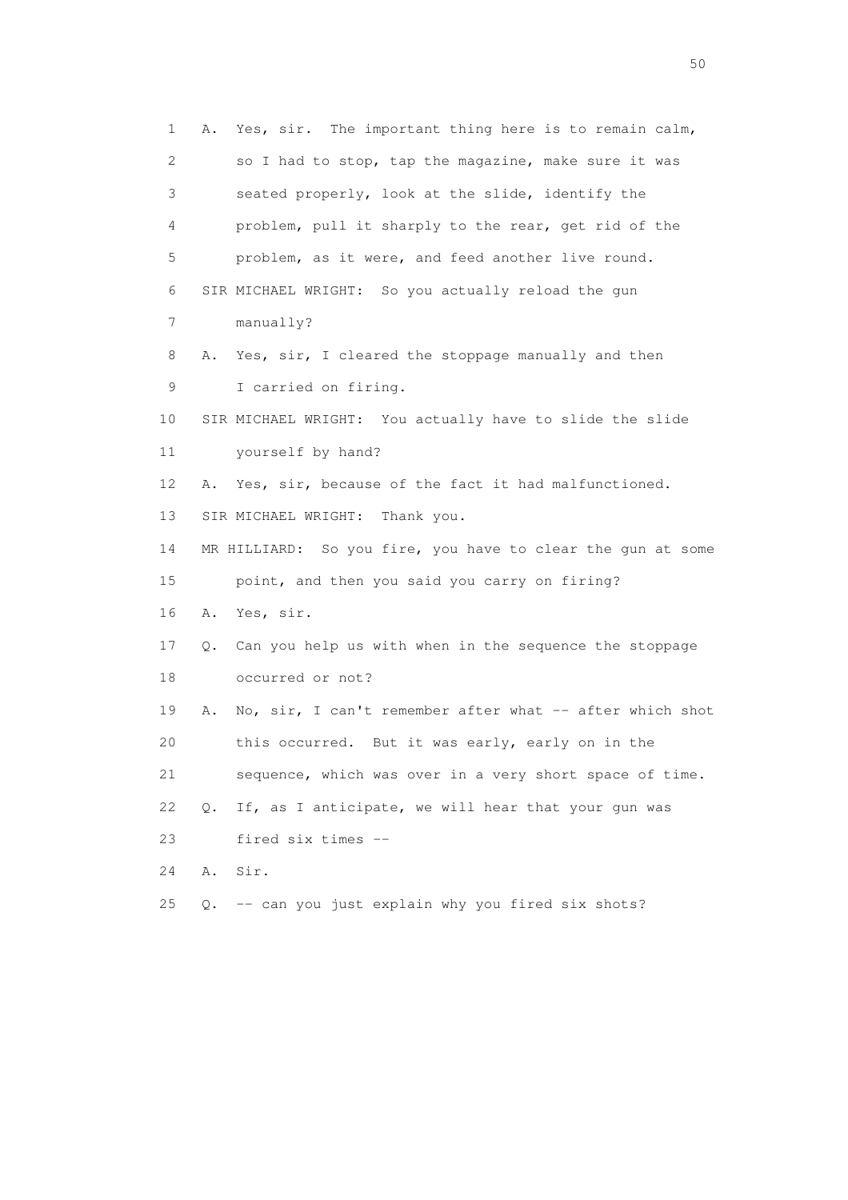1 A. Yes, sir. The important thing here is to remain calm,
2 so I had to stop, tap the magazine, make sure it was
3 seated properly, look at the slide, identify the
4 problem, pull it sharply to the rear, get rid of the
5 problem, as it were, and feed another live round.
6 SIR MICHAEL WRIGHT: So you actually reload the gun
7 manually?
8 A. Yes, sir, I cleared the stoppage manually and then
9 I carried on firing.
10 SIR MICHAEL WRIGHT: You actually have to slide the slide
11 yourself by hand?
12 A. Yes, sir, because of the fact it had malfunctioned.
13 SIR MICHAEL WRIGHT: Thank you.
14 MR HILLIARD: So you fire, you have to clear the gun at some
15 point, and then you said you carry on firing?
16 A. Yes, sir.
17 Q. Can you help us with when in the sequence the stoppage
18 occurred or not?
19 A. No, sir, I can't remember after what -- after which shot
20 this occurred. But it was early, early on in the
21 sequence, which was over in a very short space of time.
22 Q. If, as I anticipate, we will hear that your gun was
23 fired six times --
24 A. Sir.
25 Q. -- can you just explain why you fired six shots?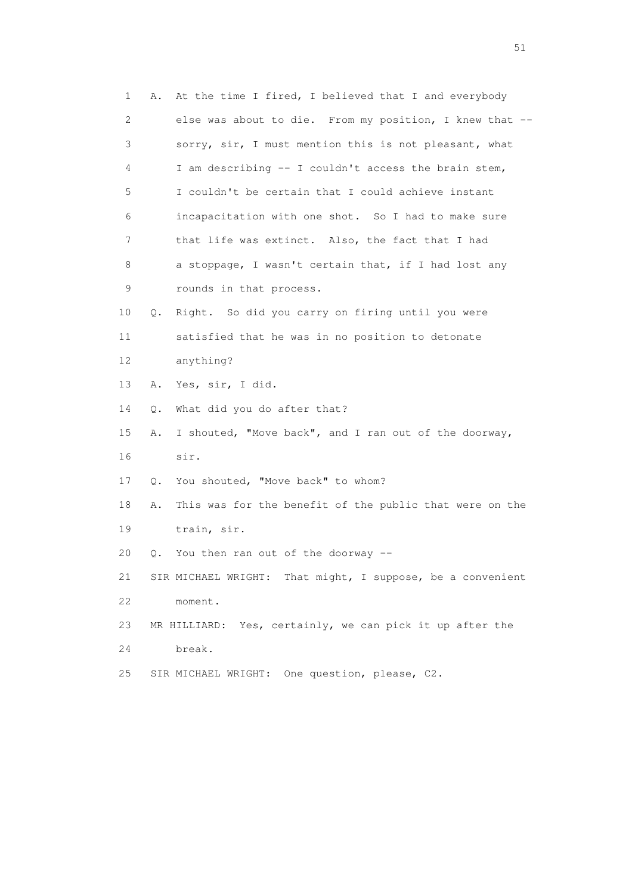1 A. At the time I fired, I believed that I and everybody
2 else was about to die. From my position, I knew that --
3 sorry, sir, I must mention this is not pleasant, what
4 I am describing -- I couldn't access the brain stem,
5 I couldn't be certain that I could achieve instant
6 incapacitation with one shot. So I had to make sure
7 that life was extinct. Also, the fact that I had
8 a stoppage, I wasn't certain that, if I had lost any
9 rounds in that process.
10 Q. Right. So did you carry on firing until you were
11 satisfied that he was in no position to detonate
12 anything?
13 A. Yes, sir, I did.
14 Q. What did you do after that?
15 A. I shouted, "Move back", and I ran out of the doorway,
16 sir.
17 Q. You shouted, "Move back" to whom?
18 A. This was for the benefit of the public that were on the
19 train, sir.
20 Q. You then ran out of the doorway --
21 SIR MICHAEL WRIGHT: That might, I suppose, be a convenient
22 moment.
23 MR HILLIARD: Yes, certainly, we can pick it up after the
24 break.
25 SIR MICHAEL WRIGHT: One question, please, C2.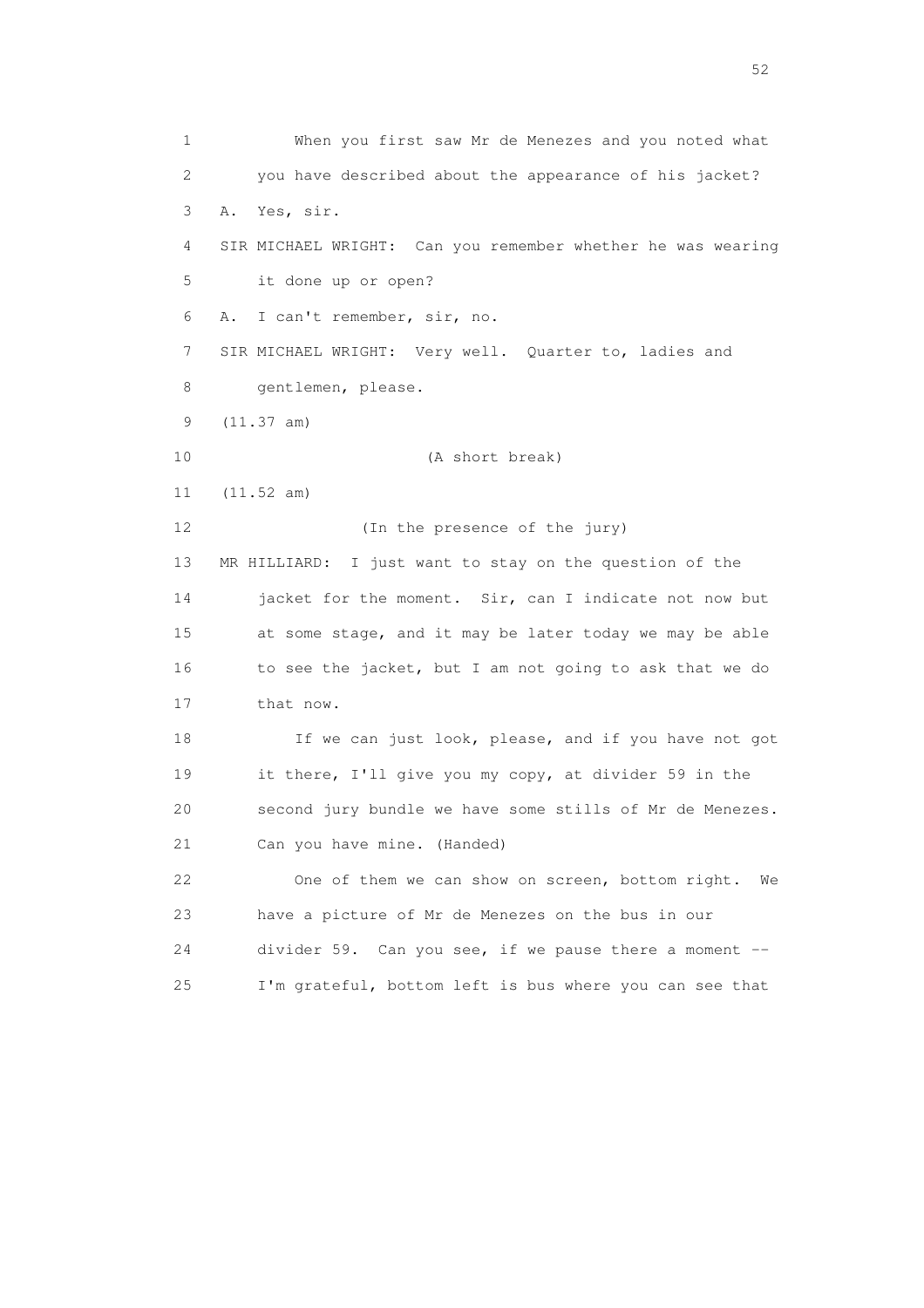1 When you first saw Mr de Menezes and you noted what
2 you have described about the appearance of his jacket?
3 A. Yes, sir.
4 SIR MICHAEL WRIGHT: Can you remember whether he was wearing
5 it done up or open?
6 A. I can't remember, sir, no.
7 SIR MICHAEL WRIGHT: Very well. Quarter to, ladies and
8 gentlemen, please.
9 (11.37 am)
10 (A short break)
11 (11.52 am)
12 (In the presence of the jury)
13 MR HILLIARD: I just want to stay on the question of the
14 jacket for the moment. Sir, can I indicate not now but
15 at some stage, and it may be later today we may be able
16 to see the jacket, but I am not going to ask that we do
17 that now.
18 If we can just look, please, and if you have not got
19 it there, I'll give you my copy, at divider 59 in the
20 second jury bundle we have some stills of Mr de Menezes.
21 Can you have mine. (Handed)
22 One of them we can show on screen, bottom right. We
23 have a picture of Mr de Menezes on the bus in our
24 divider 59. Can you see, if we pause there a moment --
25 I'm grateful, bottom left is bus where you can see that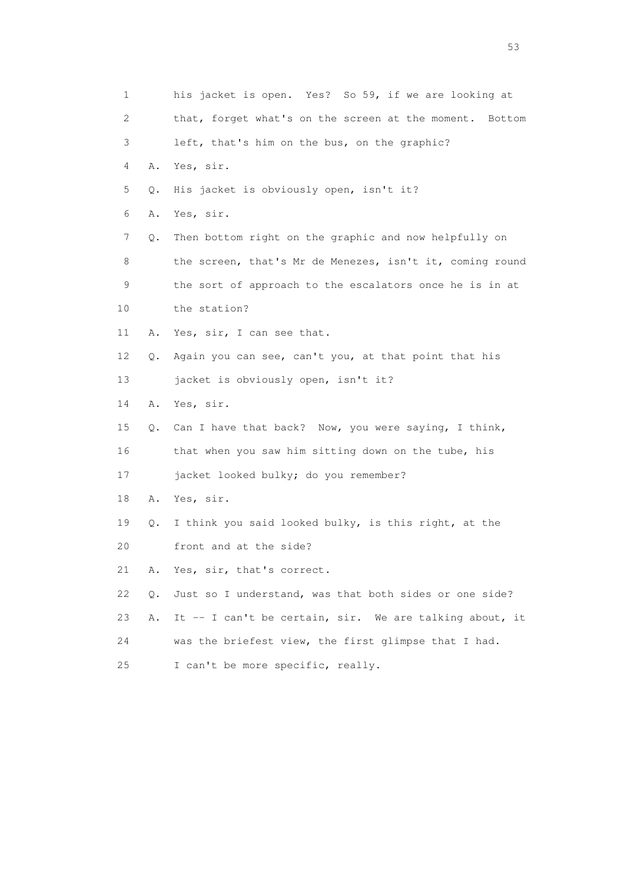1 his jacket is open. Yes? So 59, if we are looking at
2 that, forget what's on the screen at the moment. Bottom
3 left, that's him on the bus, on the graphic?
4 A. Yes, sir.
5 Q. His jacket is obviously open, isn't it?
6 A. Yes, sir.
7 Q. Then bottom right on the graphic and now helpfully on
8 the screen, that's Mr de Menezes, isn't it, coming round
9 the sort of approach to the escalators once he is in at
10 the station?
11 A. Yes, sir, I can see that.
12 Q. Again you can see, can't you, at that point that his
13 jacket is obviously open, isn't it?
14 A. Yes, sir.
15 Q. Can I have that back? Now, you were saying, I think,
16 that when you saw him sitting down on the tube, his
17 jacket looked bulky; do you remember?
18 A. Yes, sir.
19 Q. I think you said looked bulky, is this right, at the
20 front and at the side?
21 A. Yes, sir, that's correct.
22 Q. Just so I understand, was that both sides or one side?
23 A. It -- I can't be certain, sir. We are talking about, it
24 was the briefest view, the first glimpse that I had.
25 I can't be more specific, really.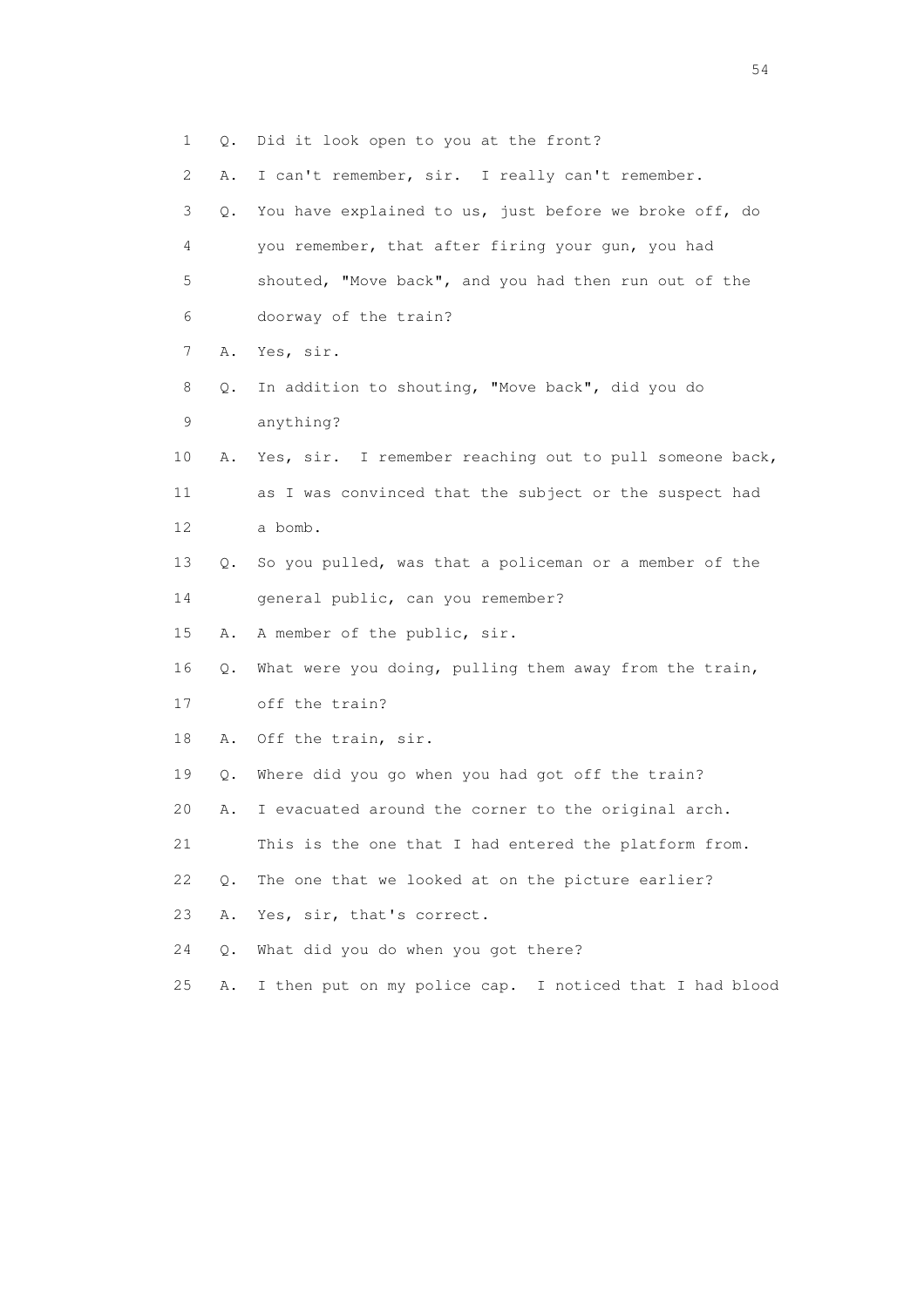1 Q. Did it look open to you at the front?

2 A. I can't remember, sir. I really can't remember.

3 Q. You have explained to us, just before we broke off, do

4 you remember, that after firing your gun, you had

5 shouted, "Move back", and you had then run out of the

6 doorway of the train?

7 A. Yes, sir.

8 Q. In addition to shouting, "Move back", did you do

9 anything?

10 A. Yes, sir. I remember reaching out to pull someone back,

11 as I was convinced that the subject or the suspect had

12 a bomb.

13 Q. So you pulled, was that a policeman or a member of the

14 general public, can you remember?

15 A. A member of the public, sir.

16 Q. What were you doing, pulling them away from the train,

17 off the train?

18 A. Off the train, sir.

19 Q. Where did you go when you had got off the train?

20 A. I evacuated around the corner to the original arch.

21 This is the one that I had entered the platform from.

22 Q. The one that we looked at on the picture earlier?

23 A. Yes, sir, that's correct.

24 Q. What did you do when you got there?

25 A. I then put on my police cap. I noticed that I had blood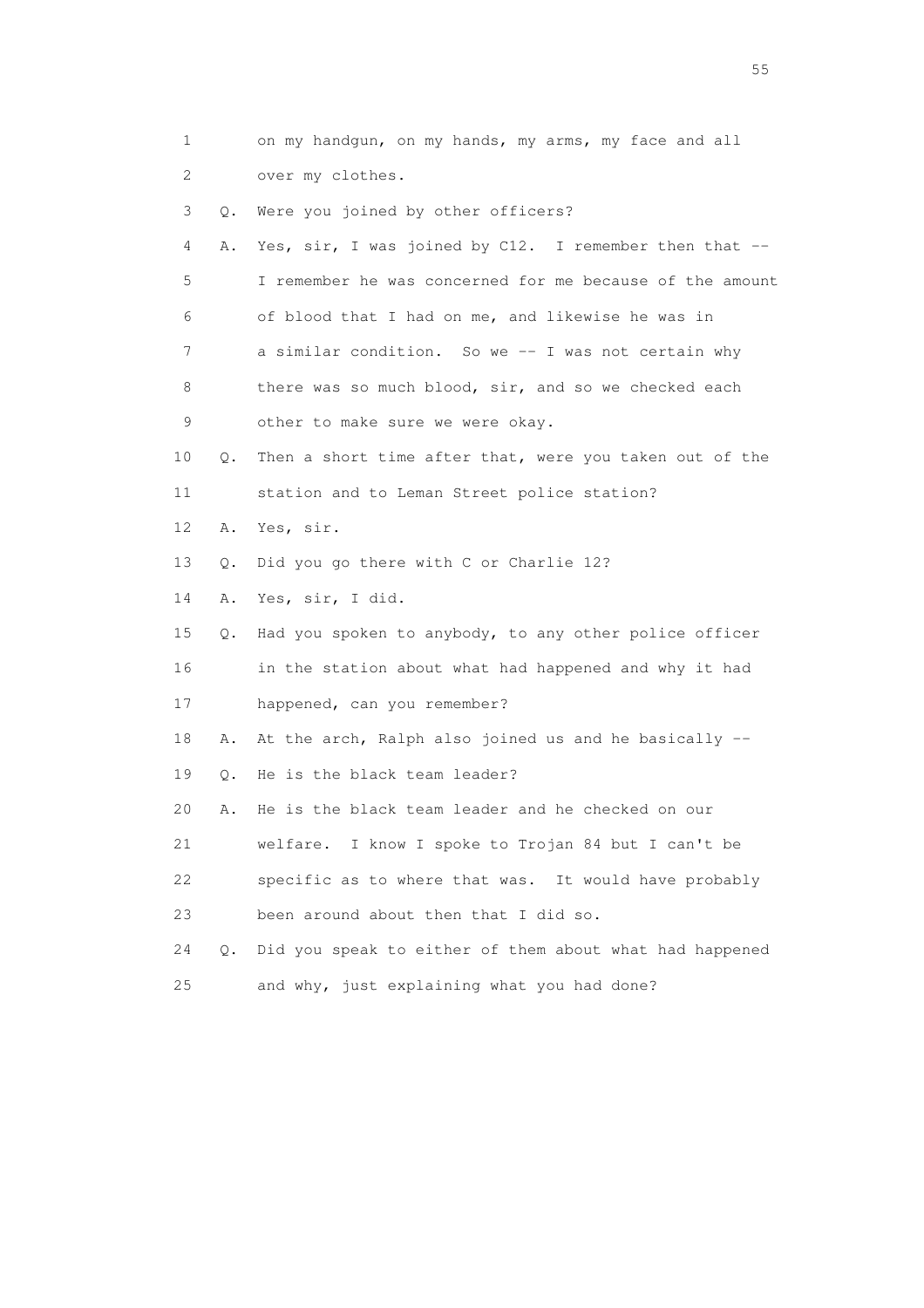1 on my handgun, on my hands, my arms, my face and all
2 over my clothes.
3 Q. Were you joined by other officers?
4 A. Yes, sir, I was joined by C12. I remember then that --
5 I remember he was concerned for me because of the amount
6 of blood that I had on me, and likewise he was in
7 a similar condition. So we -- I was not certain why
8 there was so much blood, sir, and so we checked each
9 other to make sure we were okay.
10 Q. Then a short time after that, were you taken out of the
11 station and to Leman Street police station?
12 A. Yes, sir.
13 Q. Did you go there with C or Charlie 12?
14 A. Yes, sir, I did.
15 Q. Had you spoken to anybody, to any other police officer
16 in the station about what had happened and why it had
17 happened, can you remember?
18 A. At the arch, Ralph also joined us and he basically --
19 Q. He is the black team leader?
20 A. He is the black team leader and he checked on our
21 welfare. I know I spoke to Trojan 84 but I can't be
22 specific as to where that was. It would have probably
23 been around about then that I did so.
24 Q. Did you speak to either of them about what had happened
25 and why, just explaining what you had done?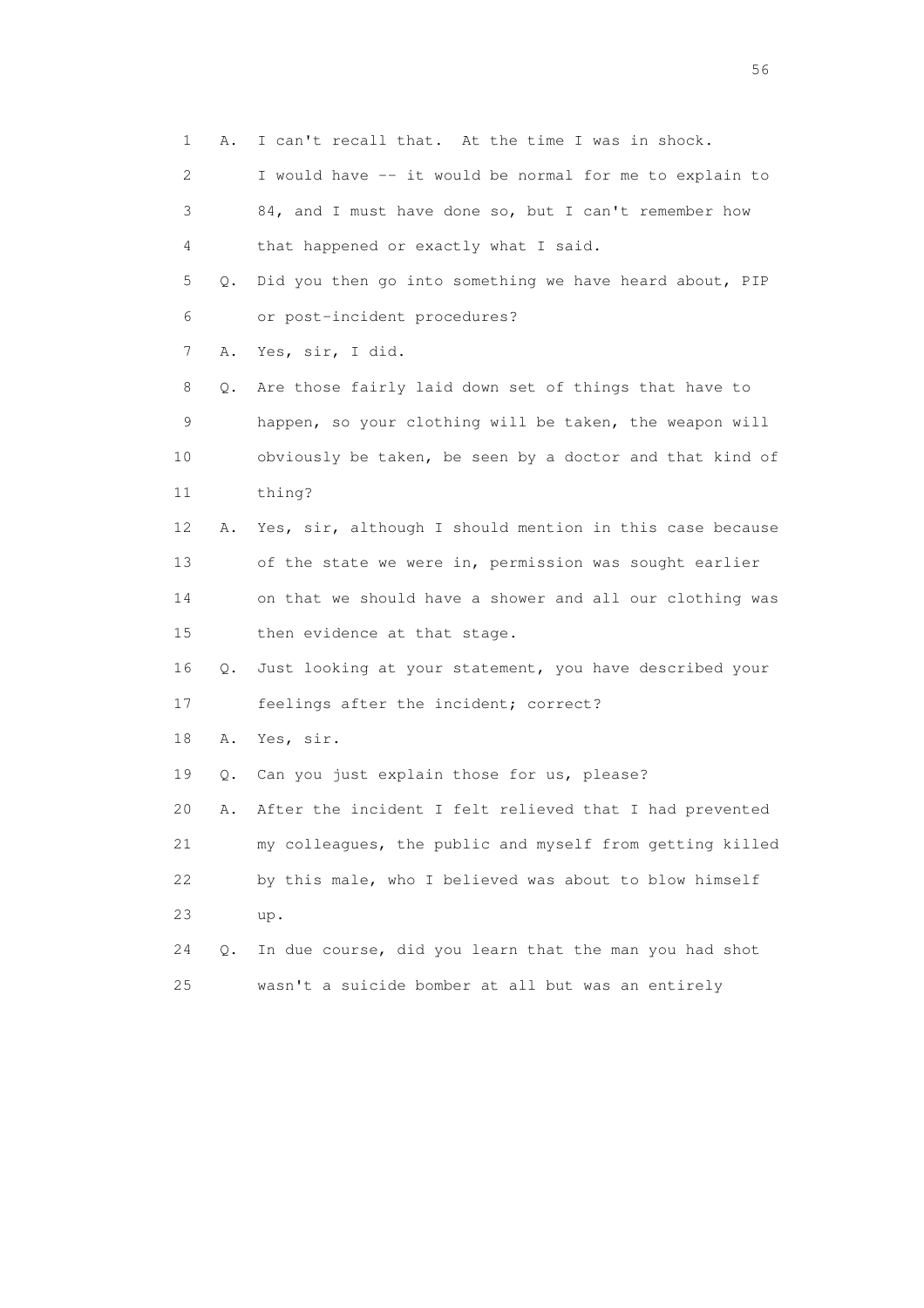1 A. I can't recall that. At the time I was in shock.
2 I would have -- it would be normal for me to explain to
3 84, and I must have done so, but I can't remember how
4 that happened or exactly what I said.
5 Q. Did you then go into something we have heard about, PIP
6 or post-incident procedures?
7 A. Yes, sir, I did.
8 Q. Are those fairly laid down set of things that have to
9 happen, so your clothing will be taken, the weapon will
10 obviously be taken, be seen by a doctor and that kind of
11 thing?
12 A. Yes, sir, although I should mention in this case because
13 of the state we were in, permission was sought earlier
14 on that we should have a shower and all our clothing was
15 then evidence at that stage.
16 Q. Just looking at your statement, you have described your
17 feelings after the incident; correct?
18 A. Yes, sir.
19 Q. Can you just explain those for us, please?
20 A. After the incident I felt relieved that I had prevented
21 my colleagues, the public and myself from getting killed
22 by this male, who I believed was about to blow himself
23 up.
24 Q. In due course, did you learn that the man you had shot
25 wasn't a suicide bomber at all but was an entirely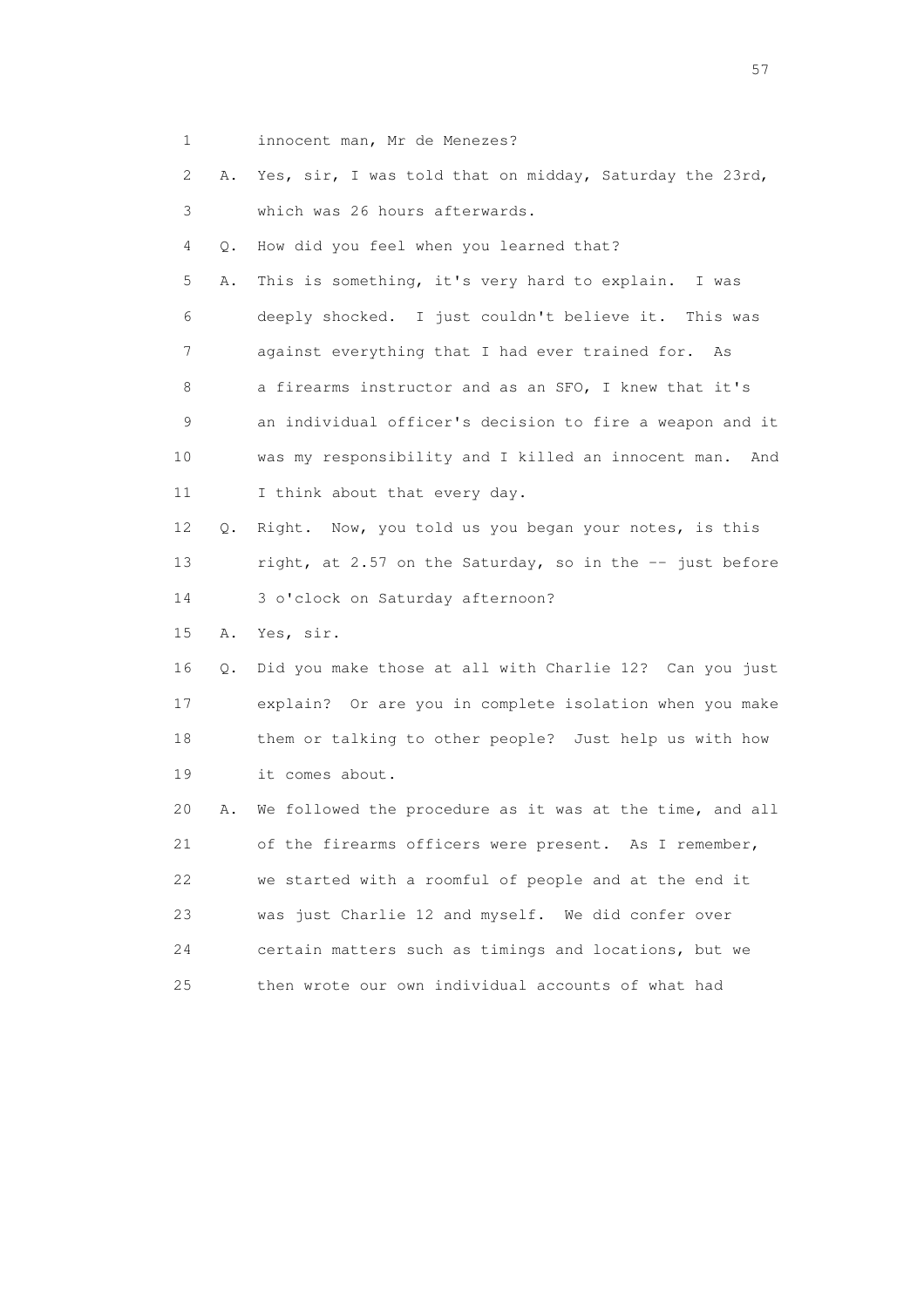1 innocent man, Mr de Menezes?

2 A. Yes, sir, I was told that on midday, Saturday the 23rd,

3 which was 26 hours afterwards.

4 Q. How did you feel when you learned that?

5 A. This is something, it's very hard to explain. I was

6 deeply shocked. I just couldn't believe it. This was

7 against everything that I had ever trained for. As

8 a firearms instructor and as an SFO, I knew that it's

9 an individual officer's decision to fire a weapon and it

10 was my responsibility and I killed an innocent man. And

11 I think about that every day.

12 Q. Right. Now, you told us you began your notes, is this

13 right, at 2.57 on the Saturday, so in the -- just before

14 3 o'clock on Saturday afternoon?

15 A. Yes, sir.

16 Q. Did you make those at all with Charlie 12? Can you just

17 explain? Or are you in complete isolation when you make

18 them or talking to other people? Just help us with how

19 it comes about.

20 A. We followed the procedure as it was at the time, and all

21 of the firearms officers were present. As I remember,

22 we started with a roomful of people and at the end it

23 was just Charlie 12 and myself. We did confer over

24 certain matters such as timings and locations, but we

25 then wrote our own individual accounts of what had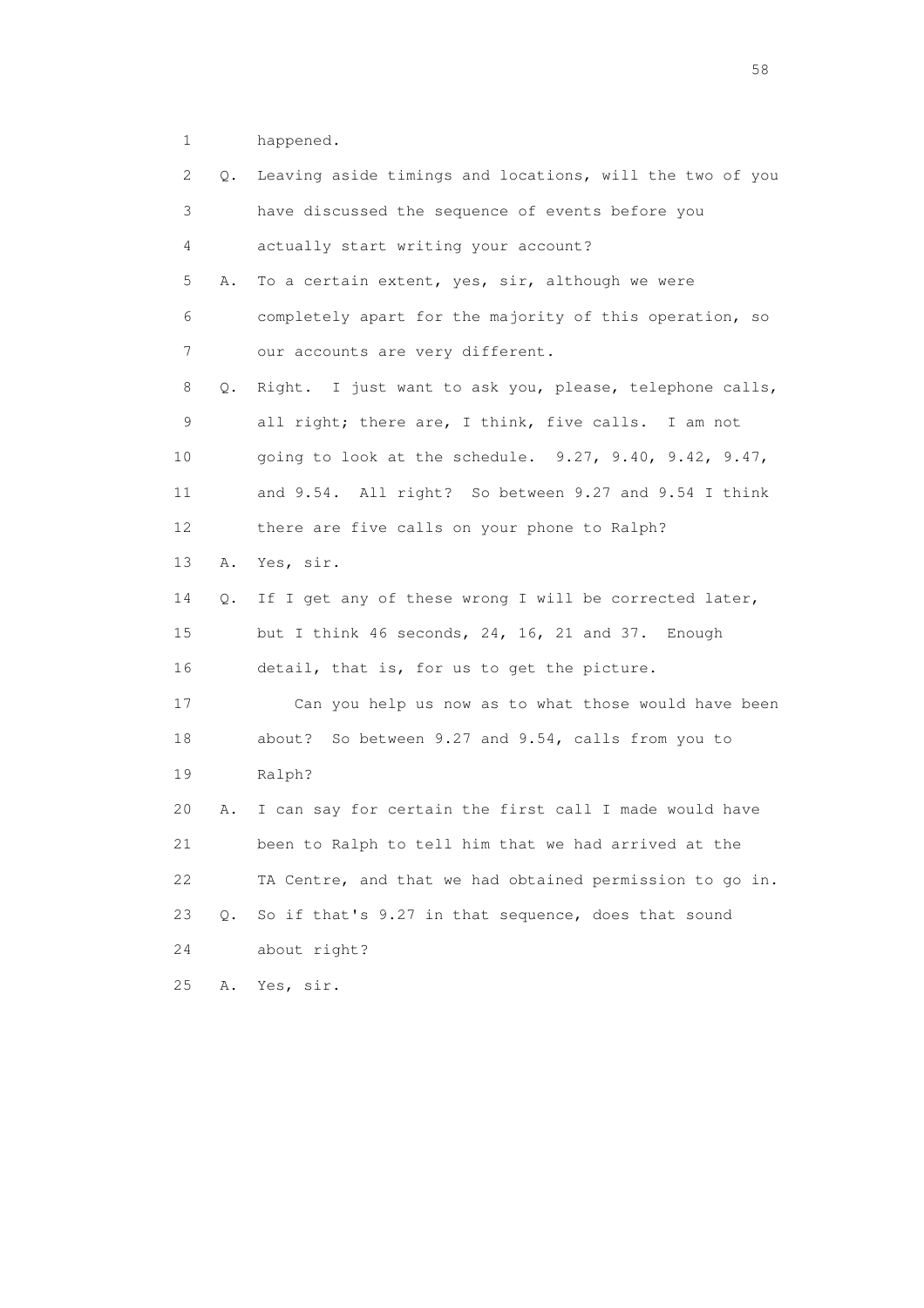1 happened.

2 Q. Leaving aside timings and locations, will the two of you

3 have discussed the sequence of events before you

4 actually start writing your account?

5 A. To a certain extent, yes, sir, although we were

6 completely apart for the majority of this operation, so

7 our accounts are very different.

8 Q. Right. I just want to ask you, please, telephone calls,

9 all right; there are, I think, five calls. I am not

10 going to look at the schedule. 9.27, 9.40, 9.42, 9.47,

11 and 9.54. All right? So between 9.27 and 9.54 I think

12 there are five calls on your phone to Ralph?

13 A. Yes, sir.

14 Q. If I get any of these wrong I will be corrected later,

15 but I think 46 seconds, 24, 16, 21 and 37. Enough

16 detail, that is, for us to get the picture.

17 Can you help us now as to what those would have been

18 about? So between 9.27 and 9.54, calls from you to

19 Ralph?

20 A. I can say for certain the first call I made would have

21 been to Ralph to tell him that we had arrived at the

22 TA Centre, and that we had obtained permission to go in.

23 Q. So if that's 9.27 in that sequence, does that sound

24 about right?

25 A. Yes, sir.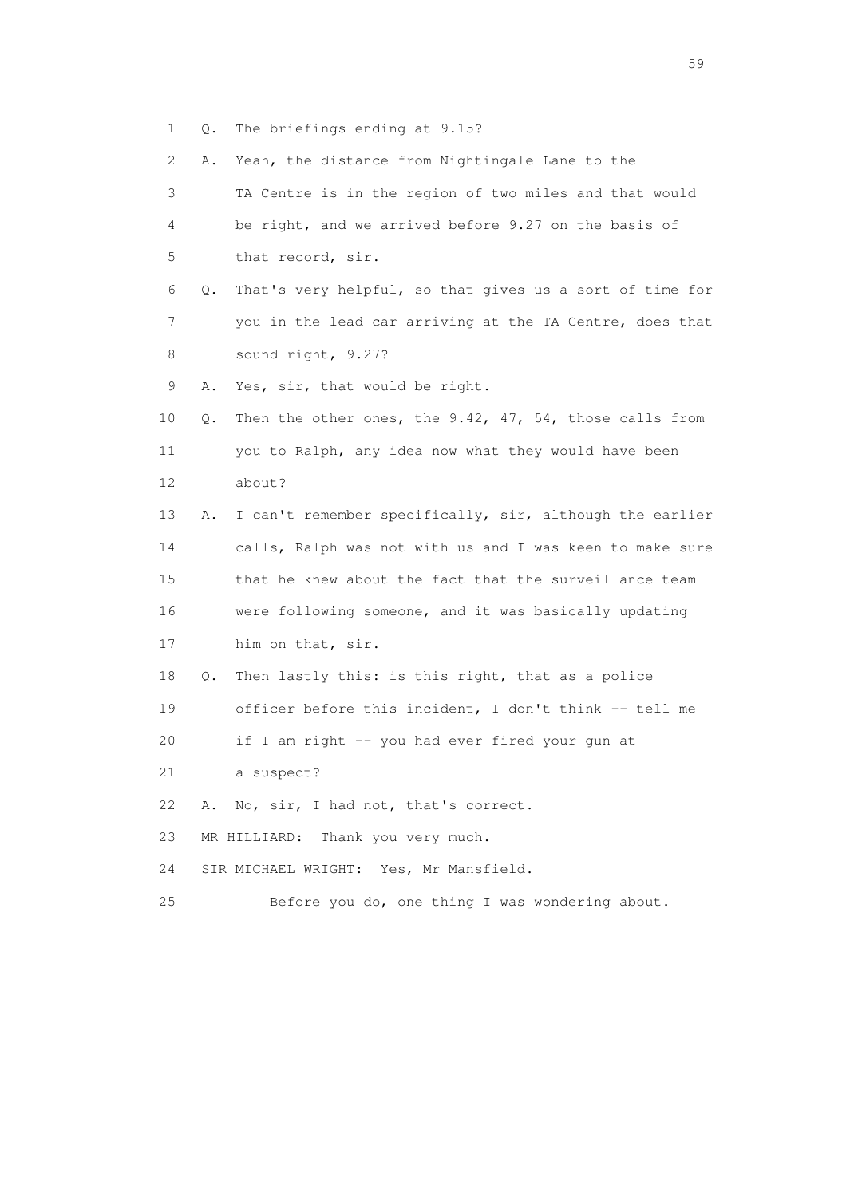1 Q. The briefings ending at 9.15?

2 A. Yeah, the distance from Nightingale Lane to the

3 TA Centre is in the region of two miles and that would

4 be right, and we arrived before 9.27 on the basis of

5 that record, sir.

6 Q. That's very helpful, so that gives us a sort of time for

7 you in the lead car arriving at the TA Centre, does that

8 sound right, 9.27?

9 A. Yes, sir, that would be right.

10 Q. Then the other ones, the 9.42, 47, 54, those calls from

11 you to Ralph, any idea now what they would have been

12 about?

13 A. I can't remember specifically, sir, although the earlier

14 calls, Ralph was not with us and I was keen to make sure

15 that he knew about the fact that the surveillance team

16 were following someone, and it was basically updating

17 him on that, sir.

18 Q. Then lastly this: is this right, that as a police

19 officer before this incident, I don't think -- tell me

20 if I am right -- you had ever fired your gun at

21 a suspect?

22 A. No, sir, I had not, that's correct.

23 MR HILLIARD: Thank you very much.

24 SIR MICHAEL WRIGHT: Yes, Mr Mansfield.

25 Before you do, one thing I was wondering about.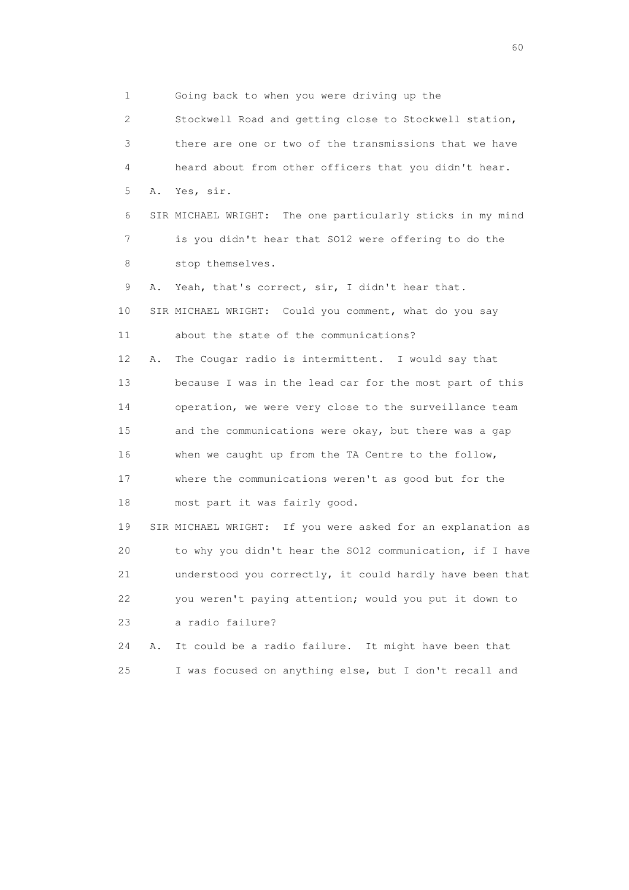1 Going back to when you were driving up the
2 Stockwell Road and getting close to Stockwell station,
3 there are one or two of the transmissions that we have
4 heard about from other officers that you didn't hear.
5 A. Yes, sir.
6 SIR MICHAEL WRIGHT: The one particularly sticks in my mind
7 is you didn't hear that SO12 were offering to do the
8 stop themselves.
9 A. Yeah, that's correct, sir, I didn't hear that.
10 SIR MICHAEL WRIGHT: Could you comment, what do you say
11 about the state of the communications?
12 A. The Cougar radio is intermittent. I would say that
13 because I was in the lead car for the most part of this
14 operation, we were very close to the surveillance team
15 and the communications were okay, but there was a gap
16 when we caught up from the TA Centre to the follow,
17 where the communications weren't as good but for the
18 most part it was fairly good.
19 SIR MICHAEL WRIGHT: If you were asked for an explanation as
20 to why you didn't hear the SO12 communication, if I have
21 understood you correctly, it could hardly have been that
22 you weren't paying attention; would you put it down to
23 a radio failure?
24 A. It could be a radio failure. It might have been that
25 I was focused on anything else, but I don't recall and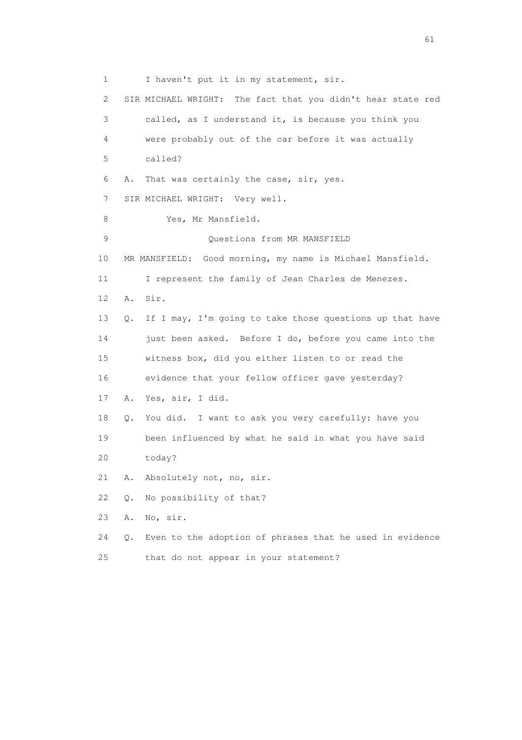1 I haven't put it in my statement, sir.

2 SIR MICHAEL WRIGHT: The fact that you didn't hear state red

3 called, as I understand it, is because you think you

4 were probably out of the car before it was actually

5 called?

6 A. That was certainly the case, sir, yes.

7 SIR MICHAEL WRIGHT: Very well.

8 Yes, Mr Mansfield.

9 Questions from MR MANSFIELD

10 MR MANSFIELD: Good morning, my name is Michael Mansfield.

11 I represent the family of Jean Charles de Menezes.

12 A. Sir.

13 Q. If I may, I'm going to take those questions up that have

14 just been asked. Before I do, before you came into the

15 witness box, did you either listen to or read the

16 evidence that your fellow officer gave yesterday?

17 A. Yes, sir, I did.

18 Q. You did. I want to ask you very carefully: have you

19 been influenced by what he said in what you have said

20 today?

21 A. Absolutely not, no, sir.

22 Q. No possibility of that?

23 A. No, sir.

24 Q. Even to the adoption of phrases that he used in evidence

25 that do not appear in your statement?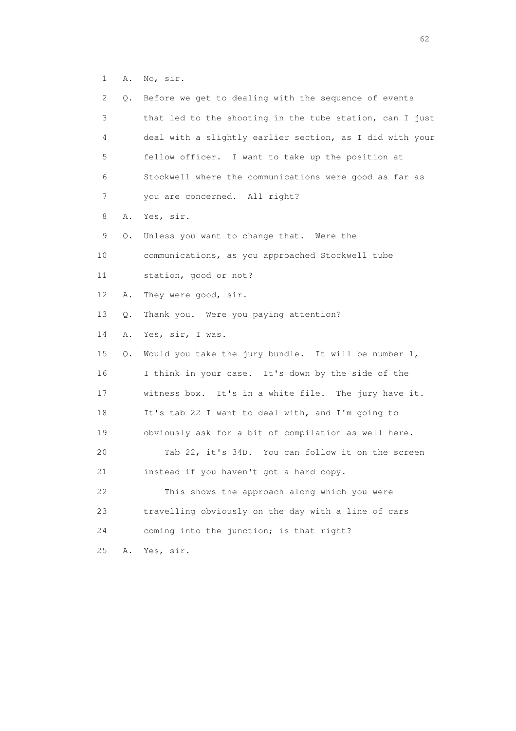1 A. No, sir.

2 Q. Before we get to dealing with the sequence of events

3 that led to the shooting in the tube station, can I just

4 deal with a slightly earlier section, as I did with your

5 fellow officer. I want to take up the position at

6 Stockwell where the communications were good as far as

7 you are concerned. All right?

8 A. Yes, sir.

9 Q. Unless you want to change that. Were the

10 communications, as you approached Stockwell tube

11 station, good or not?

12 A. They were good, sir.

13 Q. Thank you. Were you paying attention?

14 A. Yes, sir, I was.

15 Q. Would you take the jury bundle. It will be number 1,

16 I think in your case. It's down by the side of the

17 witness box. It's in a white file. The jury have it.

18 It's tab 22 I want to deal with, and I'm going to

19 obviously ask for a bit of compilation as well here.

20 Tab 22, it's 34D. You can follow it on the screen

21 instead if you haven't got a hard copy.

22 This shows the approach along which you were

23 travelling obviously on the day with a line of cars

24 coming into the junction; is that right?

25 A. Yes, sir.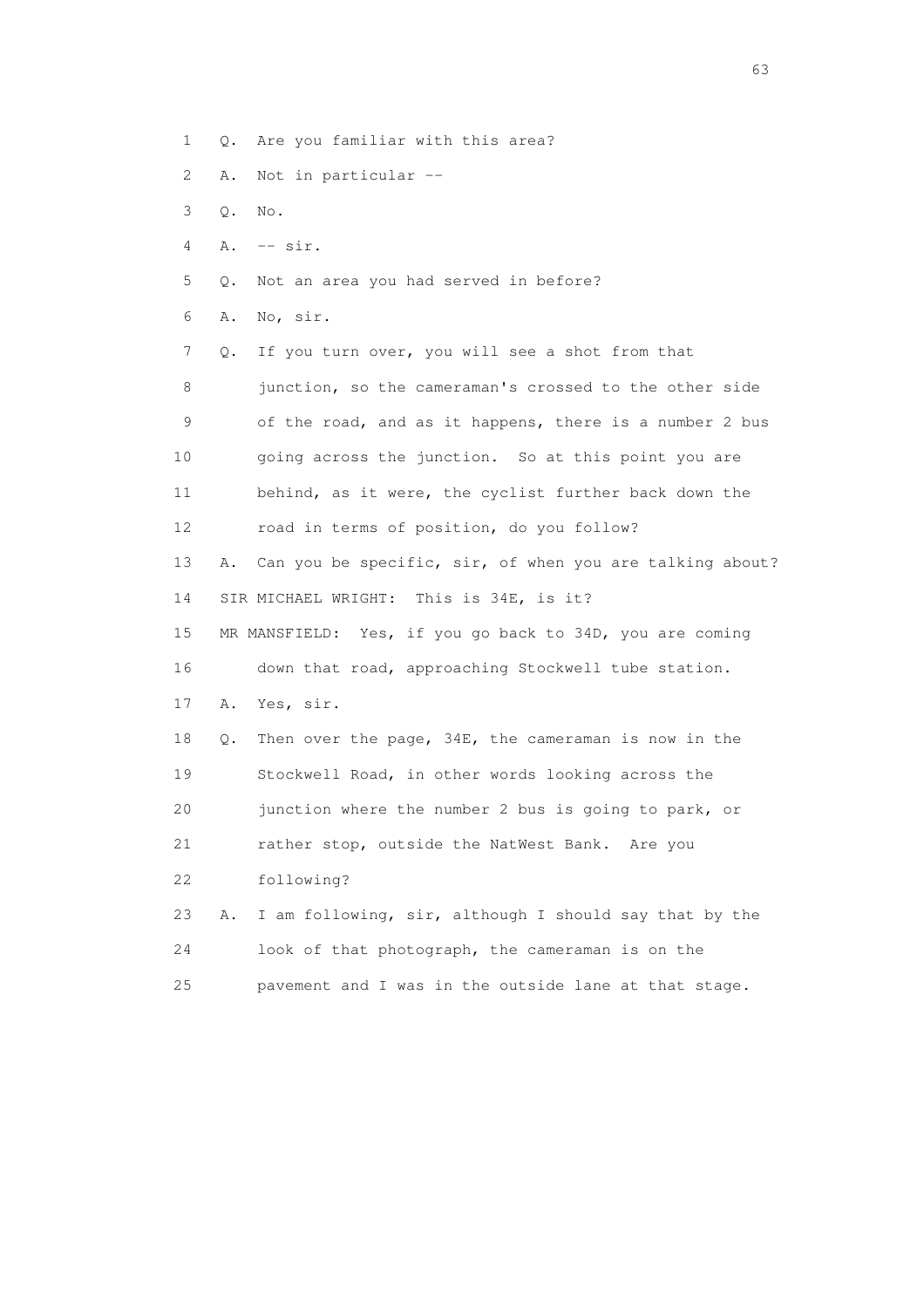1 Q. Are you familiar with this area?

2 A. Not in particular --

3 Q. No.

4 A. -- sir.

5 Q. Not an area you had served in before?

6 A. No, sir.

7 Q. If you turn over, you will see a shot from that

8 junction, so the cameraman's crossed to the other side

9 of the road, and as it happens, there is a number 2 bus

10 going across the junction. So at this point you are

11 behind, as it were, the cyclist further back down the

12 road in terms of position, do you follow?

13 A. Can you be specific, sir, of when you are talking about?

14 SIR MICHAEL WRIGHT: This is 34E, is it?

15 MR MANSFIELD: Yes, if you go back to 34D, you are coming

16 down that road, approaching Stockwell tube station.

17 A. Yes, sir.

18 Q. Then over the page, 34E, the cameraman is now in the

19 Stockwell Road, in other words looking across the

20 junction where the number 2 bus is going to park, or

21 rather stop, outside the NatWest Bank. Are you

22 following?

23 A. I am following, sir, although I should say that by the

24 look of that photograph, the cameraman is on the

25 pavement and I was in the outside lane at that stage.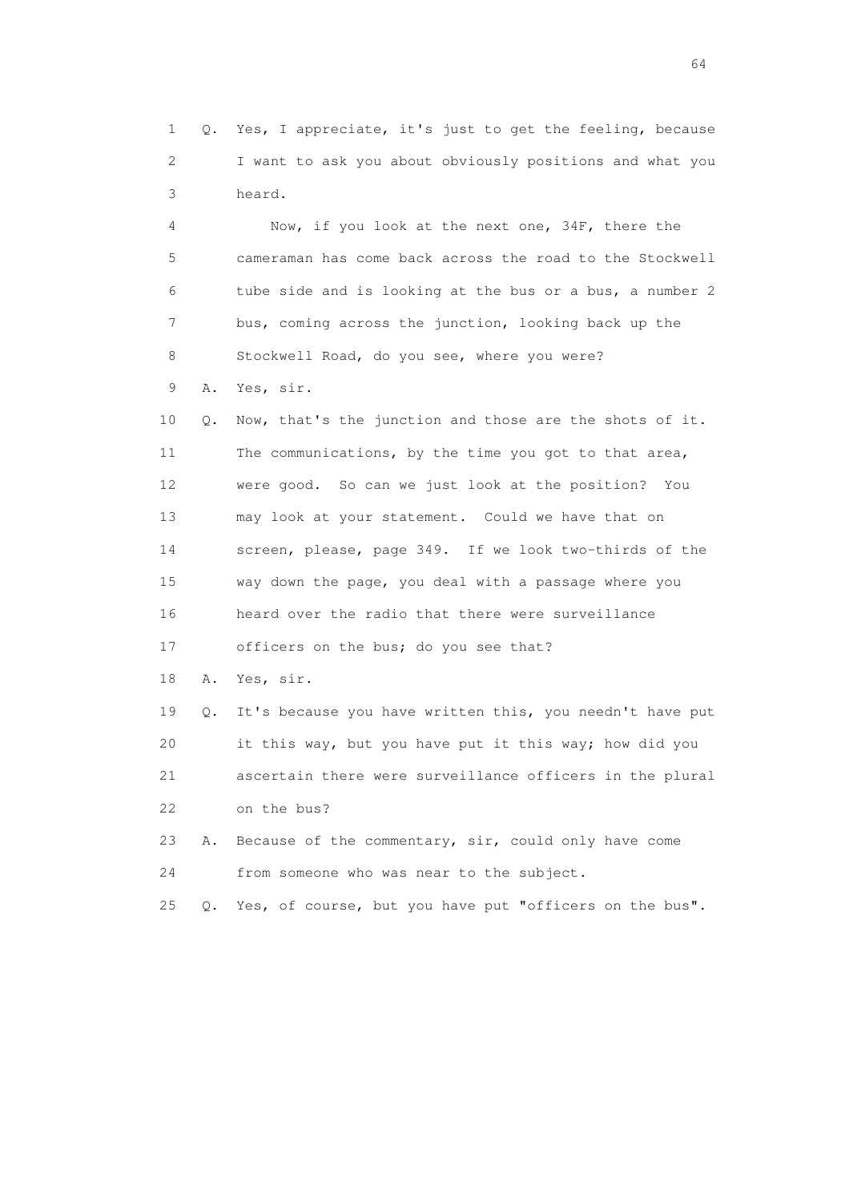1 Q. Yes, I appreciate, it's just to get the feeling, because
2 I want to ask you about obviously positions and what you
3 heard.
4 Now, if you look at the next one, 34F, there the
5 cameraman has come back across the road to the Stockwell
6 tube side and is looking at the bus or a bus, a number 2
7 bus, coming across the junction, looking back up the
8 Stockwell Road, do you see, where you were?
9 A. Yes, sir.
10 Q. Now, that's the junction and those are the shots of it.
11 The communications, by the time you got to that area,
12 were good. So can we just look at the position? You
13 may look at your statement. Could we have that on
14 screen, please, page 349. If we look two-thirds of the
15 way down the page, you deal with a passage where you
16 heard over the radio that there were surveillance
17 officers on the bus; do you see that?
18 A. Yes, sir.
19 Q. It's because you have written this, you needn't have put
20 it this way, but you have put it this way; how did you
21 ascertain there were surveillance officers in the plural
22 on the bus?
23 A. Because of the commentary, sir, could only have come
24 from someone who was near to the subject.
25 Q. Yes, of course, but you have put "officers on the bus".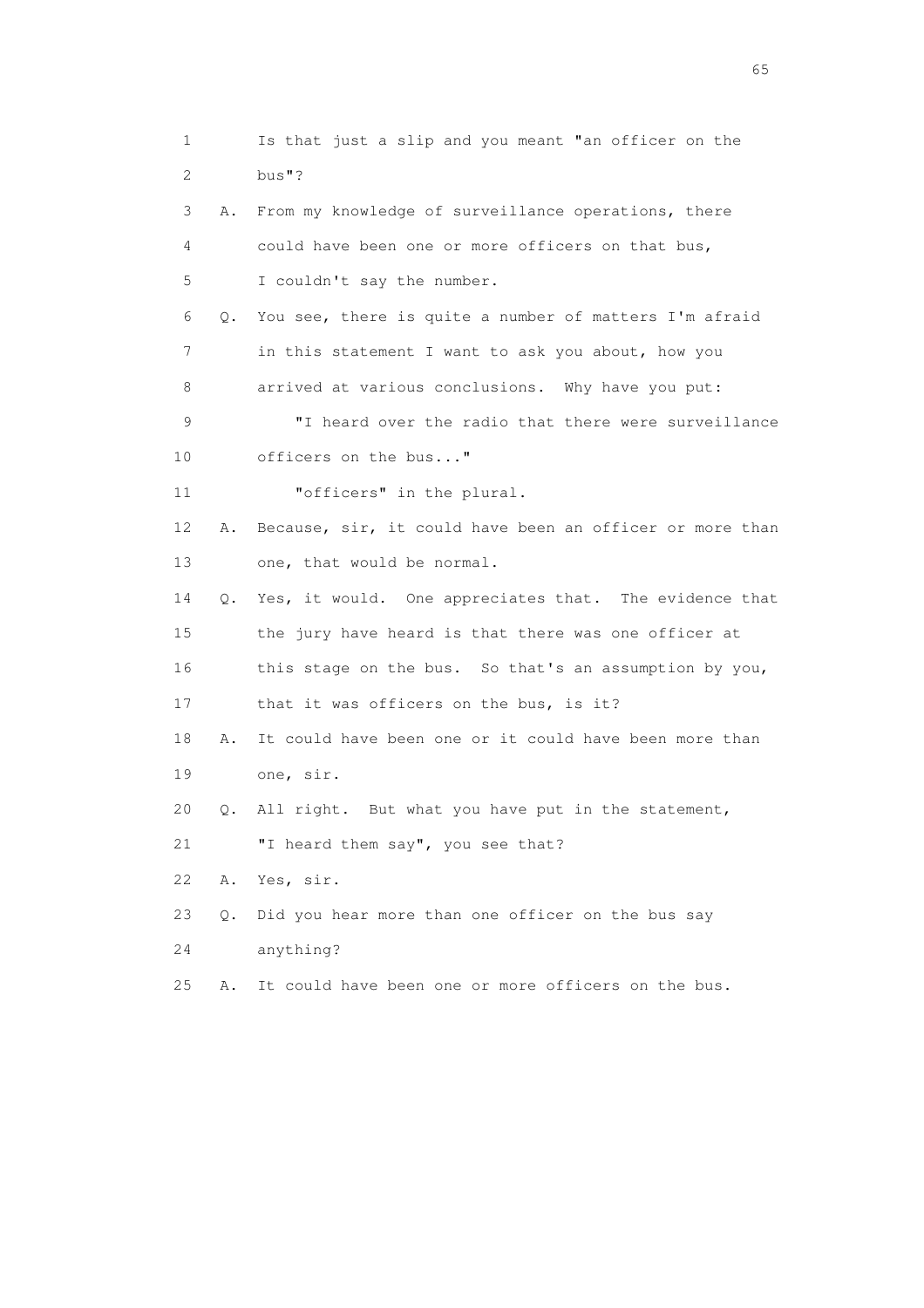1 Is that just a slip and you meant "an officer on the
2 bus"?

3 A. From my knowledge of surveillance operations, there
4 could have been one or more officers on that bus,
5 I couldn't say the number.

6 Q. You see, there is quite a number of matters I'm afraid
7 in this statement I want to ask you about, how you
8 arrived at various conclusions. Why have you put:

9 "I heard over the radio that there were surveillance
10 officers on the bus..."

11 "officers" in the plural.

12 A. Because, sir, it could have been an officer or more than
13 one, that would be normal.

14 Q. Yes, it would. One appreciates that. The evidence that
15 the jury have heard is that there was one officer at
16 this stage on the bus. So that's an assumption by you,
17 that it was officers on the bus, is it?

18 A. It could have been one or it could have been more than
19 one, sir.

20 Q. All right. But what you have put in the statement,
21 "I heard them say", you see that?

22 A. Yes, sir.

23 Q. Did you hear more than one officer on the bus say
24 anything?

25 A. It could have been one or more officers on the bus.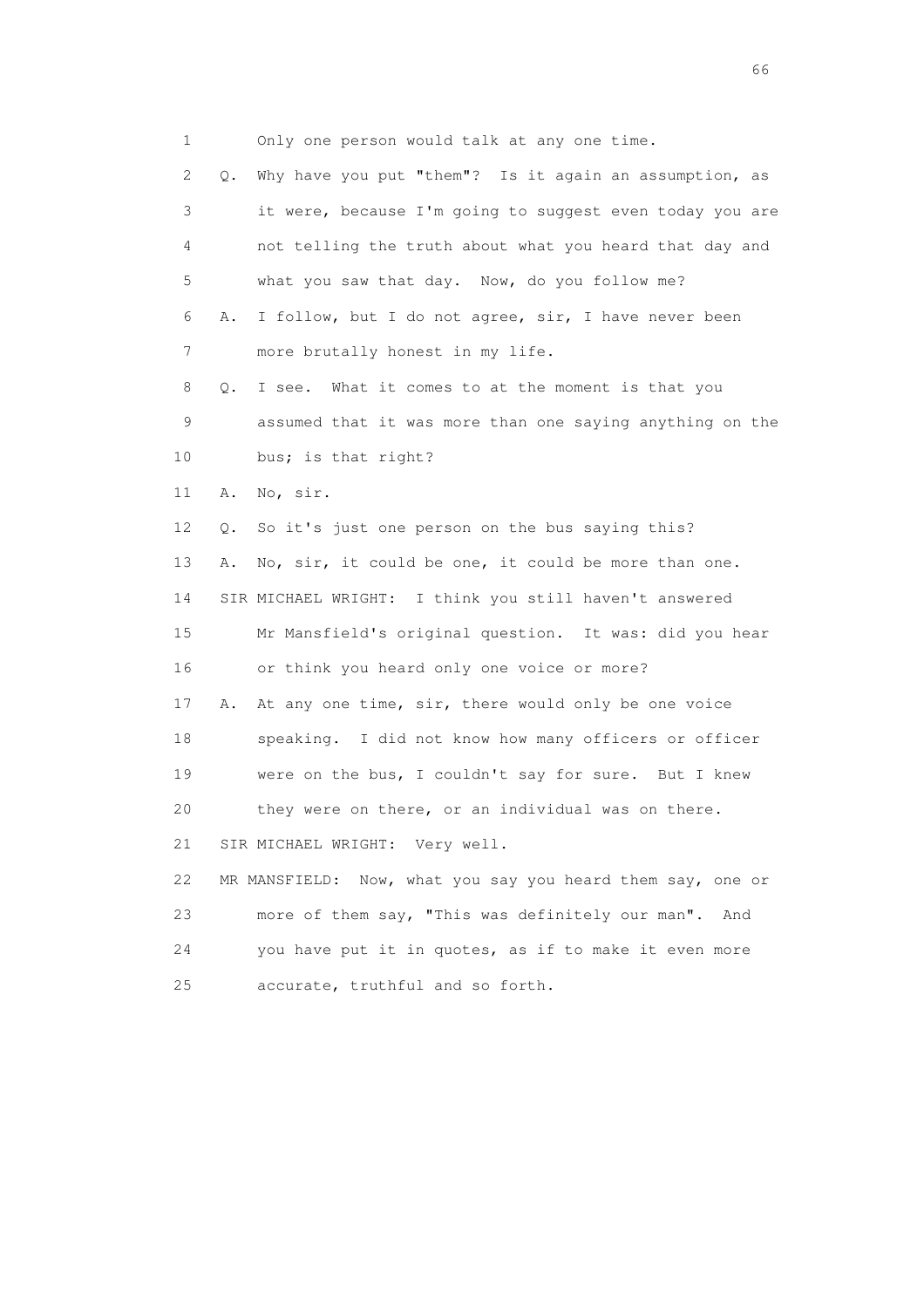1 Only one person would talk at any one time.

2 Q. Why have you put "them"? Is it again an assumption, as

3 it were, because I'm going to suggest even today you are

4 not telling the truth about what you heard that day and

5 what you saw that day. Now, do you follow me?

6 A. I follow, but I do not agree, sir, I have never been

7 more brutally honest in my life.

8 Q. I see. What it comes to at the moment is that you

9 assumed that it was more than one saying anything on the

10 bus; is that right?

11 A. No, sir.

12 Q. So it's just one person on the bus saying this?

13 A. No, sir, it could be one, it could be more than one.

14 SIR MICHAEL WRIGHT: I think you still haven't answered

15 Mr Mansfield's original question. It was: did you hear

16 or think you heard only one voice or more?

17 A. At any one time, sir, there would only be one voice

18 speaking. I did not know how many officers or officer

19 were on the bus, I couldn't say for sure. But I knew

20 they were on there, or an individual was on there.

21 SIR MICHAEL WRIGHT: Very well.

22 MR MANSFIELD: Now, what you say you heard them say, one or

23 more of them say, "This was definitely our man". And

24 you have put it in quotes, as if to make it even more

25 accurate, truthful and so forth.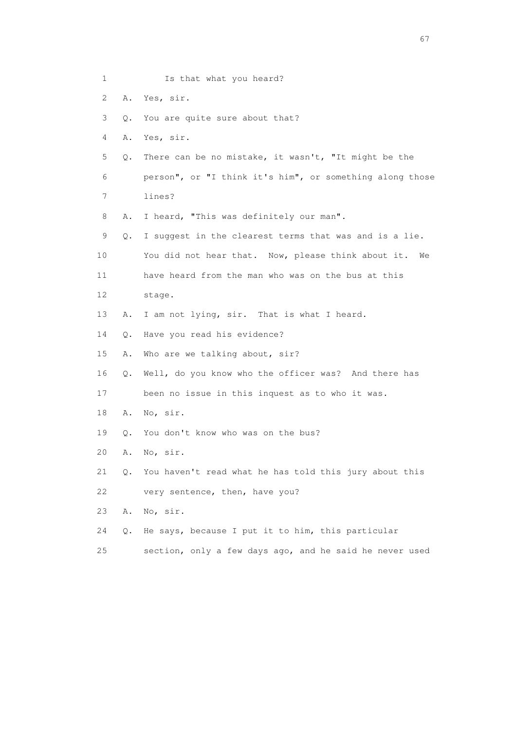1 Is that what you heard?

2 A. Yes, sir.

3 Q. You are quite sure about that?

4 A. Yes, sir.

5 Q. There can be no mistake, it wasn't, "It might be the

6 person", or "I think it's him", or something along those

7 lines?

8 A. I heard, "This was definitely our man".

9 Q. I suggest in the clearest terms that was and is a lie.

10 You did not hear that. Now, please think about it. We

11 have heard from the man who was on the bus at this

12 stage.

13 A. I am not lying, sir. That is what I heard.

14 Q. Have you read his evidence?

15 A. Who are we talking about, sir?

16 Q. Well, do you know who the officer was? And there has

17 been no issue in this inquest as to who it was.

18 A. No, sir.

19 Q. You don't know who was on the bus?

20 A. No, sir.

21 Q. You haven't read what he has told this jury about this

22 very sentence, then, have you?

23 A. No, sir.

24 Q. He says, because I put it to him, this particular

25 section, only a few days ago, and he said he never used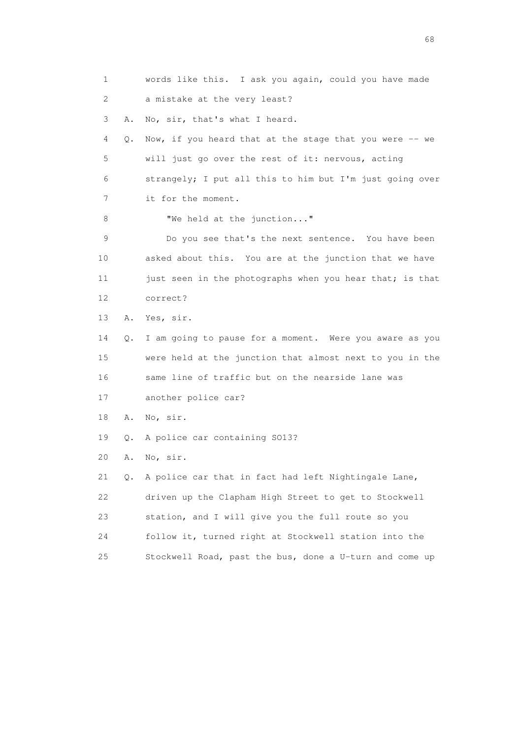1 words like this. I ask you again, could you have made
2 a mistake at the very least?
3 A. No, sir, that's what I heard.
4 Q. Now, if you heard that at the stage that you were -- we
5 will just go over the rest of it: nervous, acting
6 strangely; I put all this to him but I'm just going over
7 it for the moment.
8 "We held at the junction..."
9 Do you see that's the next sentence. You have been
10 asked about this. You are at the junction that we have
11 just seen in the photographs when you hear that; is that
12 correct?
13 A. Yes, sir.
14 Q. I am going to pause for a moment. Were you aware as you
15 were held at the junction that almost next to you in the
16 same line of traffic but on the nearside lane was
17 another police car?
18 A. No, sir.
19 Q. A police car containing SO13?
20 A. No, sir.
21 Q. A police car that in fact had left Nightingale Lane,
22 driven up the Clapham High Street to get to Stockwell
23 station, and I will give you the full route so you
24 follow it, turned right at Stockwell station into the
25 Stockwell Road, past the bus, done a U-turn and come up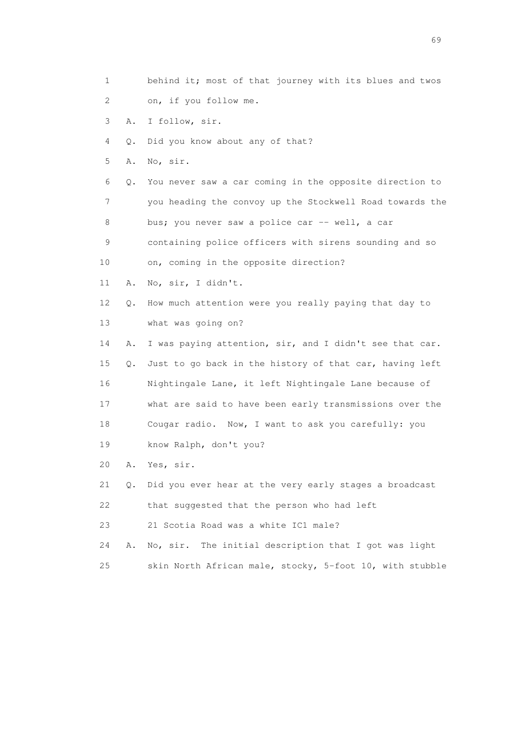1 behind it; most of that journey with its blues and twos
2 on, if you follow me.
3 A. I follow, sir.
4 Q. Did you know about any of that?
5 A. No, sir.
6 Q. You never saw a car coming in the opposite direction to
7 you heading the convoy up the Stockwell Road towards the
8 bus; you never saw a police car -- well, a car
9 containing police officers with sirens sounding and so
10 on, coming in the opposite direction?
11 A. No, sir, I didn't.
12 Q. How much attention were you really paying that day to
13 what was going on?
14 A. I was paying attention, sir, and I didn't see that car.
15 Q. Just to go back in the history of that car, having left
16 Nightingale Lane, it left Nightingale Lane because of
17 what are said to have been early transmissions over the
18 Cougar radio. Now, I want to ask you carefully: you
19 know Ralph, don't you?
20 A. Yes, sir.
21 Q. Did you ever hear at the very early stages a broadcast
22 that suggested that the person who had left
23 21 Scotia Road was a white IC1 male?
24 A. No, sir. The initial description that I got was light
25 skin North African male, stocky, 5-foot 10, with stubble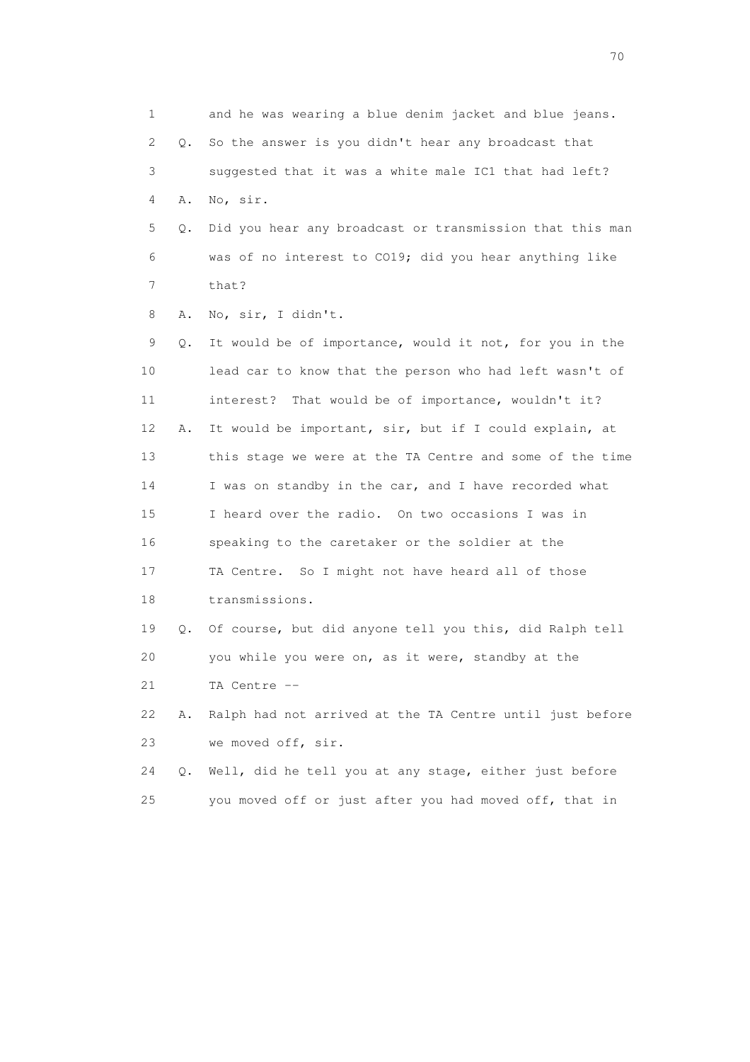1 and he was wearing a blue denim jacket and blue jeans.

2 Q. So the answer is you didn't hear any broadcast that

3 suggested that it was a white male IC1 that had left?

4 A. No, sir.

5 Q. Did you hear any broadcast or transmission that this man

6 was of no interest to CO19; did you hear anything like

7 that?

8 A. No, sir, I didn't.

9 Q. It would be of importance, would it not, for you in the

10 lead car to know that the person who had left wasn't of

11 interest? That would be of importance, wouldn't it?

12 A. It would be important, sir, but if I could explain, at

13 this stage we were at the TA Centre and some of the time

14 I was on standby in the car, and I have recorded what

15 I heard over the radio. On two occasions I was in

16 speaking to the caretaker or the soldier at the

17 TA Centre. So I might not have heard all of those

18 transmissions.

19 Q. Of course, but did anyone tell you this, did Ralph tell

20 you while you were on, as it were, standby at the

21 TA Centre --

22 A. Ralph had not arrived at the TA Centre until just before

23 we moved off, sir.

24 Q. Well, did he tell you at any stage, either just before

25 you moved off or just after you had moved off, that in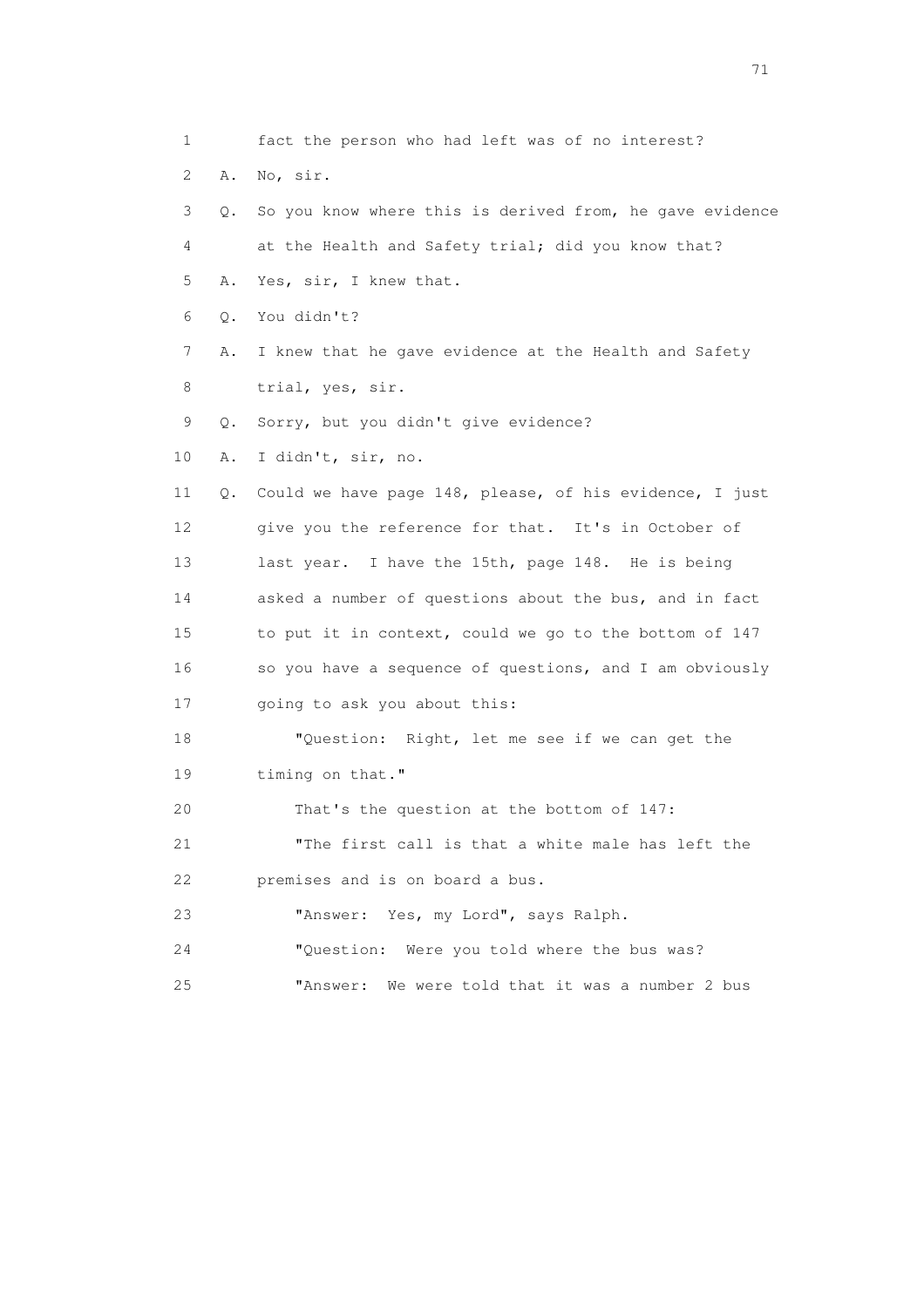1 fact the person who had left was of no interest?

2 A. No, sir.

3 Q. So you know where this is derived from, he gave evidence

4 at the Health and Safety trial; did you know that?

5 A. Yes, sir, I knew that.

6 Q. You didn't?

7 A. I knew that he gave evidence at the Health and Safety

8 trial, yes, sir.

9 Q. Sorry, but you didn't give evidence?

10 A. I didn't, sir, no.

11 Q. Could we have page 148, please, of his evidence, I just

12 give you the reference for that. It's in October of

13 last year. I have the 15th, page 148. He is being

14 asked a number of questions about the bus, and in fact

15 to put it in context, could we go to the bottom of 147

16 so you have a sequence of questions, and I am obviously

17 going to ask you about this:

18 "Question: Right, let me see if we can get the

19 timing on that."

20 That's the question at the bottom of 147:

21 "The first call is that a white male has left the

22 premises and is on board a bus.

23 "Answer: Yes, my Lord", says Ralph.

24 "Question: Were you told where the bus was?

25 "Answer: We were told that it was a number 2 bus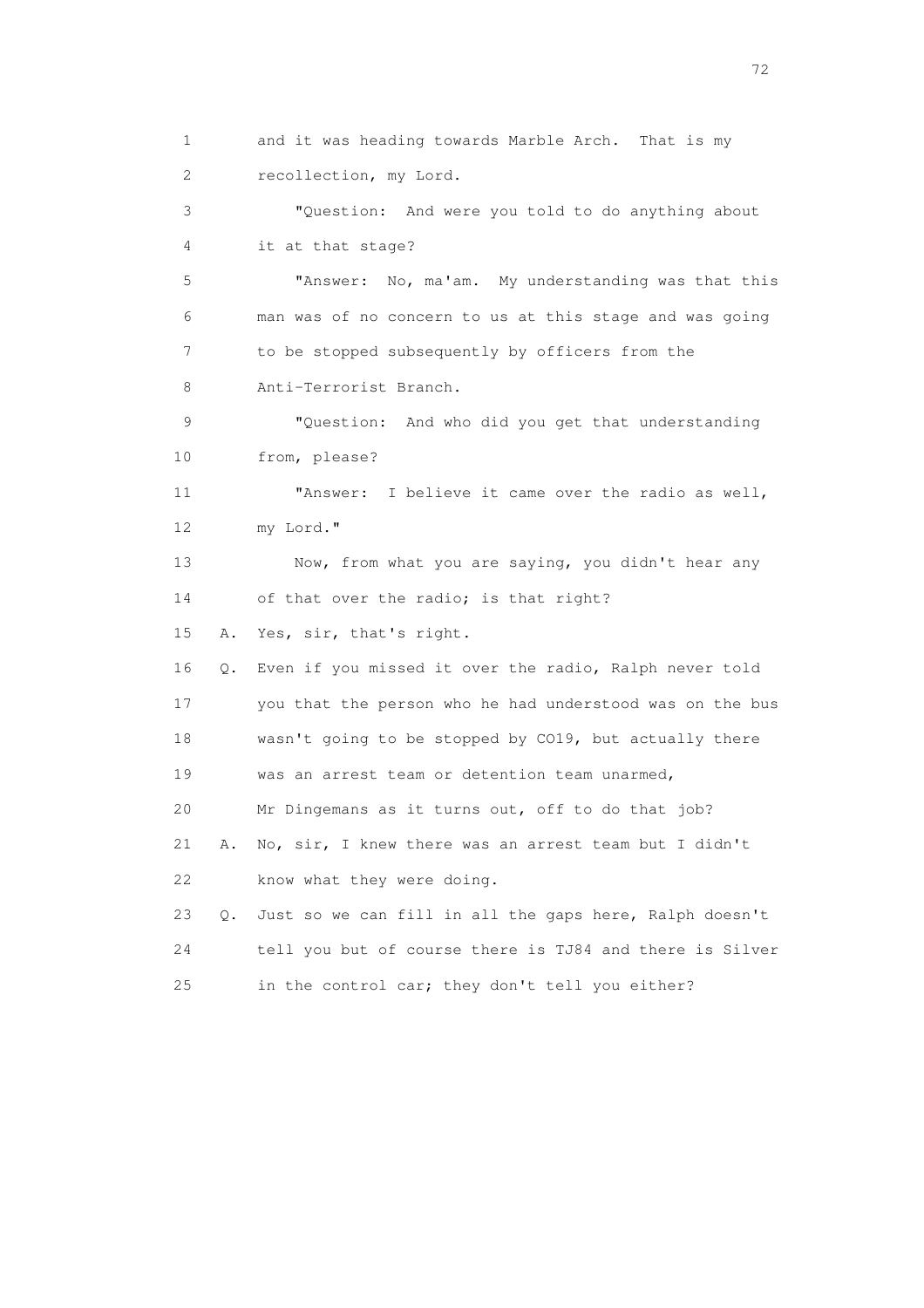1 and it was heading towards Marble Arch. That is my
2 recollection, my Lord.

3 "Question: And were you told to do anything about
4 it at that stage?

5 "Answer: No, ma'am. My understanding was that this
6 man was of no concern to us at this stage and was going
7 to be stopped subsequently by officers from the
8 Anti-Terrorist Branch.

9 "Question: And who did you get that understanding
10 from, please?

11 "Answer: I believe it came over the radio as well,
12 my Lord."

13 Now, from what you are saying, you didn't hear any
14 of that over the radio; is that right?

15 A. Yes, sir, that's right.

16 Q. Even if you missed it over the radio, Ralph never told
17 you that the person who he had understood was on the bus
18 wasn't going to be stopped by CO19, but actually there
19 was an arrest team or detention team unarmed,
20 Mr Dingemans as it turns out, off to do that job?

21 A. No, sir, I knew there was an arrest team but I didn't
22 know what they were doing.

23 Q. Just so we can fill in all the gaps here, Ralph doesn't
24 tell you but of course there is TJ84 and there is Silver
25 in the control car; they don't tell you either?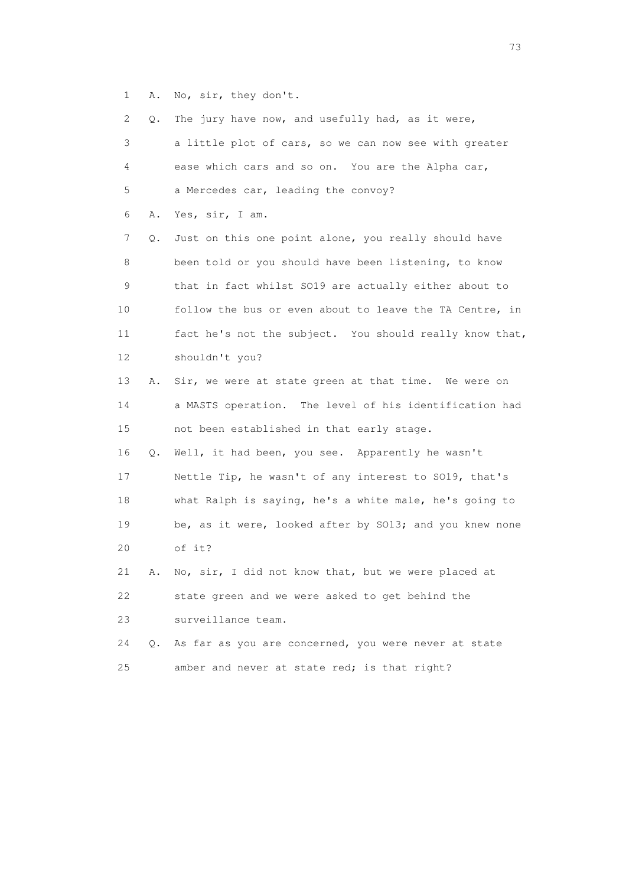1 A. No, sir, they don't.

2 Q. The jury have now, and usefully had, as it were,

3 a little plot of cars, so we can now see with greater

4 ease which cars and so on. You are the Alpha car,

5 a Mercedes car, leading the convoy?

6 A. Yes, sir, I am.

7 Q. Just on this one point alone, you really should have

8 been told or you should have been listening, to know

9 that in fact whilst SO19 are actually either about to

10 follow the bus or even about to leave the TA Centre, in

11 fact he's not the subject. You should really know that,

12 shouldn't you?

13 A. Sir, we were at state green at that time. We were on

14 a MASTS operation. The level of his identification had

15 not been established in that early stage.

16 Q. Well, it had been, you see. Apparently he wasn't

17 Nettle Tip, he wasn't of any interest to SO19, that's

18 what Ralph is saying, he's a white male, he's going to

19 be, as it were, looked after by SO13; and you knew none

20 of it?

21 A. No, sir, I did not know that, but we were placed at

22 state green and we were asked to get behind the

23 surveillance team.

24 Q. As far as you are concerned, you were never at state

25 amber and never at state red; is that right?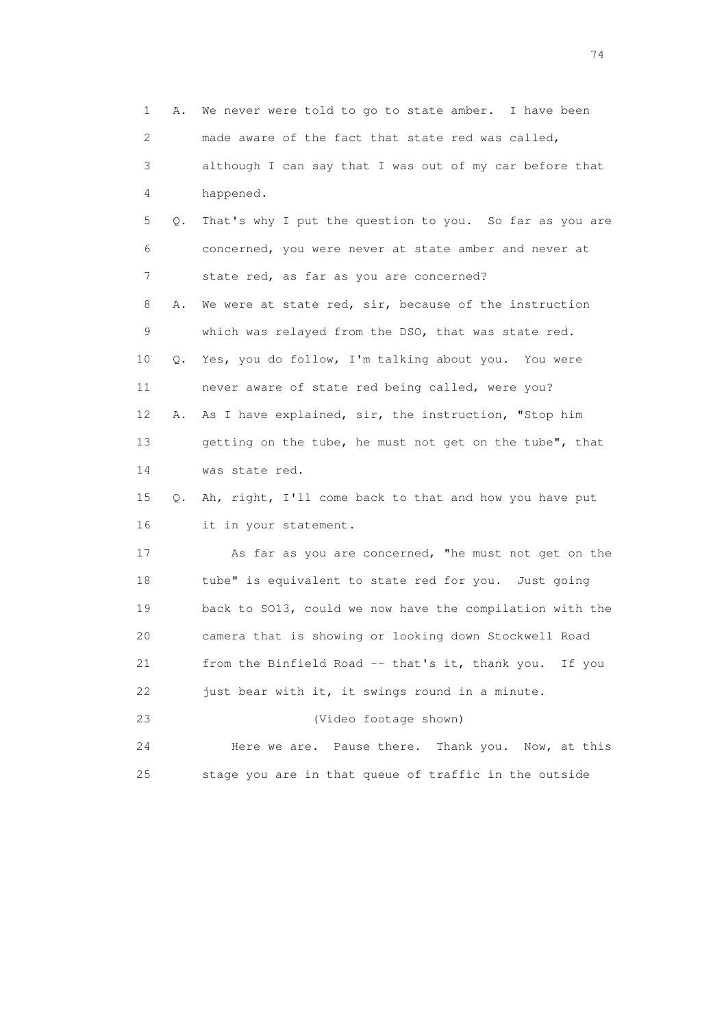1 A. We never were told to go to state amber. I have been
2 made aware of the fact that state red was called,
3 although I can say that I was out of my car before that
4 happened.
5 Q. That's why I put the question to you. So far as you are
6 concerned, you were never at state amber and never at
7 state red, as far as you are concerned?
8 A. We were at state red, sir, because of the instruction
9 which was relayed from the DSO, that was state red.
10 Q. Yes, you do follow, I'm talking about you. You were
11 never aware of state red being called, were you?
12 A. As I have explained, sir, the instruction, "Stop him
13 getting on the tube, he must not get on the tube", that
14 was state red.
15 Q. Ah, right, I'll come back to that and how you have put
16 it in your statement.
17 As far as you are concerned, "he must not get on the
18 tube" is equivalent to state red for you. Just going
19 back to SO13, could we now have the compilation with the
20 camera that is showing or looking down Stockwell Road
21 from the Binfield Road -- that's it, thank you. If you
22 just bear with it, it swings round in a minute.
23 (Video footage shown)
24 Here we are. Pause there. Thank you. Now, at this
25 stage you are in that queue of traffic in the outside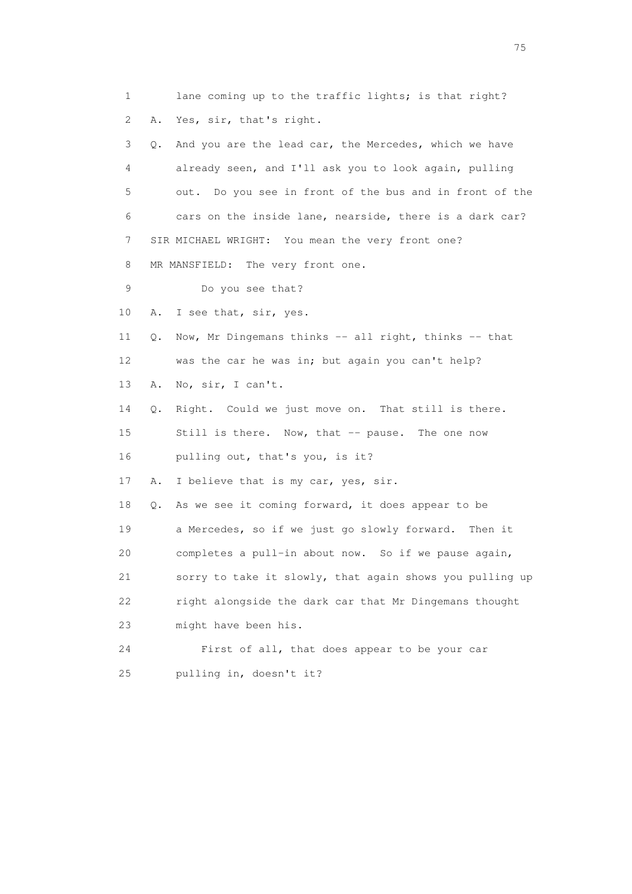1 lane coming up to the traffic lights; is that right?

2 A. Yes, sir, that's right.

3 Q. And you are the lead car, the Mercedes, which we have

4 already seen, and I'll ask you to look again, pulling

5 out. Do you see in front of the bus and in front of the

6 cars on the inside lane, nearside, there is a dark car?

7 SIR MICHAEL WRIGHT: You mean the very front one?

8 MR MANSFIELD: The very front one.

9 Do you see that?

10 A. I see that, sir, yes.

11 Q. Now, Mr Dingemans thinks -- all right, thinks -- that

12 was the car he was in; but again you can't help?

13 A. No, sir, I can't.

14 Q. Right. Could we just move on. That still is there.

15 Still is there. Now, that -- pause. The one now

16 pulling out, that's you, is it?

17 A. I believe that is my car, yes, sir.

18 Q. As we see it coming forward, it does appear to be

19 a Mercedes, so if we just go slowly forward. Then it

20 completes a pull-in about now. So if we pause again,

21 sorry to take it slowly, that again shows you pulling up

22 right alongside the dark car that Mr Dingemans thought

23 might have been his.

24 First of all, that does appear to be your car

25 pulling in, doesn't it?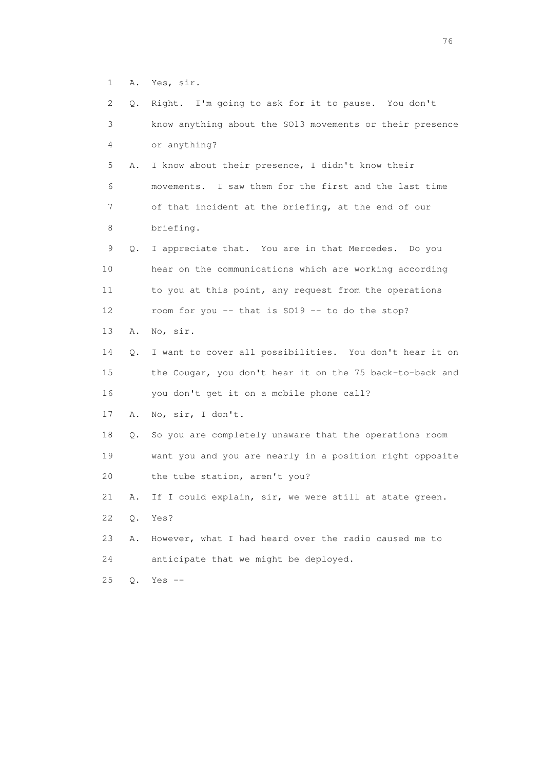1 A. Yes, sir.

2 Q. Right. I'm going to ask for it to pause. You don't

3 know anything about the SO13 movements or their presence

4 or anything?

5 A. I know about their presence, I didn't know their

6 movements. I saw them for the first and the last time

7 of that incident at the briefing, at the end of our

8 briefing.

9 Q. I appreciate that. You are in that Mercedes. Do you

10 hear on the communications which are working according

11 to you at this point, any request from the operations

12 room for you -- that is SO19 -- to do the stop?

13 A. No, sir.

14 Q. I want to cover all possibilities. You don't hear it on

15 the Cougar, you don't hear it on the 75 back-to-back and

16 you don't get it on a mobile phone call?

17 A. No, sir, I don't.

18 Q. So you are completely unaware that the operations room

19 want you and you are nearly in a position right opposite

20 the tube station, aren't you?

21 A. If I could explain, sir, we were still at state green.

22 Q. Yes?

23 A. However, what I had heard over the radio caused me to

24 anticipate that we might be deployed.

25 Q. Yes --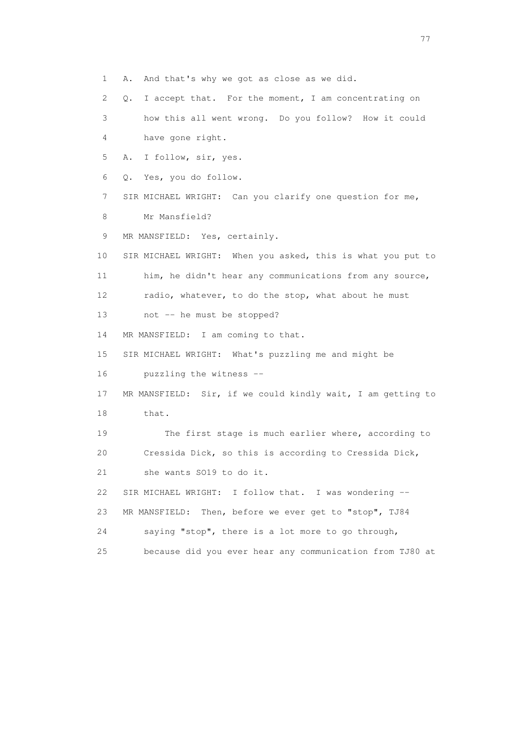1 A. And that's why we got as close as we did.

2 Q. I accept that. For the moment, I am concentrating on

3 how this all went wrong. Do you follow? How it could

4 have gone right.

5 A. I follow, sir, yes.

6 Q. Yes, you do follow.

7 SIR MICHAEL WRIGHT: Can you clarify one question for me,

8 Mr Mansfield?

9 MR MANSFIELD: Yes, certainly.

10 SIR MICHAEL WRIGHT: When you asked, this is what you put to

11 him, he didn't hear any communications from any source,

12 radio, whatever, to do the stop, what about he must

13 not -- he must be stopped?

14 MR MANSFIELD: I am coming to that.

15 SIR MICHAEL WRIGHT: What's puzzling me and might be

16 puzzling the witness --

17 MR MANSFIELD: Sir, if we could kindly wait, I am getting to

18 that.

19 The first stage is much earlier where, according to

20 Cressida Dick, so this is according to Cressida Dick,

21 she wants SO19 to do it.

22 SIR MICHAEL WRIGHT: I follow that. I was wondering --

23 MR MANSFIELD: Then, before we ever get to "stop", TJ84

24 saying "stop", there is a lot more to go through,

25 because did you ever hear any communication from TJ80 at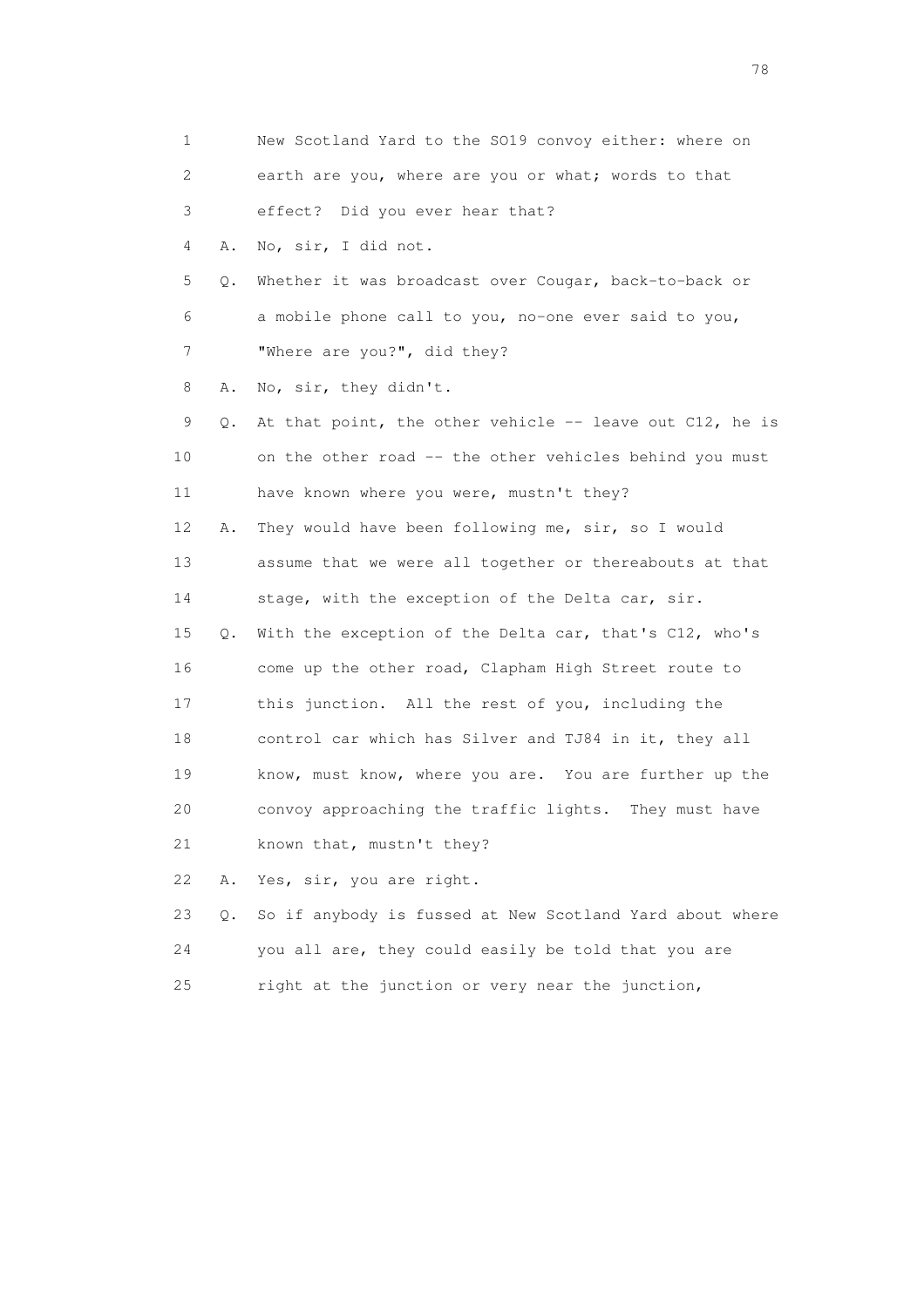1 New Scotland Yard to the SO19 convoy either: where on
2 earth are you, where are you or what; words to that
3 effect? Did you ever hear that?

4 A. No, sir, I did not.

5 Q. Whether it was broadcast over Cougar, back-to-back or
6 a mobile phone call to you, no-one ever said to you,
7 "Where are you?", did they?

8 A. No, sir, they didn't.

9 Q. At that point, the other vehicle -- leave out C12, he is
10 on the other road -- the other vehicles behind you must
11 have known where you were, mustn't they?

12 A. They would have been following me, sir, so I would
13 assume that we were all together or thereabouts at that
14 stage, with the exception of the Delta car, sir.

15 Q. With the exception of the Delta car, that's C12, who's
16 come up the other road, Clapham High Street route to
17 this junction. All the rest of you, including the
18 control car which has Silver and TJ84 in it, they all
19 know, must know, where you are. You are further up the
20 convoy approaching the traffic lights. They must have
21 known that, mustn't they?

22 A. Yes, sir, you are right.

23 Q. So if anybody is fussed at New Scotland Yard about where
24 you all are, they could easily be told that you are
25 right at the junction or very near the junction,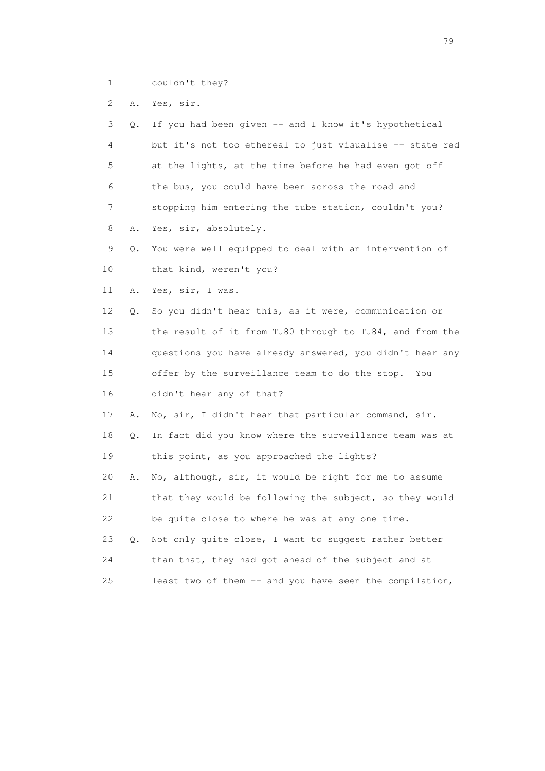1 couldn't they?

2 A. Yes, sir.

3 Q. If you had been given -- and I know it's hypothetical

4 but it's not too ethereal to just visualise -- state red

5 at the lights, at the time before he had even got off

6 the bus, you could have been across the road and

7 stopping him entering the tube station, couldn't you?

8 A. Yes, sir, absolutely.

9 Q. You were well equipped to deal with an intervention of

10 that kind, weren't you?

11 A. Yes, sir, I was.

12 Q. So you didn't hear this, as it were, communication or

13 the result of it from TJ80 through to TJ84, and from the

14 questions you have already answered, you didn't hear any

15 offer by the surveillance team to do the stop. You

16 didn't hear any of that?

17 A. No, sir, I didn't hear that particular command, sir.

18 Q. In fact did you know where the surveillance team was at

19 this point, as you approached the lights?

20 A. No, although, sir, it would be right for me to assume

21 that they would be following the subject, so they would

22 be quite close to where he was at any one time.

23 Q. Not only quite close, I want to suggest rather better

24 than that, they had got ahead of the subject and at

25 least two of them -- and you have seen the compilation,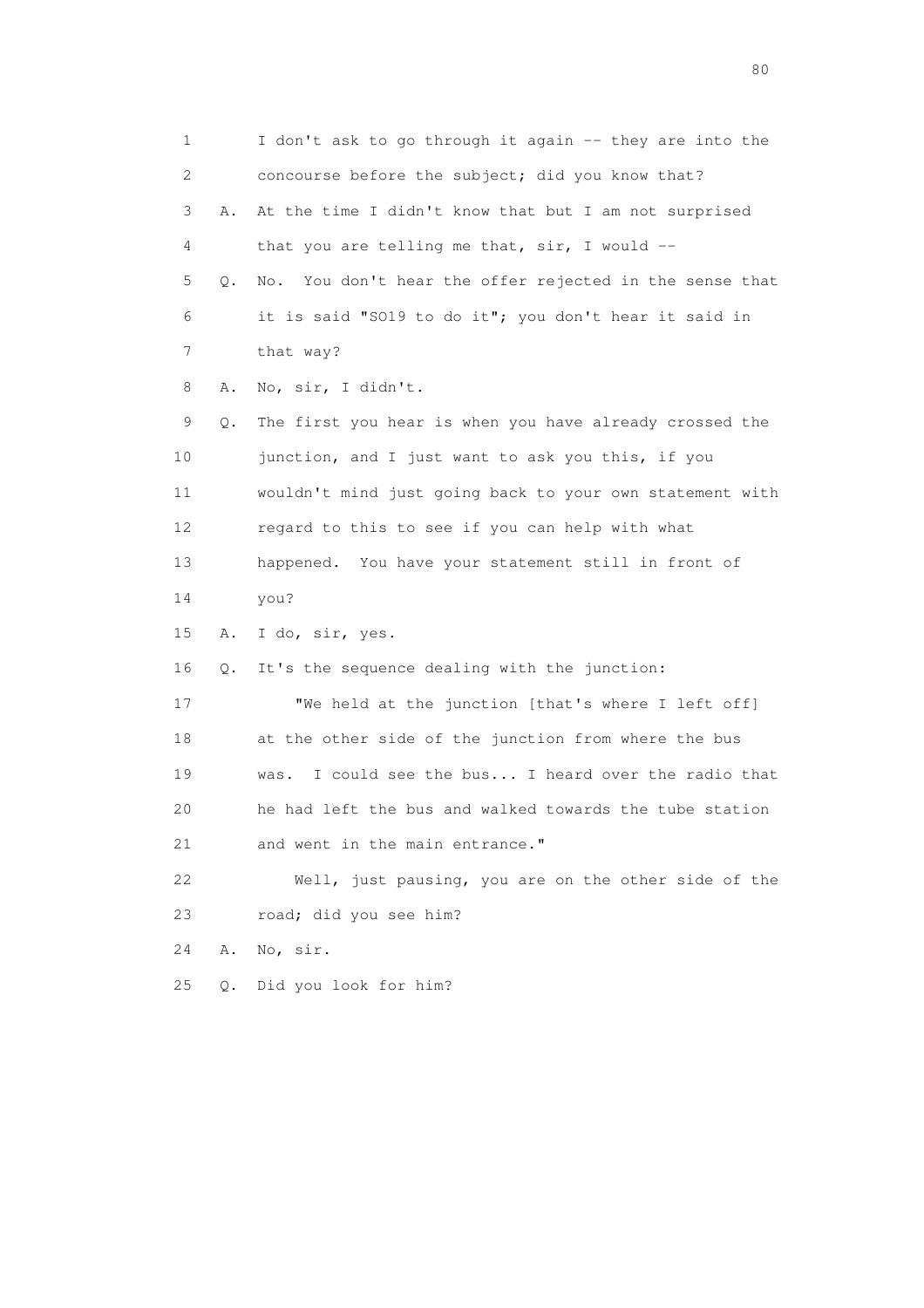1 I don't ask to go through it again -- they are into the
2 concourse before the subject; did you know that?
3 A. At the time I didn't know that but I am not surprised
4 that you are telling me that, sir, I would --
5 Q. No. You don't hear the offer rejected in the sense that
6 it is said "SO19 to do it"; you don't hear it said in
7 that way?
8 A. No, sir, I didn't.
9 Q. The first you hear is when you have already crossed the
10 junction, and I just want to ask you this, if you
11 wouldn't mind just going back to your own statement with
12 regard to this to see if you can help with what
13 happened. You have your statement still in front of
14 you?
15 A. I do, sir, yes.
16 Q. It's the sequence dealing with the junction:
17 "We held at the junction [that's where I left off]
18 at the other side of the junction from where the bus
19 was. I could see the bus... I heard over the radio that
20 he had left the bus and walked towards the tube station
21 and went in the main entrance."
22 Well, just pausing, you are on the other side of the
23 road; did you see him?
24 A. No, sir.
25 Q. Did you look for him?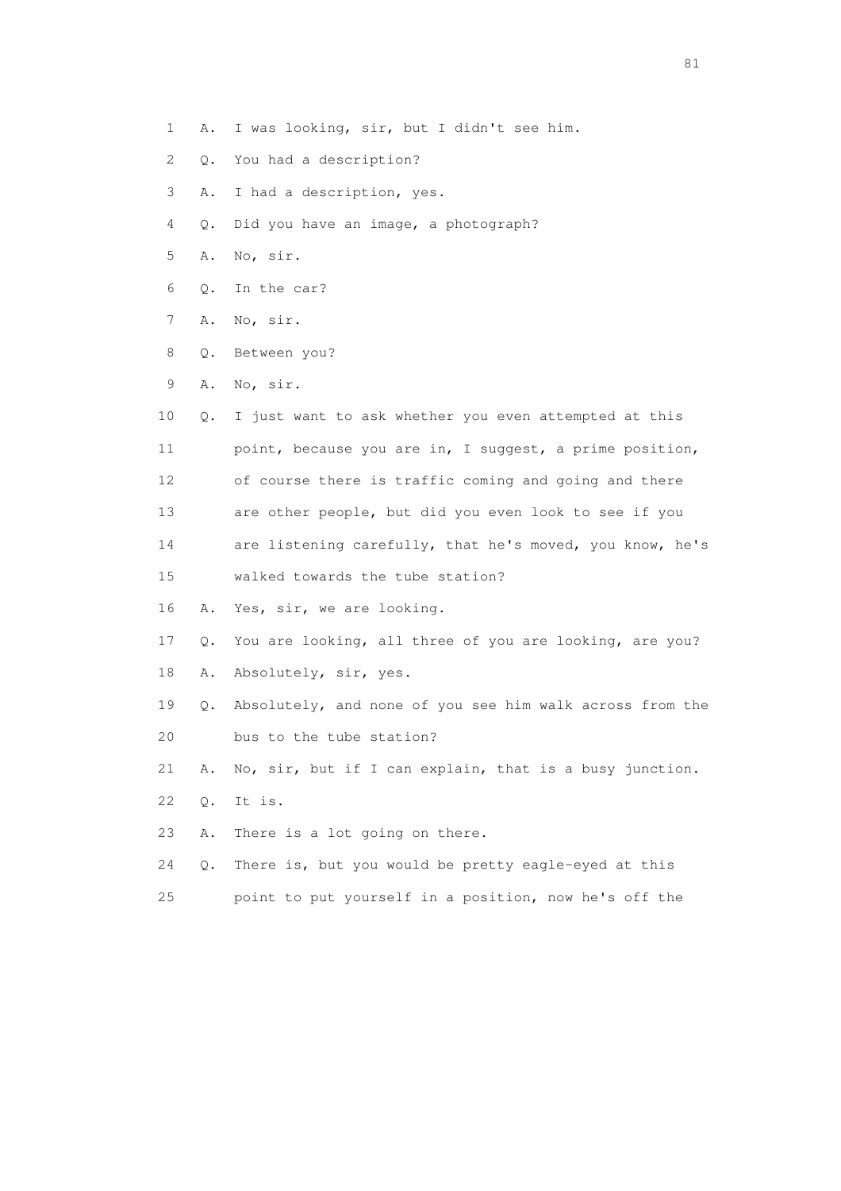1 A. I was looking, sir, but I didn't see him.

2 Q. You had a description?

3 A. I had a description, yes.

4 Q. Did you have an image, a photograph?

5 A. No, sir.

6 Q. In the car?

7 A. No, sir.

8 Q. Between you?

9 A. No, sir.

10 Q. I just want to ask whether you even attempted at this

11 point, because you are in, I suggest, a prime position,

12 of course there is traffic coming and going and there

13 are other people, but did you even look to see if you

14 are listening carefully, that he's moved, you know, he's

15 walked towards the tube station?

16 A. Yes, sir, we are looking.

17 Q. You are looking, all three of you are looking, are you?

18 A. Absolutely, sir, yes.

19 Q. Absolutely, and none of you see him walk across from the

20 bus to the tube station?

21 A. No, sir, but if I can explain, that is a busy junction.

22 Q. It is.

23 A. There is a lot going on there.

24 Q. There is, but you would be pretty eagle-eyed at this

25 point to put yourself in a position, now he's off the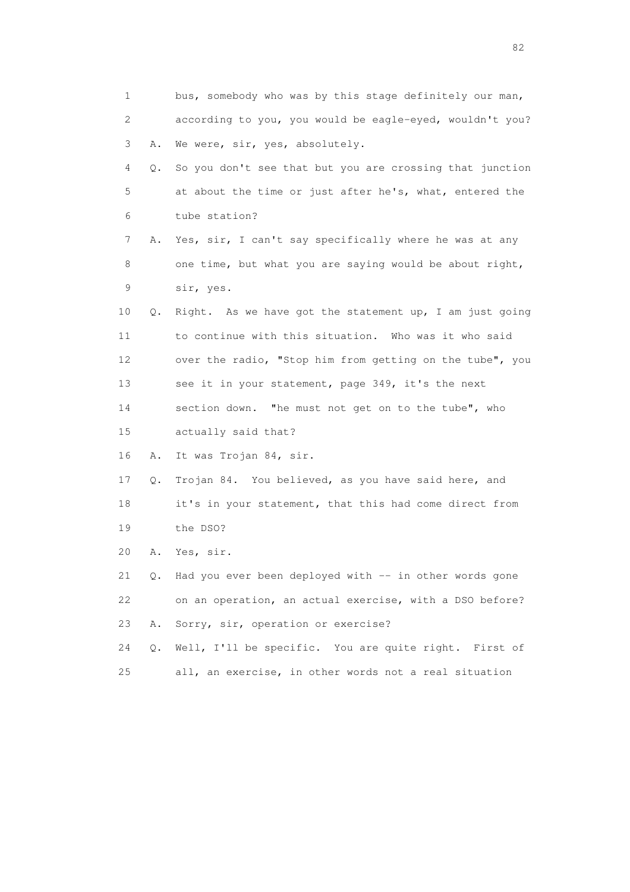1 bus, somebody who was by this stage definitely our man,
2 according to you, you would be eagle-eyed, wouldn't you?
3 A. We were, sir, yes, absolutely.
4 Q. So you don't see that but you are crossing that junction
5 at about the time or just after he's, what, entered the
6 tube station?
7 A. Yes, sir, I can't say specifically where he was at any
8 one time, but what you are saying would be about right,
9 sir, yes.
10 Q. Right. As we have got the statement up, I am just going
11 to continue with this situation. Who was it who said
12 over the radio, "Stop him from getting on the tube", you
13 see it in your statement, page 349, it's the next
14 section down. "he must not get on to the tube", who
15 actually said that?
16 A. It was Trojan 84, sir.
17 Q. Trojan 84. You believed, as you have said here, and
18 it's in your statement, that this had come direct from
19 the DSO?
20 A. Yes, sir.
21 Q. Had you ever been deployed with -- in other words gone
22 on an operation, an actual exercise, with a DSO before?
23 A. Sorry, sir, operation or exercise?
24 Q. Well, I'll be specific. You are quite right. First of
25 all, an exercise, in other words not a real situation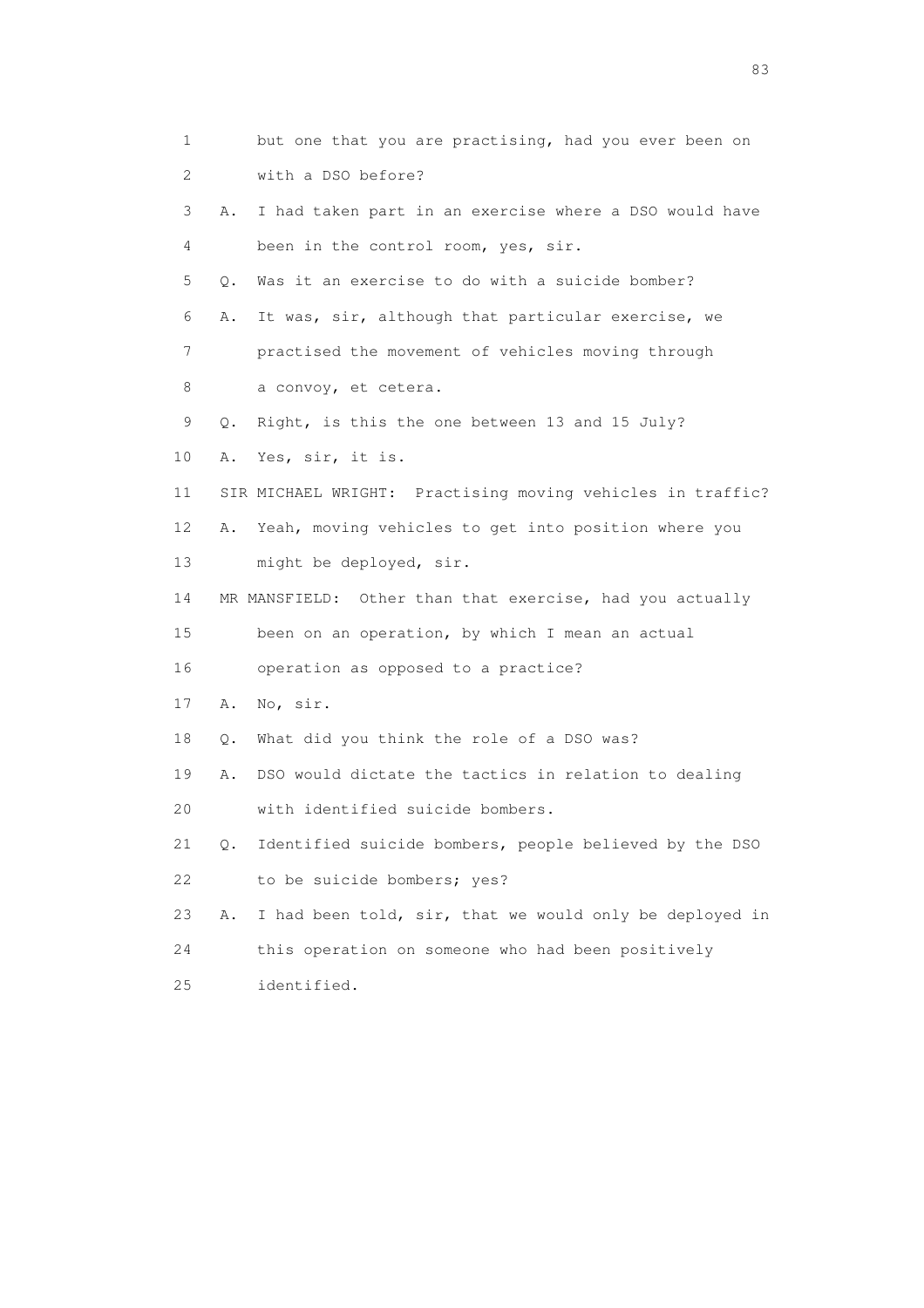1 but one that you are practising, had you ever been on
2 with a DSO before?
3 A. I had taken part in an exercise where a DSO would have
4 been in the control room, yes, sir.
5 Q. Was it an exercise to do with a suicide bomber?
6 A. It was, sir, although that particular exercise, we
7 practised the movement of vehicles moving through
8 a convoy, et cetera.
9 Q. Right, is this the one between 13 and 15 July?
10 A. Yes, sir, it is.
11 SIR MICHAEL WRIGHT: Practising moving vehicles in traffic?
12 A. Yeah, moving vehicles to get into position where you
13 might be deployed, sir.
14 MR MANSFIELD: Other than that exercise, had you actually
15 been on an operation, by which I mean an actual
16 operation as opposed to a practice?
17 A. No, sir.
18 Q. What did you think the role of a DSO was?
19 A. DSO would dictate the tactics in relation to dealing
20 with identified suicide bombers.
21 Q. Identified suicide bombers, people believed by the DSO
22 to be suicide bombers; yes?
23 A. I had been told, sir, that we would only be deployed in
24 this operation on someone who had been positively
25 identified.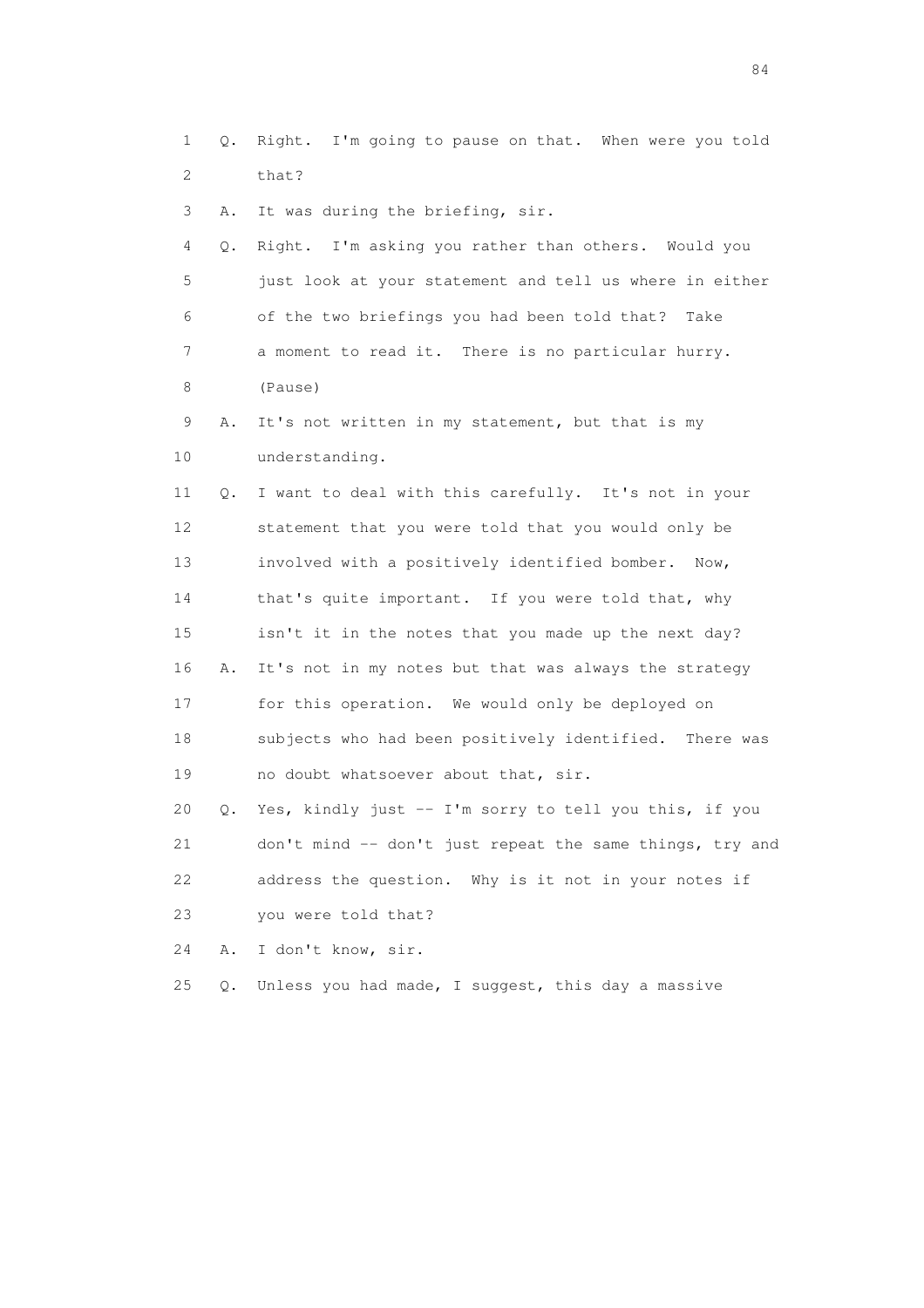1 Q. Right. I'm going to pause on that. When were you told
2 that?
3 A. It was during the briefing, sir.
4 Q. Right. I'm asking you rather than others. Would you
5 just look at your statement and tell us where in either
6 of the two briefings you had been told that? Take
7 a moment to read it. There is no particular hurry.
8 (Pause)
9 A. It's not written in my statement, but that is my
10 understanding.
11 Q. I want to deal with this carefully. It's not in your
12 statement that you were told that you would only be
13 involved with a positively identified bomber. Now,
14 that's quite important. If you were told that, why
15 isn't it in the notes that you made up the next day?
16 A. It's not in my notes but that was always the strategy
17 for this operation. We would only be deployed on
18 subjects who had been positively identified. There was
19 no doubt whatsoever about that, sir.
20 Q. Yes, kindly just -- I'm sorry to tell you this, if you
21 don't mind -- don't just repeat the same things, try and
22 address the question. Why is it not in your notes if
23 you were told that?
24 A. I don't know, sir.
25 Q. Unless you had made, I suggest, this day a massive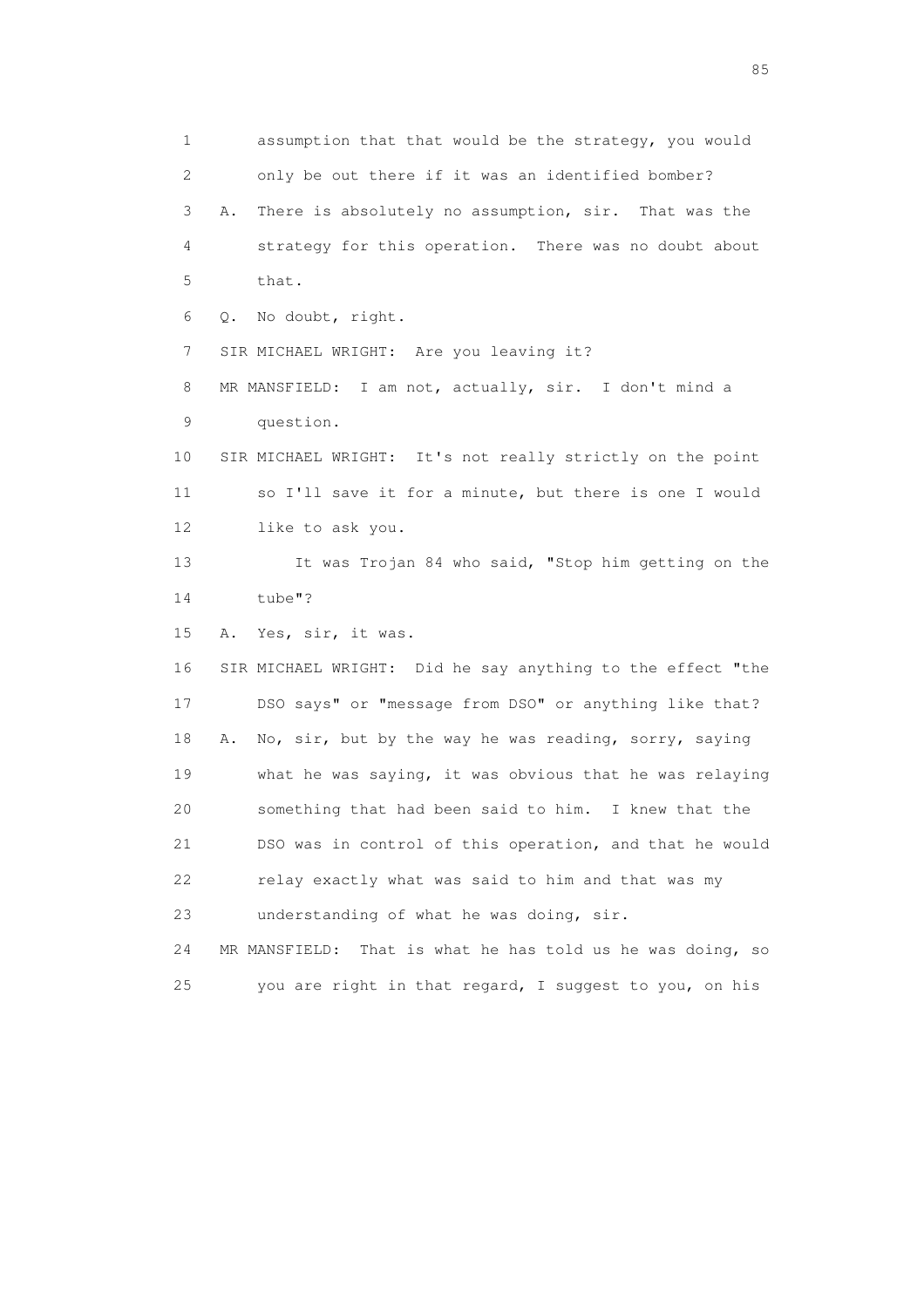1 assumption that that would be the strategy, you would
2 only be out there if it was an identified bomber?
3 A. There is absolutely no assumption, sir. That was the
4 strategy for this operation. There was no doubt about
5 that.
6 Q. No doubt, right.
7 SIR MICHAEL WRIGHT: Are you leaving it?
8 MR MANSFIELD: I am not, actually, sir. I don't mind a
9 question.
10 SIR MICHAEL WRIGHT: It's not really strictly on the point
11 so I'll save it for a minute, but there is one I would
12 like to ask you.
13 It was Trojan 84 who said, "Stop him getting on the
14 tube"?
15 A. Yes, sir, it was.
16 SIR MICHAEL WRIGHT: Did he say anything to the effect "the
17 DSO says" or "message from DSO" or anything like that?
18 A. No, sir, but by the way he was reading, sorry, saying
19 what he was saying, it was obvious that he was relaying
20 something that had been said to him. I knew that the
21 DSO was in control of this operation, and that he would
22 relay exactly what was said to him and that was my
23 understanding of what he was doing, sir.
24 MR MANSFIELD: That is what he has told us he was doing, so
25 you are right in that regard, I suggest to you, on his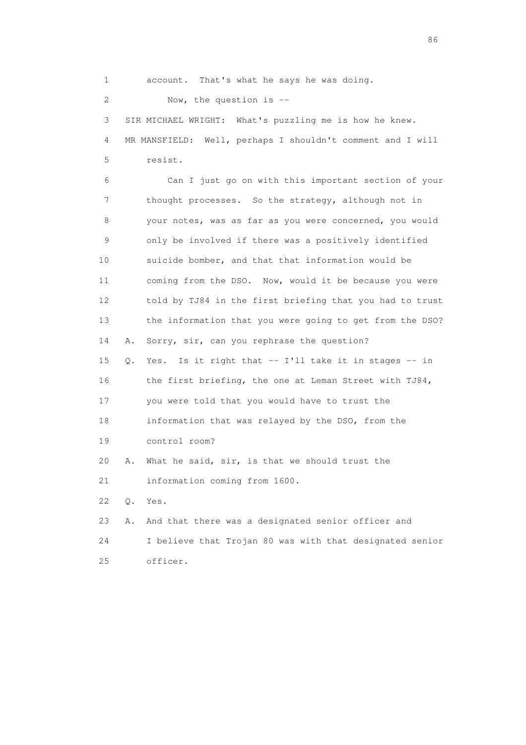1 account. That's what he says he was doing.

2 Now, the question is --

3 SIR MICHAEL WRIGHT: What's puzzling me is how he knew.

4 MR MANSFIELD: Well, perhaps I shouldn't comment and I will

5 resist.

6 Can I just go on with this important section of your

7 thought processes. So the strategy, although not in

8 your notes, was as far as you were concerned, you would

9 only be involved if there was a positively identified

10 suicide bomber, and that that information would be

11 coming from the DSO. Now, would it be because you were

12 told by TJ84 in the first briefing that you had to trust

13 the information that you were going to get from the DSO?

14 A. Sorry, sir, can you rephrase the question?

15 Q. Yes. Is it right that -- I'll take it in stages -- in

16 the first briefing, the one at Leman Street with TJ84,

17 you were told that you would have to trust the

18 information that was relayed by the DSO, from the

19 control room?

20 A. What he said, sir, is that we should trust the

21 information coming from 1600.

22 Q. Yes.

23 A. And that there was a designated senior officer and

24 I believe that Trojan 80 was with that designated senior

25 officer.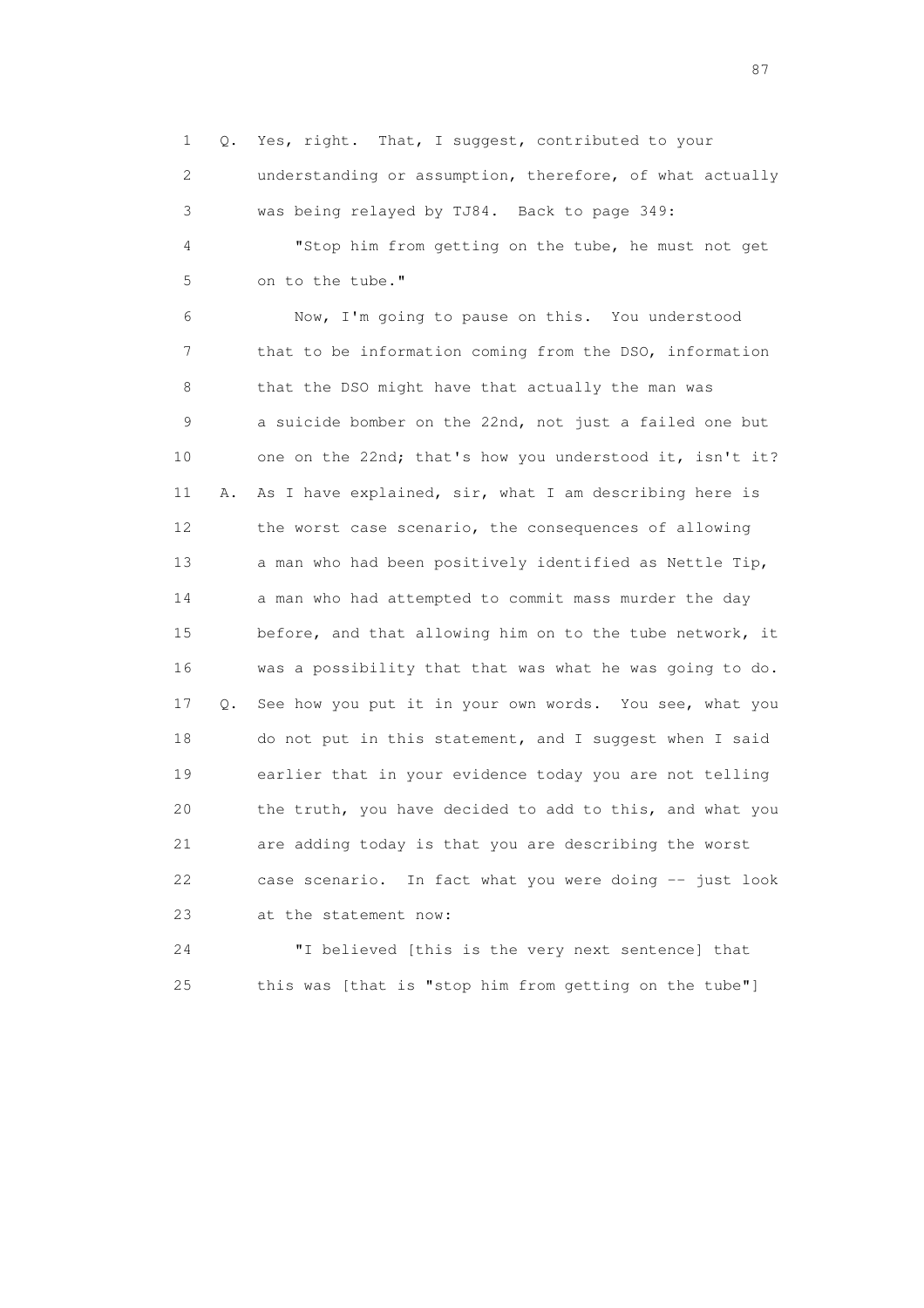1 Q. Yes, right. That, I suggest, contributed to your
2 understanding or assumption, therefore, of what actually
3 was being relayed by TJ84. Back to page 349:
4 "Stop him from getting on the tube, he must not get
5 on to the tube."
6 Now, I'm going to pause on this. You understood
7 that to be information coming from the DSO, information
8 that the DSO might have that actually the man was
9 a suicide bomber on the 22nd, not just a failed one but
10 one on the 22nd; that's how you understood it, isn't it?
11 A. As I have explained, sir, what I am describing here is
12 the worst case scenario, the consequences of allowing
13 a man who had been positively identified as Nettle Tip,
14 a man who had attempted to commit mass murder the day
15 before, and that allowing him on to the tube network, it
16 was a possibility that that was what he was going to do.
17 Q. See how you put it in your own words. You see, what you
18 do not put in this statement, and I suggest when I said
19 earlier that in your evidence today you are not telling
20 the truth, you have decided to add to this, and what you
21 are adding today is that you are describing the worst
22 case scenario. In fact what you were doing -- just look
23 at the statement now:
24 "I believed [this is the very next sentence] that
25 this was [that is "stop him from getting on the tube"]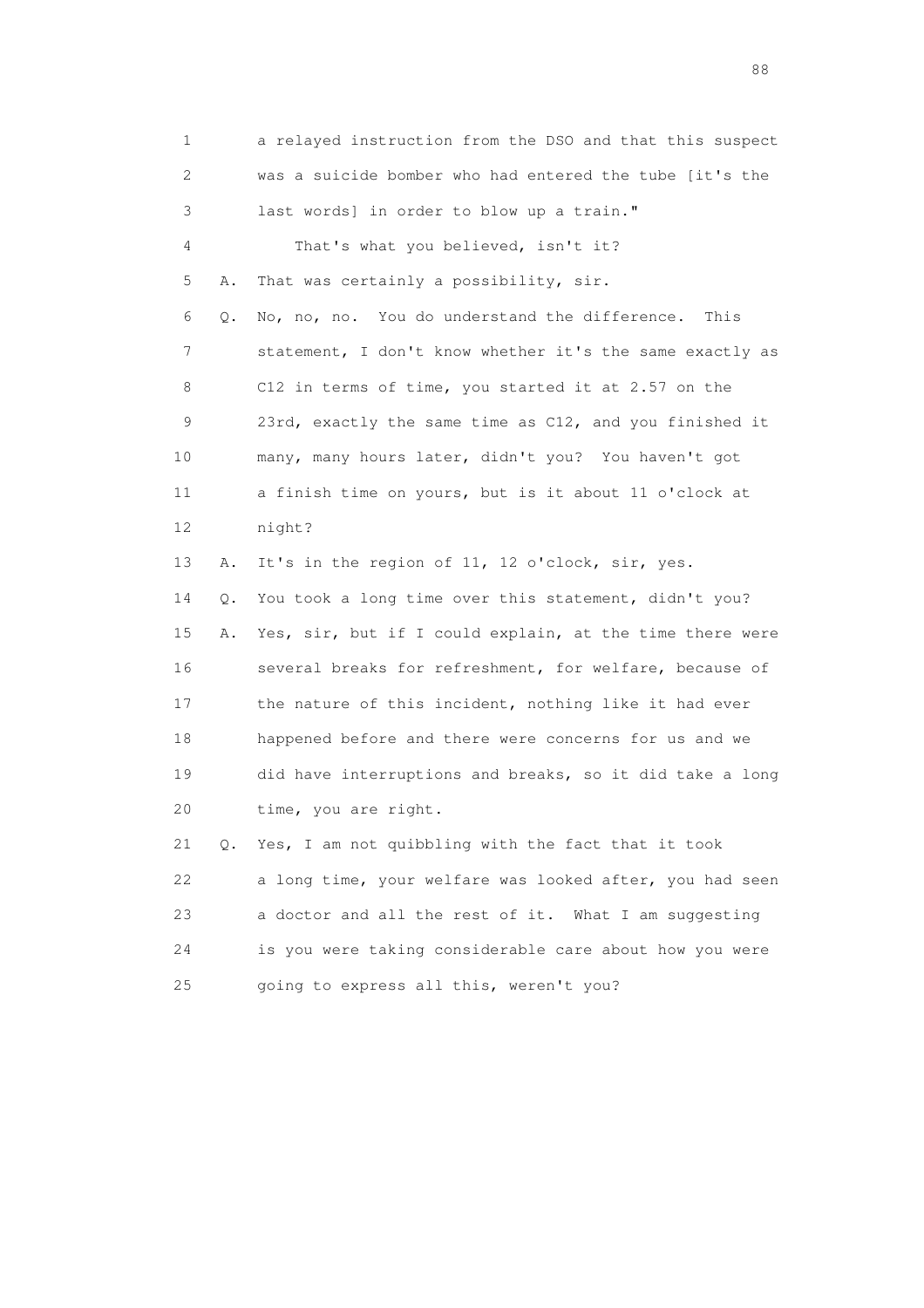1 a relayed instruction from the DSO and that this suspect
2 was a suicide bomber who had entered the tube [it's the
3 last words] in order to blow up a train."
4 That's what you believed, isn't it?
5 A. That was certainly a possibility, sir.
6 Q. No, no, no. You do understand the difference. This
7 statement, I don't know whether it's the same exactly as
8 C12 in terms of time, you started it at 2.57 on the
9 23rd, exactly the same time as C12, and you finished it
10 many, many hours later, didn't you? You haven't got
11 a finish time on yours, but is it about 11 o'clock at
12 night?
13 A. It's in the region of 11, 12 o'clock, sir, yes.
14 Q. You took a long time over this statement, didn't you?
15 A. Yes, sir, but if I could explain, at the time there were
16 several breaks for refreshment, for welfare, because of
17 the nature of this incident, nothing like it had ever
18 happened before and there were concerns for us and we
19 did have interruptions and breaks, so it did take a long
20 time, you are right.
21 Q. Yes, I am not quibbling with the fact that it took
22 a long time, your welfare was looked after, you had seen
23 a doctor and all the rest of it. What I am suggesting
24 is you were taking considerable care about how you were
25 going to express all this, weren't you?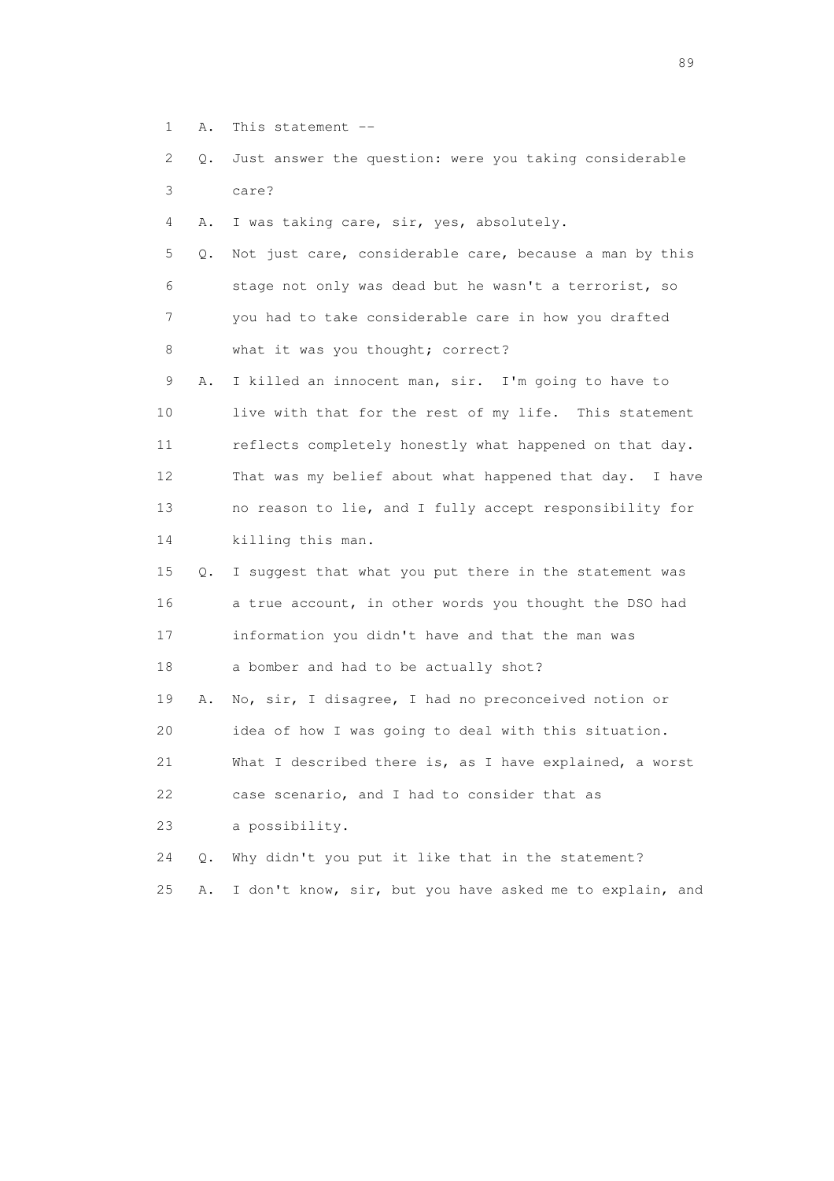1 A. This statement --

2 Q. Just answer the question: were you taking considerable

3 care?

4 A. I was taking care, sir, yes, absolutely.

5 Q. Not just care, considerable care, because a man by this

6 stage not only was dead but he wasn't a terrorist, so

7 you had to take considerable care in how you drafted

8 what it was you thought; correct?

9 A. I killed an innocent man, sir. I'm going to have to

10 live with that for the rest of my life. This statement

11 reflects completely honestly what happened on that day.

12 That was my belief about what happened that day. I have

13 no reason to lie, and I fully accept responsibility for

14 killing this man.

15 Q. I suggest that what you put there in the statement was

16 a true account, in other words you thought the DSO had

17 information you didn't have and that the man was

18 a bomber and had to be actually shot?

19 A. No, sir, I disagree, I had no preconceived notion or

20 idea of how I was going to deal with this situation.

21 What I described there is, as I have explained, a worst

22 case scenario, and I had to consider that as

23 a possibility.

24 Q. Why didn't you put it like that in the statement?

25 A. I don't know, sir, but you have asked me to explain, and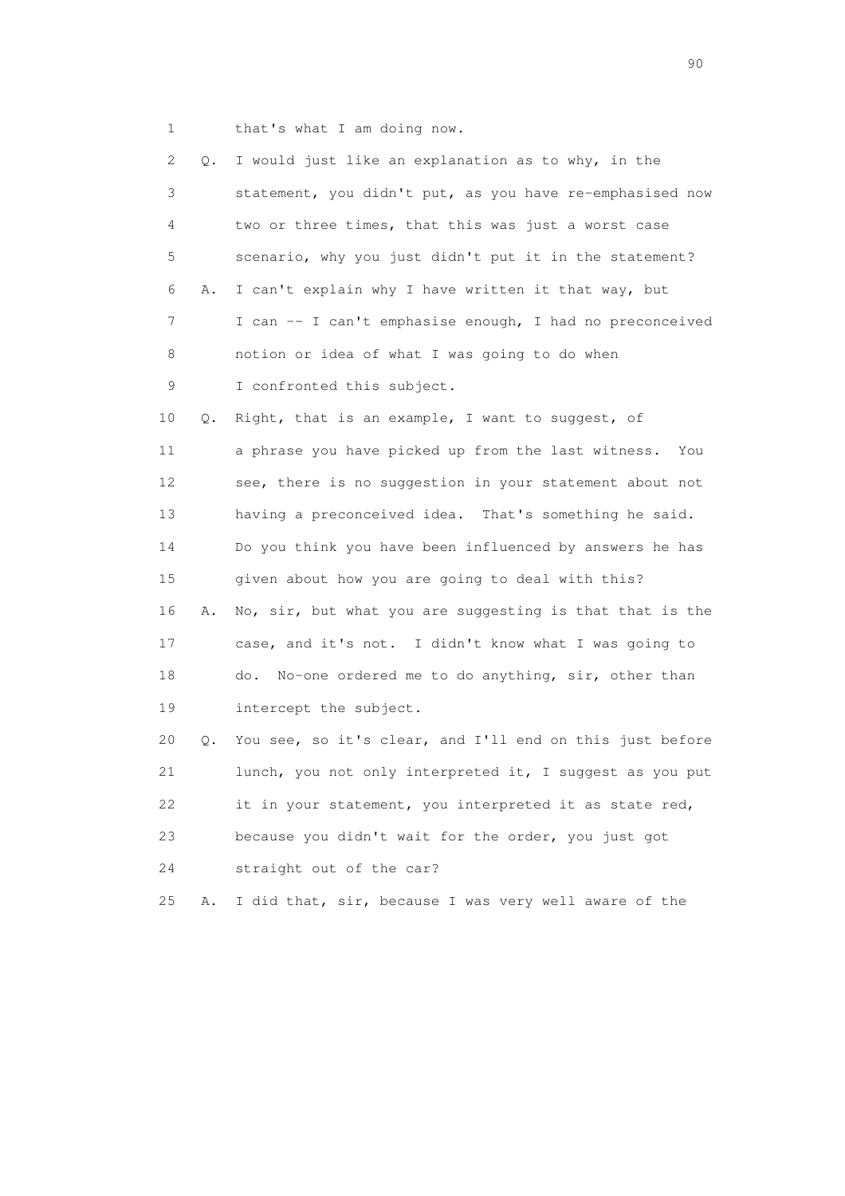1 that's what I am doing now.

2 Q. I would just like an explanation as to why, in the

3 statement, you didn't put, as you have re-emphasised now

4 two or three times, that this was just a worst case

5 scenario, why you just didn't put it in the statement?

6 A. I can't explain why I have written it that way, but

7 I can -- I can't emphasise enough, I had no preconceived

8 notion or idea of what I was going to do when

9 I confronted this subject.

10 Q. Right, that is an example, I want to suggest, of

11 a phrase you have picked up from the last witness. You

12 see, there is no suggestion in your statement about not

13 having a preconceived idea. That's something he said.

14 Do you think you have been influenced by answers he has

15 given about how you are going to deal with this?

16 A. No, sir, but what you are suggesting is that that is the

17 case, and it's not. I didn't know what I was going to

18 do. No-one ordered me to do anything, sir, other than

19 intercept the subject.

20 Q. You see, so it's clear, and I'll end on this just before

21 lunch, you not only interpreted it, I suggest as you put

22 it in your statement, you interpreted it as state red,

23 because you didn't wait for the order, you just got

24 straight out of the car?

25 A. I did that, sir, because I was very well aware of the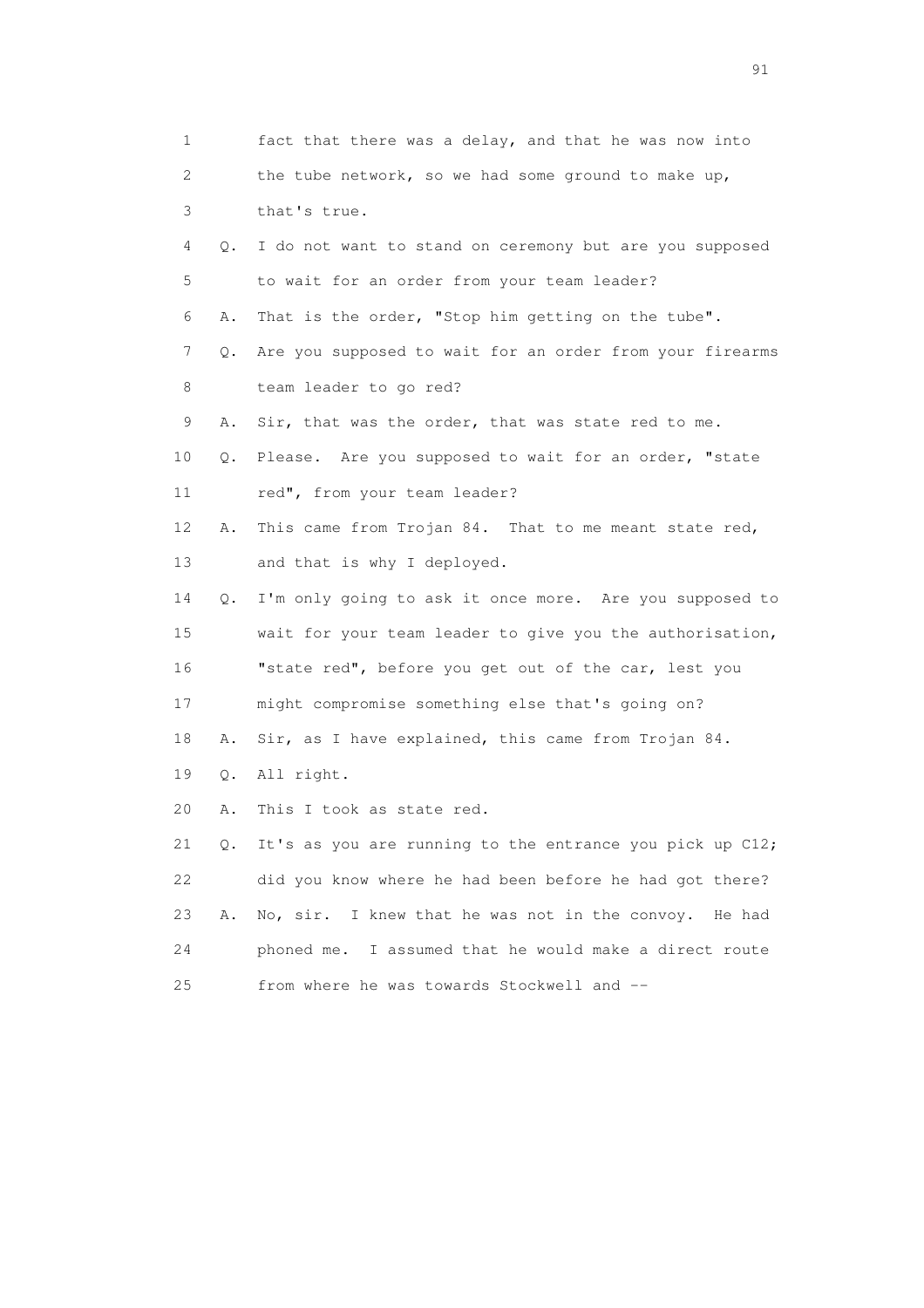1 fact that there was a delay, and that he was now into
2 the tube network, so we had some ground to make up,
3 that's true.
4 Q. I do not want to stand on ceremony but are you supposed
5 to wait for an order from your team leader?
6 A. That is the order, "Stop him getting on the tube".
7 Q. Are you supposed to wait for an order from your firearms
8 team leader to go red?
9 A. Sir, that was the order, that was state red to me.
10 Q. Please. Are you supposed to wait for an order, "state
11 red", from your team leader?
12 A. This came from Trojan 84. That to me meant state red,
13 and that is why I deployed.
14 Q. I'm only going to ask it once more. Are you supposed to
15 wait for your team leader to give you the authorisation,
16 "state red", before you get out of the car, lest you
17 might compromise something else that's going on?
18 A. Sir, as I have explained, this came from Trojan 84.
19 Q. All right.
20 A. This I took as state red.
21 Q. It's as you are running to the entrance you pick up C12;
22 did you know where he had been before he had got there?
23 A. No, sir. I knew that he was not in the convoy. He had
24 phoned me. I assumed that he would make a direct route
25 from where he was towards Stockwell and --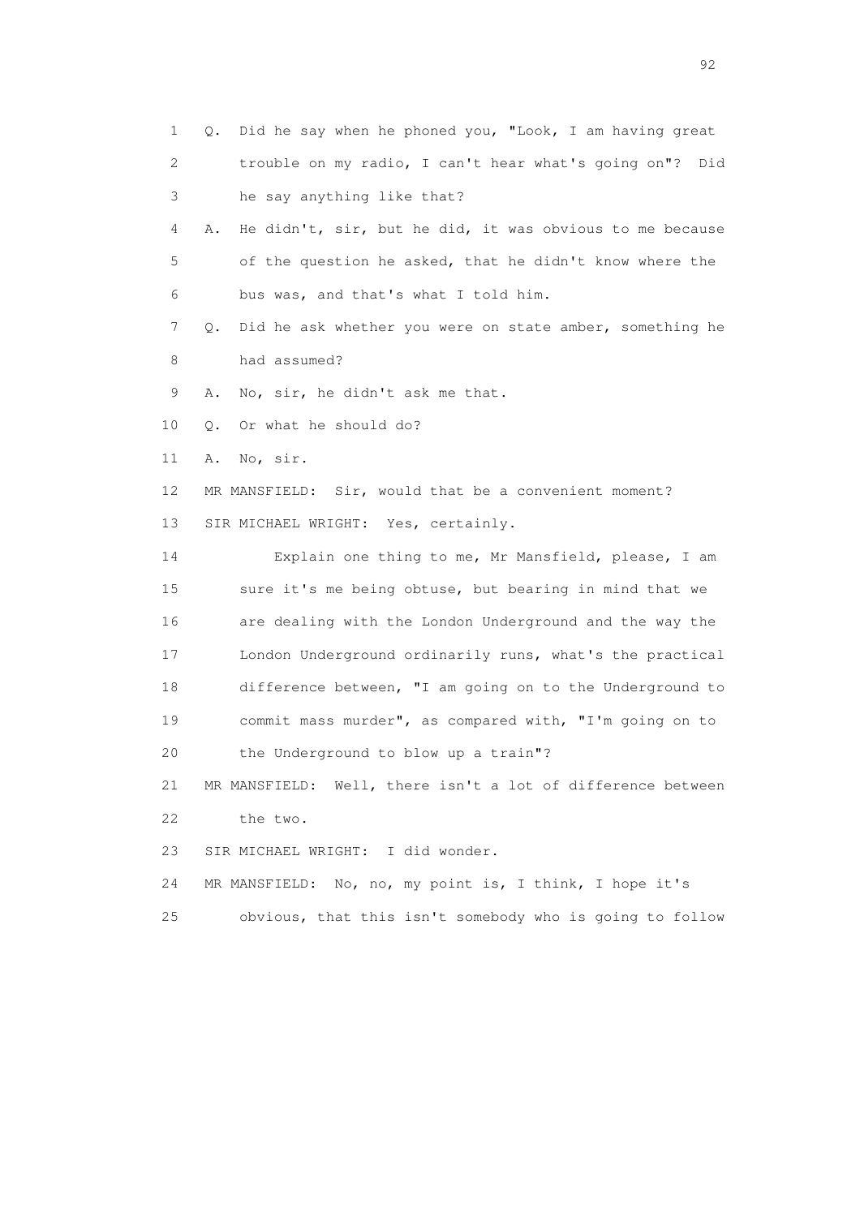1 Q. Did he say when he phoned you, "Look, I am having great
2 trouble on my radio, I can't hear what's going on"? Did
3 he say anything like that?
4 A. He didn't, sir, but he did, it was obvious to me because
5 of the question he asked, that he didn't know where the
6 bus was, and that's what I told him.
7 Q. Did he ask whether you were on state amber, something he
8 had assumed?
9 A. No, sir, he didn't ask me that.
10 Q. Or what he should do?
11 A. No, sir.
12 MR MANSFIELD: Sir, would that be a convenient moment?
13 SIR MICHAEL WRIGHT: Yes, certainly.
14 Explain one thing to me, Mr Mansfield, please, I am
15 sure it's me being obtuse, but bearing in mind that we
16 are dealing with the London Underground and the way the
17 London Underground ordinarily runs, what's the practical
18 difference between, "I am going on to the Underground to
19 commit mass murder", as compared with, "I'm going on to
20 the Underground to blow up a train"?
21 MR MANSFIELD: Well, there isn't a lot of difference between
22 the two.
23 SIR MICHAEL WRIGHT: I did wonder.
24 MR MANSFIELD: No, no, my point is, I think, I hope it's
25 obvious, that this isn't somebody who is going to follow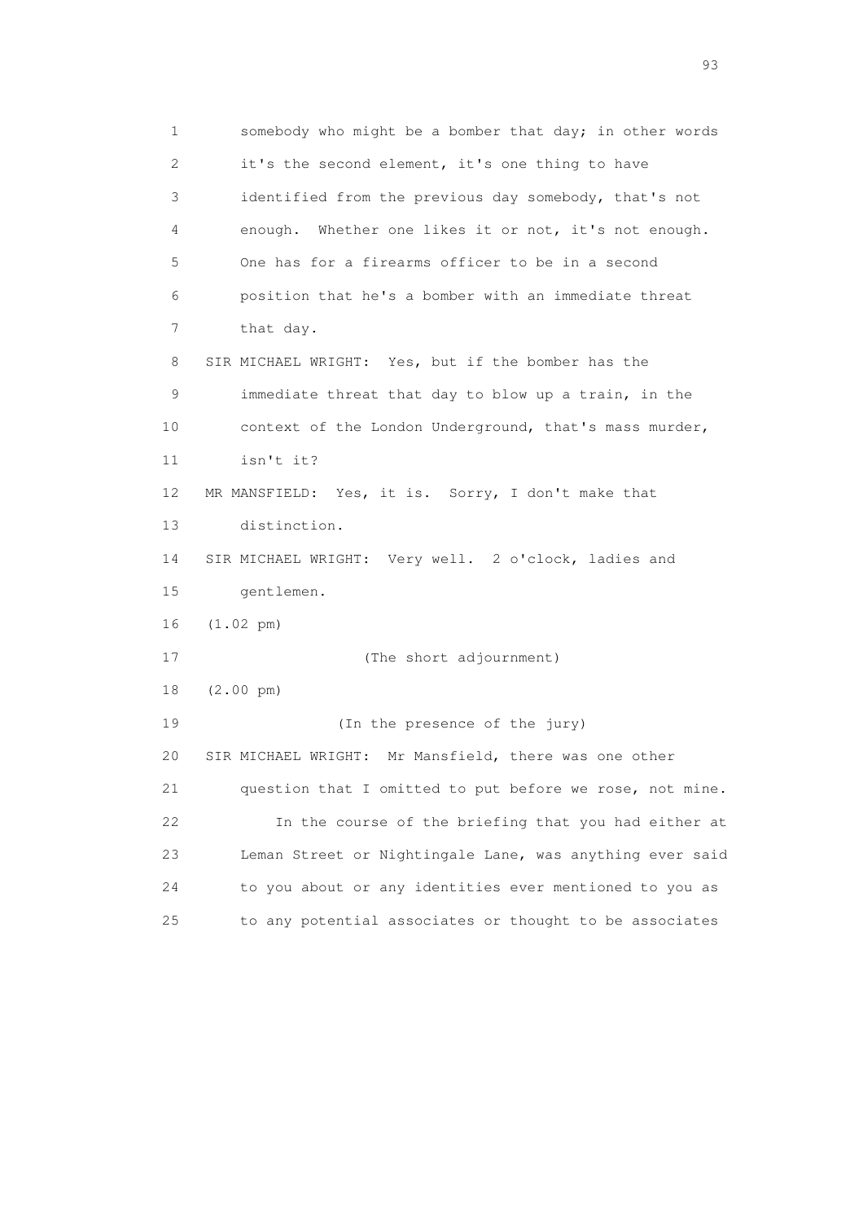1 somebody who might be a bomber that day; in other words
2 it's the second element, it's one thing to have
3 identified from the previous day somebody, that's not
4 enough. Whether one likes it or not, it's not enough.
5 One has for a firearms officer to be in a second
6 position that he's a bomber with an immediate threat
7 that day.
8 SIR MICHAEL WRIGHT: Yes, but if the bomber has the
9 immediate threat that day to blow up a train, in the
10 context of the London Underground, that's mass murder,
11 isn't it?
12 MR MANSFIELD: Yes, it is. Sorry, I don't make that
13 distinction.
14 SIR MICHAEL WRIGHT: Very well. 2 o'clock, ladies and
15 gentlemen.
16 (1.02 pm)
17 (The short adjournment)
18 (2.00 pm)
19 (In the presence of the jury)
20 SIR MICHAEL WRIGHT: Mr Mansfield, there was one other
21 question that I omitted to put before we rose, not mine.
22 In the course of the briefing that you had either at
23 Leman Street or Nightingale Lane, was anything ever said
24 to you about or any identities ever mentioned to you as
25 to any potential associates or thought to be associates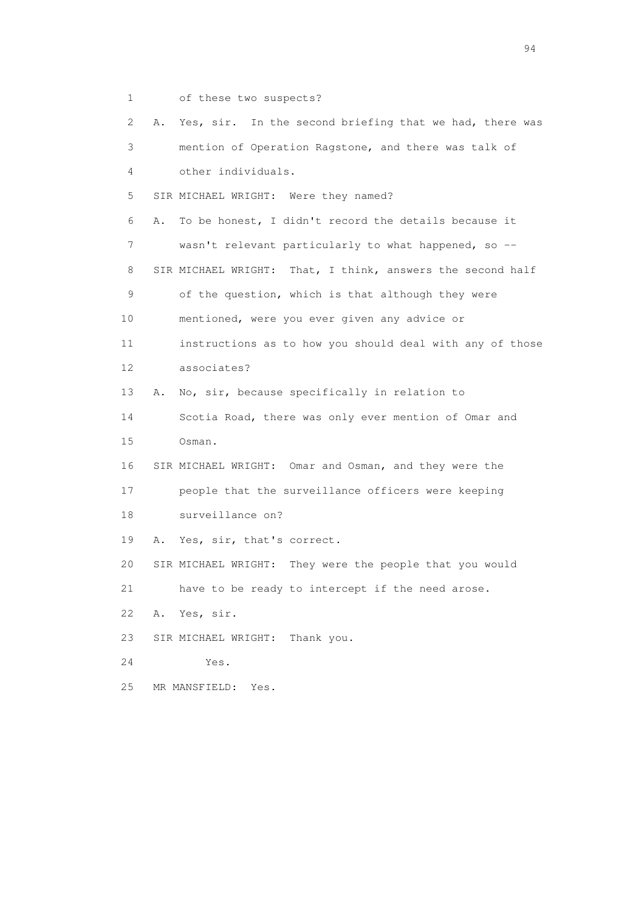1 of these two suspects?

2 A. Yes, sir. In the second briefing that we had, there was

3 mention of Operation Ragstone, and there was talk of

4 other individuals.

5 SIR MICHAEL WRIGHT: Were they named?

6 A. To be honest, I didn't record the details because it

7 wasn't relevant particularly to what happened, so --

8 SIR MICHAEL WRIGHT: That, I think, answers the second half

9 of the question, which is that although they were

10 mentioned, were you ever given any advice or

11 instructions as to how you should deal with any of those

12 associates?

13 A. No, sir, because specifically in relation to

14 Scotia Road, there was only ever mention of Omar and

15 Osman.

16 SIR MICHAEL WRIGHT: Omar and Osman, and they were the

17 people that the surveillance officers were keeping

18 surveillance on?

19 A. Yes, sir, that's correct.

20 SIR MICHAEL WRIGHT: They were the people that you would

21 have to be ready to intercept if the need arose.

22 A. Yes, sir.

23 SIR MICHAEL WRIGHT: Thank you.

24 Yes.

25 MR MANSFIELD: Yes.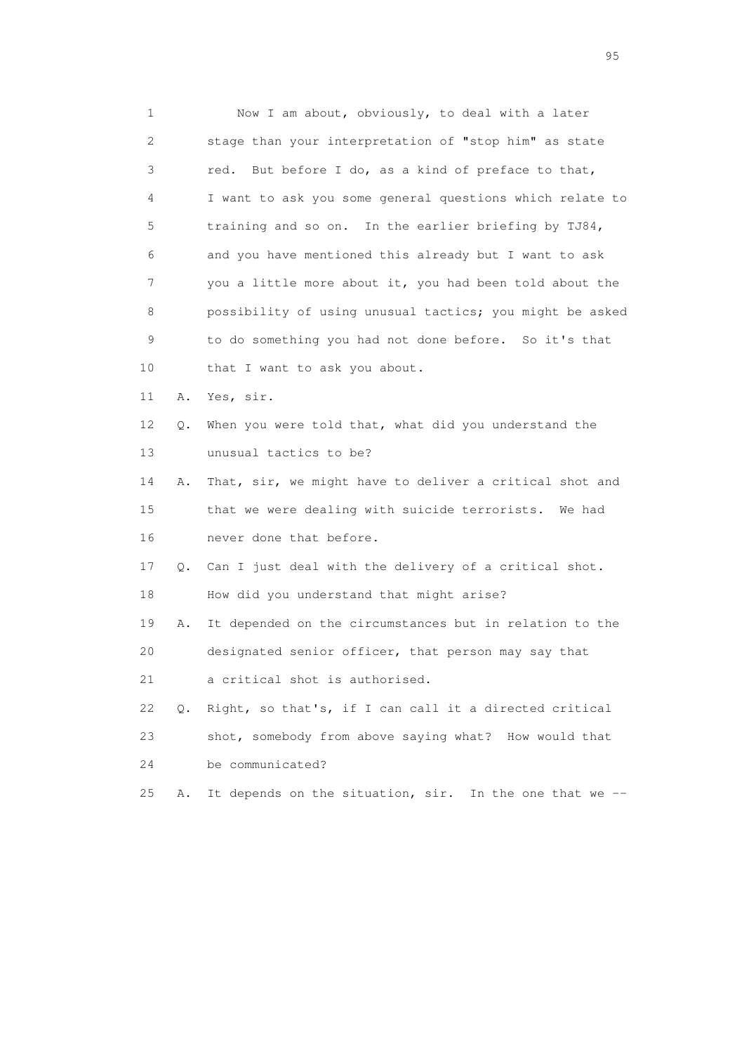1 Now I am about, obviously, to deal with a later
2 stage than your interpretation of "stop him" as state
3 red. But before I do, as a kind of preface to that,
4 I want to ask you some general questions which relate to
5 training and so on. In the earlier briefing by TJ84,
6 and you have mentioned this already but I want to ask
7 you a little more about it, you had been told about the
8 possibility of using unusual tactics; you might be asked
9 to do something you had not done before. So it's that
10 that I want to ask you about.

11 A. Yes, sir.

12 Q. When you were told that, what did you understand the
13 unusual tactics to be?

14 A. That, sir, we might have to deliver a critical shot and
15 that we were dealing with suicide terrorists. We had
16 never done that before.

17 Q. Can I just deal with the delivery of a critical shot.
18 How did you understand that might arise?

19 A. It depended on the circumstances but in relation to the
20 designated senior officer, that person may say that
21 a critical shot is authorised.

22 Q. Right, so that's, if I can call it a directed critical
23 shot, somebody from above saying what? How would that
24 be communicated?

25 A. It depends on the situation, sir. In the one that we --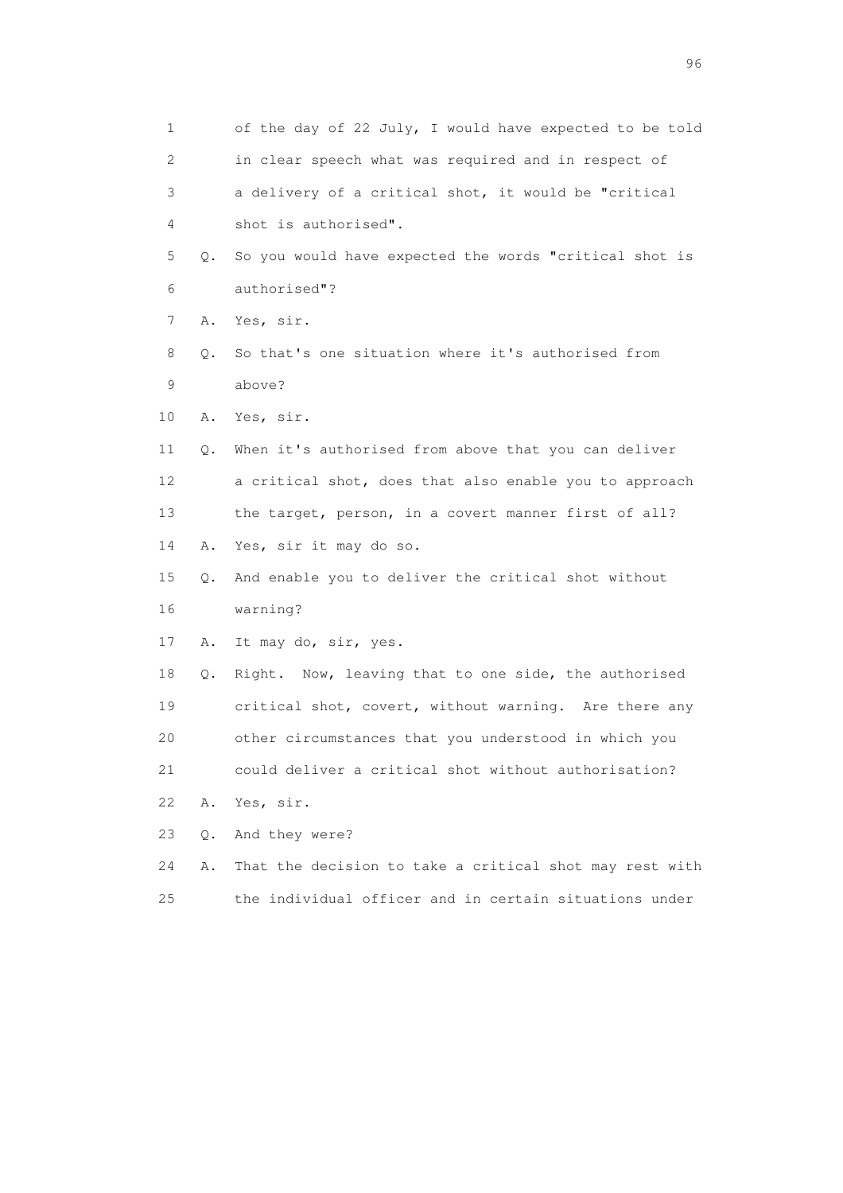1 of the day of 22 July, I would have expected to be told
2 in clear speech what was required and in respect of
3 a delivery of a critical shot, it would be "critical
4 shot is authorised".

5 Q. So you would have expected the words "critical shot is
6 authorised"?

7 A. Yes, sir.

8 Q. So that's one situation where it's authorised from
9 above?

10 A. Yes, sir.

11 Q. When it's authorised from above that you can deliver
12 a critical shot, does that also enable you to approach
13 the target, person, in a covert manner first of all?

14 A. Yes, sir it may do so.

15 Q. And enable you to deliver the critical shot without
16 warning?

17 A. It may do, sir, yes.

18 Q. Right. Now, leaving that to one side, the authorised
19 critical shot, covert, without warning. Are there any
20 other circumstances that you understood in which you
21 could deliver a critical shot without authorisation?

22 A. Yes, sir.

23 Q. And they were?

24 A. That the decision to take a critical shot may rest with
25 the individual officer and in certain situations under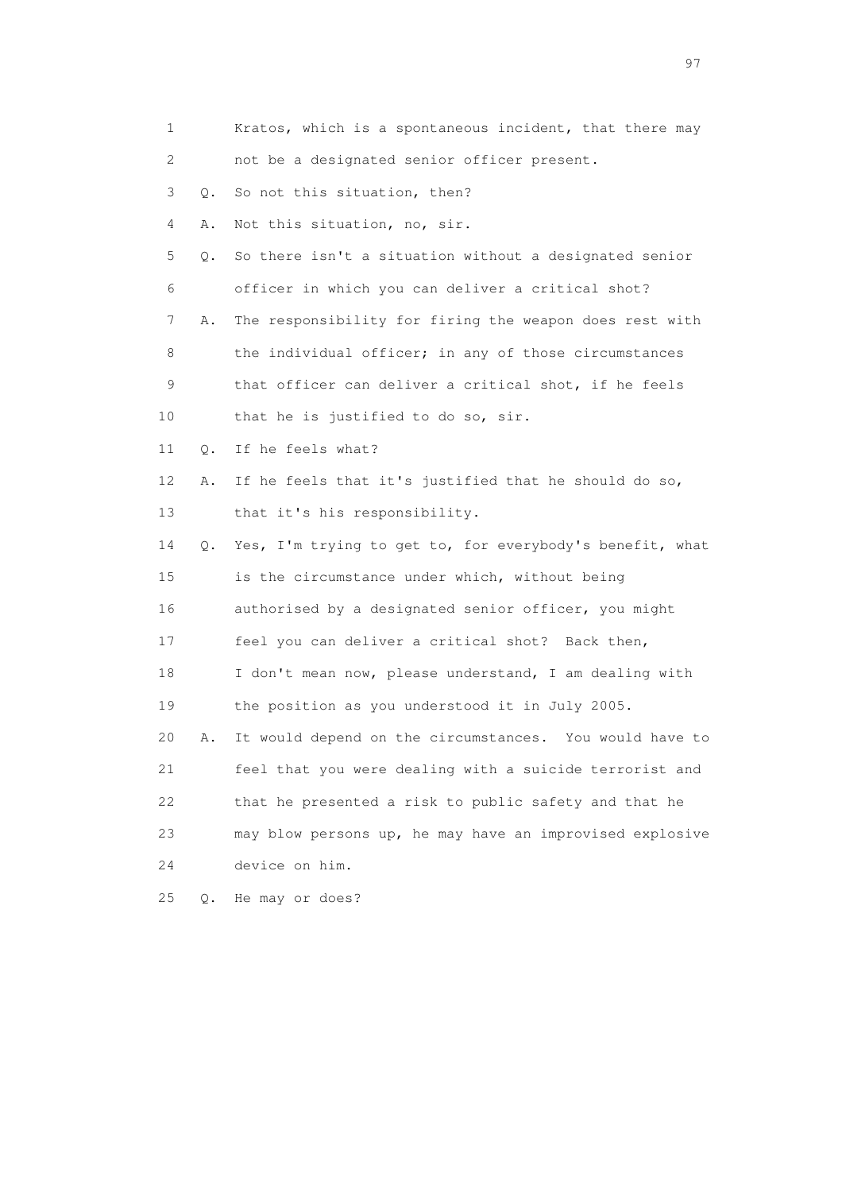1 Kratos, which is a spontaneous incident, that there may
2 not be a designated senior officer present.
3 Q. So not this situation, then?
4 A. Not this situation, no, sir.
5 Q. So there isn't a situation without a designated senior
6 officer in which you can deliver a critical shot?
7 A. The responsibility for firing the weapon does rest with
8 the individual officer; in any of those circumstances
9 that officer can deliver a critical shot, if he feels
10 that he is justified to do so, sir.
11 Q. If he feels what?
12 A. If he feels that it's justified that he should do so,
13 that it's his responsibility.
14 Q. Yes, I'm trying to get to, for everybody's benefit, what
15 is the circumstance under which, without being
16 authorised by a designated senior officer, you might
17 feel you can deliver a critical shot? Back then,
18 I don't mean now, please understand, I am dealing with
19 the position as you understood it in July 2005.
20 A. It would depend on the circumstances. You would have to
21 feel that you were dealing with a suicide terrorist and
22 that he presented a risk to public safety and that he
23 may blow persons up, he may have an improvised explosive
24 device on him.
25 Q. He may or does?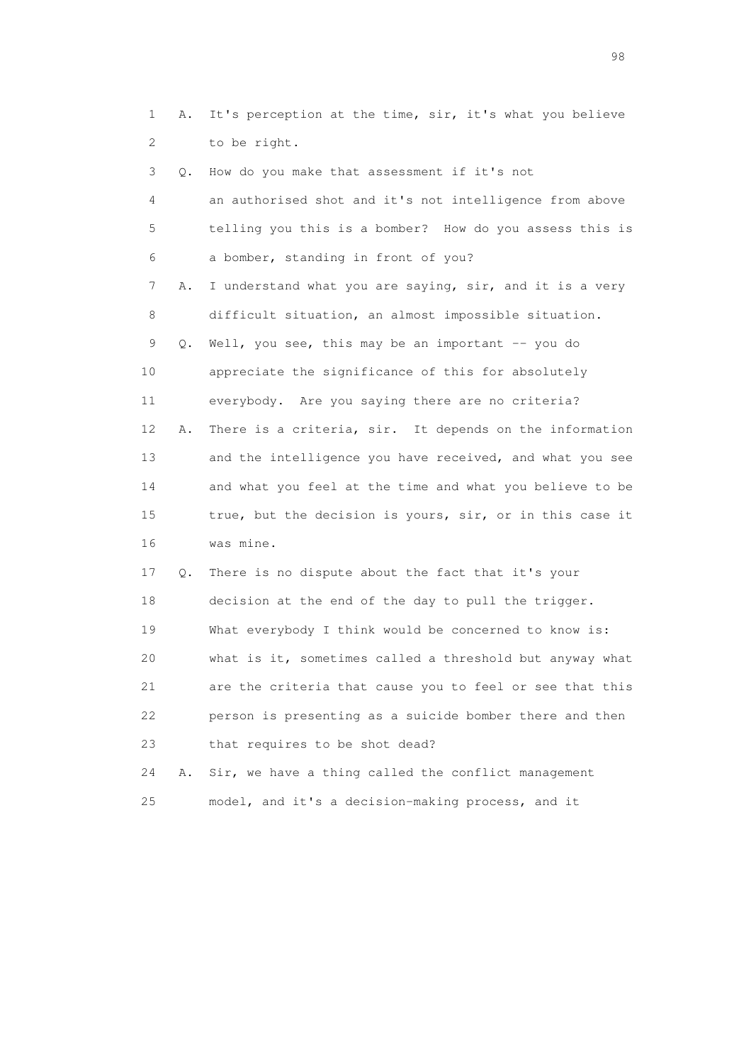1 A. It's perception at the time, sir, it's what you believe
2 to be right.
3 Q. How do you make that assessment if it's not
4 an authorised shot and it's not intelligence from above
5 telling you this is a bomber? How do you assess this is
6 a bomber, standing in front of you?
7 A. I understand what you are saying, sir, and it is a very
8 difficult situation, an almost impossible situation.
9 Q. Well, you see, this may be an important -- you do
10 appreciate the significance of this for absolutely
11 everybody. Are you saying there are no criteria?
12 A. There is a criteria, sir. It depends on the information
13 and the intelligence you have received, and what you see
14 and what you feel at the time and what you believe to be
15 true, but the decision is yours, sir, or in this case it
16 was mine.
17 Q. There is no dispute about the fact that it's your
18 decision at the end of the day to pull the trigger.
19 What everybody I think would be concerned to know is:
20 what is it, sometimes called a threshold but anyway what
21 are the criteria that cause you to feel or see that this
22 person is presenting as a suicide bomber there and then
23 that requires to be shot dead?
24 A. Sir, we have a thing called the conflict management
25 model, and it's a decision-making process, and it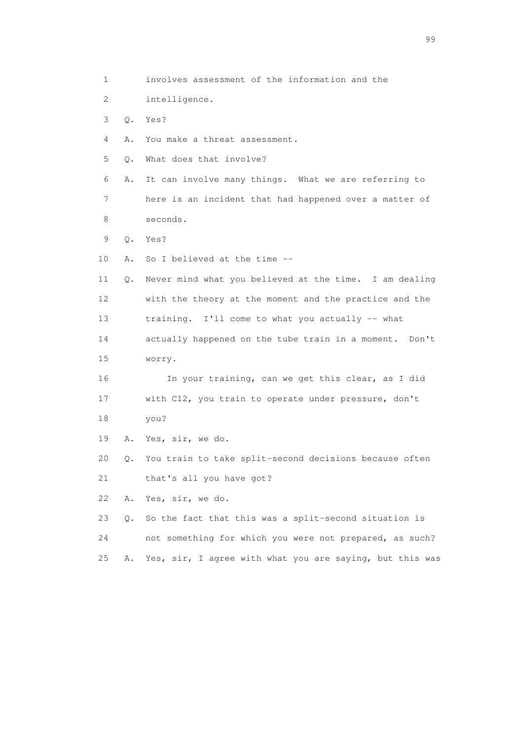1 involves assessment of the information and the
2 intelligence.
3 Q. Yes?
4 A. You make a threat assessment.
5 Q. What does that involve?
6 A. It can involve many things. What we are referring to
7 here is an incident that had happened over a matter of
8 seconds.
9 Q. Yes?
10 A. So I believed at the time --
11 Q. Never mind what you believed at the time. I am dealing
12 with the theory at the moment and the practice and the
13 training. I'll come to what you actually -- what
14 actually happened on the tube train in a moment. Don't
15 worry.
16 In your training, can we get this clear, as I did
17 with C12, you train to operate under pressure, don't
18 you?
19 A. Yes, sir, we do.
20 Q. You train to take split-second decisions because often
21 that's all you have got?
22 A. Yes, sir, we do.
23 Q. So the fact that this was a split-second situation is
24 not something for which you were not prepared, as such?
25 A. Yes, sir, I agree with what you are saying, but this was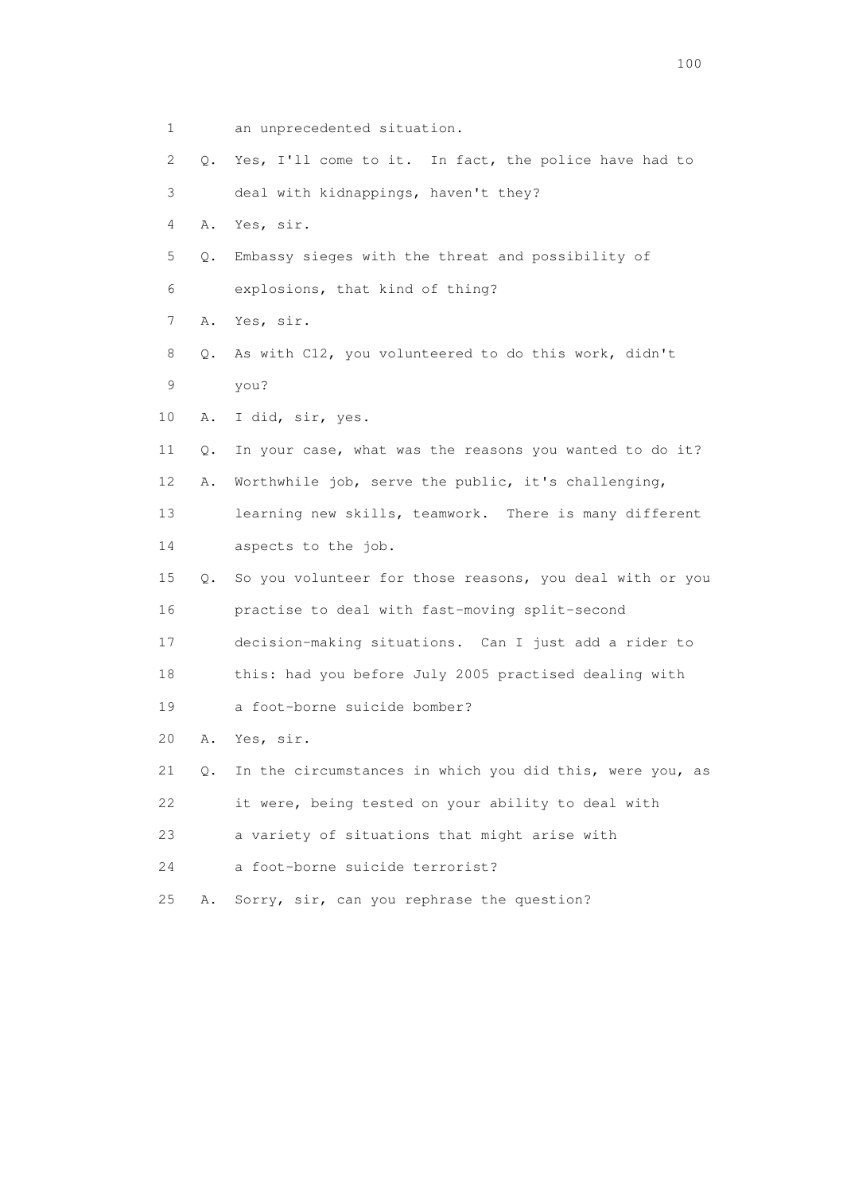1 an unprecedented situation.

2 Q. Yes, I'll come to it. In fact, the police have had to

3 deal with kidnappings, haven't they?

4 A. Yes, sir.

5 Q. Embassy sieges with the threat and possibility of

6 explosions, that kind of thing?

7 A. Yes, sir.

8 Q. As with C12, you volunteered to do this work, didn't

9 you?

10 A. I did, sir, yes.

11 Q. In your case, what was the reasons you wanted to do it?

12 A. Worthwhile job, serve the public, it's challenging,

13 learning new skills, teamwork. There is many different

14 aspects to the job.

15 Q. So you volunteer for those reasons, you deal with or you

16 practise to deal with fast-moving split-second

17 decision-making situations. Can I just add a rider to

18 this: had you before July 2005 practised dealing with

19 a foot-borne suicide bomber?

20 A. Yes, sir.

21 Q. In the circumstances in which you did this, were you, as

22 it were, being tested on your ability to deal with

23 a variety of situations that might arise with

24 a foot-borne suicide terrorist?

25 A. Sorry, sir, can you rephrase the question?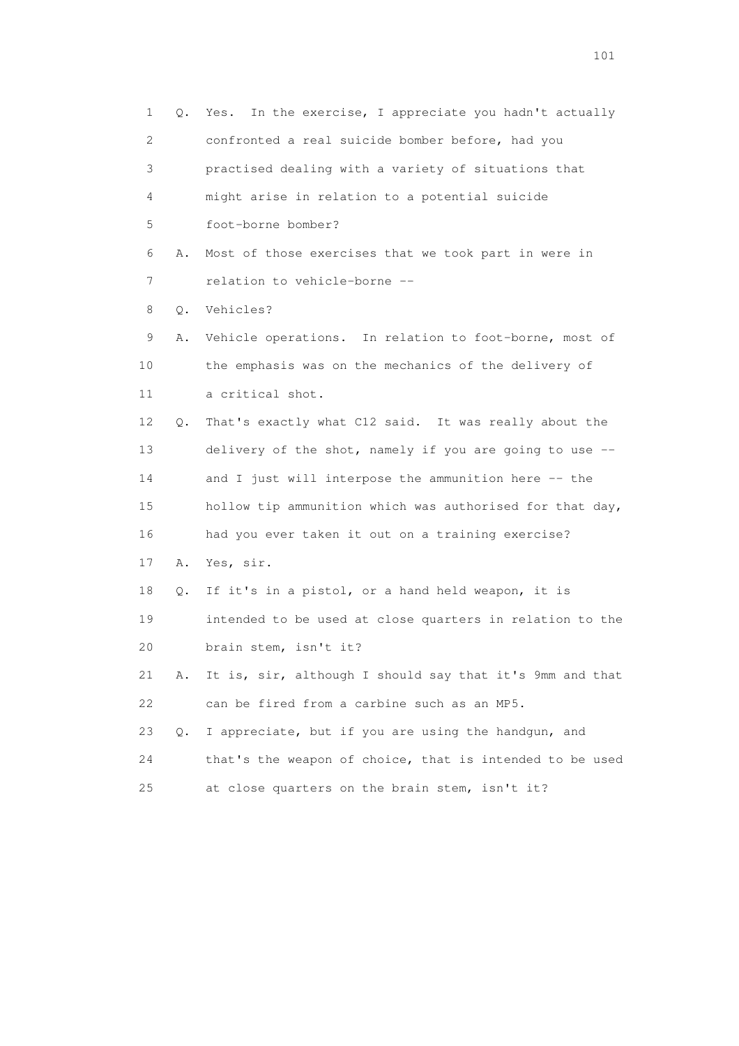1 Q. Yes. In the exercise, I appreciate you hadn't actually
2 confronted a real suicide bomber before, had you
3 practised dealing with a variety of situations that
4 might arise in relation to a potential suicide
5 foot-borne bomber?
6 A. Most of those exercises that we took part in were in
7 relation to vehicle-borne --
8 Q. Vehicles?
9 A. Vehicle operations. In relation to foot-borne, most of
10 the emphasis was on the mechanics of the delivery of
11 a critical shot.
12 Q. That's exactly what C12 said. It was really about the
13 delivery of the shot, namely if you are going to use --
14 and I just will interpose the ammunition here -- the
15 hollow tip ammunition which was authorised for that day,
16 had you ever taken it out on a training exercise?
17 A. Yes, sir.
18 Q. If it's in a pistol, or a hand held weapon, it is
19 intended to be used at close quarters in relation to the
20 brain stem, isn't it?
21 A. It is, sir, although I should say that it's 9mm and that
22 can be fired from a carbine such as an MP5.
23 Q. I appreciate, but if you are using the handgun, and
24 that's the weapon of choice, that is intended to be used
25 at close quarters on the brain stem, isn't it?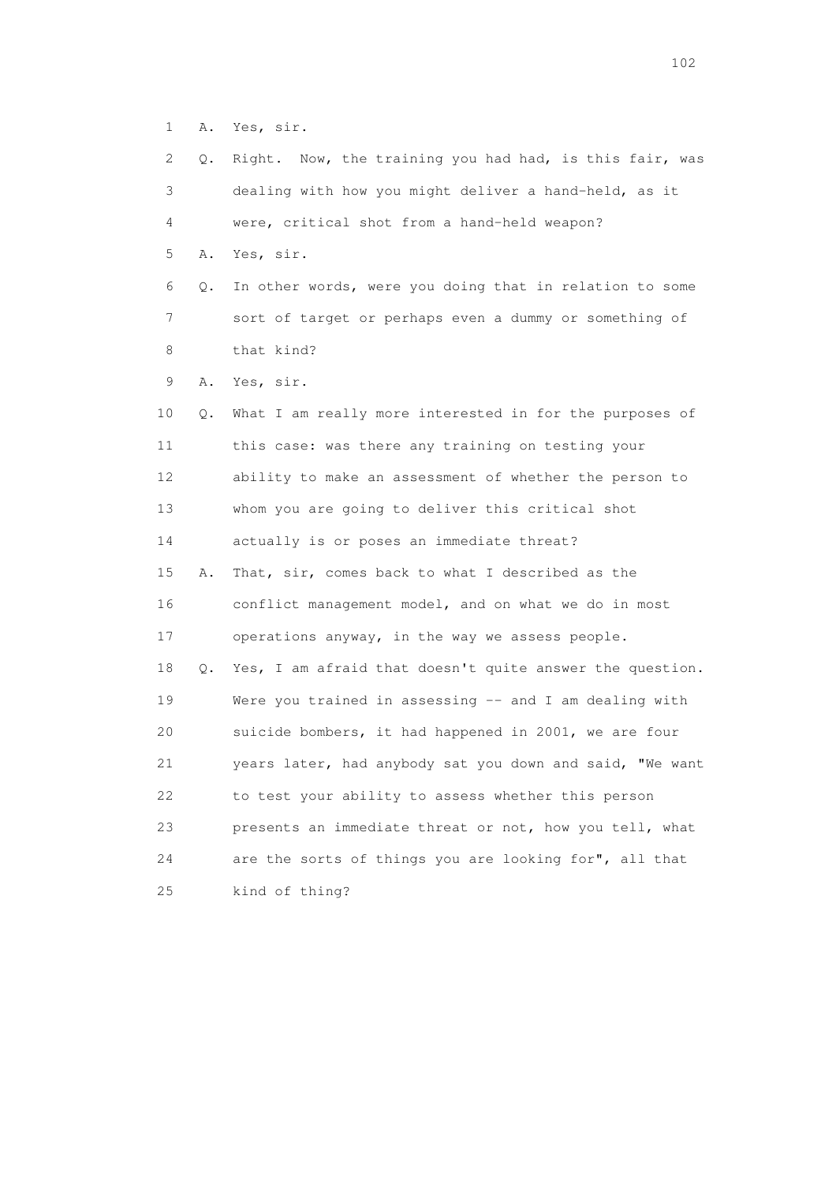1 A. Yes, sir.

2 Q. Right. Now, the training you had had, is this fair, was
3 dealing with how you might deliver a hand-held, as it
4 were, critical shot from a hand-held weapon?

5 A. Yes, sir.

6 Q. In other words, were you doing that in relation to some
7 sort of target or perhaps even a dummy or something of
8 that kind?

9 A. Yes, sir.

10 Q. What I am really more interested in for the purposes of
11 this case: was there any training on testing your
12 ability to make an assessment of whether the person to
13 whom you are going to deliver this critical shot
14 actually is or poses an immediate threat?

15 A. That, sir, comes back to what I described as the
16 conflict management model, and on what we do in most
17 operations anyway, in the way we assess people.

18 Q. Yes, I am afraid that doesn't quite answer the question.
19 Were you trained in assessing -- and I am dealing with
20 suicide bombers, it had happened in 2001, we are four
21 years later, had anybody sat you down and said, "We want
22 to test your ability to assess whether this person
23 presents an immediate threat or not, how you tell, what
24 are the sorts of things you are looking for", all that
25 kind of thing?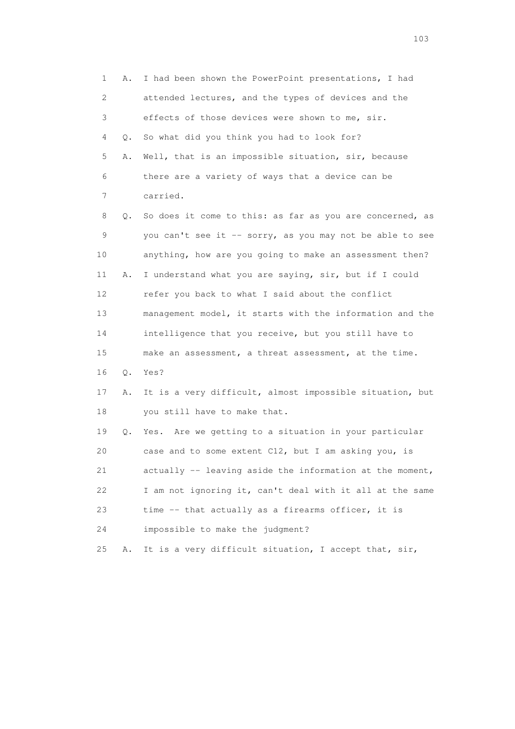1 A. I had been shown the PowerPoint presentations, I had
2 attended lectures, and the types of devices and the
3 effects of those devices were shown to me, sir.
4 Q. So what did you think you had to look for?
5 A. Well, that is an impossible situation, sir, because
6 there are a variety of ways that a device can be
7 carried.
8 Q. So does it come to this: as far as you are concerned, as
9 you can't see it -- sorry, as you may not be able to see
10 anything, how are you going to make an assessment then?
11 A. I understand what you are saying, sir, but if I could
12 refer you back to what I said about the conflict
13 management model, it starts with the information and the
14 intelligence that you receive, but you still have to
15 make an assessment, a threat assessment, at the time.
16 Q. Yes?
17 A. It is a very difficult, almost impossible situation, but
18 you still have to make that.
19 Q. Yes. Are we getting to a situation in your particular
20 case and to some extent C12, but I am asking you, is
21 actually -- leaving aside the information at the moment,
22 I am not ignoring it, can't deal with it all at the same
23 time -- that actually as a firearms officer, it is
24 impossible to make the judgment?
25 A. It is a very difficult situation, I accept that, sir,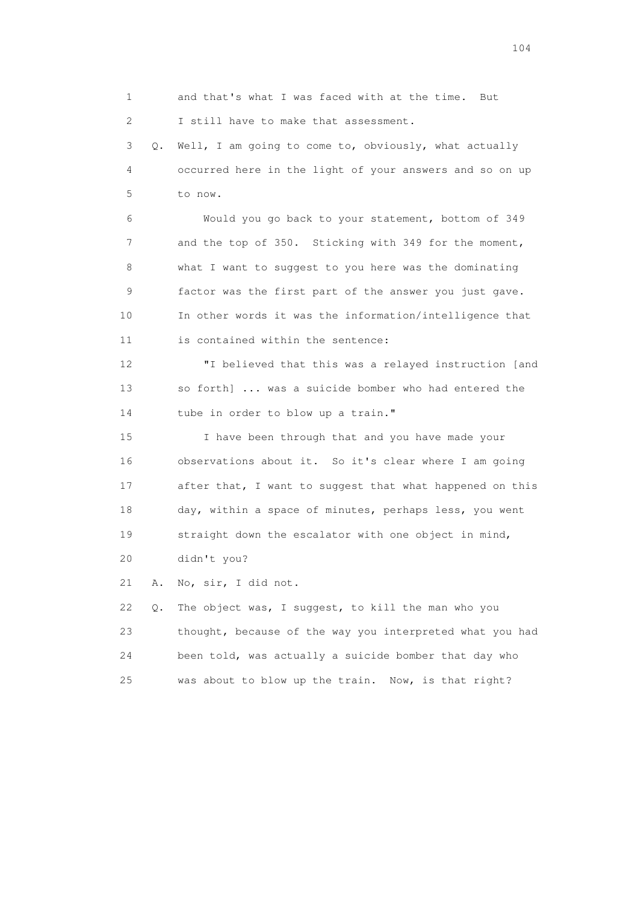1        and that's what I was faced with at the time.  But
2        I still have to make that assessment.

3    Q.  Well, I am going to come to, obviously, what actually
4        occurred here in the light of your answers and so on up
5        to now.

6            Would you go back to your statement, bottom of 349
7        and the top of 350.  Sticking with 349 for the moment,
8        what I want to suggest to you here was the dominating
9        factor was the first part of the answer you just gave.
10       In other words it was the information/intelligence that
11       is contained within the sentence:

12           "I believed that this was a relayed instruction [and
13       so forth] ... was a suicide bomber who had entered the
14       tube in order to blow up a train."

15           I have been through that and you have made your
16       observations about it.  So it's clear where I am going
17       after that, I want to suggest that what happened on this
18       day, within a space of minutes, perhaps less, you went
19       straight down the escalator with one object in mind,
20       didn't you?

21   A.  No, sir, I did not.

22   Q.  The object was, I suggest, to kill the man who you
23       thought, because of the way you interpreted what you had
24       been told, was actually a suicide bomber that day who
25       was about to blow up the train.  Now, is that right?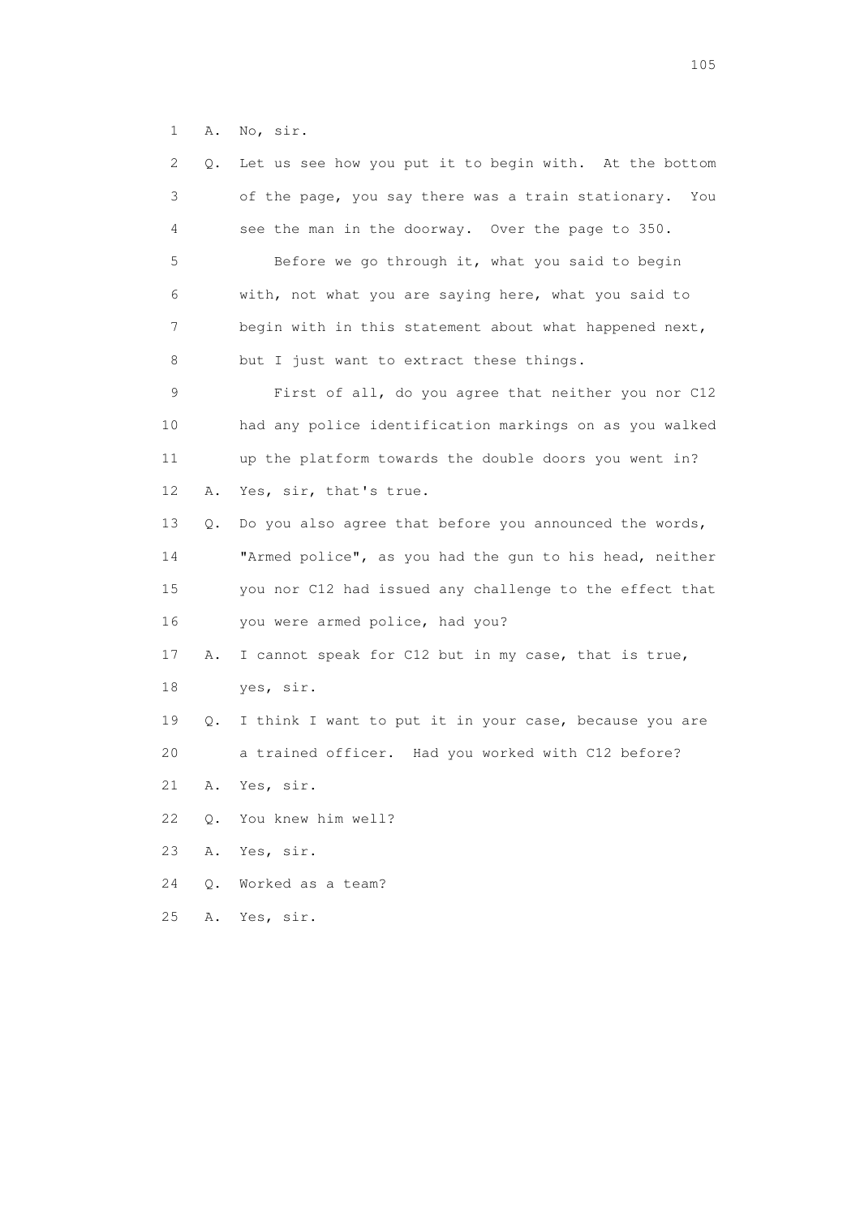1 A. No, sir.

2 Q. Let us see how you put it to begin with. At the bottom

3 of the page, you say there was a train stationary. You

4 see the man in the doorway. Over the page to 350.

5 Before we go through it, what you said to begin

6 with, not what you are saying here, what you said to

7 begin with in this statement about what happened next,

8 but I just want to extract these things.

9 First of all, do you agree that neither you nor C12

10 had any police identification markings on as you walked

11 up the platform towards the double doors you went in?

12 A. Yes, sir, that's true.

13 Q. Do you also agree that before you announced the words,

14 "Armed police", as you had the gun to his head, neither

15 you nor C12 had issued any challenge to the effect that

16 you were armed police, had you?

17 A. I cannot speak for C12 but in my case, that is true,

18 yes, sir.

19 Q. I think I want to put it in your case, because you are

20 a trained officer. Had you worked with C12 before?

21 A. Yes, sir.

22 Q. You knew him well?

23 A. Yes, sir.

24 Q. Worked as a team?

25 A. Yes, sir.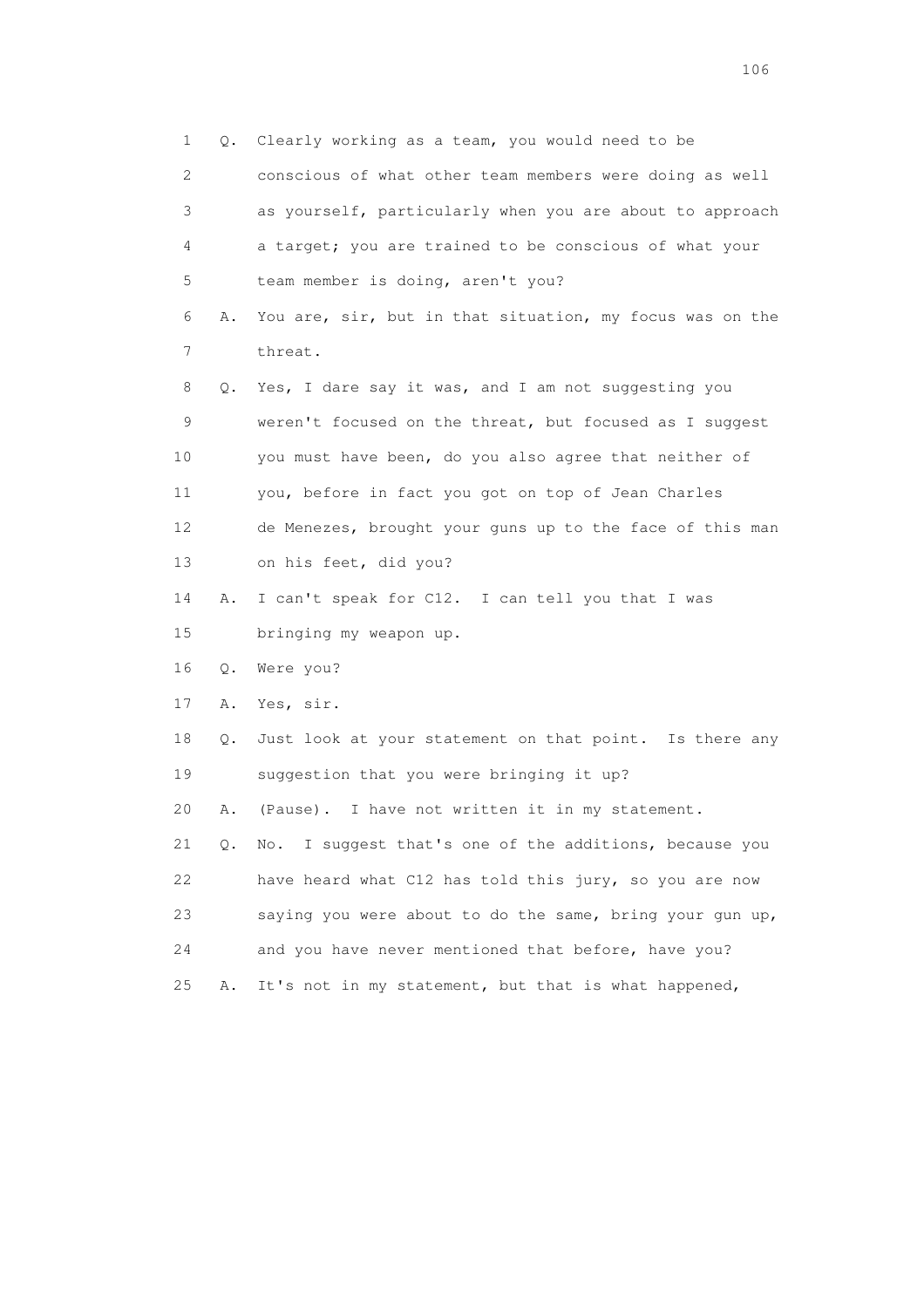1 Q. Clearly working as a team, you would need to be
2 conscious of what other team members were doing as well
3 as yourself, particularly when you are about to approach
4 a target; you are trained to be conscious of what your
5 team member is doing, aren't you?
6 A. You are, sir, but in that situation, my focus was on the
7 threat.
8 Q. Yes, I dare say it was, and I am not suggesting you
9 weren't focused on the threat, but focused as I suggest
10 you must have been, do you also agree that neither of
11 you, before in fact you got on top of Jean Charles
12 de Menezes, brought your guns up to the face of this man
13 on his feet, did you?
14 A. I can't speak for C12. I can tell you that I was
15 bringing my weapon up.
16 Q. Were you?
17 A. Yes, sir.
18 Q. Just look at your statement on that point. Is there any
19 suggestion that you were bringing it up?
20 A. (Pause). I have not written it in my statement.
21 Q. No. I suggest that's one of the additions, because you
22 have heard what C12 has told this jury, so you are now
23 saying you were about to do the same, bring your gun up,
24 and you have never mentioned that before, have you?
25 A. It's not in my statement, but that is what happened,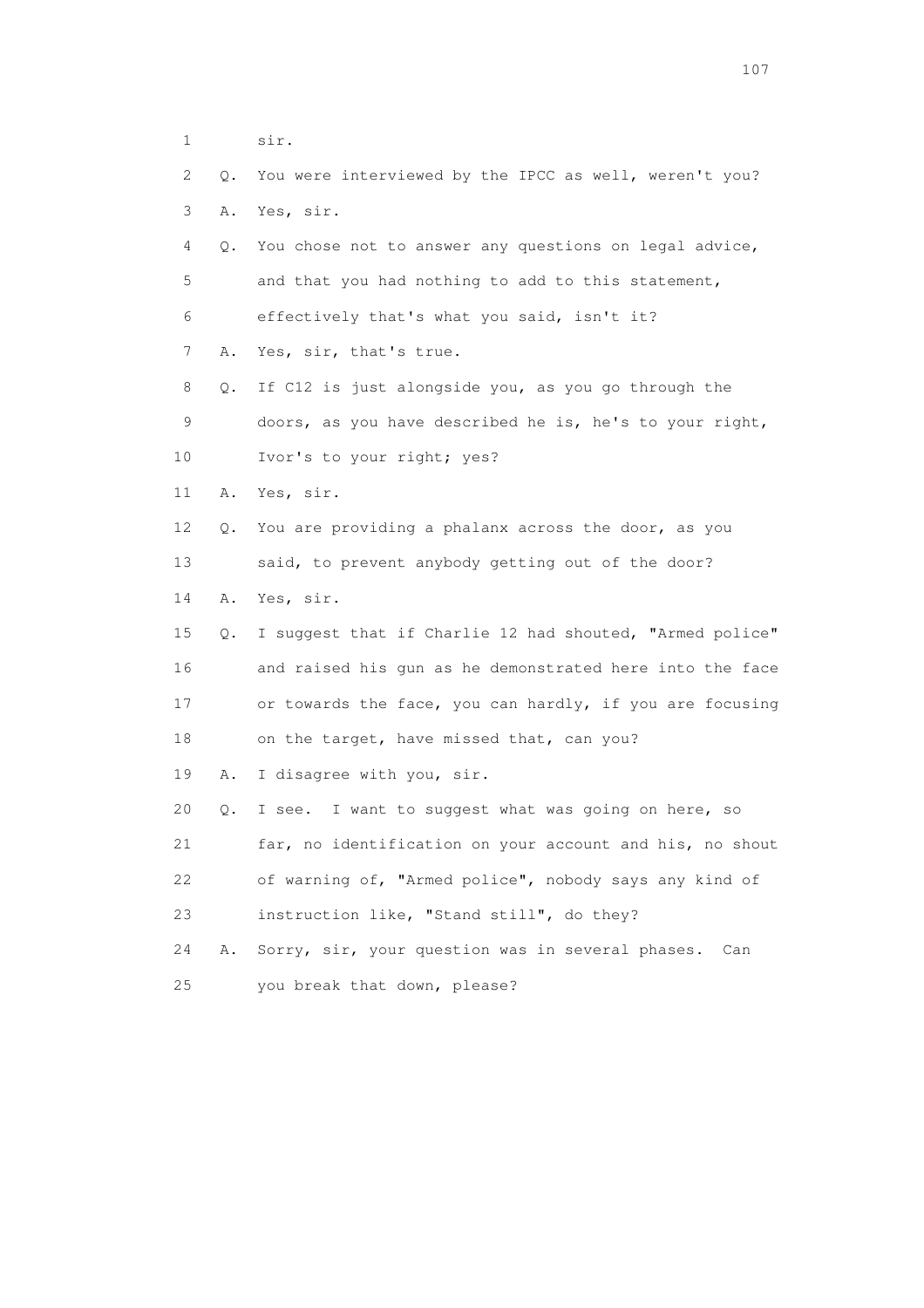1 sir.

2 Q. You were interviewed by the IPCC as well, weren't you?

3 A. Yes, sir.

4 Q. You chose not to answer any questions on legal advice,

5 and that you had nothing to add to this statement,

6 effectively that's what you said, isn't it?

7 A. Yes, sir, that's true.

8 Q. If C12 is just alongside you, as you go through the

9 doors, as you have described he is, he's to your right,

10 Ivor's to your right; yes?

11 A. Yes, sir.

12 Q. You are providing a phalanx across the door, as you

13 said, to prevent anybody getting out of the door?

14 A. Yes, sir.

15 Q. I suggest that if Charlie 12 had shouted, "Armed police"

16 and raised his gun as he demonstrated here into the face

17 or towards the face, you can hardly, if you are focusing

18 on the target, have missed that, can you?

19 A. I disagree with you, sir.

20 Q. I see. I want to suggest what was going on here, so

21 far, no identification on your account and his, no shout

22 of warning of, "Armed police", nobody says any kind of

23 instruction like, "Stand still", do they?

24 A. Sorry, sir, your question was in several phases. Can

25 you break that down, please?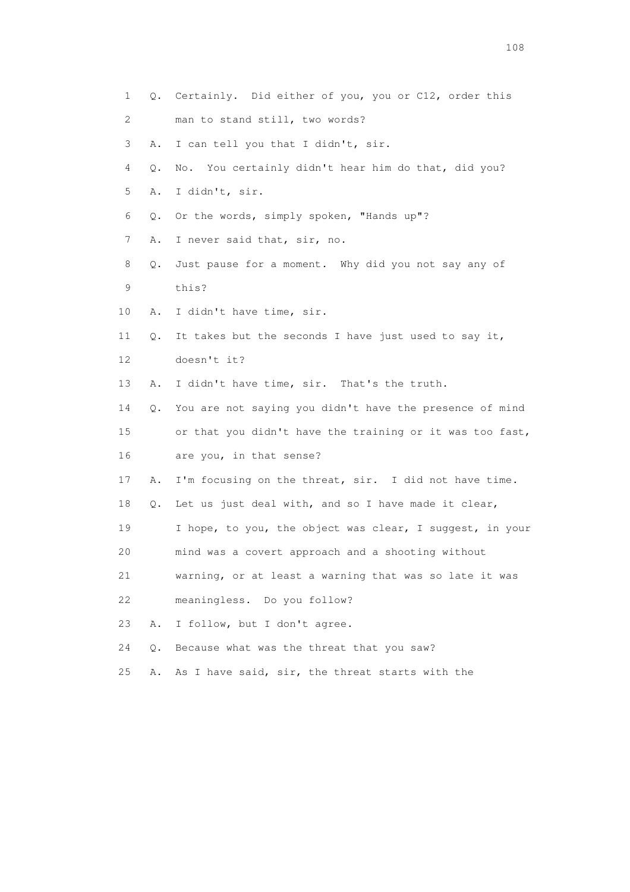1 Q. Certainly. Did either of you, you or C12, order this
2 man to stand still, two words?
3 A. I can tell you that I didn't, sir.
4 Q. No. You certainly didn't hear him do that, did you?
5 A. I didn't, sir.
6 Q. Or the words, simply spoken, "Hands up"?
7 A. I never said that, sir, no.
8 Q. Just pause for a moment. Why did you not say any of
9 this?
10 A. I didn't have time, sir.
11 Q. It takes but the seconds I have just used to say it,
12 doesn't it?
13 A. I didn't have time, sir. That's the truth.
14 Q. You are not saying you didn't have the presence of mind
15 or that you didn't have the training or it was too fast,
16 are you, in that sense?
17 A. I'm focusing on the threat, sir. I did not have time.
18 Q. Let us just deal with, and so I have made it clear,
19 I hope, to you, the object was clear, I suggest, in your
20 mind was a covert approach and a shooting without
21 warning, or at least a warning that was so late it was
22 meaningless. Do you follow?
23 A. I follow, but I don't agree.
24 Q. Because what was the threat that you saw?
25 A. As I have said, sir, the threat starts with the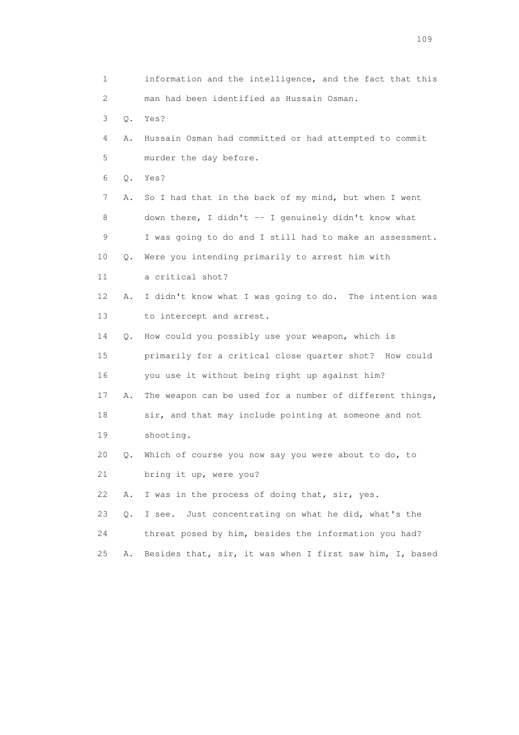1 information and the intelligence, and the fact that this
2 man had been identified as Hussain Osman.

3 Q. Yes?

4 A. Hussain Osman had committed or had attempted to commit
5 murder the day before.

6 Q. Yes?

7 A. So I had that in the back of my mind, but when I went
8 down there, I didn't -- I genuinely didn't know what
9 I was going to do and I still had to make an assessment.

10 Q. Were you intending primarily to arrest him with
11 a critical shot?

12 A. I didn't know what I was going to do. The intention was
13 to intercept and arrest.

14 Q. How could you possibly use your weapon, which is
15 primarily for a critical close quarter shot? How could
16 you use it without being right up against him?

17 A. The weapon can be used for a number of different things,
18 sir, and that may include pointing at someone and not
19 shooting.

20 Q. Which of course you now say you were about to do, to
21 bring it up, were you?

22 A. I was in the process of doing that, sir, yes.

23 Q. I see. Just concentrating on what he did, what's the
24 threat posed by him, besides the information you had?

25 A. Besides that, sir, it was when I first saw him, I, based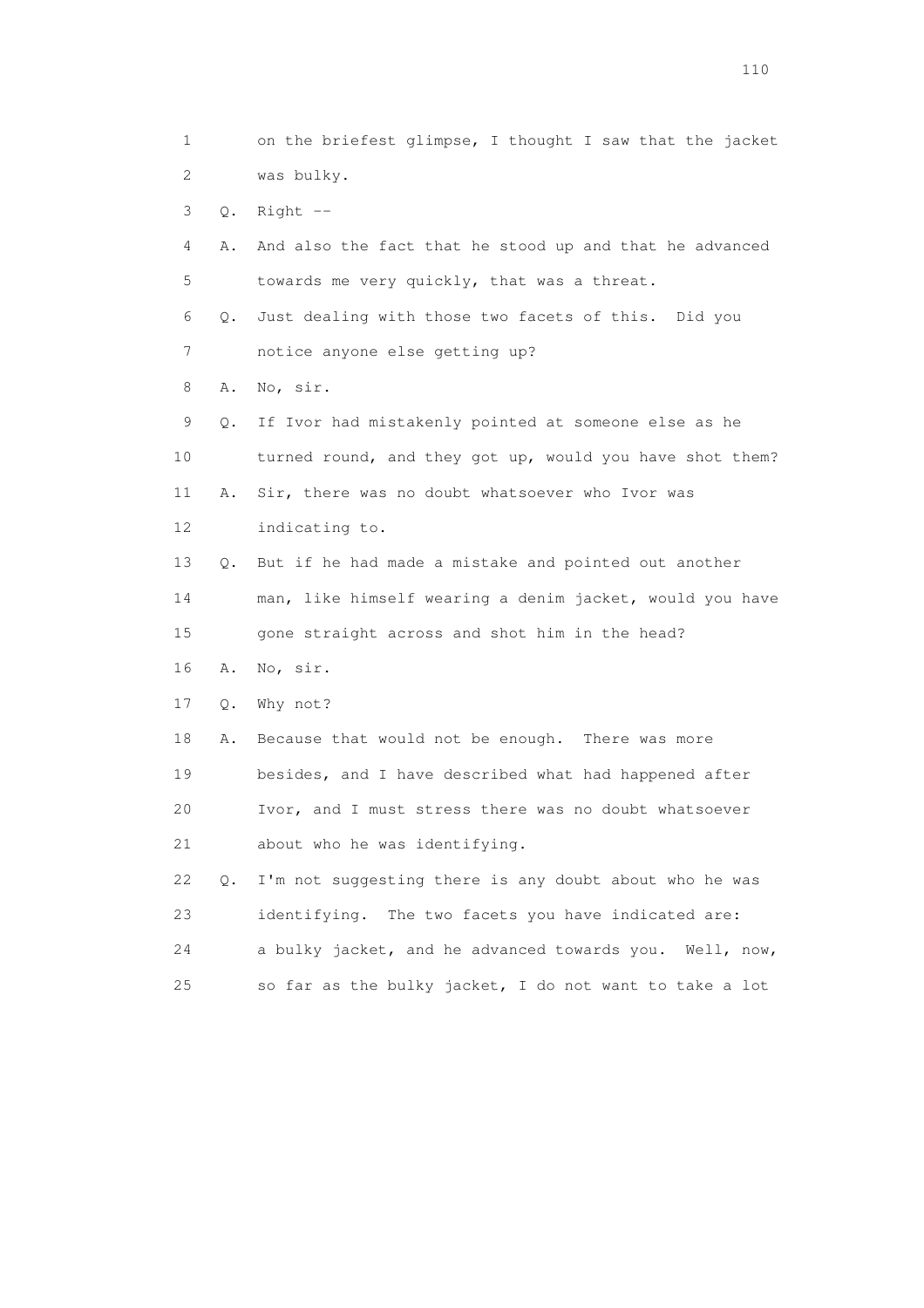1 on the briefest glimpse, I thought I saw that the jacket
2 was bulky.

3 Q. Right --

4 A. And also the fact that he stood up and that he advanced
5 towards me very quickly, that was a threat.

6 Q. Just dealing with those two facets of this. Did you
7 notice anyone else getting up?

8 A. No, sir.

9 Q. If Ivor had mistakenly pointed at someone else as he
10 turned round, and they got up, would you have shot them?

11 A. Sir, there was no doubt whatsoever who Ivor was
12 indicating to.

13 Q. But if he had made a mistake and pointed out another
14 man, like himself wearing a denim jacket, would you have
15 gone straight across and shot him in the head?

16 A. No, sir.

17 Q. Why not?

18 A. Because that would not be enough. There was more
19 besides, and I have described what had happened after
20 Ivor, and I must stress there was no doubt whatsoever
21 about who he was identifying.

22 Q. I'm not suggesting there is any doubt about who he was
23 identifying. The two facets you have indicated are:
24 a bulky jacket, and he advanced towards you. Well, now,
25 so far as the bulky jacket, I do not want to take a lot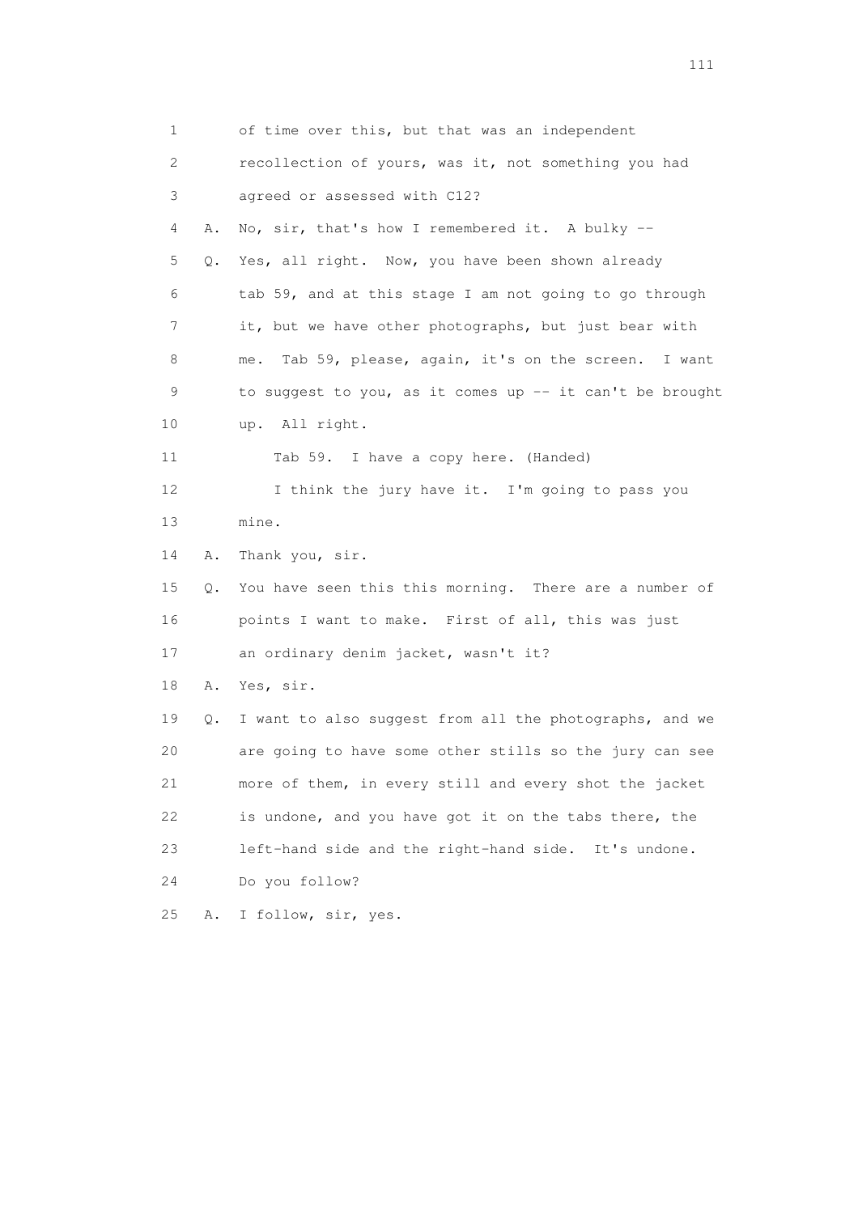1 of time over this, but that was an independent
2 recollection of yours, was it, not something you had
3 agreed or assessed with C12?
4 A. No, sir, that's how I remembered it. A bulky --
5 Q. Yes, all right. Now, you have been shown already
6 tab 59, and at this stage I am not going to go through
7 it, but we have other photographs, but just bear with
8 me. Tab 59, please, again, it's on the screen. I want
9 to suggest to you, as it comes up -- it can't be brought
10 up. All right.
11 Tab 59. I have a copy here. (Handed)
12 I think the jury have it. I'm going to pass you
13 mine.
14 A. Thank you, sir.
15 Q. You have seen this this morning. There are a number of
16 points I want to make. First of all, this was just
17 an ordinary denim jacket, wasn't it?
18 A. Yes, sir.
19 Q. I want to also suggest from all the photographs, and we
20 are going to have some other stills so the jury can see
21 more of them, in every still and every shot the jacket
22 is undone, and you have got it on the tabs there, the
23 left-hand side and the right-hand side. It's undone.
24 Do you follow?
25 A. I follow, sir, yes.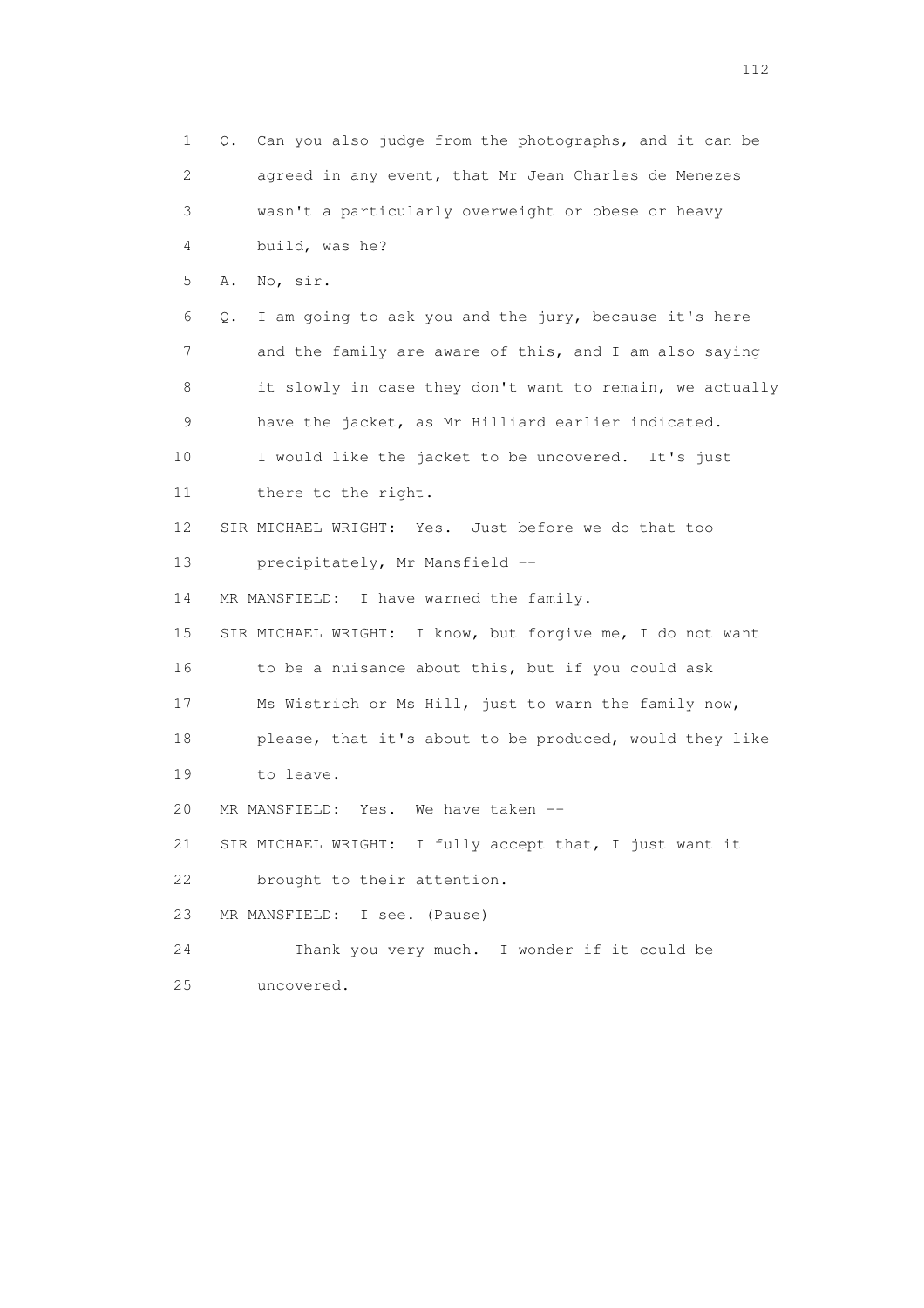1 Q. Can you also judge from the photographs, and it can be
2 agreed in any event, that Mr Jean Charles de Menezes
3 wasn't a particularly overweight or obese or heavy
4 build, was he?

5 A. No, sir.

6 Q. I am going to ask you and the jury, because it's here
7 and the family are aware of this, and I am also saying
8 it slowly in case they don't want to remain, we actually
9 have the jacket, as Mr Hilliard earlier indicated.
10 I would like the jacket to be uncovered. It's just
11 there to the right.

12 SIR MICHAEL WRIGHT: Yes. Just before we do that too
13 precipitately, Mr Mansfield --

14 MR MANSFIELD: I have warned the family.

15 SIR MICHAEL WRIGHT: I know, but forgive me, I do not want
16 to be a nuisance about this, but if you could ask
17 Ms Wistrich or Ms Hill, just to warn the family now,
18 please, that it's about to be produced, would they like
19 to leave.

20 MR MANSFIELD: Yes. We have taken --

21 SIR MICHAEL WRIGHT: I fully accept that, I just want it
22 brought to their attention.

23 MR MANSFIELD: I see. (Pause)

24 Thank you very much. I wonder if it could be
25 uncovered.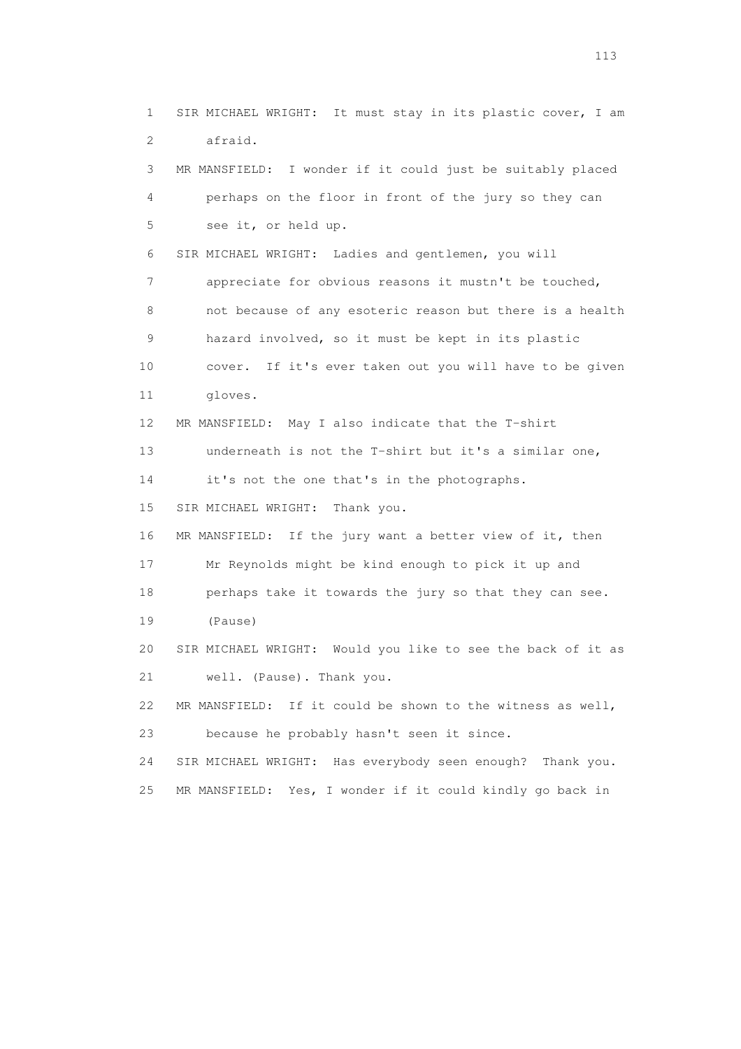1 SIR MICHAEL WRIGHT: It must stay in its plastic cover, I am
2 afraid.
3 MR MANSFIELD: I wonder if it could just be suitably placed
4 perhaps on the floor in front of the jury so they can
5 see it, or held up.
6 SIR MICHAEL WRIGHT: Ladies and gentlemen, you will
7 appreciate for obvious reasons it mustn't be touched,
8 not because of any esoteric reason but there is a health
9 hazard involved, so it must be kept in its plastic
10 cover. If it's ever taken out you will have to be given
11 gloves.
12 MR MANSFIELD: May I also indicate that the T-shirt
13 underneath is not the T-shirt but it's a similar one,
14 it's not the one that's in the photographs.
15 SIR MICHAEL WRIGHT: Thank you.
16 MR MANSFIELD: If the jury want a better view of it, then
17 Mr Reynolds might be kind enough to pick it up and
18 perhaps take it towards the jury so that they can see.
19 (Pause)
20 SIR MICHAEL WRIGHT: Would you like to see the back of it as
21 well. (Pause). Thank you.
22 MR MANSFIELD: If it could be shown to the witness as well,
23 because he probably hasn't seen it since.
24 SIR MICHAEL WRIGHT: Has everybody seen enough? Thank you.
25 MR MANSFIELD: Yes, I wonder if it could kindly go back in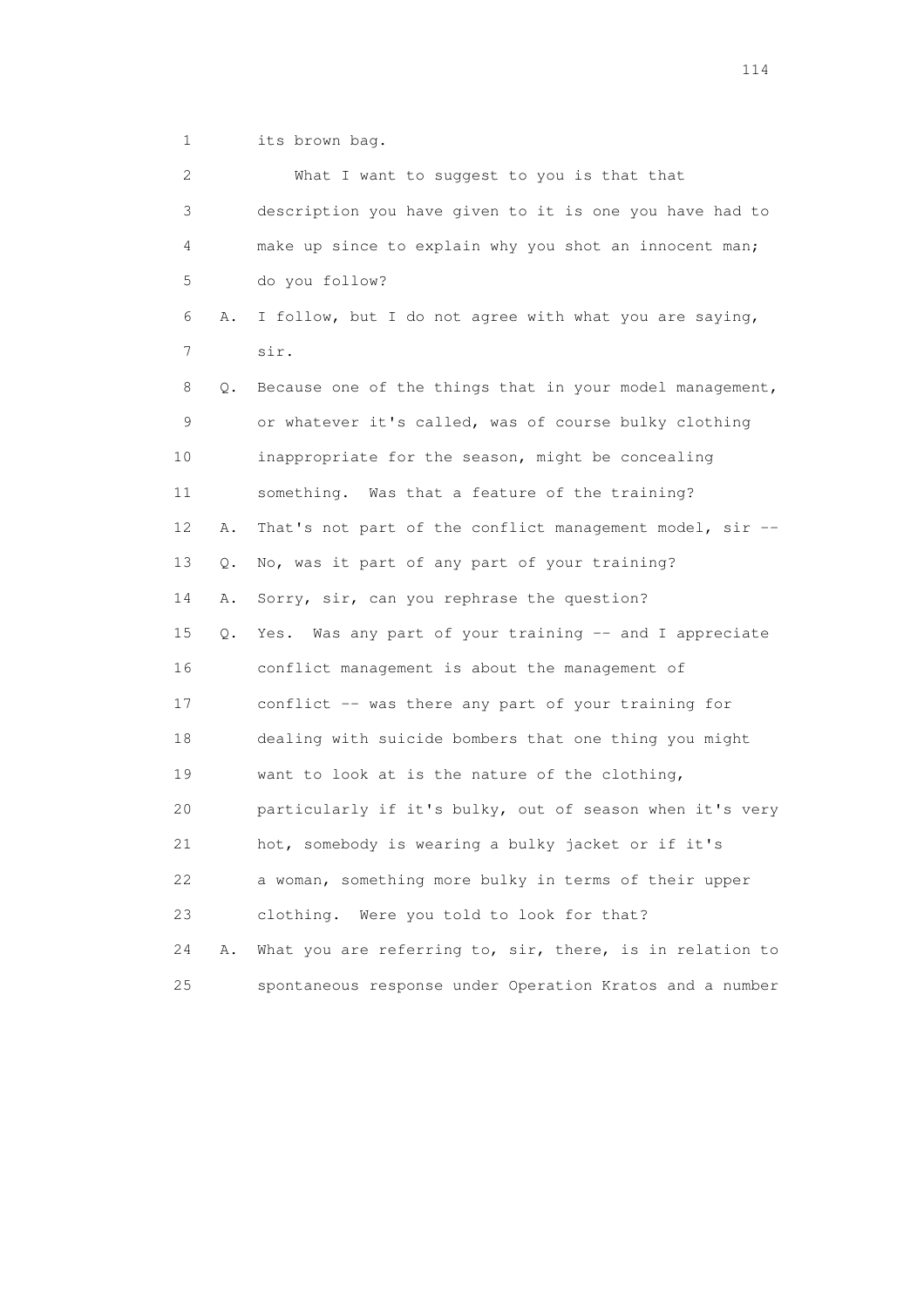1 its brown bag.

2 What I want to suggest to you is that that

3 description you have given to it is one you have had to

4 make up since to explain why you shot an innocent man;

5 do you follow?

6 A. I follow, but I do not agree with what you are saying,

7 sir.

8 Q. Because one of the things that in your model management,

9 or whatever it's called, was of course bulky clothing

10 inappropriate for the season, might be concealing

11 something. Was that a feature of the training?

12 A. That's not part of the conflict management model, sir --

13 Q. No, was it part of any part of your training?

14 A. Sorry, sir, can you rephrase the question?

15 Q. Yes. Was any part of your training -- and I appreciate

16 conflict management is about the management of

17 conflict -- was there any part of your training for

18 dealing with suicide bombers that one thing you might

19 want to look at is the nature of the clothing,

20 particularly if it's bulky, out of season when it's very

21 hot, somebody is wearing a bulky jacket or if it's

22 a woman, something more bulky in terms of their upper

23 clothing. Were you told to look for that?

24 A. What you are referring to, sir, there, is in relation to

25 spontaneous response under Operation Kratos and a number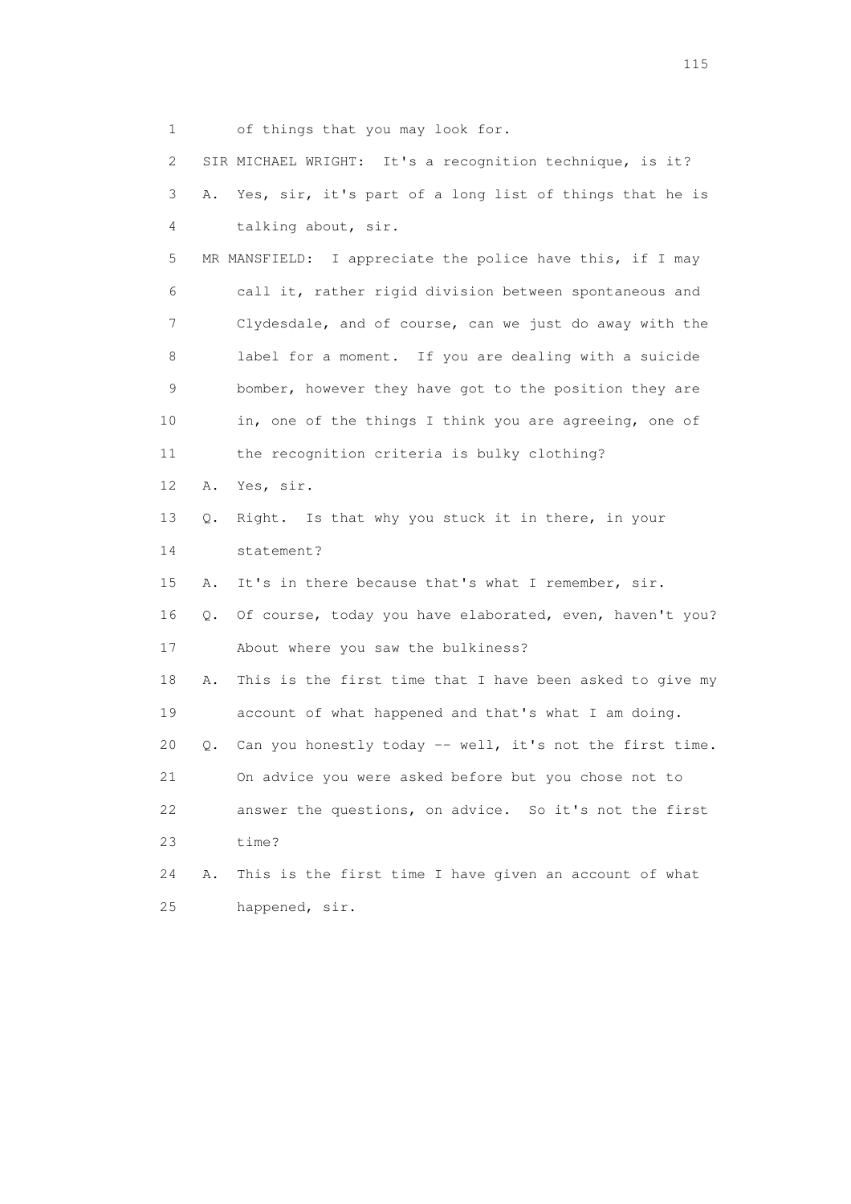1 of things that you may look for.

2 SIR MICHAEL WRIGHT: It's a recognition technique, is it?

3 A. Yes, sir, it's part of a long list of things that he is

4 talking about, sir.

5 MR MANSFIELD: I appreciate the police have this, if I may

6 call it, rather rigid division between spontaneous and

7 Clydesdale, and of course, can we just do away with the

8 label for a moment. If you are dealing with a suicide

9 bomber, however they have got to the position they are

10 in, one of the things I think you are agreeing, one of

11 the recognition criteria is bulky clothing?

12 A. Yes, sir.

13 Q. Right. Is that why you stuck it in there, in your

14 statement?

15 A. It's in there because that's what I remember, sir.

16 Q. Of course, today you have elaborated, even, haven't you?

17 About where you saw the bulkiness?

18 A. This is the first time that I have been asked to give my

19 account of what happened and that's what I am doing.

20 Q. Can you honestly today -- well, it's not the first time.

21 On advice you were asked before but you chose not to

22 answer the questions, on advice. So it's not the first

23 time?

24 A. This is the first time I have given an account of what

25 happened, sir.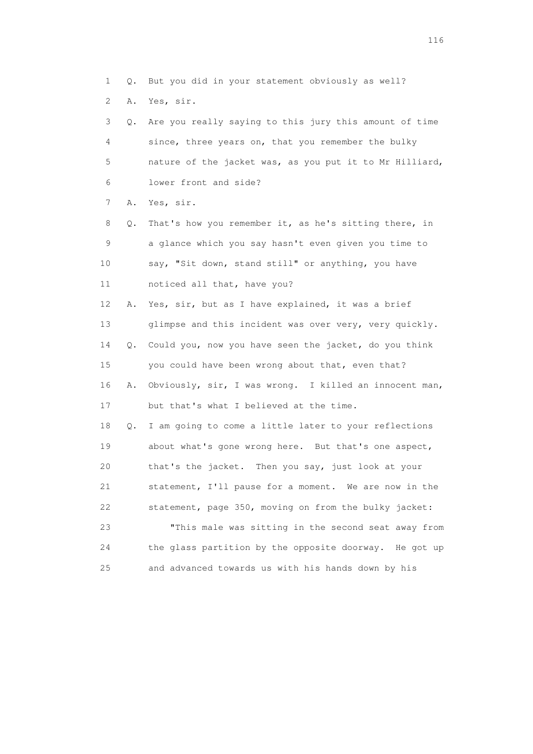1 Q. But you did in your statement obviously as well?

2 A. Yes, sir.

3 Q. Are you really saying to this jury this amount of time
4 since, three years on, that you remember the bulky
5 nature of the jacket was, as you put it to Mr Hilliard,
6 lower front and side?

7 A. Yes, sir.

8 Q. That's how you remember it, as he's sitting there, in
9 a glance which you say hasn't even given you time to
10 say, "Sit down, stand still" or anything, you have
11 noticed all that, have you?

12 A. Yes, sir, but as I have explained, it was a brief
13 glimpse and this incident was over very, very quickly.

14 Q. Could you, now you have seen the jacket, do you think
15 you could have been wrong about that, even that?

16 A. Obviously, sir, I was wrong. I killed an innocent man,
17 but that's what I believed at the time.

18 Q. I am going to come a little later to your reflections
19 about what's gone wrong here. But that's one aspect,
20 that's the jacket. Then you say, just look at your
21 statement, I'll pause for a moment. We are now in the
22 statement, page 350, moving on from the bulky jacket:

23 "This male was sitting in the second seat away from
24 the glass partition by the opposite doorway. He got up
25 and advanced towards us with his hands down by his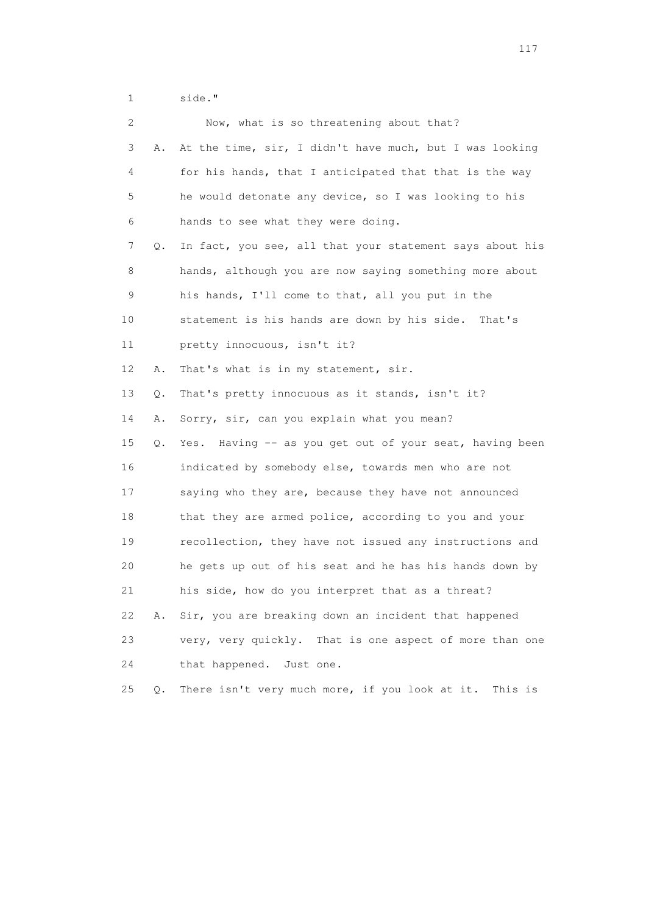1 side."

2 Now, what is so threatening about that?

3 A. At the time, sir, I didn't have much, but I was looking

4 for his hands, that I anticipated that that is the way

5 he would detonate any device, so I was looking to his

6 hands to see what they were doing.

7 Q. In fact, you see, all that your statement says about his

8 hands, although you are now saying something more about

9 his hands, I'll come to that, all you put in the

10 statement is his hands are down by his side. That's

11 pretty innocuous, isn't it?

12 A. That's what is in my statement, sir.

13 Q. That's pretty innocuous as it stands, isn't it?

14 A. Sorry, sir, can you explain what you mean?

15 Q. Yes. Having -- as you get out of your seat, having been

16 indicated by somebody else, towards men who are not

17 saying who they are, because they have not announced

18 that they are armed police, according to you and your

19 recollection, they have not issued any instructions and

20 he gets up out of his seat and he has his hands down by

21 his side, how do you interpret that as a threat?

22 A. Sir, you are breaking down an incident that happened

23 very, very quickly. That is one aspect of more than one

24 that happened. Just one.

25 Q. There isn't very much more, if you look at it. This is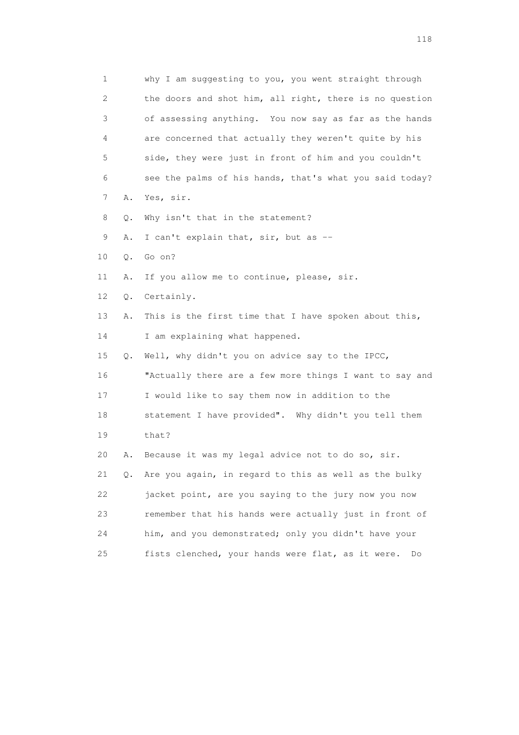1 why I am suggesting to you, you went straight through
2 the doors and shot him, all right, there is no question
3 of assessing anything. You now say as far as the hands
4 are concerned that actually they weren't quite by his
5 side, they were just in front of him and you couldn't
6 see the palms of his hands, that's what you said today?

7 A. Yes, sir.

8 Q. Why isn't that in the statement?

9 A. I can't explain that, sir, but as --

10 Q. Go on?

11 A. If you allow me to continue, please, sir.

12 Q. Certainly.

13 A. This is the first time that I have spoken about this,
14 I am explaining what happened.

15 Q. Well, why didn't you on advice say to the IPCC,
16 "Actually there are a few more things I want to say and
17 I would like to say them now in addition to the
18 statement I have provided". Why didn't you tell them
19 that?

20 A. Because it was my legal advice not to do so, sir.

21 Q. Are you again, in regard to this as well as the bulky
22 jacket point, are you saying to the jury now you now
23 remember that his hands were actually just in front of
24 him, and you demonstrated; only you didn't have your
25 fists clenched, your hands were flat, as it were. Do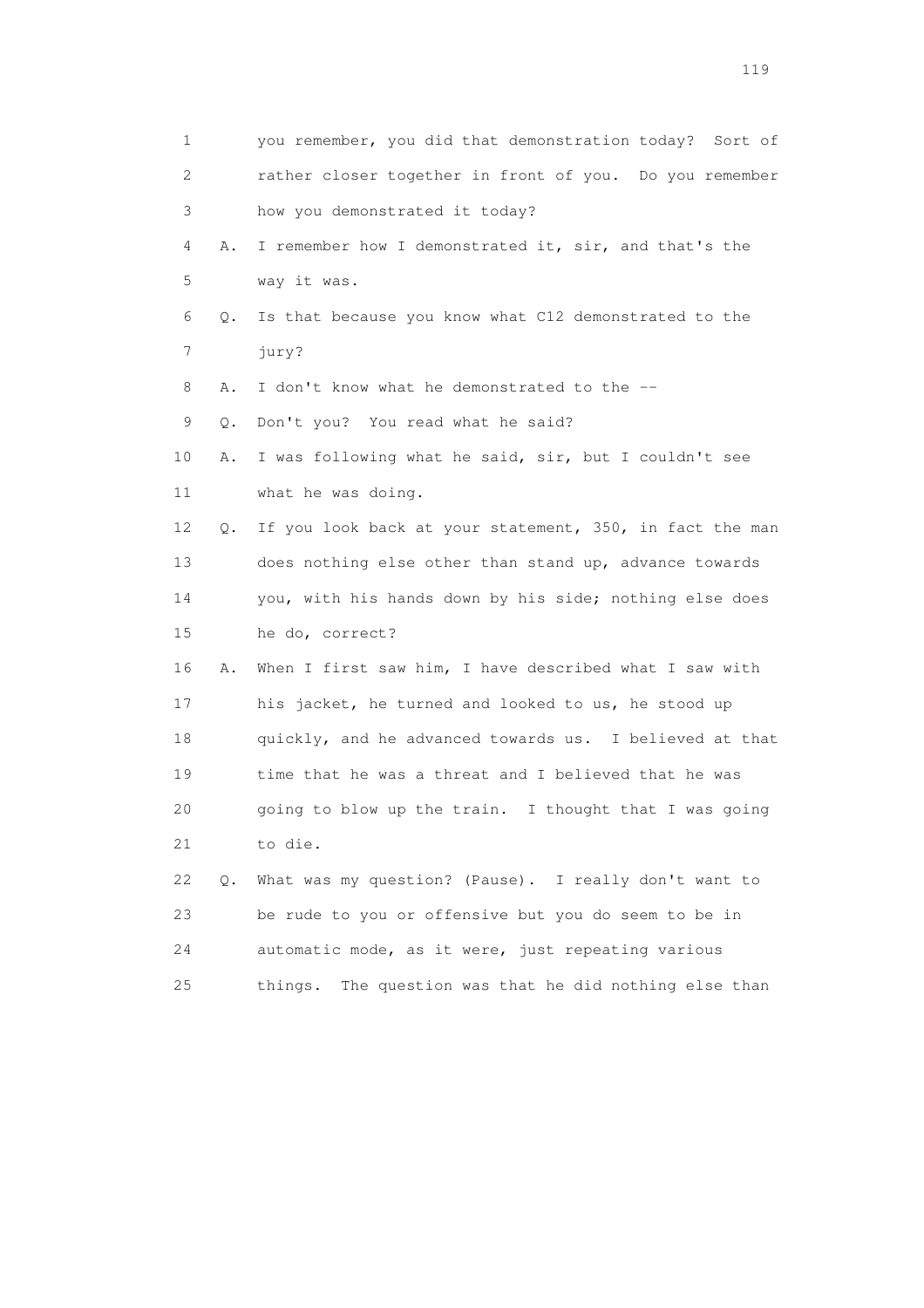1 you remember, you did that demonstration today? Sort of
2 rather closer together in front of you. Do you remember
3 how you demonstrated it today?

4 A. I remember how I demonstrated it, sir, and that's the
5 way it was.

6 Q. Is that because you know what C12 demonstrated to the
7 jury?

8 A. I don't know what he demonstrated to the --

9 Q. Don't you? You read what he said?

10 A. I was following what he said, sir, but I couldn't see
11 what he was doing.

12 Q. If you look back at your statement, 350, in fact the man
13 does nothing else other than stand up, advance towards
14 you, with his hands down by his side; nothing else does
15 he do, correct?

16 A. When I first saw him, I have described what I saw with
17 his jacket, he turned and looked to us, he stood up
18 quickly, and he advanced towards us. I believed at that
19 time that he was a threat and I believed that he was
20 going to blow up the train. I thought that I was going
21 to die.

22 Q. What was my question? (Pause). I really don't want to
23 be rude to you or offensive but you do seem to be in
24 automatic mode, as it were, just repeating various
25 things. The question was that he did nothing else than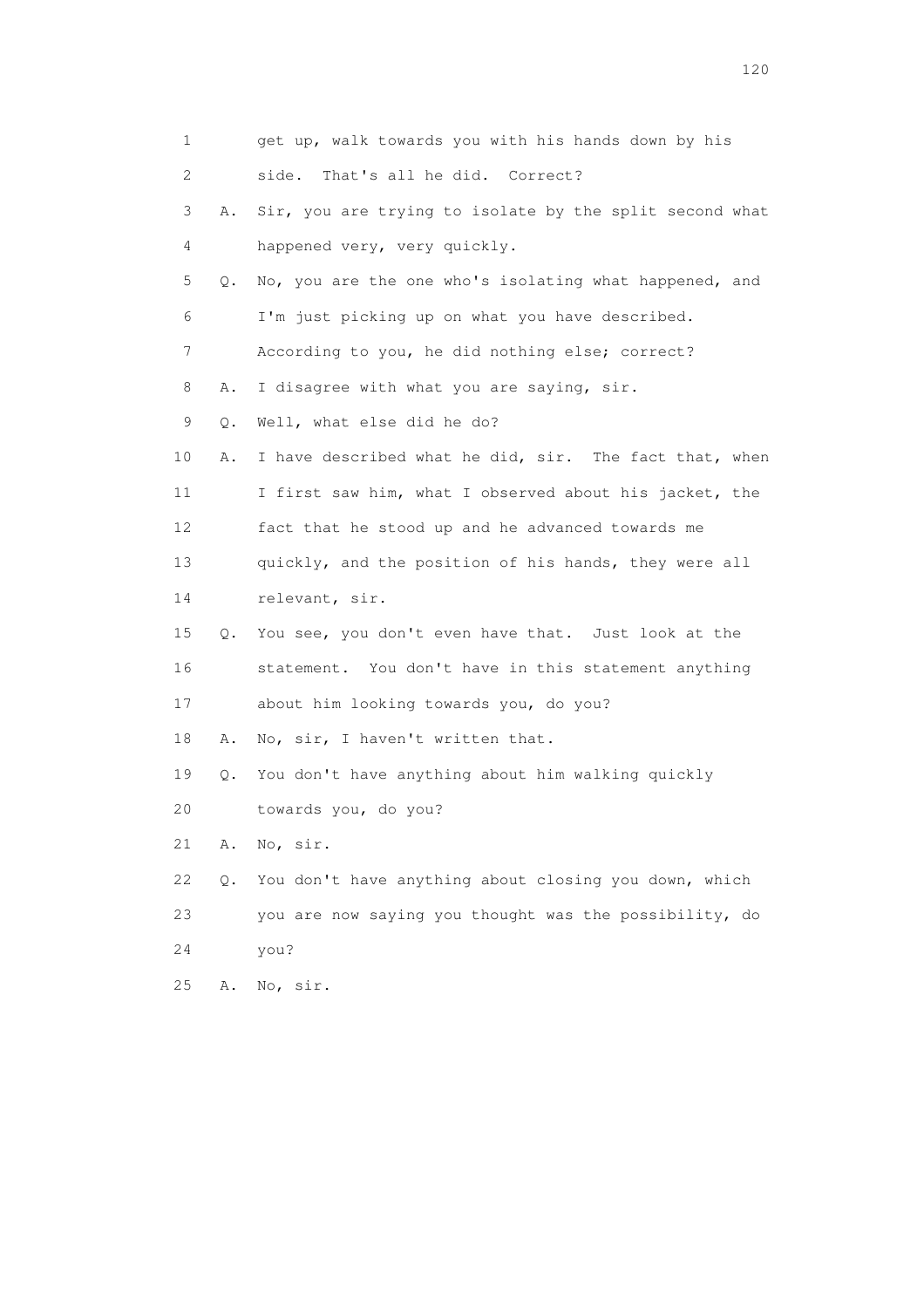1 get up, walk towards you with his hands down by his
2 side. That's all he did. Correct?
3 A. Sir, you are trying to isolate by the split second what
4 happened very, very quickly.
5 Q. No, you are the one who's isolating what happened, and
6 I'm just picking up on what you have described.
7 According to you, he did nothing else; correct?
8 A. I disagree with what you are saying, sir.
9 Q. Well, what else did he do?
10 A. I have described what he did, sir. The fact that, when
11 I first saw him, what I observed about his jacket, the
12 fact that he stood up and he advanced towards me
13 quickly, and the position of his hands, they were all
14 relevant, sir.
15 Q. You see, you don't even have that. Just look at the
16 statement. You don't have in this statement anything
17 about him looking towards you, do you?
18 A. No, sir, I haven't written that.
19 Q. You don't have anything about him walking quickly
20 towards you, do you?
21 A. No, sir.
22 Q. You don't have anything about closing you down, which
23 you are now saying you thought was the possibility, do
24 you?
25 A. No, sir.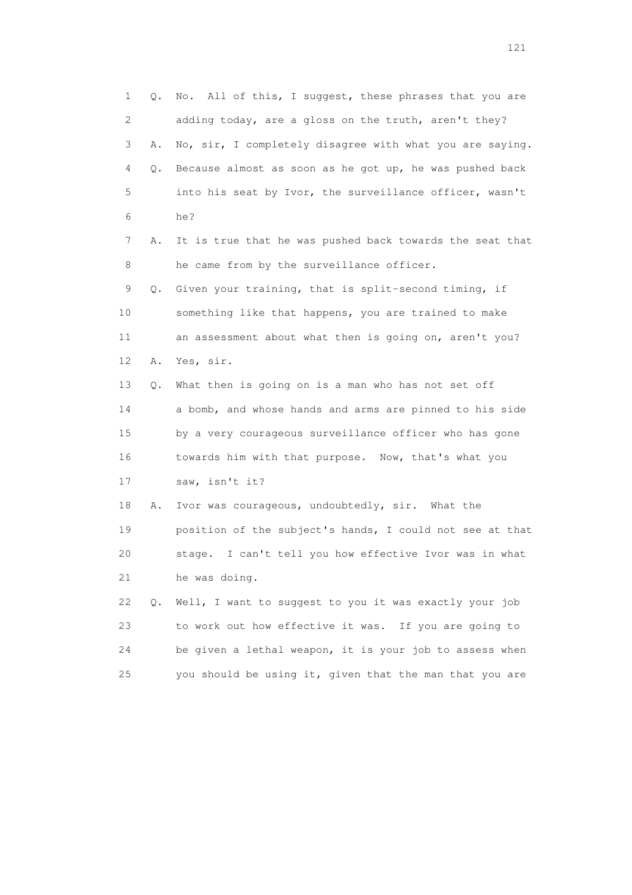1 Q. No. All of this, I suggest, these phrases that you are
2 adding today, are a gloss on the truth, aren't they?
3 A. No, sir, I completely disagree with what you are saying.
4 Q. Because almost as soon as he got up, he was pushed back
5 into his seat by Ivor, the surveillance officer, wasn't
6 he?
7 A. It is true that he was pushed back towards the seat that
8 he came from by the surveillance officer.
9 Q. Given your training, that is split-second timing, if
10 something like that happens, you are trained to make
11 an assessment about what then is going on, aren't you?
12 A. Yes, sir.
13 Q. What then is going on is a man who has not set off
14 a bomb, and whose hands and arms are pinned to his side
15 by a very courageous surveillance officer who has gone
16 towards him with that purpose. Now, that's what you
17 saw, isn't it?
18 A. Ivor was courageous, undoubtedly, sir. What the
19 position of the subject's hands, I could not see at that
20 stage. I can't tell you how effective Ivor was in what
21 he was doing.
22 Q. Well, I want to suggest to you it was exactly your job
23 to work out how effective it was. If you are going to
24 be given a lethal weapon, it is your job to assess when
25 you should be using it, given that the man that you are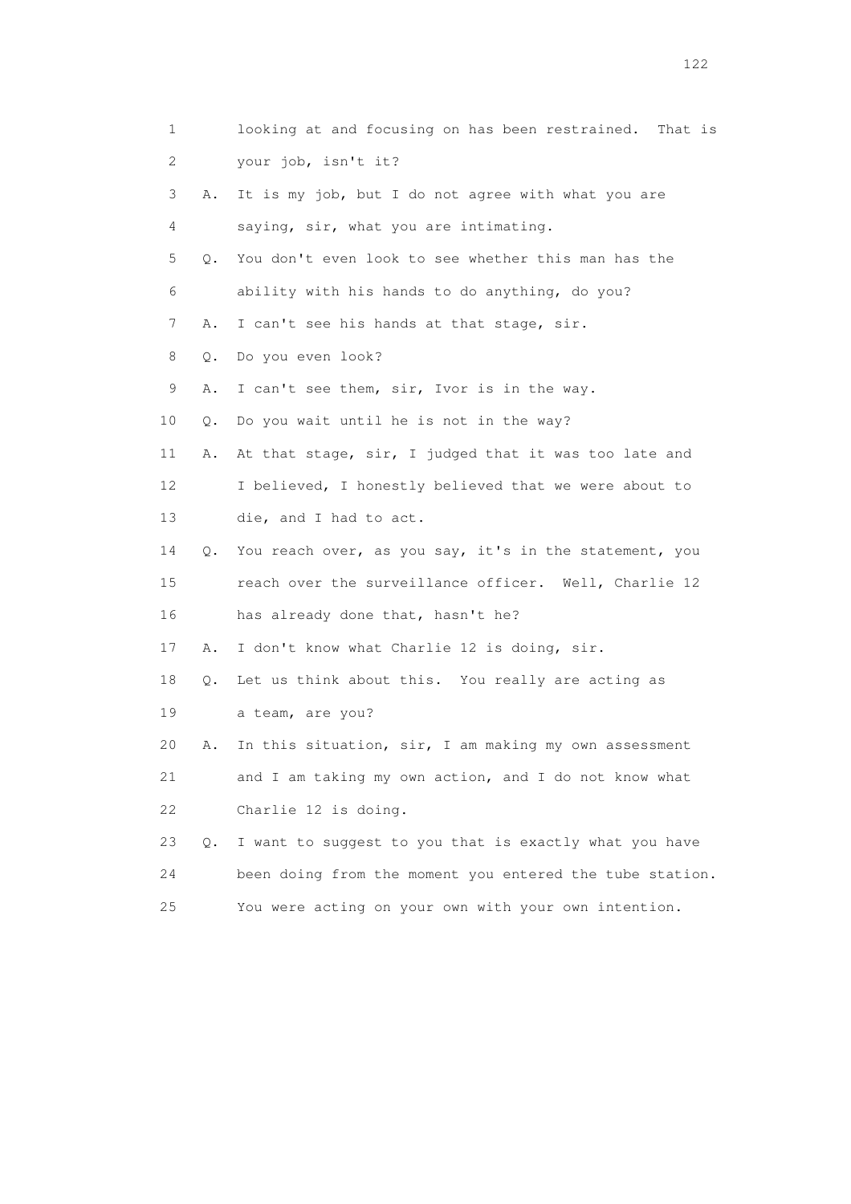1 looking at and focusing on has been restrained. That is
2 your job, isn't it?
3 A. It is my job, but I do not agree with what you are
4 saying, sir, what you are intimating.
5 Q. You don't even look to see whether this man has the
6 ability with his hands to do anything, do you?
7 A. I can't see his hands at that stage, sir.
8 Q. Do you even look?
9 A. I can't see them, sir, Ivor is in the way.
10 Q. Do you wait until he is not in the way?
11 A. At that stage, sir, I judged that it was too late and
12 I believed, I honestly believed that we were about to
13 die, and I had to act.
14 Q. You reach over, as you say, it's in the statement, you
15 reach over the surveillance officer. Well, Charlie 12
16 has already done that, hasn't he?
17 A. I don't know what Charlie 12 is doing, sir.
18 Q. Let us think about this. You really are acting as
19 a team, are you?
20 A. In this situation, sir, I am making my own assessment
21 and I am taking my own action, and I do not know what
22 Charlie 12 is doing.
23 Q. I want to suggest to you that is exactly what you have
24 been doing from the moment you entered the tube station.
25 You were acting on your own with your own intention.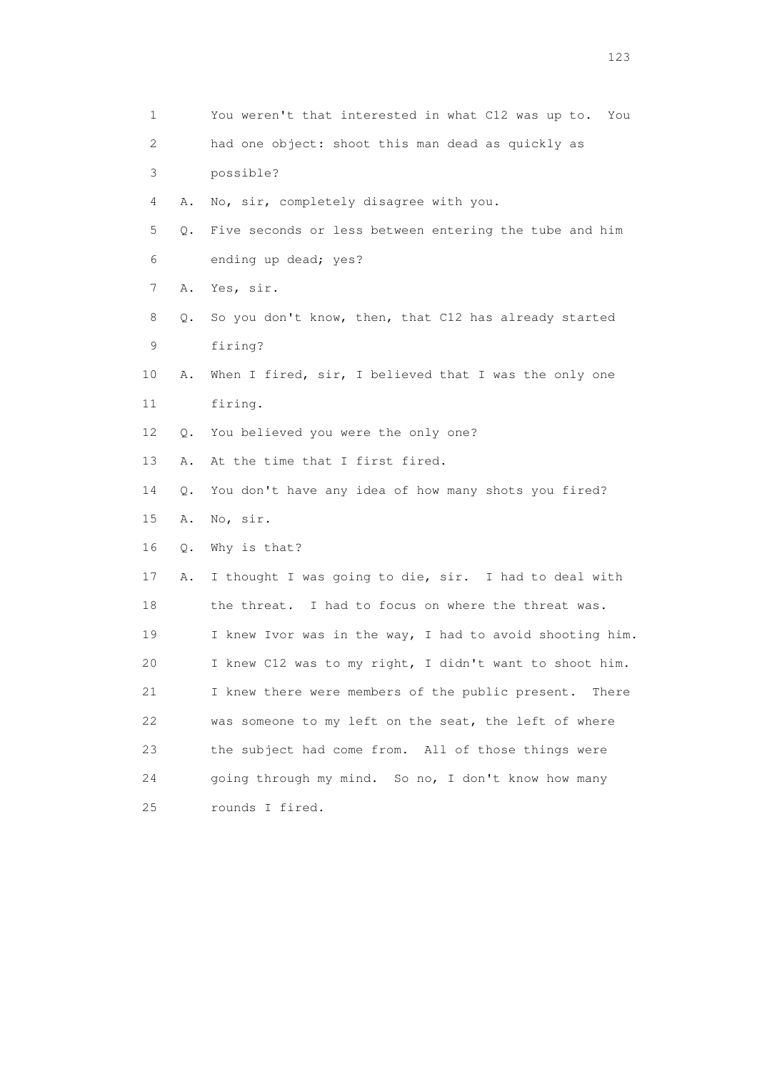1 You weren't that interested in what C12 was up to. You
2 had one object: shoot this man dead as quickly as
3 possible?

4 A. No, sir, completely disagree with you.

5 Q. Five seconds or less between entering the tube and him
6 ending up dead; yes?

7 A. Yes, sir.

8 Q. So you don't know, then, that C12 has already started
9 firing?

10 A. When I fired, sir, I believed that I was the only one
11 firing.

12 Q. You believed you were the only one?

13 A. At the time that I first fired.

14 Q. You don't have any idea of how many shots you fired?

15 A. No, sir.

16 Q. Why is that?

17 A. I thought I was going to die, sir. I had to deal with
18 the threat. I had to focus on where the threat was.
19 I knew Ivor was in the way, I had to avoid shooting him.
20 I knew C12 was to my right, I didn't want to shoot him.
21 I knew there were members of the public present. There
22 was someone to my left on the seat, the left of where
23 the subject had come from. All of those things were
24 going through my mind. So no, I don't know how many
25 rounds I fired.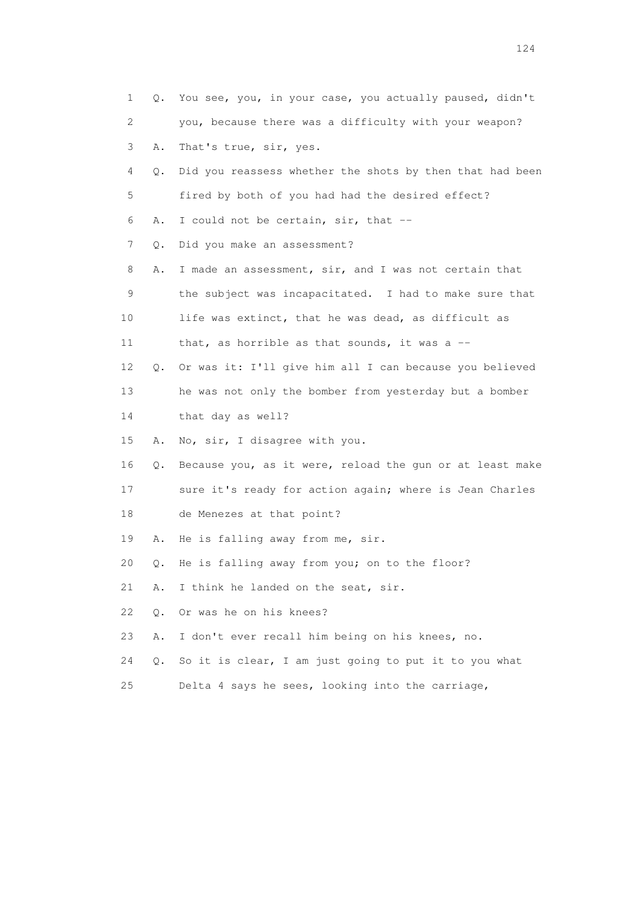1 Q. You see, you, in your case, you actually paused, didn't
2 you, because there was a difficulty with your weapon?
3 A. That's true, sir, yes.
4 Q. Did you reassess whether the shots by then that had been
5 fired by both of you had had the desired effect?
6 A. I could not be certain, sir, that --
7 Q. Did you make an assessment?
8 A. I made an assessment, sir, and I was not certain that
9 the subject was incapacitated. I had to make sure that
10 life was extinct, that he was dead, as difficult as
11 that, as horrible as that sounds, it was a --
12 Q. Or was it: I'll give him all I can because you believed
13 he was not only the bomber from yesterday but a bomber
14 that day as well?
15 A. No, sir, I disagree with you.
16 Q. Because you, as it were, reload the gun or at least make
17 sure it's ready for action again; where is Jean Charles
18 de Menezes at that point?
19 A. He is falling away from me, sir.
20 Q. He is falling away from you; on to the floor?
21 A. I think he landed on the seat, sir.
22 Q. Or was he on his knees?
23 A. I don't ever recall him being on his knees, no.
24 Q. So it is clear, I am just going to put it to you what
25 Delta 4 says he sees, looking into the carriage,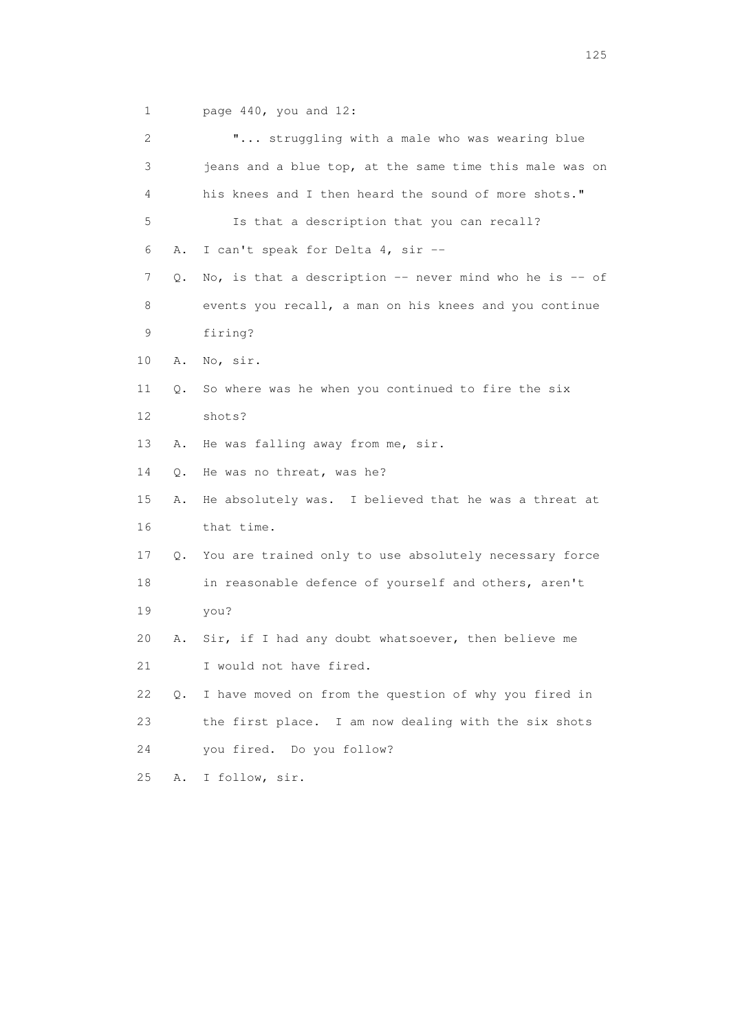1 page 440, you and 12:

2 "... struggling with a male who was wearing blue

3 jeans and a blue top, at the same time this male was on

4 his knees and I then heard the sound of more shots."

5 Is that a description that you can recall?

6 A. I can't speak for Delta 4, sir --

7 Q. No, is that a description -- never mind who he is -- of

8 events you recall, a man on his knees and you continue

9 firing?

10 A. No, sir.

11 Q. So where was he when you continued to fire the six

12 shots?

13 A. He was falling away from me, sir.

14 Q. He was no threat, was he?

15 A. He absolutely was. I believed that he was a threat at

16 that time.

17 Q. You are trained only to use absolutely necessary force

18 in reasonable defence of yourself and others, aren't

19 you?

20 A. Sir, if I had any doubt whatsoever, then believe me

21 I would not have fired.

22 Q. I have moved on from the question of why you fired in

23 the first place. I am now dealing with the six shots

24 you fired. Do you follow?

25 A. I follow, sir.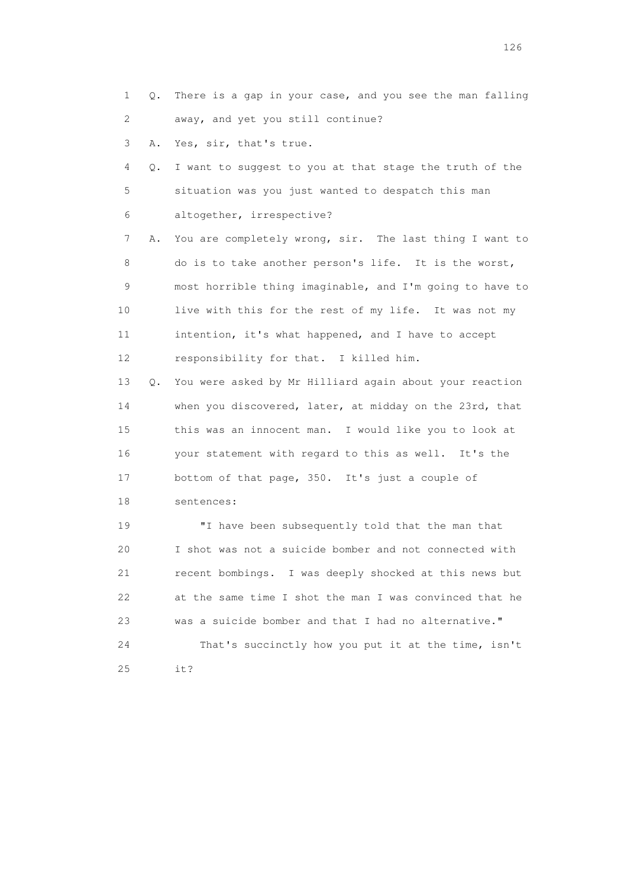1 Q. There is a gap in your case, and you see the man falling
2 away, and yet you still continue?

3 A. Yes, sir, that's true.

4 Q. I want to suggest to you at that stage the truth of the
5 situation was you just wanted to despatch this man
6 altogether, irrespective?

7 A. You are completely wrong, sir. The last thing I want to
8 do is to take another person's life. It is the worst,
9 most horrible thing imaginable, and I'm going to have to
10 live with this for the rest of my life. It was not my
11 intention, it's what happened, and I have to accept
12 responsibility for that. I killed him.

13 Q. You were asked by Mr Hilliard again about your reaction
14 when you discovered, later, at midday on the 23rd, that
15 this was an innocent man. I would like you to look at
16 your statement with regard to this as well. It's the
17 bottom of that page, 350. It's just a couple of
18 sentences:

19 "I have been subsequently told that the man that
20 I shot was not a suicide bomber and not connected with
21 recent bombings. I was deeply shocked at this news but
22 at the same time I shot the man I was convinced that he
23 was a suicide bomber and that I had no alternative."

24 That's succinctly how you put it at the time, isn't
25 it?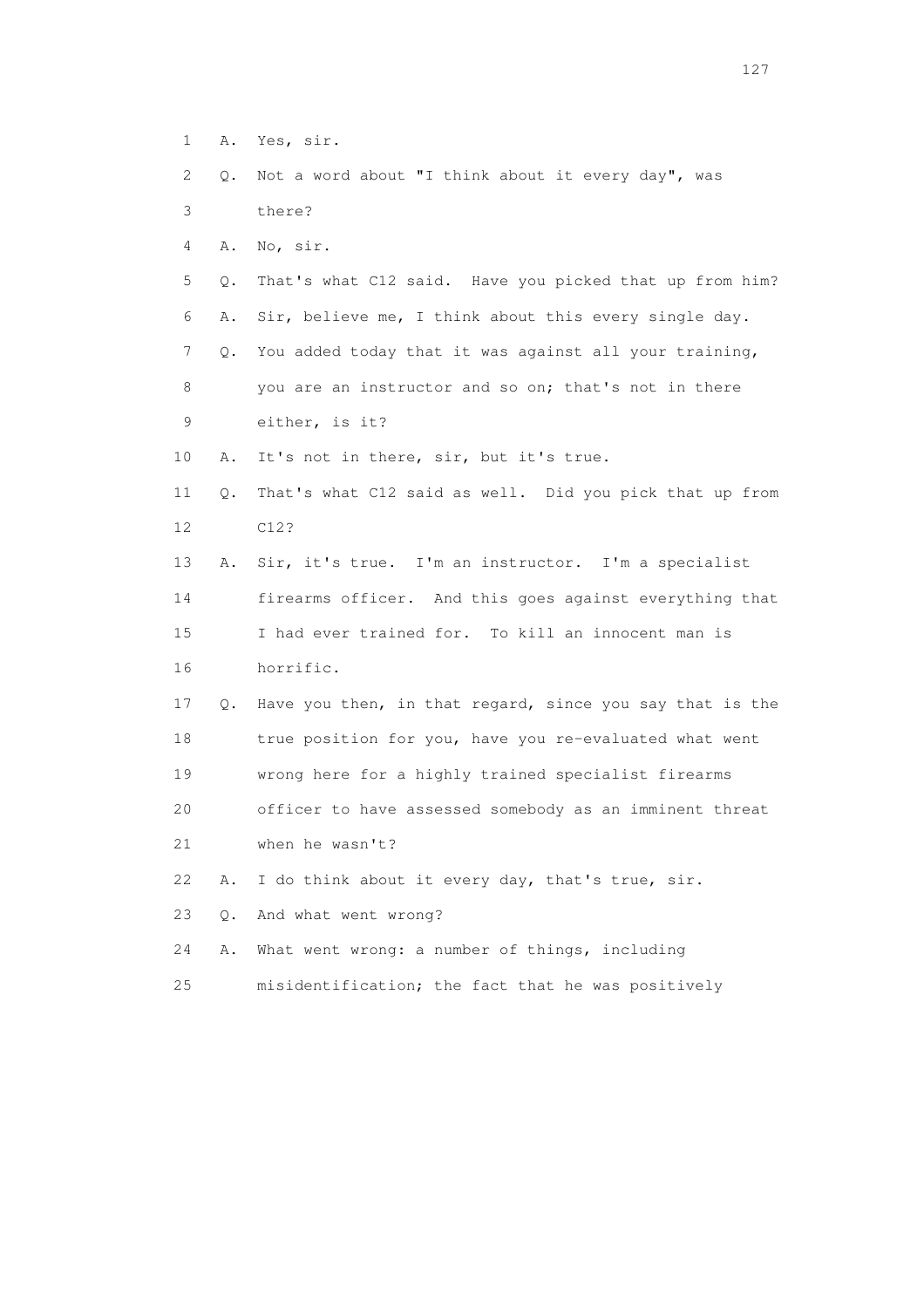1 A. Yes, sir.

2 Q. Not a word about "I think about it every day", was

3 there?

4 A. No, sir.

5 Q. That's what C12 said. Have you picked that up from him?

6 A. Sir, believe me, I think about this every single day.

7 Q. You added today that it was against all your training,

8 you are an instructor and so on; that's not in there

9 either, is it?

10 A. It's not in there, sir, but it's true.

11 Q. That's what C12 said as well. Did you pick that up from

12 C12?

13 A. Sir, it's true. I'm an instructor. I'm a specialist

14 firearms officer. And this goes against everything that

15 I had ever trained for. To kill an innocent man is

16 horrific.

17 Q. Have you then, in that regard, since you say that is the

18 true position for you, have you re-evaluated what went

19 wrong here for a highly trained specialist firearms

20 officer to have assessed somebody as an imminent threat

21 when he wasn't?

22 A. I do think about it every day, that's true, sir.

23 Q. And what went wrong?

24 A. What went wrong: a number of things, including

25 misidentification; the fact that he was positively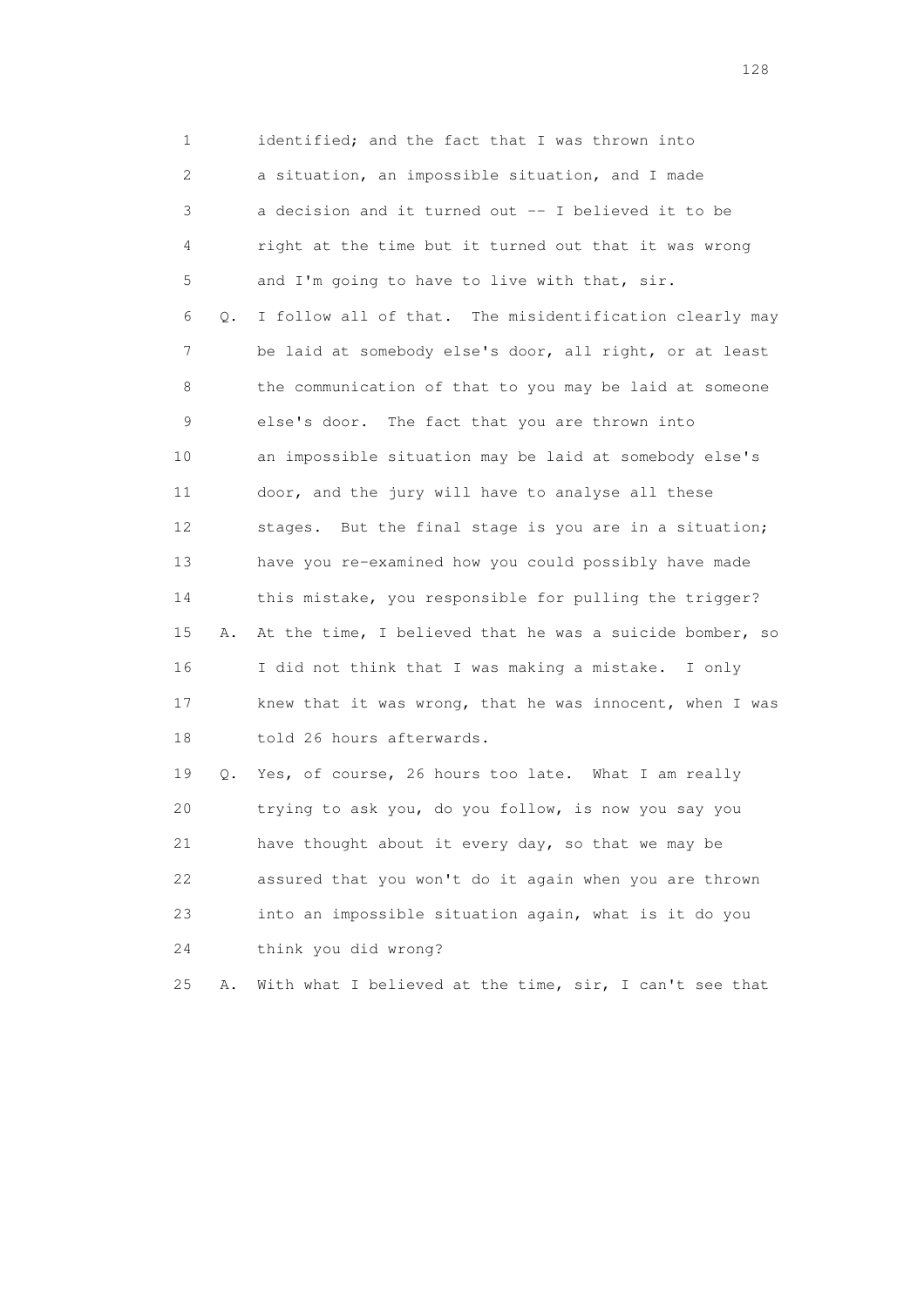1 identified; and the fact that I was thrown into
2 a situation, an impossible situation, and I made
3 a decision and it turned out -- I believed it to be
4 right at the time but it turned out that it was wrong
5 and I'm going to have to live with that, sir.
6 Q. I follow all of that. The misidentification clearly may
7 be laid at somebody else's door, all right, or at least
8 the communication of that to you may be laid at someone
9 else's door. The fact that you are thrown into
10 an impossible situation may be laid at somebody else's
11 door, and the jury will have to analyse all these
12 stages. But the final stage is you are in a situation;
13 have you re-examined how you could possibly have made
14 this mistake, you responsible for pulling the trigger?
15 A. At the time, I believed that he was a suicide bomber, so
16 I did not think that I was making a mistake. I only
17 knew that it was wrong, that he was innocent, when I was
18 told 26 hours afterwards.
19 Q. Yes, of course, 26 hours too late. What I am really
20 trying to ask you, do you follow, is now you say you
21 have thought about it every day, so that we may be
22 assured that you won't do it again when you are thrown
23 into an impossible situation again, what is it do you
24 think you did wrong?
25 A. With what I believed at the time, sir, I can't see that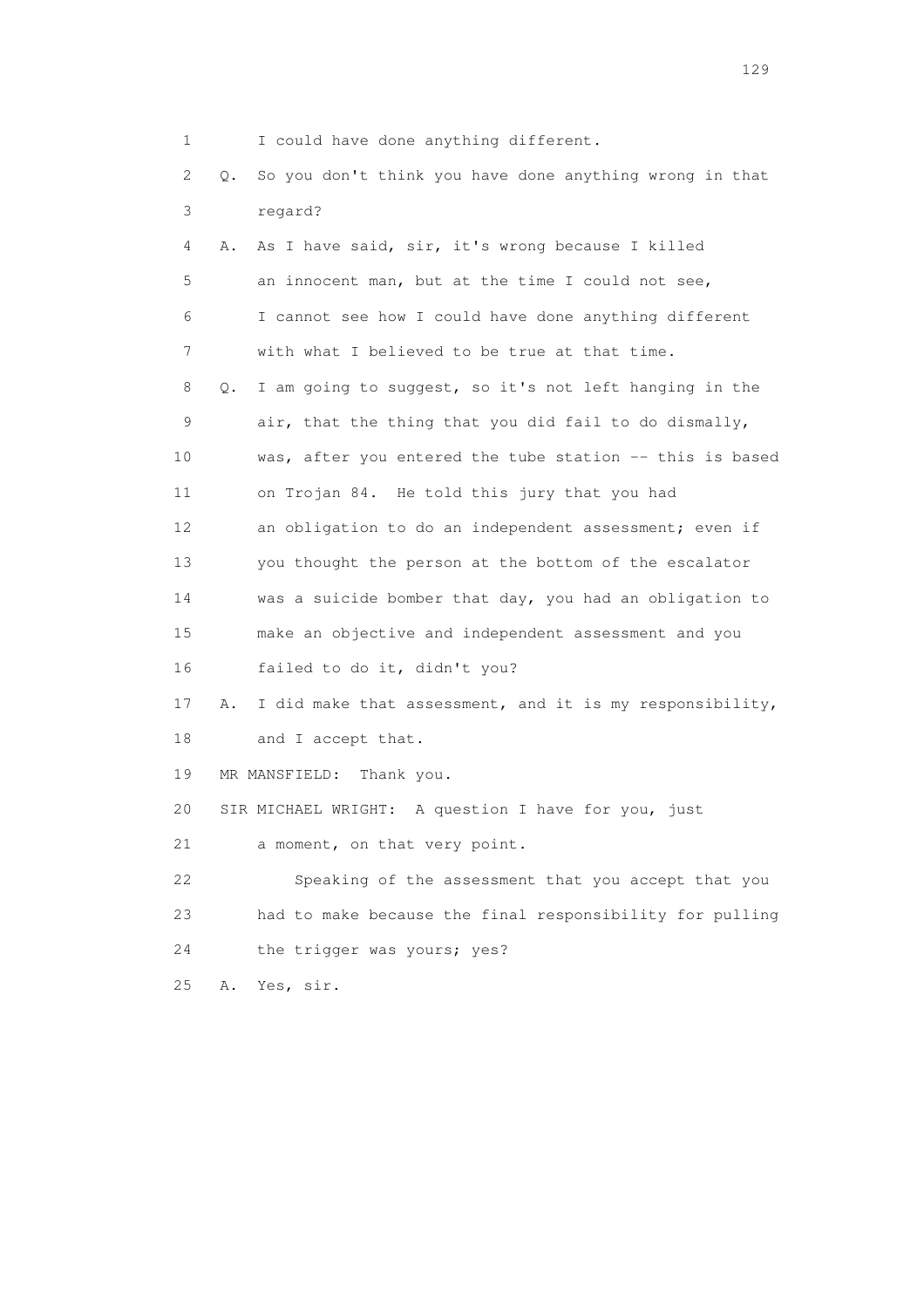1 I could have done anything different.

2 Q. So you don't think you have done anything wrong in that

3 regard?

4 A. As I have said, sir, it's wrong because I killed

5 an innocent man, but at the time I could not see,

6 I cannot see how I could have done anything different

7 with what I believed to be true at that time.

8 Q. I am going to suggest, so it's not left hanging in the

9 air, that the thing that you did fail to do dismally,

10 was, after you entered the tube station -- this is based

11 on Trojan 84. He told this jury that you had

12 an obligation to do an independent assessment; even if

13 you thought the person at the bottom of the escalator

14 was a suicide bomber that day, you had an obligation to

15 make an objective and independent assessment and you

16 failed to do it, didn't you?

17 A. I did make that assessment, and it is my responsibility,

18 and I accept that.

19 MR MANSFIELD: Thank you.

20 SIR MICHAEL WRIGHT: A question I have for you, just

21 a moment, on that very point.

22 Speaking of the assessment that you accept that you

23 had to make because the final responsibility for pulling

24 the trigger was yours; yes?

25 A. Yes, sir.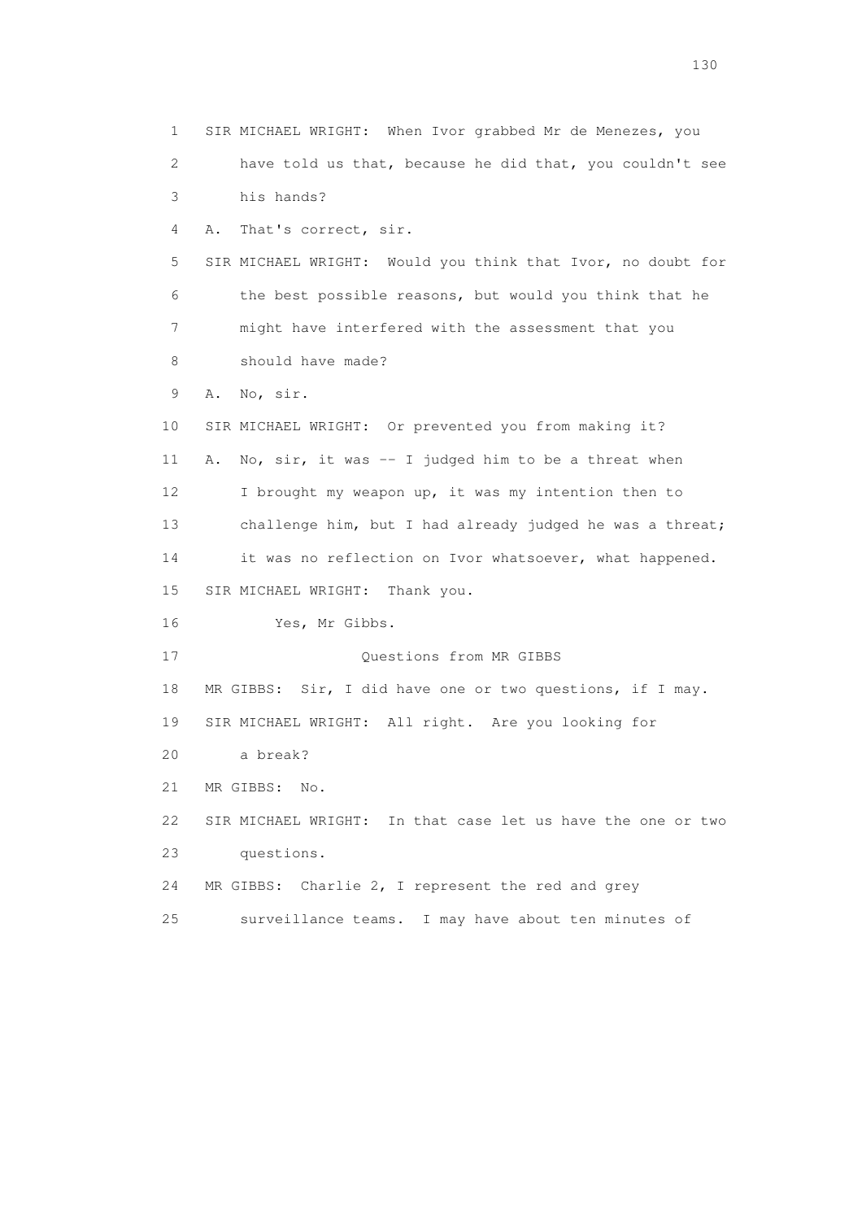1 SIR MICHAEL WRIGHT: When Ivor grabbed Mr de Menezes, you
2 have told us that, because he did that, you couldn't see
3 his hands?
4 A. That's correct, sir.
5 SIR MICHAEL WRIGHT: Would you think that Ivor, no doubt for
6 the best possible reasons, but would you think that he
7 might have interfered with the assessment that you
8 should have made?
9 A. No, sir.
10 SIR MICHAEL WRIGHT: Or prevented you from making it?
11 A. No, sir, it was -- I judged him to be a threat when
12 I brought my weapon up, it was my intention then to
13 challenge him, but I had already judged he was a threat;
14 it was no reflection on Ivor whatsoever, what happened.
15 SIR MICHAEL WRIGHT: Thank you.
16 Yes, Mr Gibbs.
17 Questions from MR GIBBS
18 MR GIBBS: Sir, I did have one or two questions, if I may.
19 SIR MICHAEL WRIGHT: All right. Are you looking for
20 a break?
21 MR GIBBS: No.
22 SIR MICHAEL WRIGHT: In that case let us have the one or two
23 questions.
24 MR GIBBS: Charlie 2, I represent the red and grey
25 surveillance teams. I may have about ten minutes of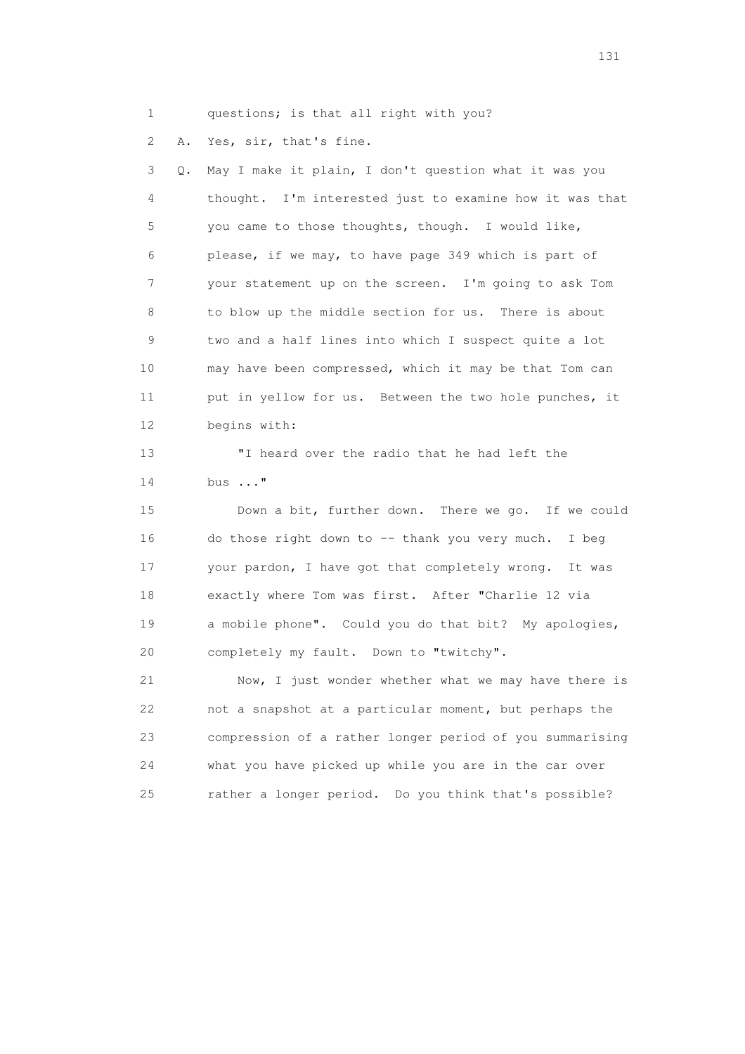1 questions; is that all right with you?

2 A. Yes, sir, that's fine.

3 Q. May I make it plain, I don't question what it was you

4 thought. I'm interested just to examine how it was that

5 you came to those thoughts, though. I would like,

6 please, if we may, to have page 349 which is part of

7 your statement up on the screen. I'm going to ask Tom

8 to blow up the middle section for us. There is about

9 two and a half lines into which I suspect quite a lot

10 may have been compressed, which it may be that Tom can

11 put in yellow for us. Between the two hole punches, it

12 begins with:

13 "I heard over the radio that he had left the

14 bus ..."

15 Down a bit, further down. There we go. If we could

16 do those right down to -- thank you very much. I beg

17 your pardon, I have got that completely wrong. It was

18 exactly where Tom was first. After "Charlie 12 via

19 a mobile phone". Could you do that bit? My apologies,

20 completely my fault. Down to "twitchy".

21 Now, I just wonder whether what we may have there is

22 not a snapshot at a particular moment, but perhaps the

23 compression of a rather longer period of you summarising

24 what you have picked up while you are in the car over

25 rather a longer period. Do you think that's possible?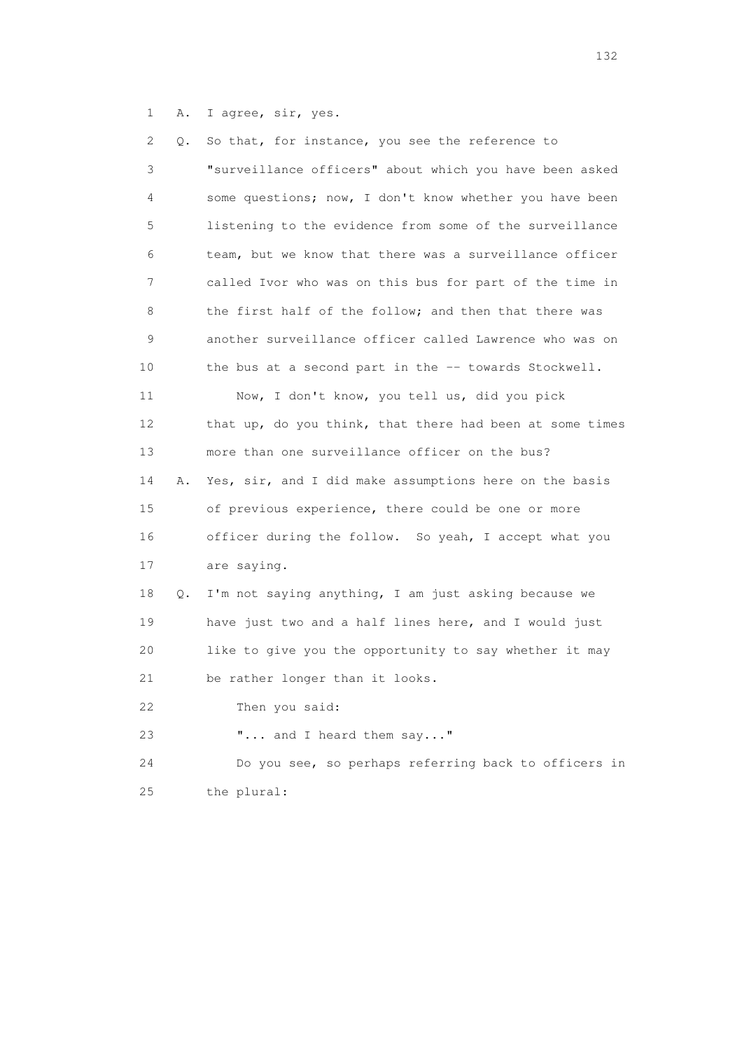1 A. I agree, sir, yes.

2 Q. So that, for instance, you see the reference to

3 "surveillance officers" about which you have been asked

4 some questions; now, I don't know whether you have been

5 listening to the evidence from some of the surveillance

6 team, but we know that there was a surveillance officer

7 called Ivor who was on this bus for part of the time in

8 the first half of the follow; and then that there was

9 another surveillance officer called Lawrence who was on

10 the bus at a second part in the -- towards Stockwell.

11 Now, I don't know, you tell us, did you pick

12 that up, do you think, that there had been at some times

13 more than one surveillance officer on the bus?

14 A. Yes, sir, and I did make assumptions here on the basis

15 of previous experience, there could be one or more

16 officer during the follow. So yeah, I accept what you

17 are saying.

18 Q. I'm not saying anything, I am just asking because we

19 have just two and a half lines here, and I would just

20 like to give you the opportunity to say whether it may

21 be rather longer than it looks.

22 Then you said:

23 "... and I heard them say..."

24 Do you see, so perhaps referring back to officers in

25 the plural: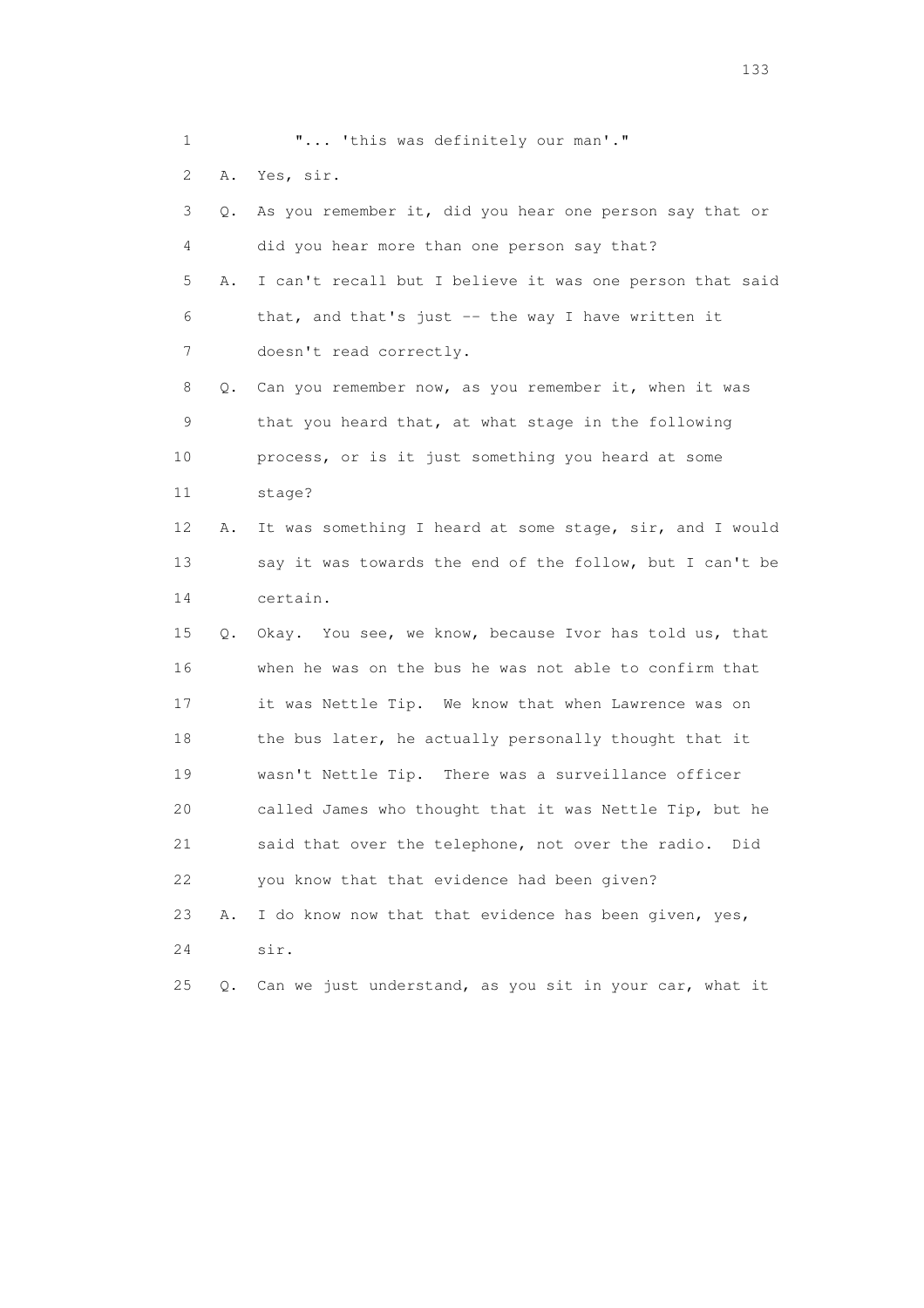1 "... 'this was definitely our man'."

2 A. Yes, sir.

3 Q. As you remember it, did you hear one person say that or

4 did you hear more than one person say that?

5 A. I can't recall but I believe it was one person that said

6 that, and that's just -- the way I have written it

7 doesn't read correctly.

8 Q. Can you remember now, as you remember it, when it was

9 that you heard that, at what stage in the following

10 process, or is it just something you heard at some

11 stage?

12 A. It was something I heard at some stage, sir, and I would

13 say it was towards the end of the follow, but I can't be

14 certain.

15 Q. Okay. You see, we know, because Ivor has told us, that

16 when he was on the bus he was not able to confirm that

17 it was Nettle Tip. We know that when Lawrence was on

18 the bus later, he actually personally thought that it

19 wasn't Nettle Tip. There was a surveillance officer

20 called James who thought that it was Nettle Tip, but he

21 said that over the telephone, not over the radio. Did

22 you know that that evidence had been given?

23 A. I do know now that that evidence has been given, yes,

24 sir.

25 Q. Can we just understand, as you sit in your car, what it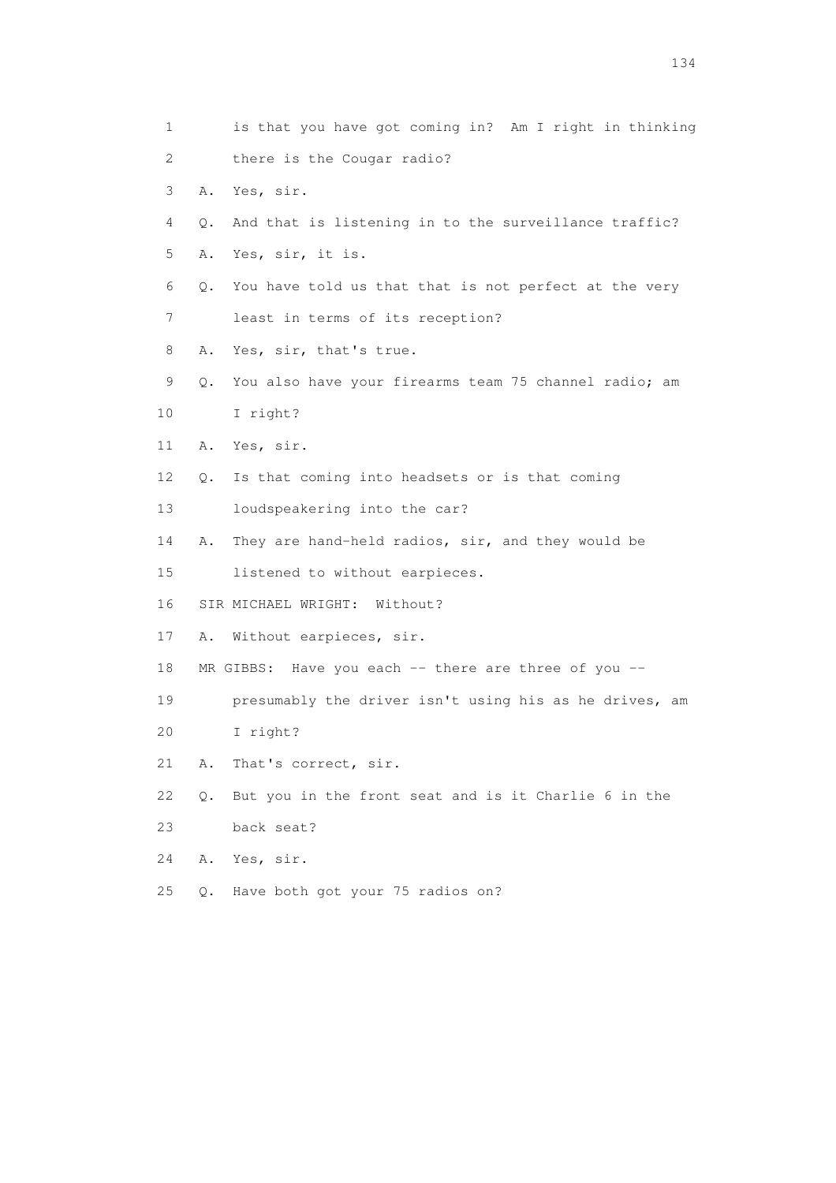1 is that you have got coming in? Am I right in thinking
2 there is the Cougar radio?
3 A. Yes, sir.
4 Q. And that is listening in to the surveillance traffic?
5 A. Yes, sir, it is.
6 Q. You have told us that that is not perfect at the very
7 least in terms of its reception?
8 A. Yes, sir, that's true.
9 Q. You also have your firearms team 75 channel radio; am
10 I right?
11 A. Yes, sir.
12 Q. Is that coming into headsets or is that coming
13 loudspeakering into the car?
14 A. They are hand-held radios, sir, and they would be
15 listened to without earpieces.
16 SIR MICHAEL WRIGHT: Without?
17 A. Without earpieces, sir.
18 MR GIBBS: Have you each -- there are three of you --
19 presumably the driver isn't using his as he drives, am
20 I right?
21 A. That's correct, sir.
22 Q. But you in the front seat and is it Charlie 6 in the
23 back seat?
24 A. Yes, sir.
25 Q. Have both got your 75 radios on?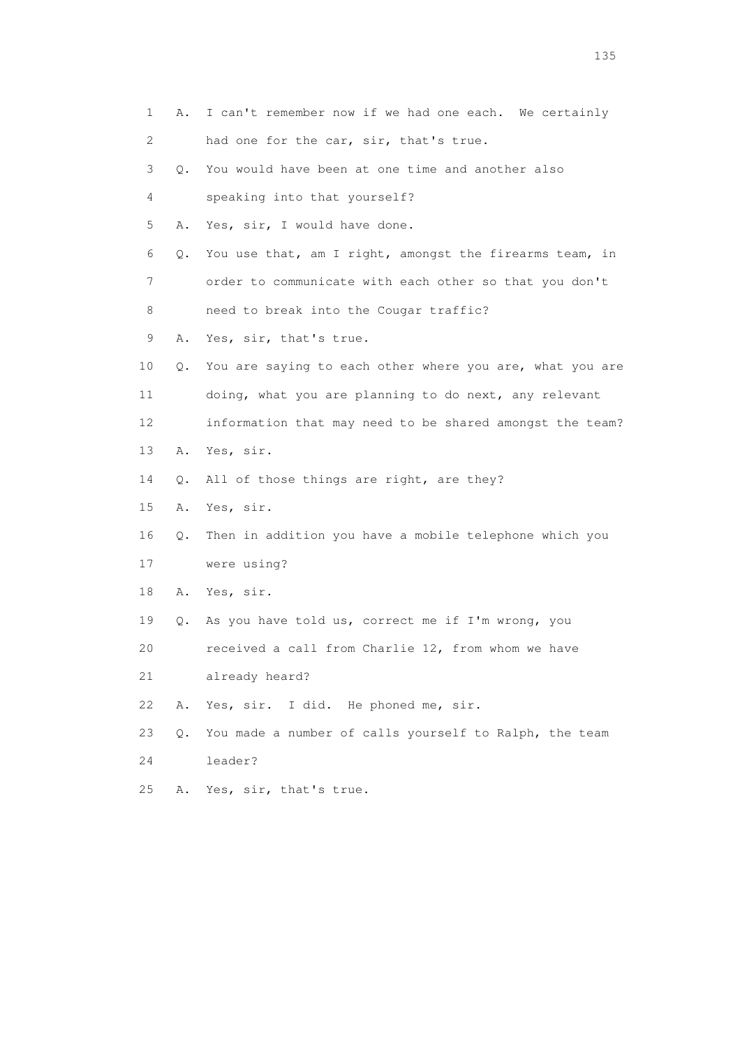1 A. I can't remember now if we had one each. We certainly
2 had one for the car, sir, that's true.
3 Q. You would have been at one time and another also
4 speaking into that yourself?
5 A. Yes, sir, I would have done.
6 Q. You use that, am I right, amongst the firearms team, in
7 order to communicate with each other so that you don't
8 need to break into the Cougar traffic?
9 A. Yes, sir, that's true.
10 Q. You are saying to each other where you are, what you are
11 doing, what you are planning to do next, any relevant
12 information that may need to be shared amongst the team?
13 A. Yes, sir.
14 Q. All of those things are right, are they?
15 A. Yes, sir.
16 Q. Then in addition you have a mobile telephone which you
17 were using?
18 A. Yes, sir.
19 Q. As you have told us, correct me if I'm wrong, you
20 received a call from Charlie 12, from whom we have
21 already heard?
22 A. Yes, sir. I did. He phoned me, sir.
23 Q. You made a number of calls yourself to Ralph, the team
24 leader?
25 A. Yes, sir, that's true.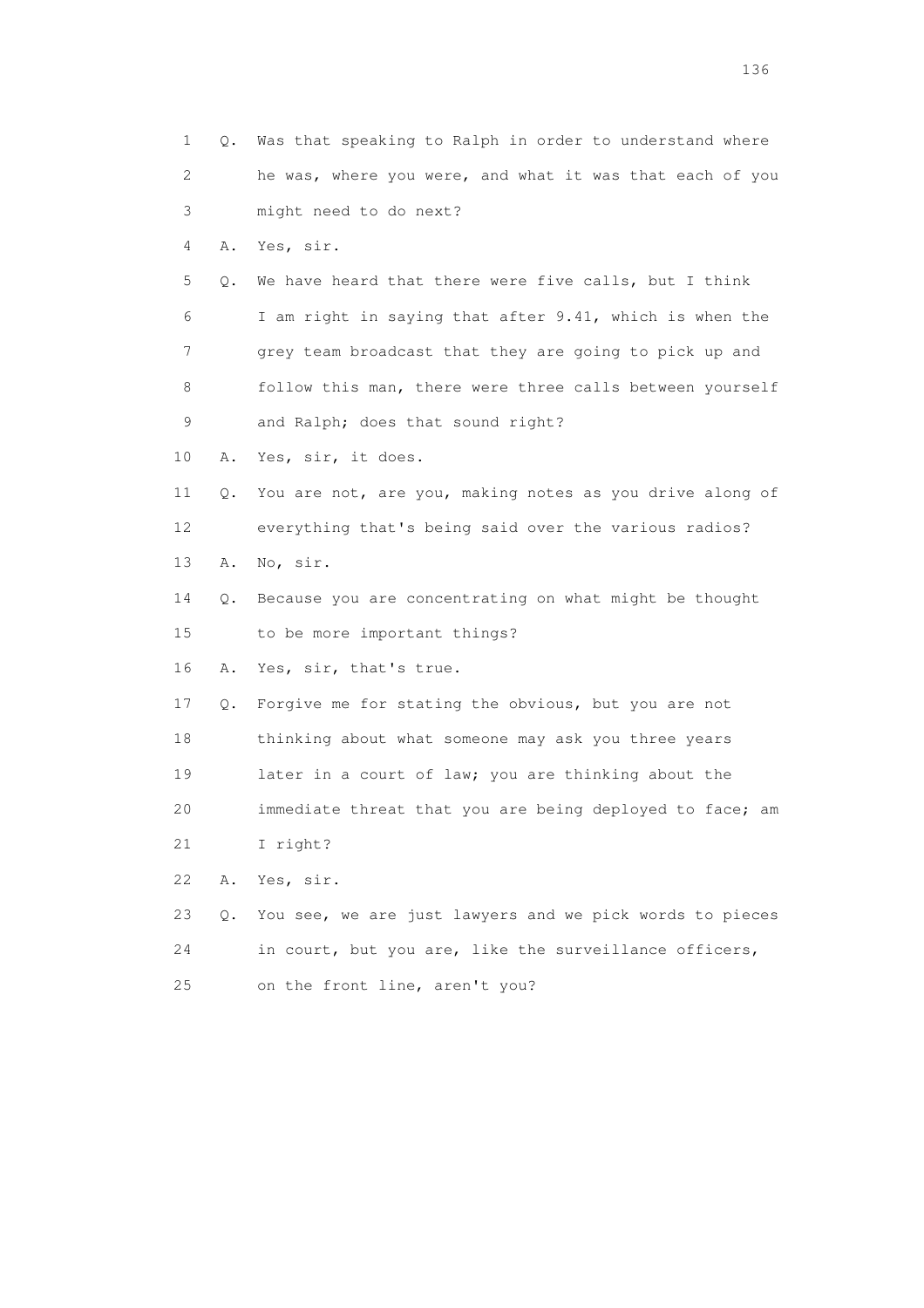1 Q. Was that speaking to Ralph in order to understand where
2 he was, where you were, and what it was that each of you
3 might need to do next?

4 A. Yes, sir.

5 Q. We have heard that there were five calls, but I think
6 I am right in saying that after 9.41, which is when the
7 grey team broadcast that they are going to pick up and
8 follow this man, there were three calls between yourself
9 and Ralph; does that sound right?

10 A. Yes, sir, it does.

11 Q. You are not, are you, making notes as you drive along of
12 everything that's being said over the various radios?

13 A. No, sir.

14 Q. Because you are concentrating on what might be thought
15 to be more important things?

16 A. Yes, sir, that's true.

17 Q. Forgive me for stating the obvious, but you are not
18 thinking about what someone may ask you three years
19 later in a court of law; you are thinking about the
20 immediate threat that you are being deployed to face; am
21 I right?

22 A. Yes, sir.

23 Q. You see, we are just lawyers and we pick words to pieces
24 in court, but you are, like the surveillance officers,
25 on the front line, aren't you?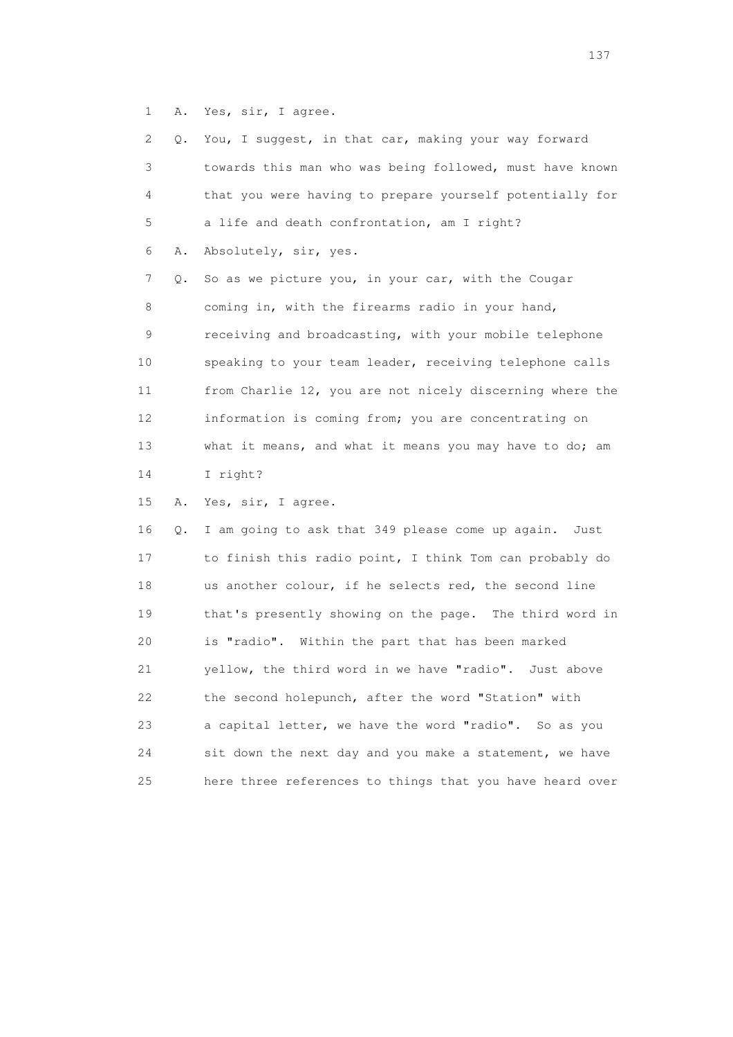1 A. Yes, sir, I agree.

2 Q. You, I suggest, in that car, making your way forward

3 towards this man who was being followed, must have known

4 that you were having to prepare yourself potentially for

5 a life and death confrontation, am I right?

6 A. Absolutely, sir, yes.

7 Q. So as we picture you, in your car, with the Cougar

8 coming in, with the firearms radio in your hand,

9 receiving and broadcasting, with your mobile telephone

10 speaking to your team leader, receiving telephone calls

11 from Charlie 12, you are not nicely discerning where the

12 information is coming from; you are concentrating on

13 what it means, and what it means you may have to do; am

14 I right?

15 A. Yes, sir, I agree.

16 Q. I am going to ask that 349 please come up again. Just

17 to finish this radio point, I think Tom can probably do

18 us another colour, if he selects red, the second line

19 that's presently showing on the page. The third word in

20 is "radio". Within the part that has been marked

21 yellow, the third word in we have "radio". Just above

22 the second holepunch, after the word "Station" with

23 a capital letter, we have the word "radio". So as you

24 sit down the next day and you make a statement, we have

25 here three references to things that you have heard over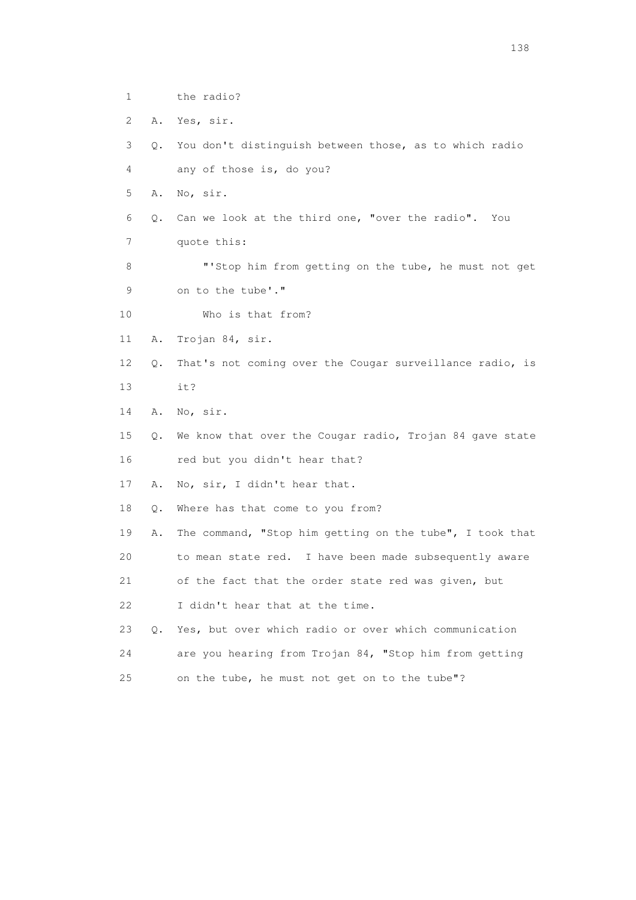1 the radio?

2 A. Yes, sir.

3 Q. You don't distinguish between those, as to which radio

4 any of those is, do you?

5 A. No, sir.

6 Q. Can we look at the third one, "over the radio". You

7 quote this:

8 "'Stop him from getting on the tube, he must not get

9 on to the tube'."

10 Who is that from?

11 A. Trojan 84, sir.

12 Q. That's not coming over the Cougar surveillance radio, is

13 it?

14 A. No, sir.

15 Q. We know that over the Cougar radio, Trojan 84 gave state

16 red but you didn't hear that?

17 A. No, sir, I didn't hear that.

18 Q. Where has that come to you from?

19 A. The command, "Stop him getting on the tube", I took that

20 to mean state red. I have been made subsequently aware

21 of the fact that the order state red was given, but

22 I didn't hear that at the time.

23 Q. Yes, but over which radio or over which communication

24 are you hearing from Trojan 84, "Stop him from getting

25 on the tube, he must not get on to the tube"?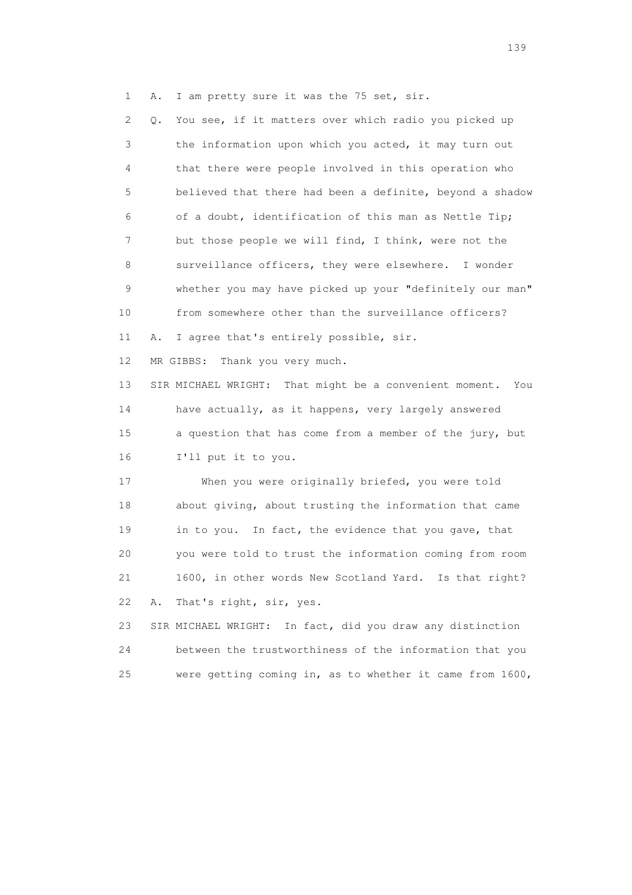1 A. I am pretty sure it was the 75 set, sir.

2 Q. You see, if it matters over which radio you picked up
3 the information upon which you acted, it may turn out
4 that there were people involved in this operation who
5 believed that there had been a definite, beyond a shadow
6 of a doubt, identification of this man as Nettle Tip;
7 but those people we will find, I think, were not the
8 surveillance officers, they were elsewhere. I wonder
9 whether you may have picked up your "definitely our man"
10 from somewhere other than the surveillance officers?

11 A. I agree that's entirely possible, sir.

12 MR GIBBS: Thank you very much.

13 SIR MICHAEL WRIGHT: That might be a convenient moment. You
14 have actually, as it happens, very largely answered
15 a question that has come from a member of the jury, but
16 I'll put it to you.

17 When you were originally briefed, you were told
18 about giving, about trusting the information that came
19 in to you. In fact, the evidence that you gave, that
20 you were told to trust the information coming from room
21 1600, in other words New Scotland Yard. Is that right?

22 A. That's right, sir, yes.

23 SIR MICHAEL WRIGHT: In fact, did you draw any distinction
24 between the trustworthiness of the information that you
25 were getting coming in, as to whether it came from 1600,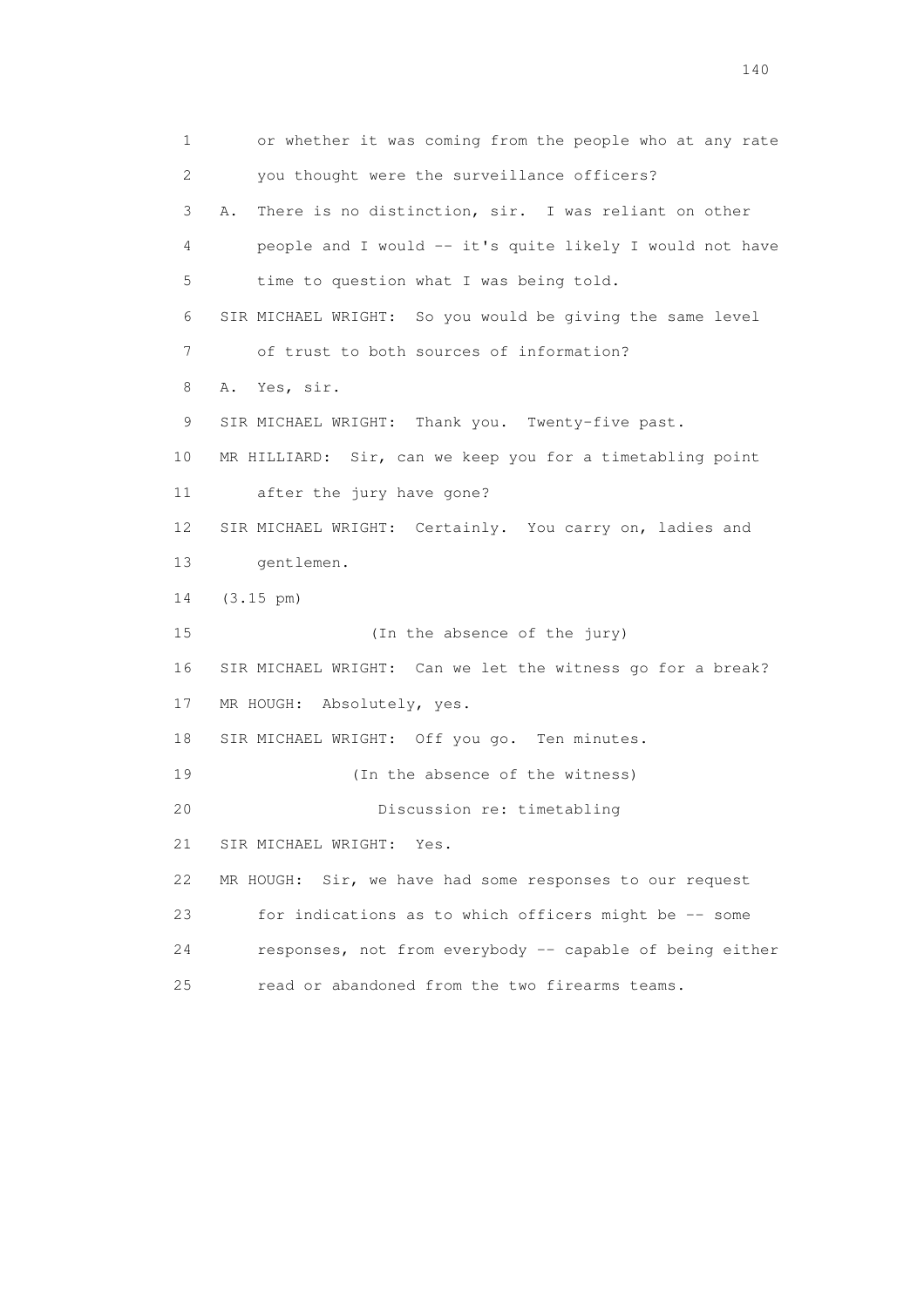1 or whether it was coming from the people who at any rate
2 you thought were the surveillance officers?
3 A. There is no distinction, sir. I was reliant on other
4 people and I would -- it's quite likely I would not have
5 time to question what I was being told.
6 SIR MICHAEL WRIGHT: So you would be giving the same level
7 of trust to both sources of information?
8 A. Yes, sir.
9 SIR MICHAEL WRIGHT: Thank you. Twenty-five past.
10 MR HILLIARD: Sir, can we keep you for a timetabling point
11 after the jury have gone?
12 SIR MICHAEL WRIGHT: Certainly. You carry on, ladies and
13 gentlemen.
14 (3.15 pm)
15 (In the absence of the jury)
16 SIR MICHAEL WRIGHT: Can we let the witness go for a break?
17 MR HOUGH: Absolutely, yes.
18 SIR MICHAEL WRIGHT: Off you go. Ten minutes.
19 (In the absence of the witness)
20 Discussion re: timetabling
21 SIR MICHAEL WRIGHT: Yes.
22 MR HOUGH: Sir, we have had some responses to our request
23 for indications as to which officers might be -- some
24 responses, not from everybody -- capable of being either
25 read or abandoned from the two firearms teams.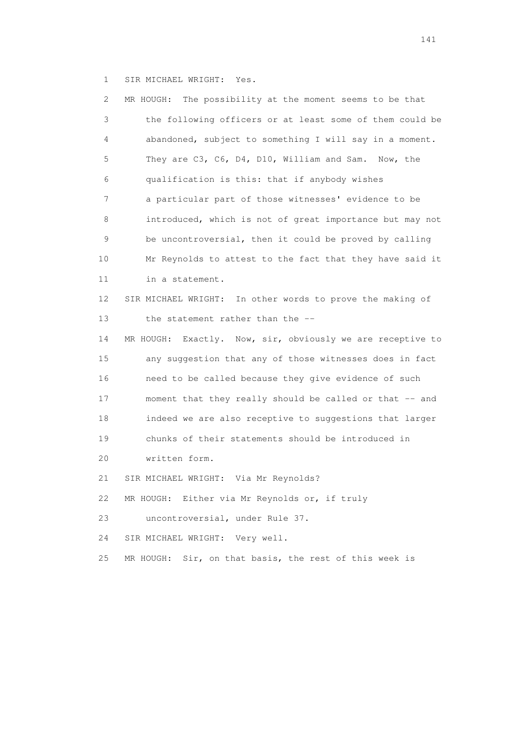1 SIR MICHAEL WRIGHT: Yes.

2 MR HOUGH: The possibility at the moment seems to be that

3 the following officers or at least some of them could be

4 abandoned, subject to something I will say in a moment.

5 They are C3, C6, D4, D10, William and Sam. Now, the

6 qualification is this: that if anybody wishes

7 a particular part of those witnesses' evidence to be

8 introduced, which is not of great importance but may not

9 be uncontroversial, then it could be proved by calling

10 Mr Reynolds to attest to the fact that they have said it

11 in a statement.

12 SIR MICHAEL WRIGHT: In other words to prove the making of

13 the statement rather than the --

14 MR HOUGH: Exactly. Now, sir, obviously we are receptive to

15 any suggestion that any of those witnesses does in fact

16 need to be called because they give evidence of such

17 moment that they really should be called or that -- and

18 indeed we are also receptive to suggestions that larger

19 chunks of their statements should be introduced in

20 written form.

21 SIR MICHAEL WRIGHT: Via Mr Reynolds?

22 MR HOUGH: Either via Mr Reynolds or, if truly

23 uncontroversial, under Rule 37.

24 SIR MICHAEL WRIGHT: Very well.

25 MR HOUGH: Sir, on that basis, the rest of this week is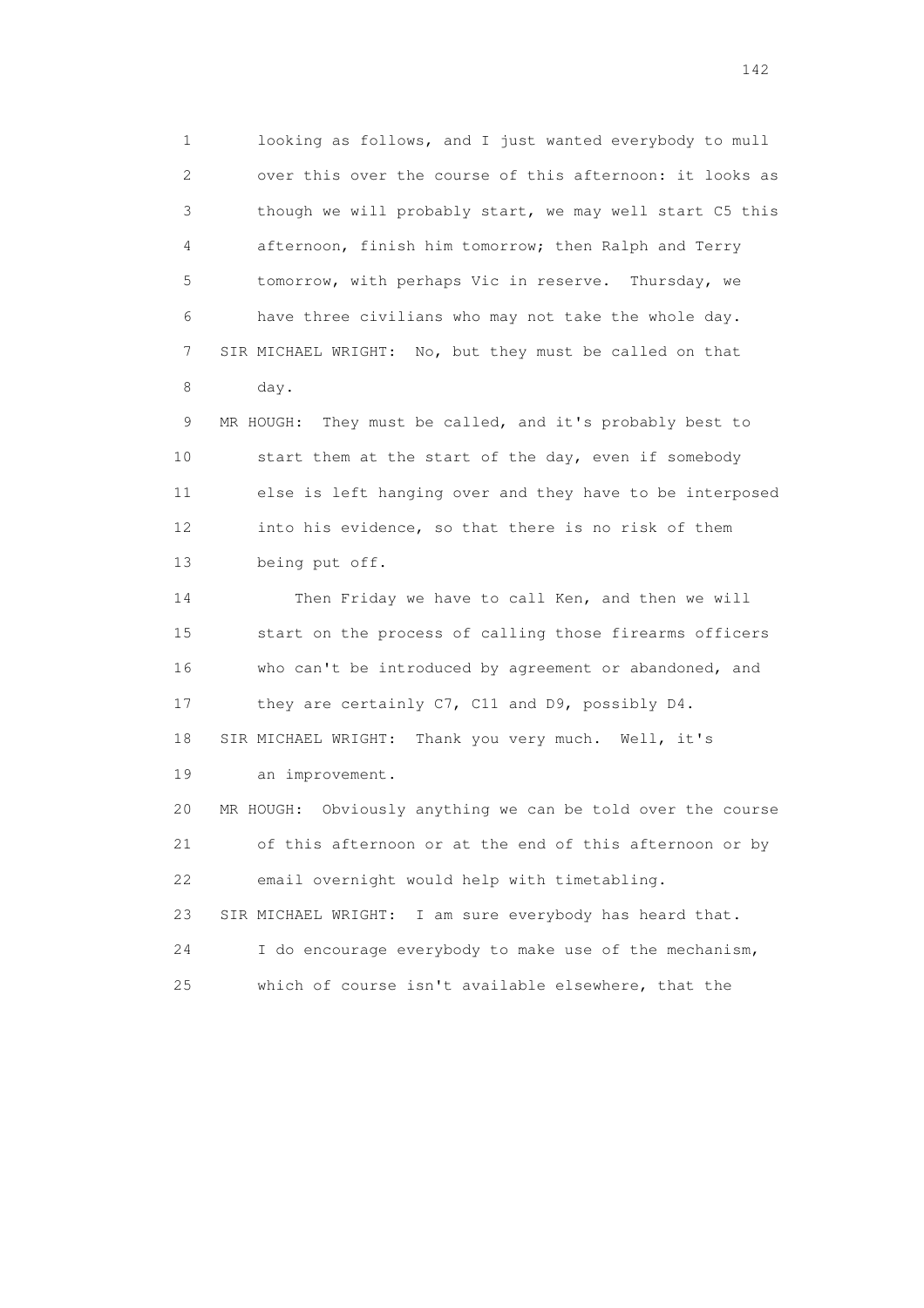1 looking as follows, and I just wanted everybody to mull
2 over this over the course of this afternoon: it looks as
3 though we will probably start, we may well start C5 this
4 afternoon, finish him tomorrow; then Ralph and Terry
5 tomorrow, with perhaps Vic in reserve. Thursday, we
6 have three civilians who may not take the whole day.

7 SIR MICHAEL WRIGHT: No, but they must be called on that
8 day.

9 MR HOUGH: They must be called, and it's probably best to
10 start them at the start of the day, even if somebody
11 else is left hanging over and they have to be interposed
12 into his evidence, so that there is no risk of them
13 being put off.

14 Then Friday we have to call Ken, and then we will
15 start on the process of calling those firearms officers
16 who can't be introduced by agreement or abandoned, and
17 they are certainly C7, C11 and D9, possibly D4.

18 SIR MICHAEL WRIGHT: Thank you very much. Well, it's
19 an improvement.

20 MR HOUGH: Obviously anything we can be told over the course
21 of this afternoon or at the end of this afternoon or by
22 email overnight would help with timetabling.

23 SIR MICHAEL WRIGHT: I am sure everybody has heard that.
24 I do encourage everybody to make use of the mechanism,
25 which of course isn't available elsewhere, that the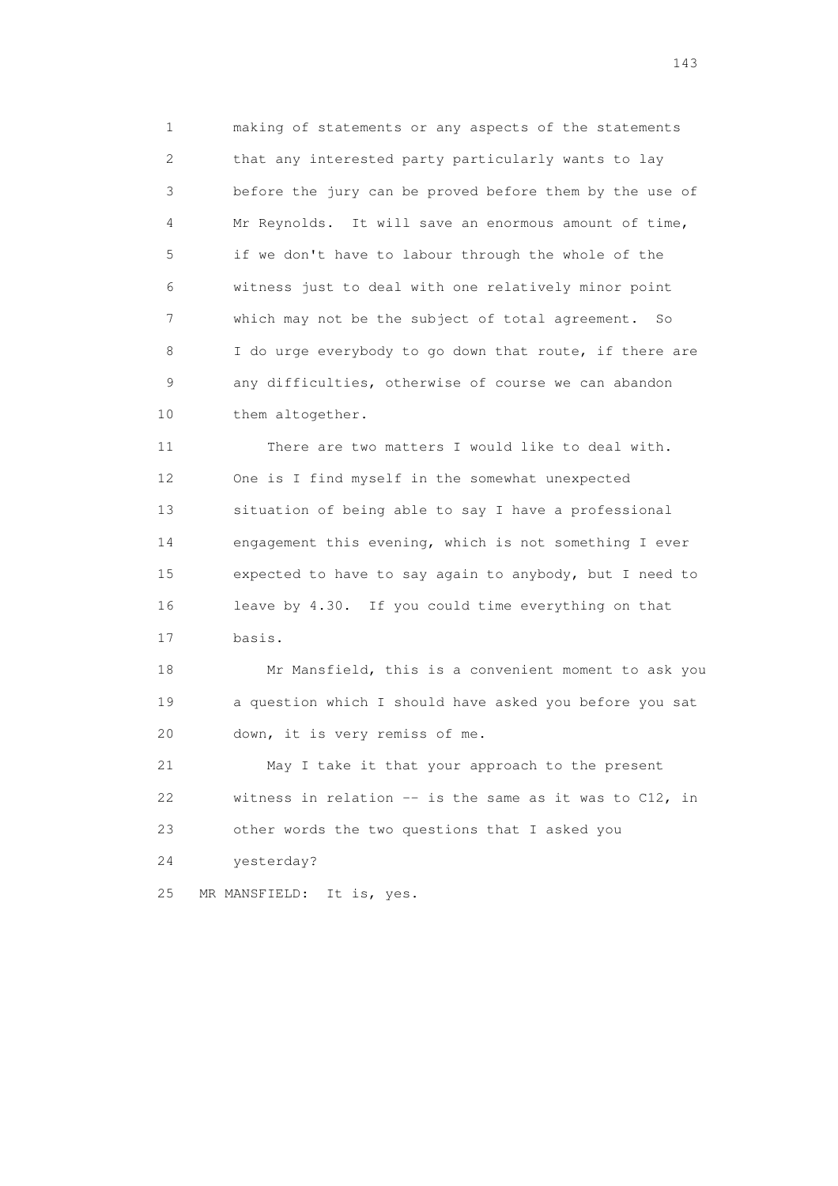1 making of statements or any aspects of the statements
2 that any interested party particularly wants to lay
3 before the jury can be proved before them by the use of
4 Mr Reynolds. It will save an enormous amount of time,
5 if we don't have to labour through the whole of the
6 witness just to deal with one relatively minor point
7 which may not be the subject of total agreement. So
8 I do urge everybody to go down that route, if there are
9 any difficulties, otherwise of course we can abandon
10 them altogether.

11 There are two matters I would like to deal with.
12 One is I find myself in the somewhat unexpected
13 situation of being able to say I have a professional
14 engagement this evening, which is not something I ever
15 expected to have to say again to anybody, but I need to
16 leave by 4.30. If you could time everything on that
17 basis.

18 Mr Mansfield, this is a convenient moment to ask you
19 a question which I should have asked you before you sat
20 down, it is very remiss of me.

21 May I take it that your approach to the present
22 witness in relation -- is the same as it was to C12, in
23 other words the two questions that I asked you
24 yesterday?

25 MR MANSFIELD: It is, yes.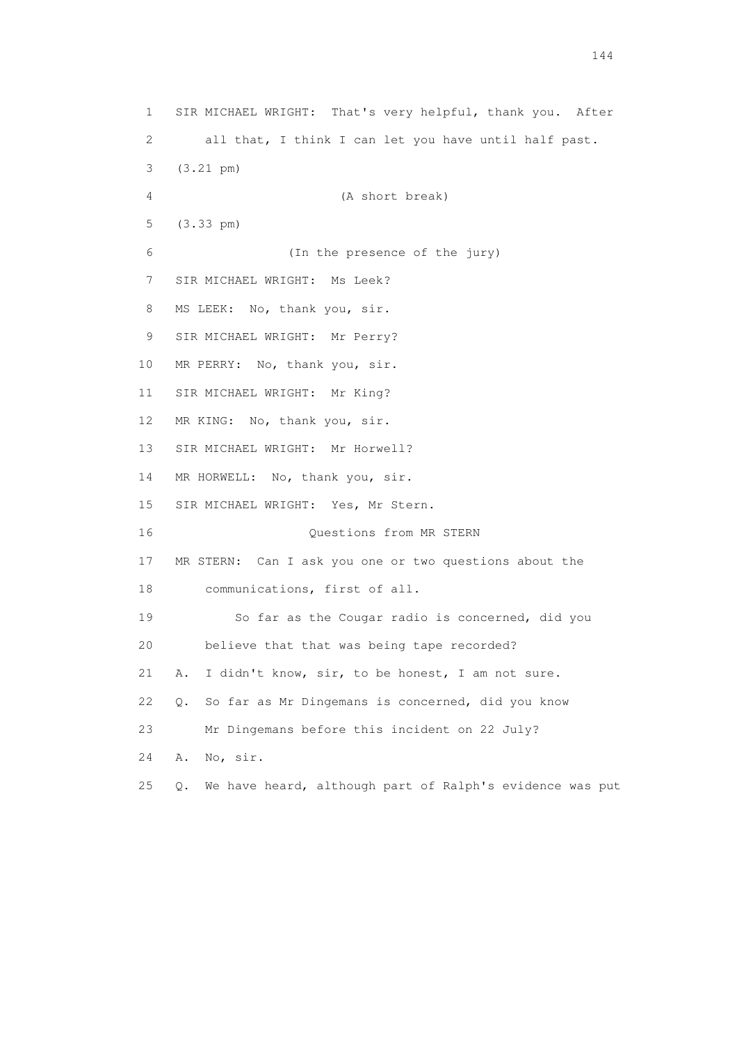1 SIR MICHAEL WRIGHT: That's very helpful, thank you. After
2 all that, I think I can let you have until half past.
3 (3.21 pm)
4 (A short break)
5 (3.33 pm)
6 (In the presence of the jury)
7 SIR MICHAEL WRIGHT: Ms Leek?
8 MS LEEK: No, thank you, sir.
9 SIR MICHAEL WRIGHT: Mr Perry?
10 MR PERRY: No, thank you, sir.
11 SIR MICHAEL WRIGHT: Mr King?
12 MR KING: No, thank you, sir.
13 SIR MICHAEL WRIGHT: Mr Horwell?
14 MR HORWELL: No, thank you, sir.
15 SIR MICHAEL WRIGHT: Yes, Mr Stern.
16 Questions from MR STERN
17 MR STERN: Can I ask you one or two questions about the
18 communications, first of all.
19 So far as the Cougar radio is concerned, did you
20 believe that that was being tape recorded?
21 A. I didn't know, sir, to be honest, I am not sure.
22 Q. So far as Mr Dingemans is concerned, did you know
23 Mr Dingemans before this incident on 22 July?
24 A. No, sir.
25 Q. We have heard, although part of Ralph's evidence was put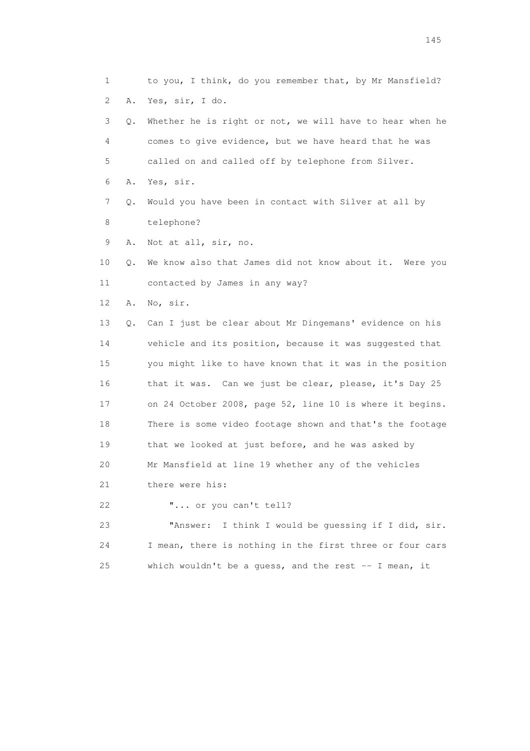1 to you, I think, do you remember that, by Mr Mansfield?

2 A. Yes, sir, I do.

3 Q. Whether he is right or not, we will have to hear when he

4 comes to give evidence, but we have heard that he was

5 called on and called off by telephone from Silver.

6 A. Yes, sir.

7 Q. Would you have been in contact with Silver at all by

8 telephone?

9 A. Not at all, sir, no.

10 Q. We know also that James did not know about it. Were you

11 contacted by James in any way?

12 A. No, sir.

13 Q. Can I just be clear about Mr Dingemans' evidence on his

14 vehicle and its position, because it was suggested that

15 you might like to have known that it was in the position

16 that it was. Can we just be clear, please, it's Day 25

17 on 24 October 2008, page 52, line 10 is where it begins.

18 There is some video footage shown and that's the footage

19 that we looked at just before, and he was asked by

20 Mr Mansfield at line 19 whether any of the vehicles

21 there were his:

22 "... or you can't tell?

23 "Answer: I think I would be guessing if I did, sir.

24 I mean, there is nothing in the first three or four cars

25 which wouldn't be a guess, and the rest -- I mean, it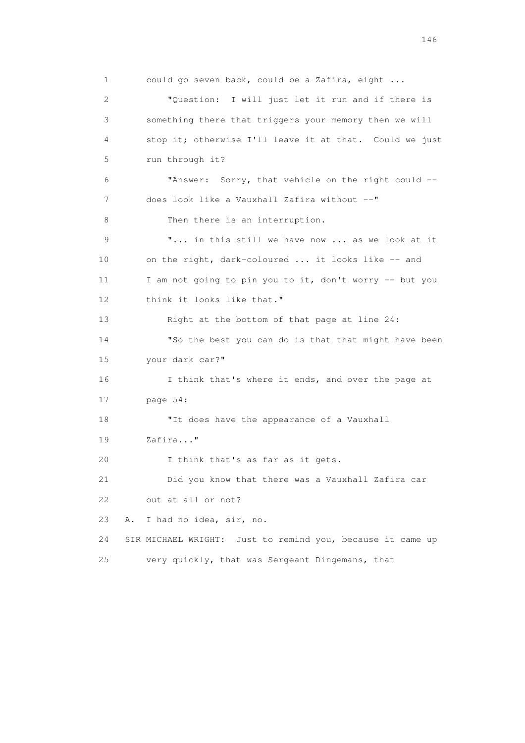1 could go seven back, could be a Zafira, eight ...

2 "Question: I will just let it run and if there is

3 something there that triggers your memory then we will

4 stop it; otherwise I'll leave it at that. Could we just

5 run through it?

6 "Answer: Sorry, that vehicle on the right could --

7 does look like a Vauxhall Zafira without --"

8 Then there is an interruption.

9 "... in this still we have now ... as we look at it

10 on the right, dark-coloured ... it looks like -- and

11 I am not going to pin you to it, don't worry -- but you

12 think it looks like that."

13 Right at the bottom of that page at line 24:

14 "So the best you can do is that that might have been

15 your dark car?"

16 I think that's where it ends, and over the page at

17 page 54:

18 "It does have the appearance of a Vauxhall

19 Zafira..."

20 I think that's as far as it gets.

21 Did you know that there was a Vauxhall Zafira car

22 out at all or not?

23 A. I had no idea, sir, no.

24 SIR MICHAEL WRIGHT: Just to remind you, because it came up

25 very quickly, that was Sergeant Dingemans, that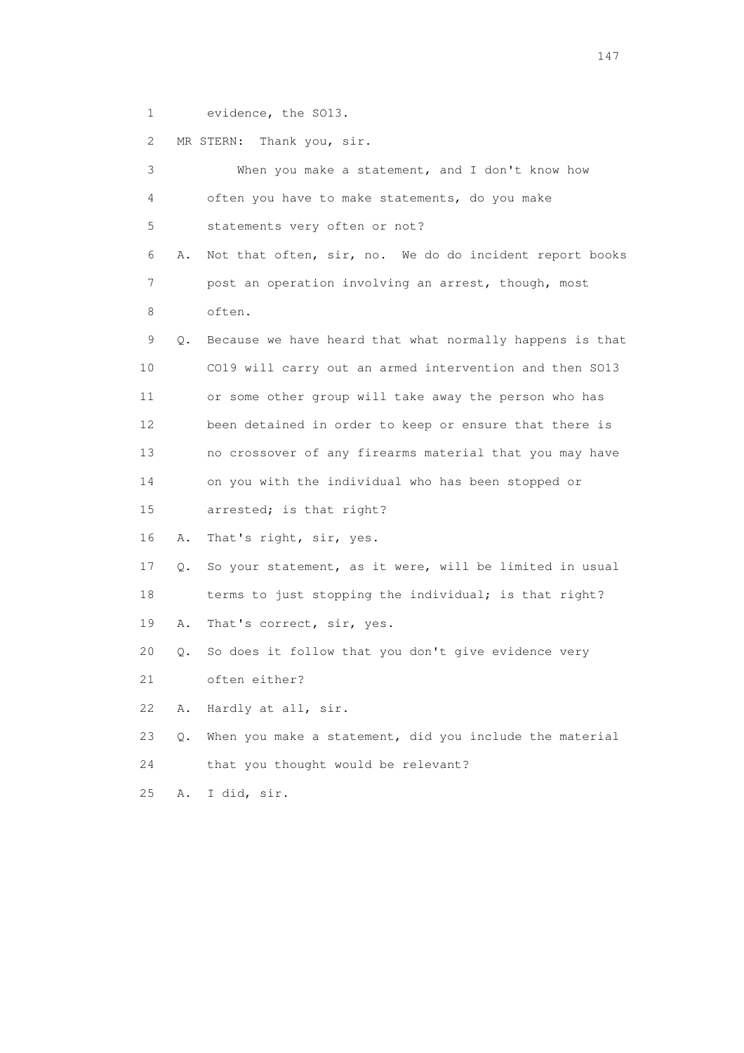1 evidence, the SO13.

2 MR STERN: Thank you, sir.

3 When you make a statement, and I don't know how

4 often you have to make statements, do you make

5 statements very often or not?

6 A. Not that often, sir, no. We do do incident report books

7 post an operation involving an arrest, though, most

8 often.

9 Q. Because we have heard that what normally happens is that

10 CO19 will carry out an armed intervention and then SO13

11 or some other group will take away the person who has

12 been detained in order to keep or ensure that there is

13 no crossover of any firearms material that you may have

14 on you with the individual who has been stopped or

15 arrested; is that right?

16 A. That's right, sir, yes.

17 Q. So your statement, as it were, will be limited in usual

18 terms to just stopping the individual; is that right?

19 A. That's correct, sir, yes.

20 Q. So does it follow that you don't give evidence very

21 often either?

22 A. Hardly at all, sir.

23 Q. When you make a statement, did you include the material

24 that you thought would be relevant?

25 A. I did, sir.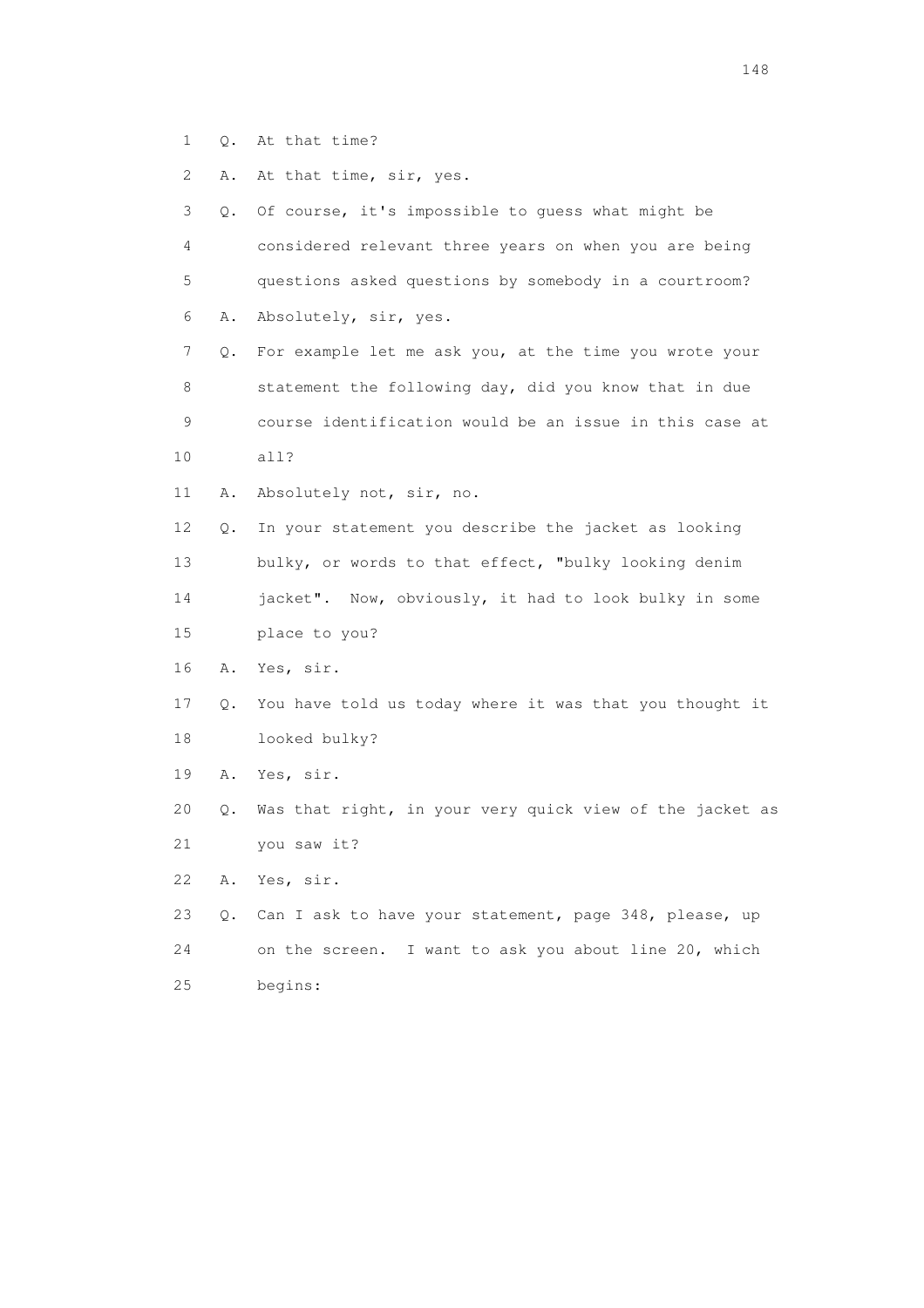1 Q. At that time?

2 A. At that time, sir, yes.

3 Q. Of course, it's impossible to guess what might be

4 considered relevant three years on when you are being

5 questions asked questions by somebody in a courtroom?

6 A. Absolutely, sir, yes.

7 Q. For example let me ask you, at the time you wrote your

8 statement the following day, did you know that in due

9 course identification would be an issue in this case at

10 all?

11 A. Absolutely not, sir, no.

12 Q. In your statement you describe the jacket as looking

13 bulky, or words to that effect, "bulky looking denim

14 jacket". Now, obviously, it had to look bulky in some

15 place to you?

16 A. Yes, sir.

17 Q. You have told us today where it was that you thought it

18 looked bulky?

19 A. Yes, sir.

20 Q. Was that right, in your very quick view of the jacket as

21 you saw it?

22 A. Yes, sir.

23 Q. Can I ask to have your statement, page 348, please, up

24 on the screen. I want to ask you about line 20, which

25 begins: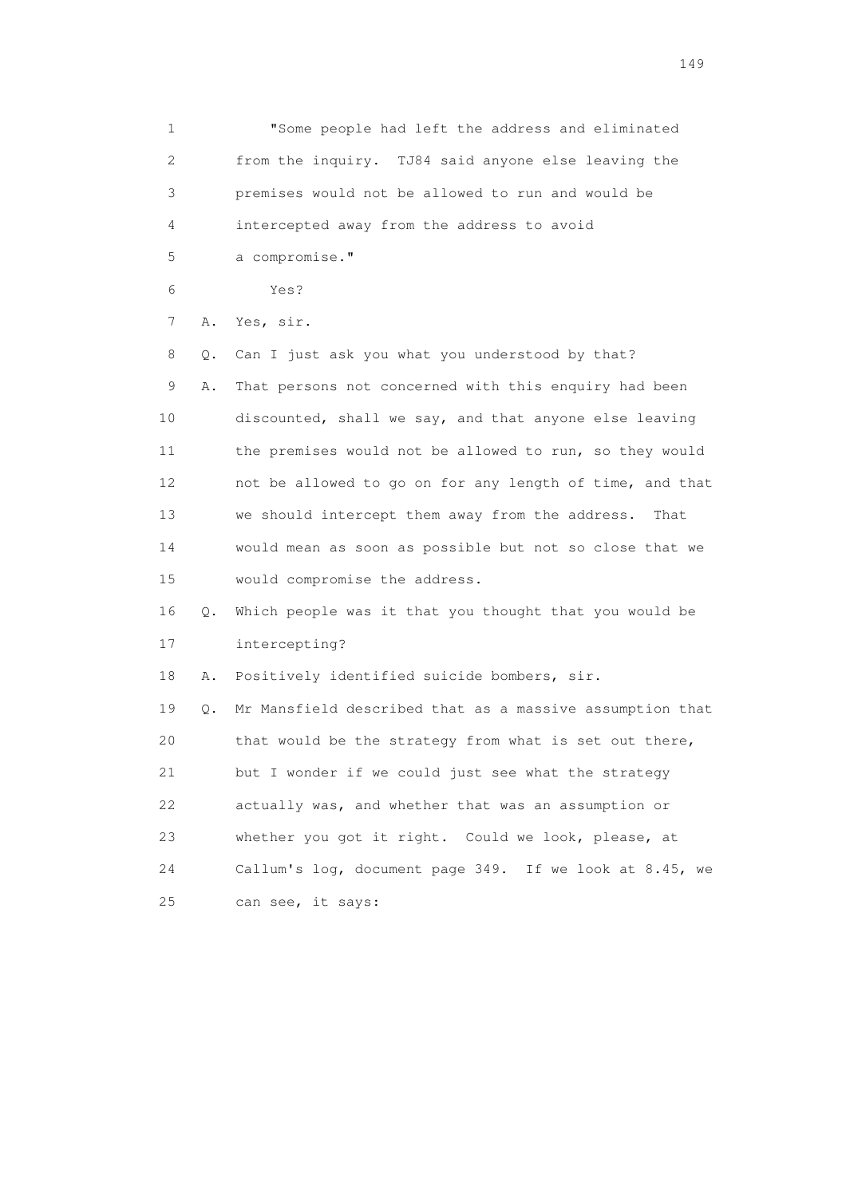1 "Some people had left the address and eliminated
2 from the inquiry. TJ84 said anyone else leaving the
3 premises would not be allowed to run and would be
4 intercepted away from the address to avoid
5 a compromise."

6 Yes?

7 A. Yes, sir.

8 Q. Can I just ask you what you understood by that?

9 A. That persons not concerned with this enquiry had been
10 discounted, shall we say, and that anyone else leaving
11 the premises would not be allowed to run, so they would
12 not be allowed to go on for any length of time, and that
13 we should intercept them away from the address. That
14 would mean as soon as possible but not so close that we
15 would compromise the address.

16 Q. Which people was it that you thought that you would be
17 intercepting?

18 A. Positively identified suicide bombers, sir.

19 Q. Mr Mansfield described that as a massive assumption that
20 that would be the strategy from what is set out there,
21 but I wonder if we could just see what the strategy
22 actually was, and whether that was an assumption or
23 whether you got it right. Could we look, please, at
24 Callum's log, document page 349. If we look at 8.45, we
25 can see, it says: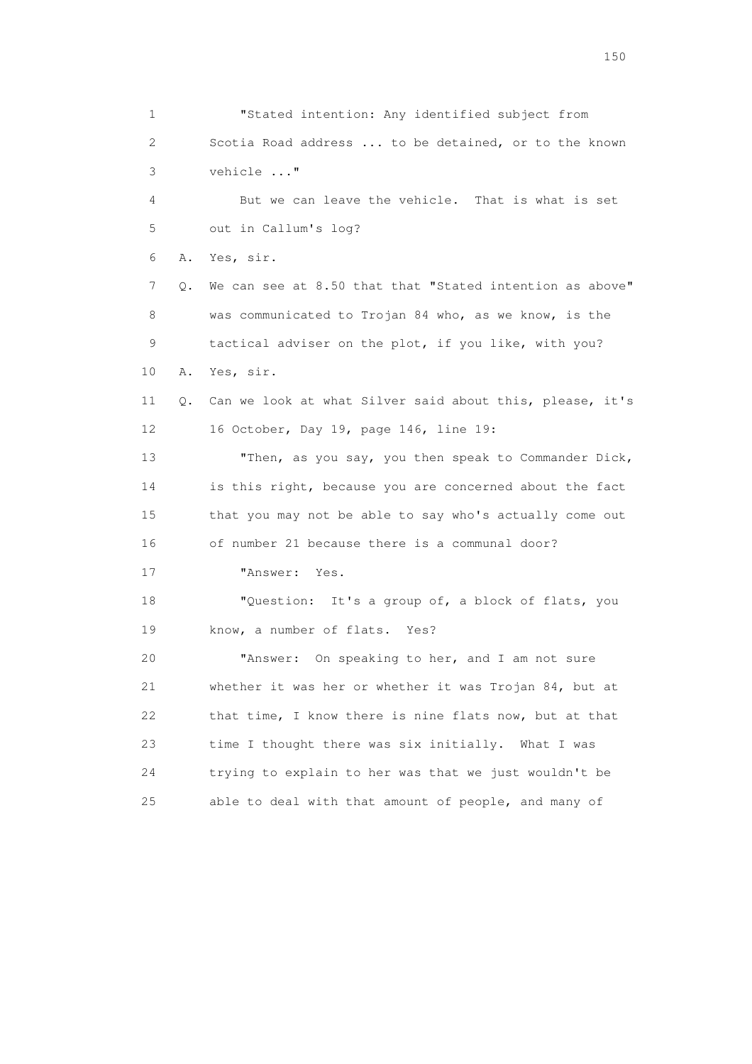1 "Stated intention: Any identified subject from
2 Scotia Road address ... to be detained, or to the known
3 vehicle ..."
4 But we can leave the vehicle. That is what is set
5 out in Callum's log?
6 A. Yes, sir.
7 Q. We can see at 8.50 that that "Stated intention as above"
8 was communicated to Trojan 84 who, as we know, is the
9 tactical adviser on the plot, if you like, with you?
10 A. Yes, sir.
11 Q. Can we look at what Silver said about this, please, it's
12 16 October, Day 19, page 146, line 19:
13 "Then, as you say, you then speak to Commander Dick,
14 is this right, because you are concerned about the fact
15 that you may not be able to say who's actually come out
16 of number 21 because there is a communal door?
17 "Answer: Yes.
18 "Question: It's a group of, a block of flats, you
19 know, a number of flats. Yes?
20 "Answer: On speaking to her, and I am not sure
21 whether it was her or whether it was Trojan 84, but at
22 that time, I know there is nine flats now, but at that
23 time I thought there was six initially. What I was
24 trying to explain to her was that we just wouldn't be
25 able to deal with that amount of people, and many of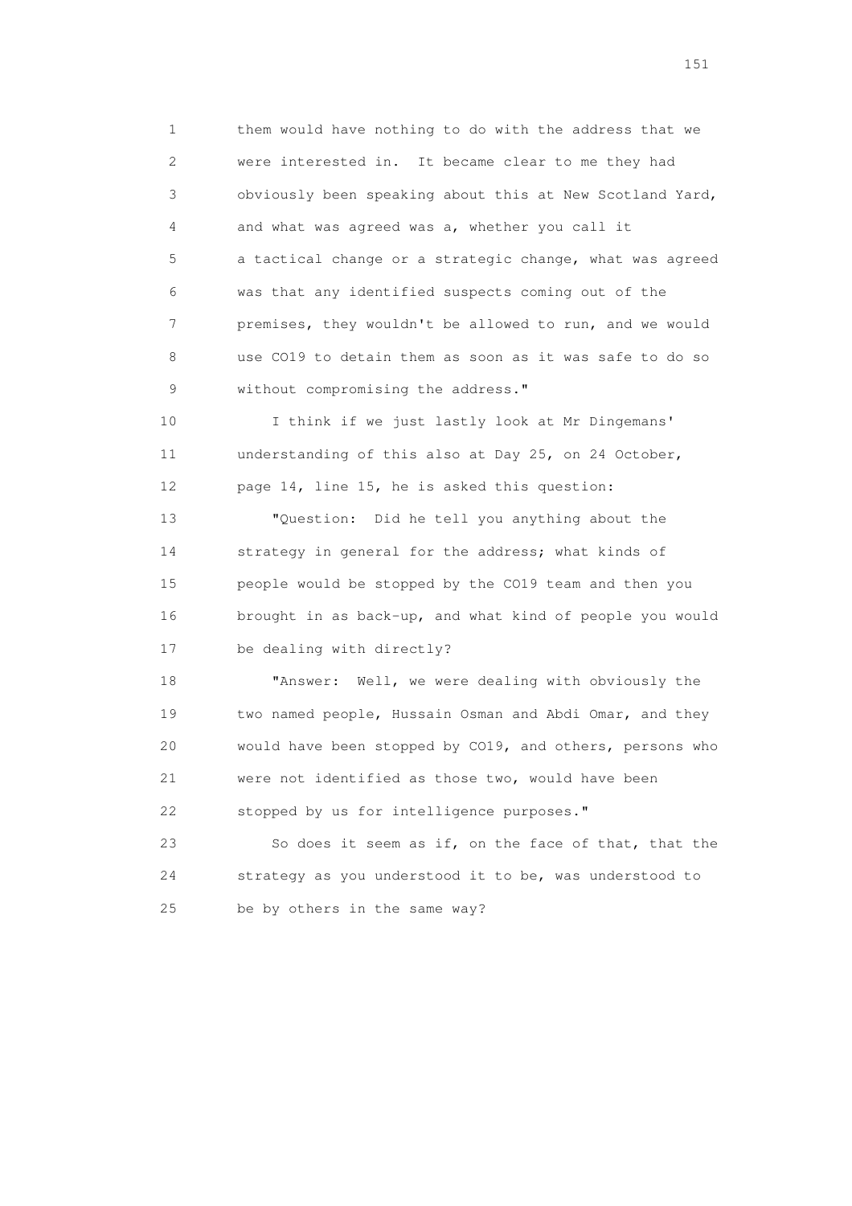1 them would have nothing to do with the address that we
2 were interested in. It became clear to me they had
3 obviously been speaking about this at New Scotland Yard,
4 and what was agreed was a, whether you call it
5 a tactical change or a strategic change, what was agreed
6 was that any identified suspects coming out of the
7 premises, they wouldn't be allowed to run, and we would
8 use CO19 to detain them as soon as it was safe to do so
9 without compromising the address."

10 I think if we just lastly look at Mr Dingemans'
11 understanding of this also at Day 25, on 24 October,
12 page 14, line 15, he is asked this question:

13 "Question: Did he tell you anything about the
14 strategy in general for the address; what kinds of
15 people would be stopped by the CO19 team and then you
16 brought in as back-up, and what kind of people you would
17 be dealing with directly?

18 "Answer: Well, we were dealing with obviously the
19 two named people, Hussain Osman and Abdi Omar, and they
20 would have been stopped by CO19, and others, persons who
21 were not identified as those two, would have been
22 stopped by us for intelligence purposes."

23 So does it seem as if, on the face of that, that the
24 strategy as you understood it to be, was understood to
25 be by others in the same way?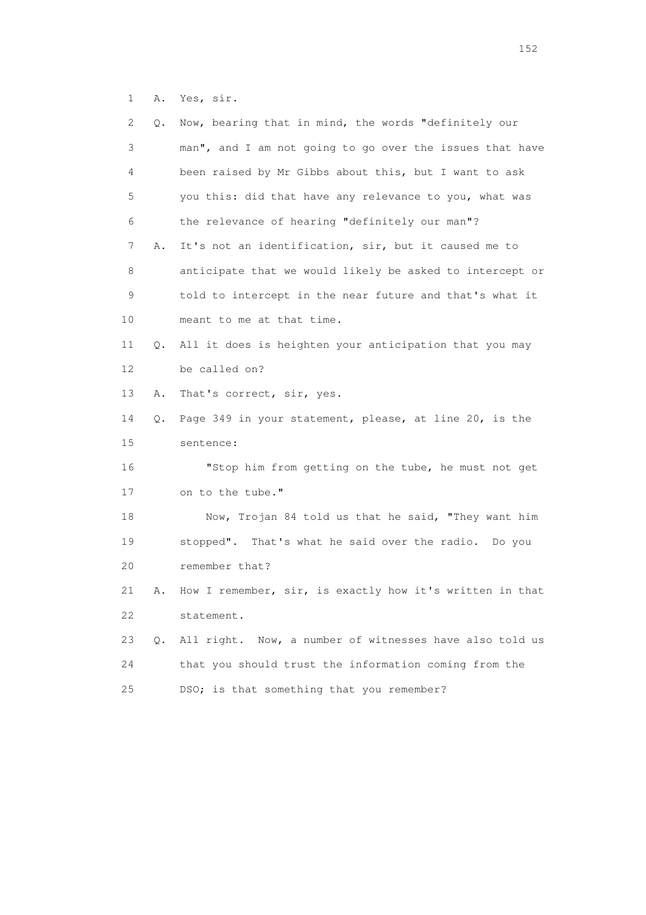1 A. Yes, sir.

2 Q. Now, bearing that in mind, the words "definitely our

3 man", and I am not going to go over the issues that have

4 been raised by Mr Gibbs about this, but I want to ask

5 you this: did that have any relevance to you, what was

6 the relevance of hearing "definitely our man"?

7 A. It's not an identification, sir, but it caused me to

8 anticipate that we would likely be asked to intercept or

9 told to intercept in the near future and that's what it

10 meant to me at that time.

11 Q. All it does is heighten your anticipation that you may

12 be called on?

13 A. That's correct, sir, yes.

14 Q. Page 349 in your statement, please, at line 20, is the

15 sentence:

16 "Stop him from getting on the tube, he must not get

17 on to the tube."

18 Now, Trojan 84 told us that he said, "They want him

19 stopped". That's what he said over the radio. Do you

20 remember that?

21 A. How I remember, sir, is exactly how it's written in that

22 statement.

23 Q. All right. Now, a number of witnesses have also told us

24 that you should trust the information coming from the

25 DSO; is that something that you remember?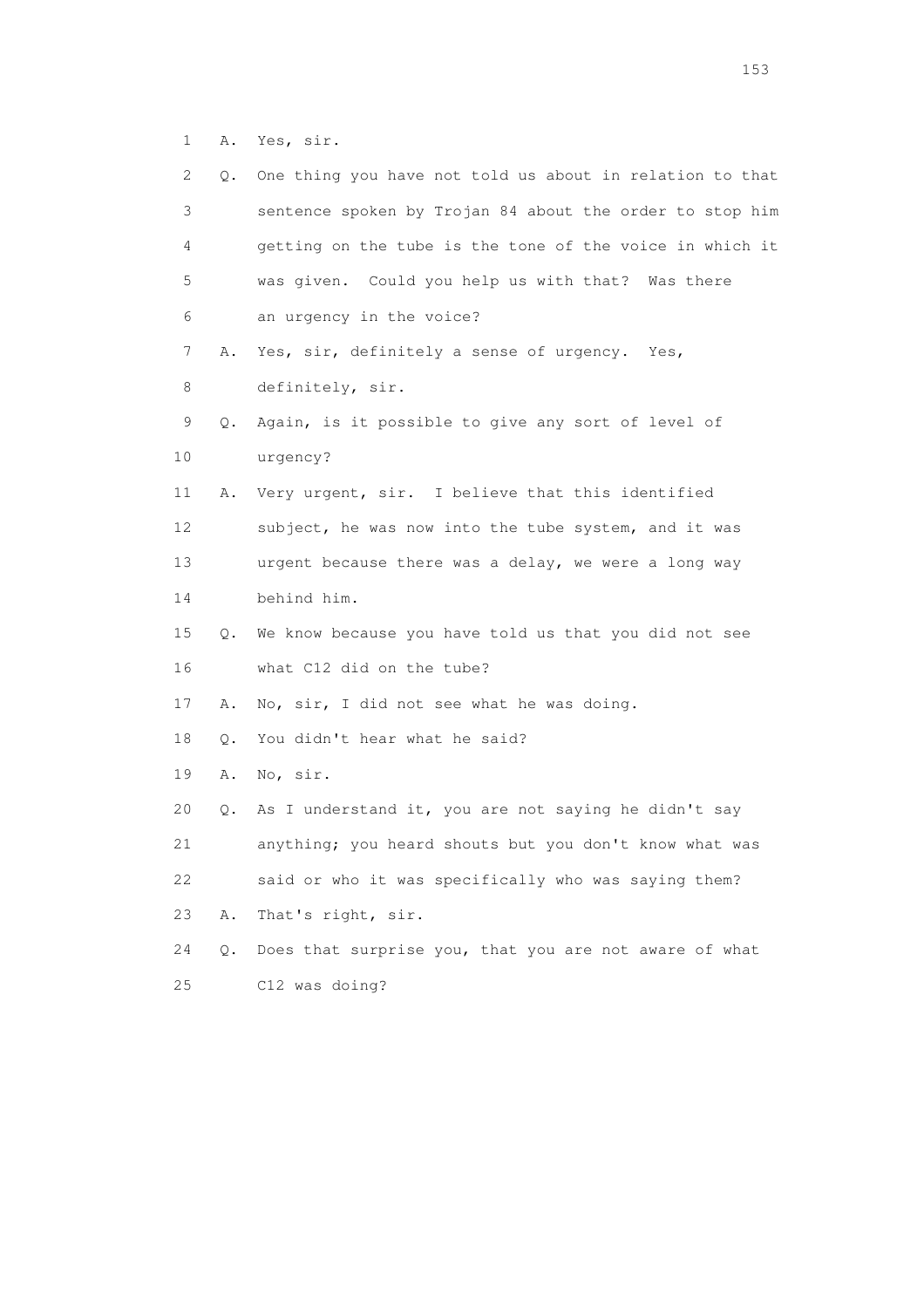1 A. Yes, sir.

2 Q. One thing you have not told us about in relation to that

3 sentence spoken by Trojan 84 about the order to stop him

4 getting on the tube is the tone of the voice in which it

5 was given. Could you help us with that? Was there

6 an urgency in the voice?

7 A. Yes, sir, definitely a sense of urgency. Yes,

8 definitely, sir.

9 Q. Again, is it possible to give any sort of level of

10 urgency?

11 A. Very urgent, sir. I believe that this identified

12 subject, he was now into the tube system, and it was

13 urgent because there was a delay, we were a long way

14 behind him.

15 Q. We know because you have told us that you did not see

16 what C12 did on the tube?

17 A. No, sir, I did not see what he was doing.

18 Q. You didn't hear what he said?

19 A. No, sir.

20 Q. As I understand it, you are not saying he didn't say

21 anything; you heard shouts but you don't know what was

22 said or who it was specifically who was saying them?

23 A. That's right, sir.

24 Q. Does that surprise you, that you are not aware of what

25 C12 was doing?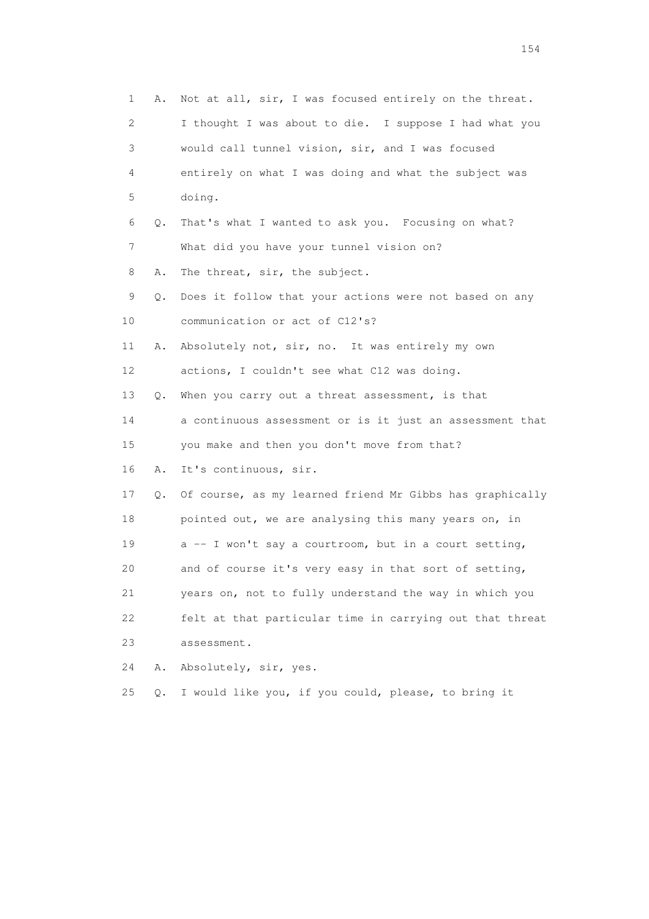1 A. Not at all, sir, I was focused entirely on the threat.
2 I thought I was about to die. I suppose I had what you
3 would call tunnel vision, sir, and I was focused
4 entirely on what I was doing and what the subject was
5 doing.
6 Q. That's what I wanted to ask you. Focusing on what?
7 What did you have your tunnel vision on?
8 A. The threat, sir, the subject.
9 Q. Does it follow that your actions were not based on any
10 communication or act of C12's?
11 A. Absolutely not, sir, no. It was entirely my own
12 actions, I couldn't see what C12 was doing.
13 Q. When you carry out a threat assessment, is that
14 a continuous assessment or is it just an assessment that
15 you make and then you don't move from that?
16 A. It's continuous, sir.
17 Q. Of course, as my learned friend Mr Gibbs has graphically
18 pointed out, we are analysing this many years on, in
19 a -- I won't say a courtroom, but in a court setting,
20 and of course it's very easy in that sort of setting,
21 years on, not to fully understand the way in which you
22 felt at that particular time in carrying out that threat
23 assessment.
24 A. Absolutely, sir, yes.
25 Q. I would like you, if you could, please, to bring it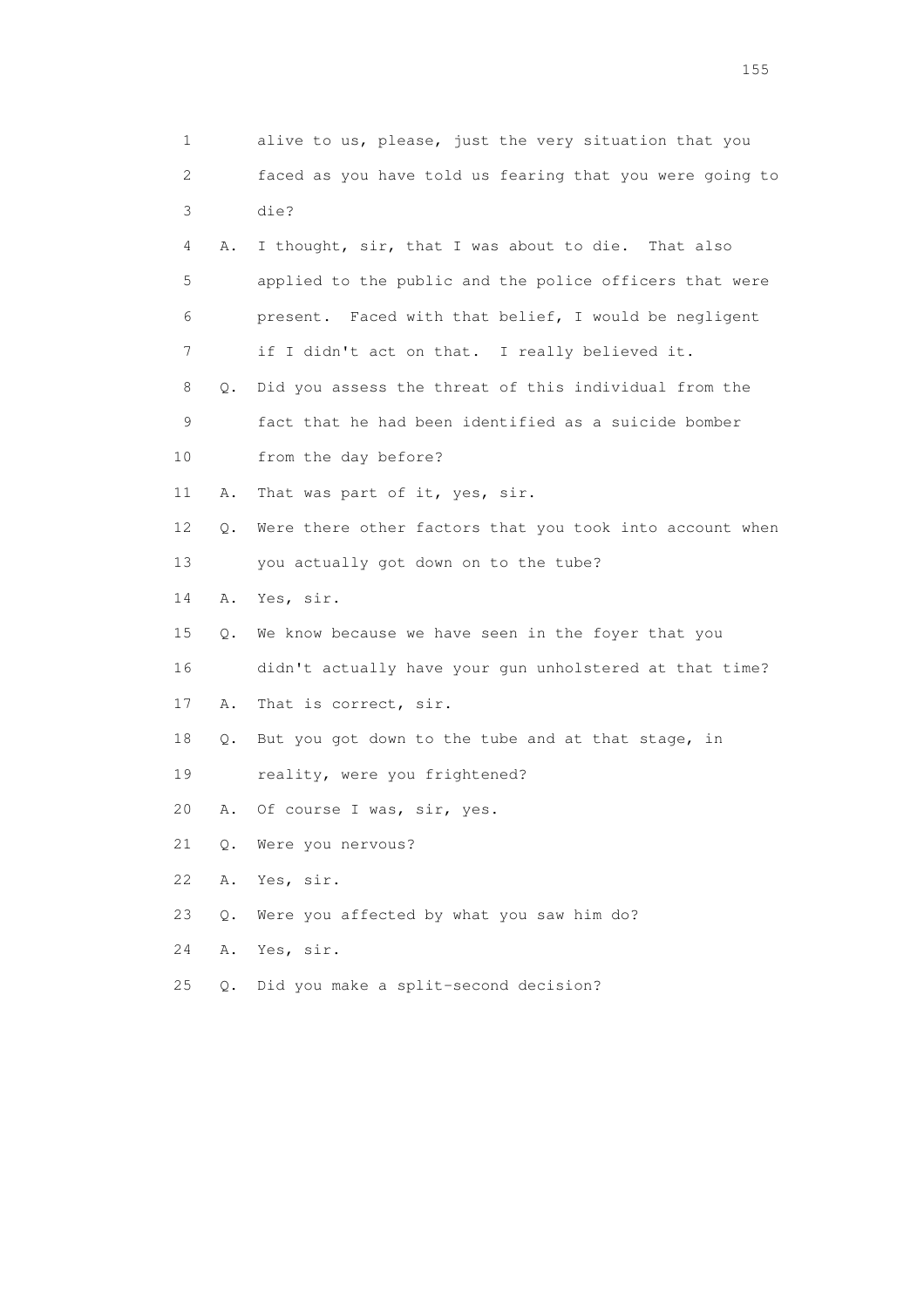1 alive to us, please, just the very situation that you
2 faced as you have told us fearing that you were going to
3 die?
4 A. I thought, sir, that I was about to die. That also
5 applied to the public and the police officers that were
6 present. Faced with that belief, I would be negligent
7 if I didn't act on that. I really believed it.
8 Q. Did you assess the threat of this individual from the
9 fact that he had been identified as a suicide bomber
10 from the day before?
11 A. That was part of it, yes, sir.
12 Q. Were there other factors that you took into account when
13 you actually got down on to the tube?
14 A. Yes, sir.
15 Q. We know because we have seen in the foyer that you
16 didn't actually have your gun unholstered at that time?
17 A. That is correct, sir.
18 Q. But you got down to the tube and at that stage, in
19 reality, were you frightened?
20 A. Of course I was, sir, yes.
21 Q. Were you nervous?
22 A. Yes, sir.
23 Q. Were you affected by what you saw him do?
24 A. Yes, sir.
25 Q. Did you make a split-second decision?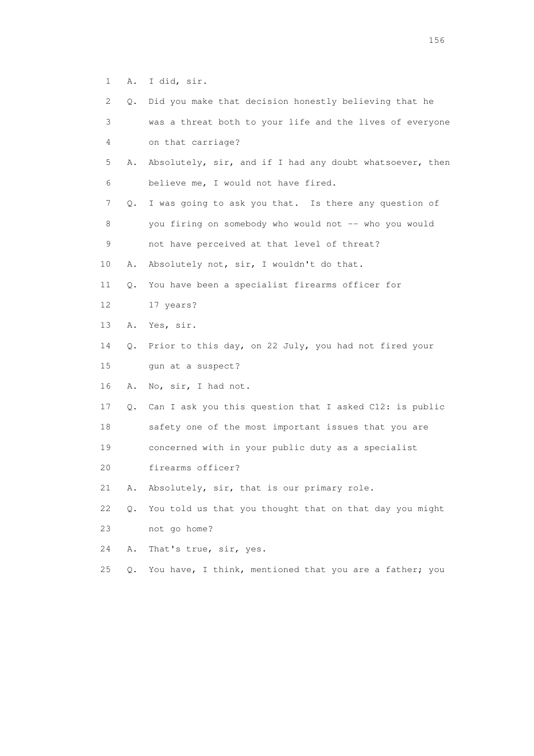1 A. I did, sir.

2 Q. Did you make that decision honestly believing that he

3 was a threat both to your life and the lives of everyone

4 on that carriage?

5 A. Absolutely, sir, and if I had any doubt whatsoever, then

6 believe me, I would not have fired.

7 Q. I was going to ask you that. Is there any question of

8 you firing on somebody who would not -- who you would

9 not have perceived at that level of threat?

10 A. Absolutely not, sir, I wouldn't do that.

11 Q. You have been a specialist firearms officer for

12 17 years?

13 A. Yes, sir.

14 Q. Prior to this day, on 22 July, you had not fired your

15 gun at a suspect?

16 A. No, sir, I had not.

17 Q. Can I ask you this question that I asked C12: is public

18 safety one of the most important issues that you are

19 concerned with in your public duty as a specialist

20 firearms officer?

21 A. Absolutely, sir, that is our primary role.

22 Q. You told us that you thought that on that day you might

23 not go home?

24 A. That's true, sir, yes.

25 Q. You have, I think, mentioned that you are a father; you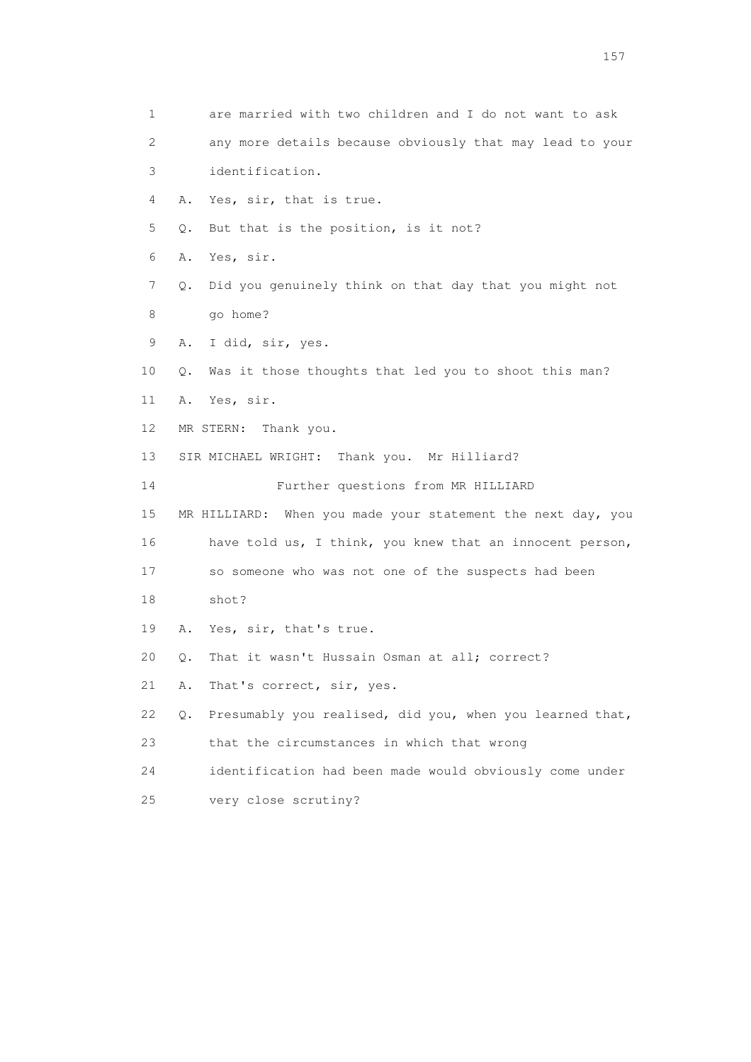1 are married with two children and I do not want to ask
2 any more details because obviously that may lead to your
3 identification.

4 A. Yes, sir, that is true.

5 Q. But that is the position, is it not?

6 A. Yes, sir.

7 Q. Did you genuinely think on that day that you might not
8 go home?

9 A. I did, sir, yes.

10 Q. Was it those thoughts that led you to shoot this man?

11 A. Yes, sir.

12 MR STERN: Thank you.

13 SIR MICHAEL WRIGHT: Thank you. Mr Hilliard?

14 Further questions from MR HILLIARD

15 MR HILLIARD: When you made your statement the next day, you
16 have told us, I think, you knew that an innocent person,
17 so someone who was not one of the suspects had been
18 shot?

19 A. Yes, sir, that's true.

20 Q. That it wasn't Hussain Osman at all; correct?

21 A. That's correct, sir, yes.

22 Q. Presumably you realised, did you, when you learned that,
23 that the circumstances in which that wrong
24 identification had been made would obviously come under
25 very close scrutiny?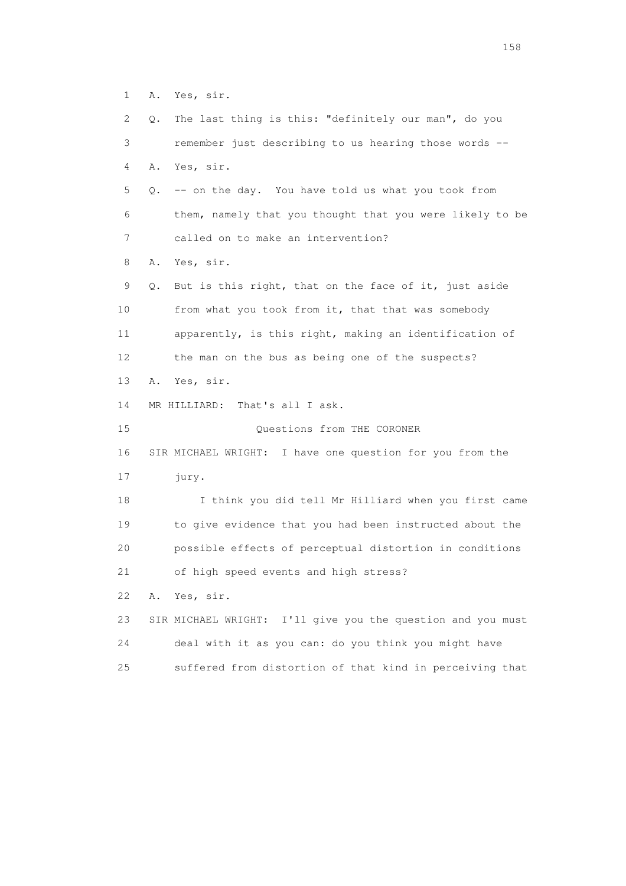1 A. Yes, sir.

2 Q. The last thing is this: "definitely our man", do you

3 remember just describing to us hearing those words --

4 A. Yes, sir.

5 Q. -- on the day. You have told us what you took from

6 them, namely that you thought that you were likely to be

7 called on to make an intervention?

8 A. Yes, sir.

9 Q. But is this right, that on the face of it, just aside

10 from what you took from it, that that was somebody

11 apparently, is this right, making an identification of

12 the man on the bus as being one of the suspects?

13 A. Yes, sir.

14 MR HILLIARD: That's all I ask.

15 Questions from THE CORONER

16 SIR MICHAEL WRIGHT: I have one question for you from the

17 jury.

18 I think you did tell Mr Hilliard when you first came

19 to give evidence that you had been instructed about the

20 possible effects of perceptual distortion in conditions

21 of high speed events and high stress?

22 A. Yes, sir.

23 SIR MICHAEL WRIGHT: I'll give you the question and you must

24 deal with it as you can: do you think you might have

25 suffered from distortion of that kind in perceiving that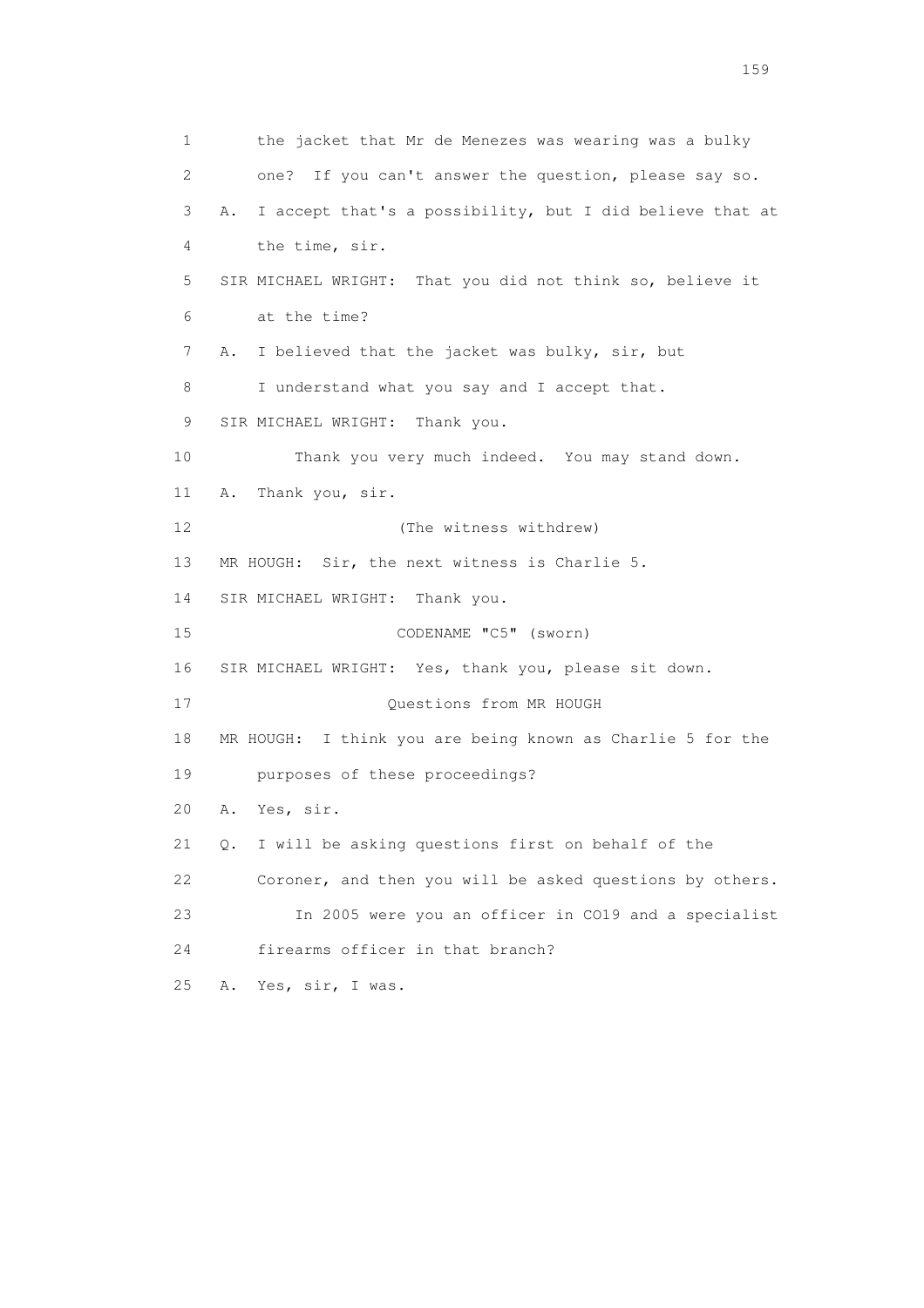1 the jacket that Mr de Menezes was wearing was a bulky
2 one? If you can't answer the question, please say so.
3 A. I accept that's a possibility, but I did believe that at
4 the time, sir.
5 SIR MICHAEL WRIGHT: That you did not think so, believe it
6 at the time?
7 A. I believed that the jacket was bulky, sir, but
8 I understand what you say and I accept that.
9 SIR MICHAEL WRIGHT: Thank you.
10 Thank you very much indeed. You may stand down.
11 A. Thank you, sir.
12 (The witness withdrew)
13 MR HOUGH: Sir, the next witness is Charlie 5.
14 SIR MICHAEL WRIGHT: Thank you.
15 CODENAME "C5" (sworn)
16 SIR MICHAEL WRIGHT: Yes, thank you, please sit down.
17 Questions from MR HOUGH
18 MR HOUGH: I think you are being known as Charlie 5 for the
19 purposes of these proceedings?
20 A. Yes, sir.
21 Q. I will be asking questions first on behalf of the
22 Coroner, and then you will be asked questions by others.
23 In 2005 were you an officer in CO19 and a specialist
24 firearms officer in that branch?
25 A. Yes, sir, I was.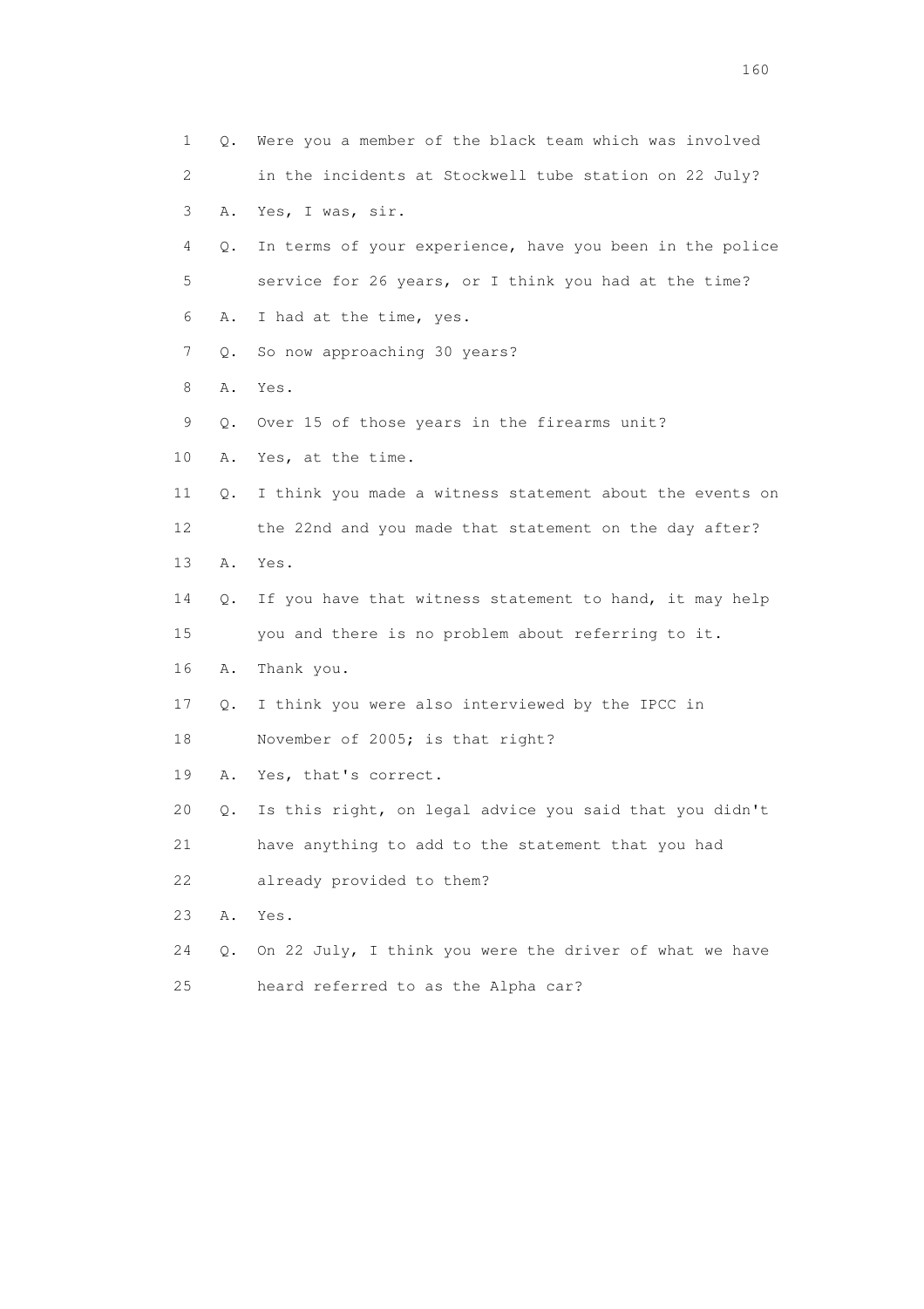1 Q. Were you a member of the black team which was involved
2 in the incidents at Stockwell tube station on 22 July?
3 A. Yes, I was, sir.
4 Q. In terms of your experience, have you been in the police
5 service for 26 years, or I think you had at the time?
6 A. I had at the time, yes.
7 Q. So now approaching 30 years?
8 A. Yes.
9 Q. Over 15 of those years in the firearms unit?
10 A. Yes, at the time.
11 Q. I think you made a witness statement about the events on
12 the 22nd and you made that statement on the day after?
13 A. Yes.
14 Q. If you have that witness statement to hand, it may help
15 you and there is no problem about referring to it.
16 A. Thank you.
17 Q. I think you were also interviewed by the IPCC in
18 November of 2005; is that right?
19 A. Yes, that's correct.
20 Q. Is this right, on legal advice you said that you didn't
21 have anything to add to the statement that you had
22 already provided to them?
23 A. Yes.
24 Q. On 22 July, I think you were the driver of what we have
25 heard referred to as the Alpha car?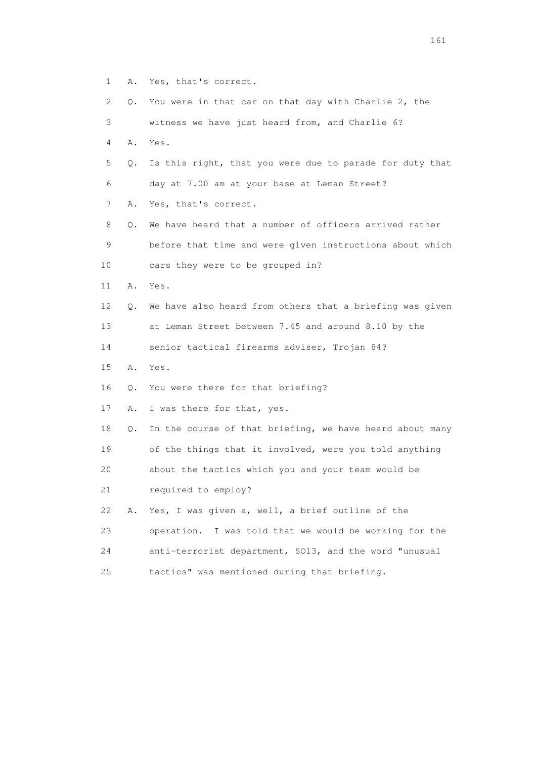1 A. Yes, that's correct.

2 Q. You were in that car on that day with Charlie 2, the

3 witness we have just heard from, and Charlie 6?

4 A. Yes.

5 Q. Is this right, that you were due to parade for duty that

6 day at 7.00 am at your base at Leman Street?

7 A. Yes, that's correct.

8 Q. We have heard that a number of officers arrived rather

9 before that time and were given instructions about which

10 cars they were to be grouped in?

11 A. Yes.

12 Q. We have also heard from others that a briefing was given

13 at Leman Street between 7.45 and around 8.10 by the

14 senior tactical firearms adviser, Trojan 84?

15 A. Yes.

16 Q. You were there for that briefing?

17 A. I was there for that, yes.

18 Q. In the course of that briefing, we have heard about many

19 of the things that it involved, were you told anything

20 about the tactics which you and your team would be

21 required to employ?

22 A. Yes, I was given a, well, a brief outline of the

23 operation. I was told that we would be working for the

24 anti-terrorist department, SO13, and the word "unusual

25 tactics" was mentioned during that briefing.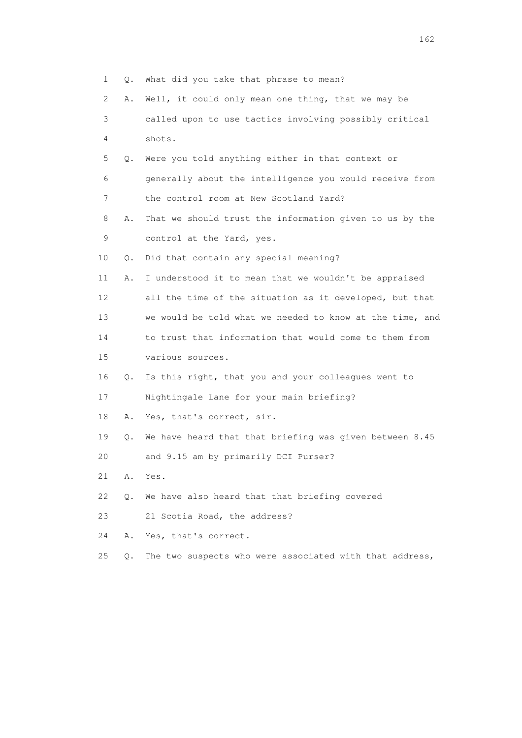1 Q. What did you take that phrase to mean?

2 A. Well, it could only mean one thing, that we may be

3 called upon to use tactics involving possibly critical

4 shots.

5 Q. Were you told anything either in that context or

6 generally about the intelligence you would receive from

7 the control room at New Scotland Yard?

8 A. That we should trust the information given to us by the

9 control at the Yard, yes.

10 Q. Did that contain any special meaning?

11 A. I understood it to mean that we wouldn't be appraised

12 all the time of the situation as it developed, but that

13 we would be told what we needed to know at the time, and

14 to trust that information that would come to them from

15 various sources.

16 Q. Is this right, that you and your colleagues went to

17 Nightingale Lane for your main briefing?

18 A. Yes, that's correct, sir.

19 Q. We have heard that that briefing was given between 8.45

20 and 9.15 am by primarily DCI Purser?

21 A. Yes.

22 Q. We have also heard that that briefing covered

23 21 Scotia Road, the address?

24 A. Yes, that's correct.

25 Q. The two suspects who were associated with that address,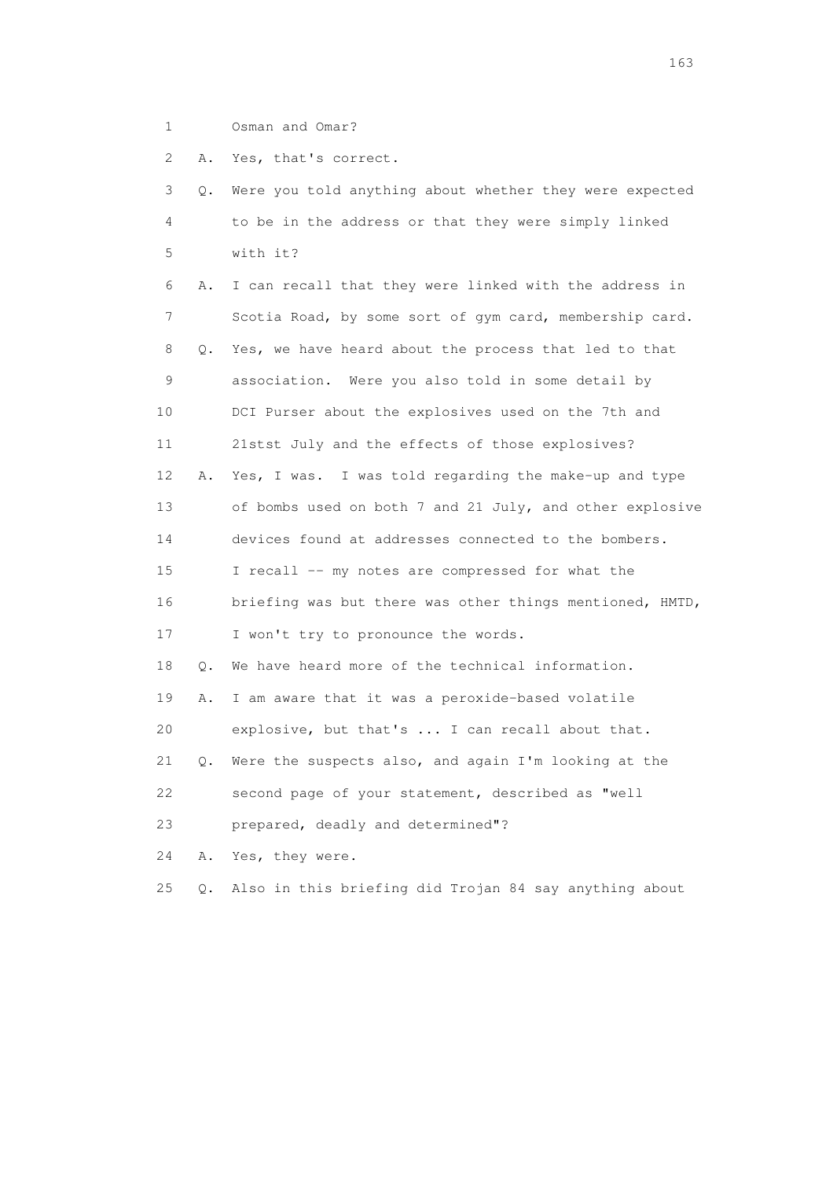1        Osman and Omar?

2    A.  Yes, that's correct.

3    Q.  Were you told anything about whether they were expected

4        to be in the address or that they were simply linked

5        with it?

6    A.  I can recall that they were linked with the address in

7        Scotia Road, by some sort of gym card, membership card.

8    Q.  Yes, we have heard about the process that led to that

9        association.  Were you also told in some detail by

10       DCI Purser about the explosives used on the 7th and

11       21stst July and the effects of those explosives?

12   A.  Yes, I was.  I was told regarding the make-up and type

13       of bombs used on both 7 and 21 July, and other explosive

14       devices found at addresses connected to the bombers.

15       I recall -- my notes are compressed for what the

16       briefing was but there was other things mentioned, HMTD,

17       I won't try to pronounce the words.

18   Q.  We have heard more of the technical information.

19   A.  I am aware that it was a peroxide-based volatile

20       explosive, but that's ... I can recall about that.

21   Q.  Were the suspects also, and again I'm looking at the

22       second page of your statement, described as "well

23       prepared, deadly and determined"?

24   A.  Yes, they were.

25   Q.  Also in this briefing did Trojan 84 say anything about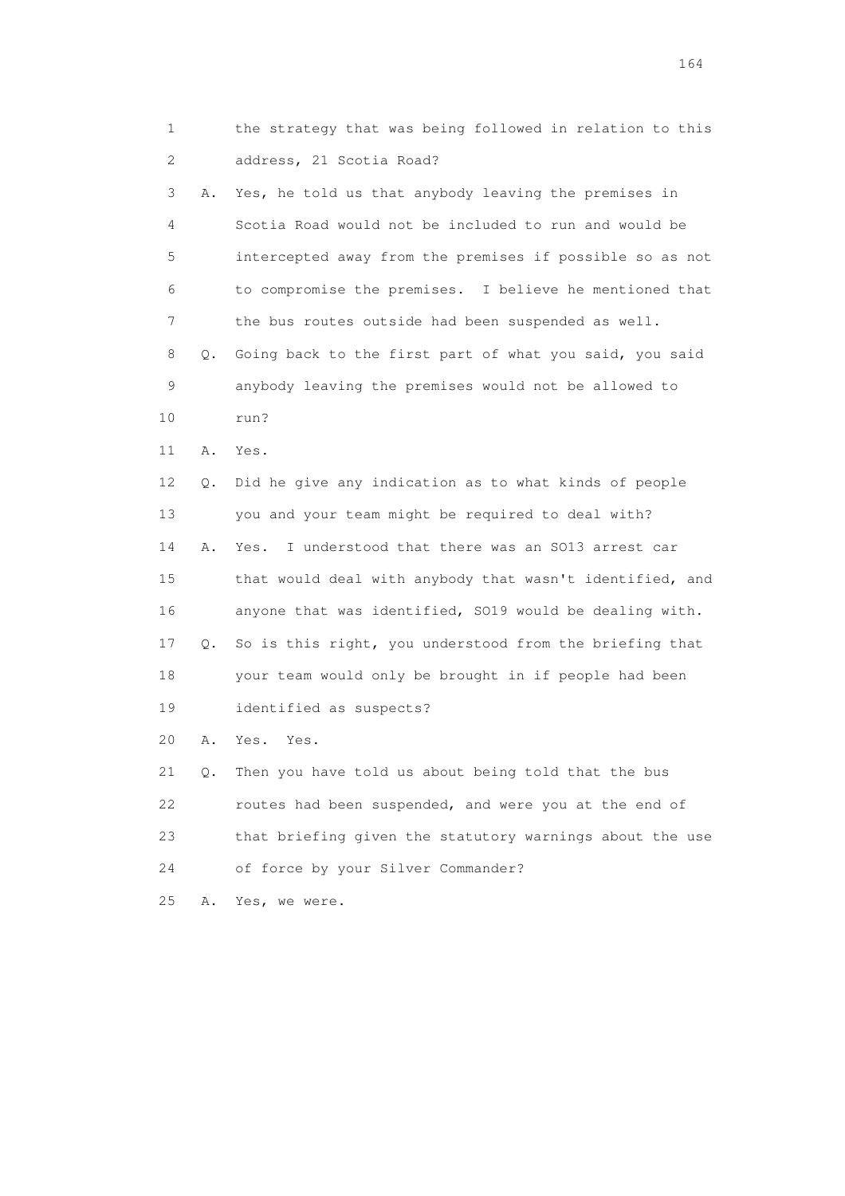1 the strategy that was being followed in relation to this
2 address, 21 Scotia Road?

3 A. Yes, he told us that anybody leaving the premises in
4 Scotia Road would not be included to run and would be
5 intercepted away from the premises if possible so as not
6 to compromise the premises. I believe he mentioned that
7 the bus routes outside had been suspended as well.

8 Q. Going back to the first part of what you said, you said
9 anybody leaving the premises would not be allowed to
10 run?

11 A. Yes.

12 Q. Did he give any indication as to what kinds of people
13 you and your team might be required to deal with?

14 A. Yes. I understood that there was an SO13 arrest car
15 that would deal with anybody that wasn't identified, and
16 anyone that was identified, SO19 would be dealing with.

17 Q. So is this right, you understood from the briefing that
18 your team would only be brought in if people had been
19 identified as suspects?

20 A. Yes. Yes.

21 Q. Then you have told us about being told that the bus
22 routes had been suspended, and were you at the end of
23 that briefing given the statutory warnings about the use
24 of force by your Silver Commander?

25 A. Yes, we were.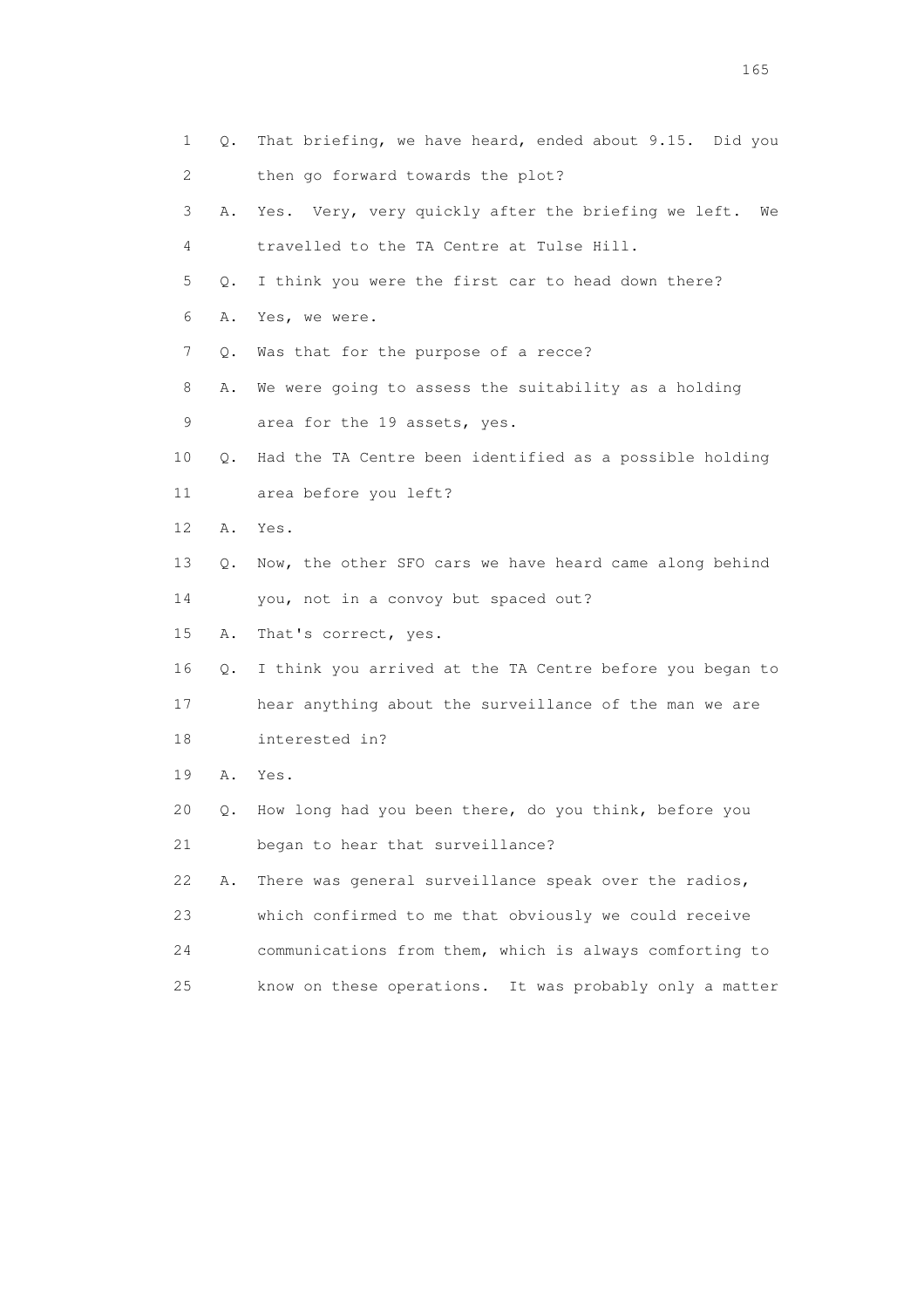1 Q. That briefing, we have heard, ended about 9.15. Did you
2 then go forward towards the plot?
3 A. Yes. Very, very quickly after the briefing we left. We
4 travelled to the TA Centre at Tulse Hill.
5 Q. I think you were the first car to head down there?
6 A. Yes, we were.
7 Q. Was that for the purpose of a recce?
8 A. We were going to assess the suitability as a holding
9 area for the 19 assets, yes.
10 Q. Had the TA Centre been identified as a possible holding
11 area before you left?
12 A. Yes.
13 Q. Now, the other SFO cars we have heard came along behind
14 you, not in a convoy but spaced out?
15 A. That's correct, yes.
16 Q. I think you arrived at the TA Centre before you began to
17 hear anything about the surveillance of the man we are
18 interested in?
19 A. Yes.
20 Q. How long had you been there, do you think, before you
21 began to hear that surveillance?
22 A. There was general surveillance speak over the radios,
23 which confirmed to me that obviously we could receive
24 communications from them, which is always comforting to
25 know on these operations. It was probably only a matter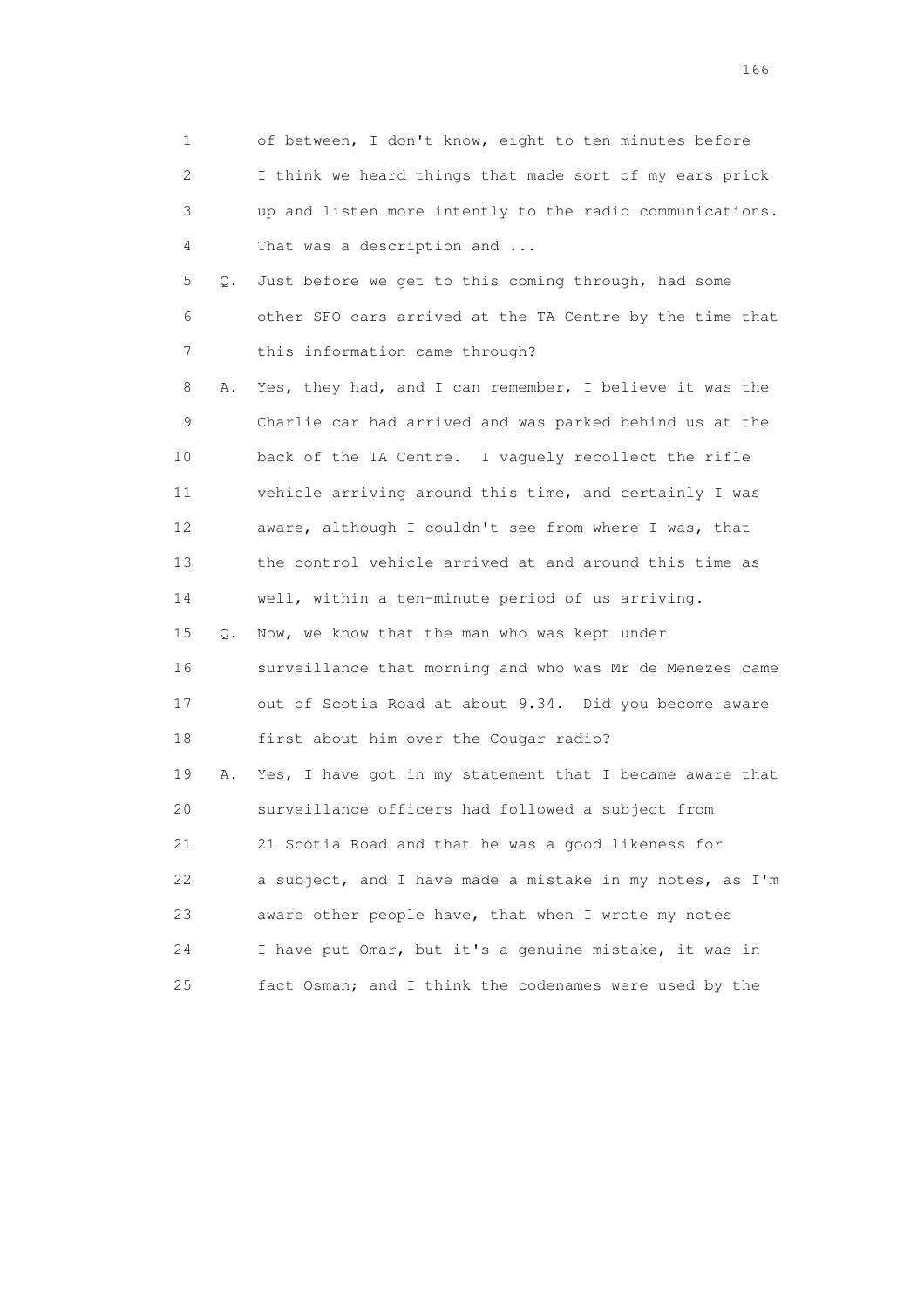1 of between, I don't know, eight to ten minutes before
2 I think we heard things that made sort of my ears prick
3 up and listen more intently to the radio communications.
4 That was a description and ...

5 Q. Just before we get to this coming through, had some
6 other SFO cars arrived at the TA Centre by the time that
7 this information came through?

8 A. Yes, they had, and I can remember, I believe it was the
9 Charlie car had arrived and was parked behind us at the
10 back of the TA Centre. I vaguely recollect the rifle
11 vehicle arriving around this time, and certainly I was
12 aware, although I couldn't see from where I was, that
13 the control vehicle arrived at and around this time as
14 well, within a ten-minute period of us arriving.

15 Q. Now, we know that the man who was kept under
16 surveillance that morning and who was Mr de Menezes came
17 out of Scotia Road at about 9.34. Did you become aware
18 first about him over the Cougar radio?

19 A. Yes, I have got in my statement that I became aware that
20 surveillance officers had followed a subject from
21 21 Scotia Road and that he was a good likeness for
22 a subject, and I have made a mistake in my notes, as I'm
23 aware other people have, that when I wrote my notes
24 I have put Omar, but it's a genuine mistake, it was in
25 fact Osman; and I think the codenames were used by the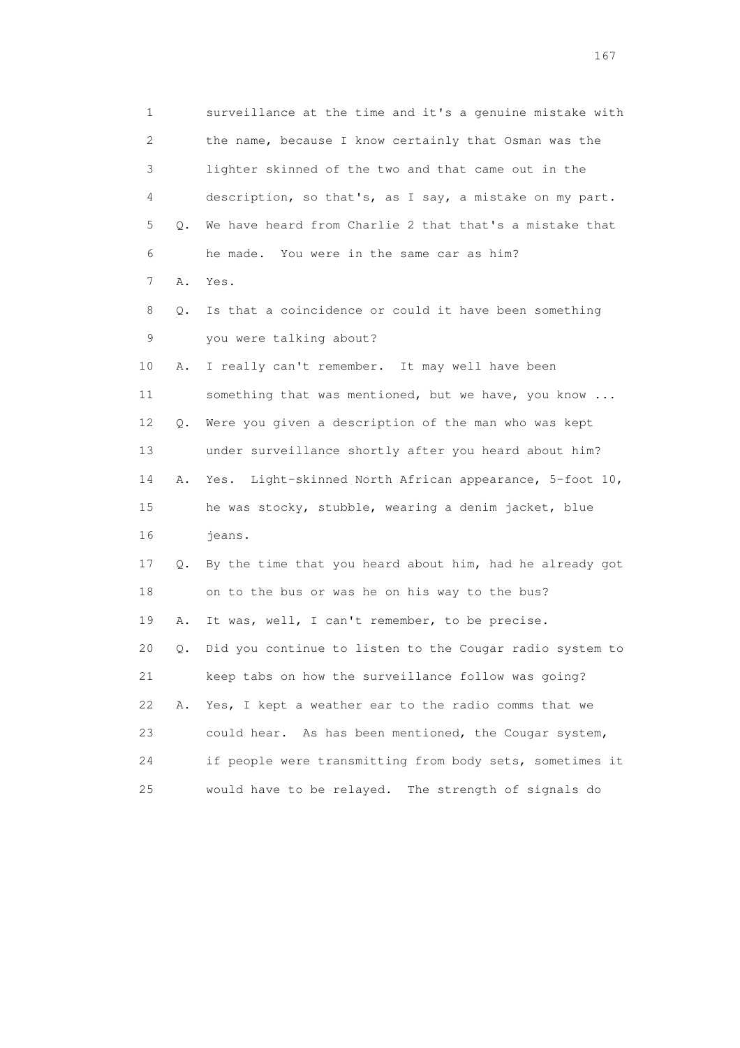1 surveillance at the time and it's a genuine mistake with
2 the name, because I know certainly that Osman was the
3 lighter skinned of the two and that came out in the
4 description, so that's, as I say, a mistake on my part.
5 Q. We have heard from Charlie 2 that that's a mistake that
6 he made. You were in the same car as him?
7 A. Yes.
8 Q. Is that a coincidence or could it have been something
9 you were talking about?
10 A. I really can't remember. It may well have been
11 something that was mentioned, but we have, you know ...
12 Q. Were you given a description of the man who was kept
13 under surveillance shortly after you heard about him?
14 A. Yes. Light-skinned North African appearance, 5-foot 10,
15 he was stocky, stubble, wearing a denim jacket, blue
16 jeans.
17 Q. By the time that you heard about him, had he already got
18 on to the bus or was he on his way to the bus?
19 A. It was, well, I can't remember, to be precise.
20 Q. Did you continue to listen to the Cougar radio system to
21 keep tabs on how the surveillance follow was going?
22 A. Yes, I kept a weather ear to the radio comms that we
23 could hear. As has been mentioned, the Cougar system,
24 if people were transmitting from body sets, sometimes it
25 would have to be relayed. The strength of signals do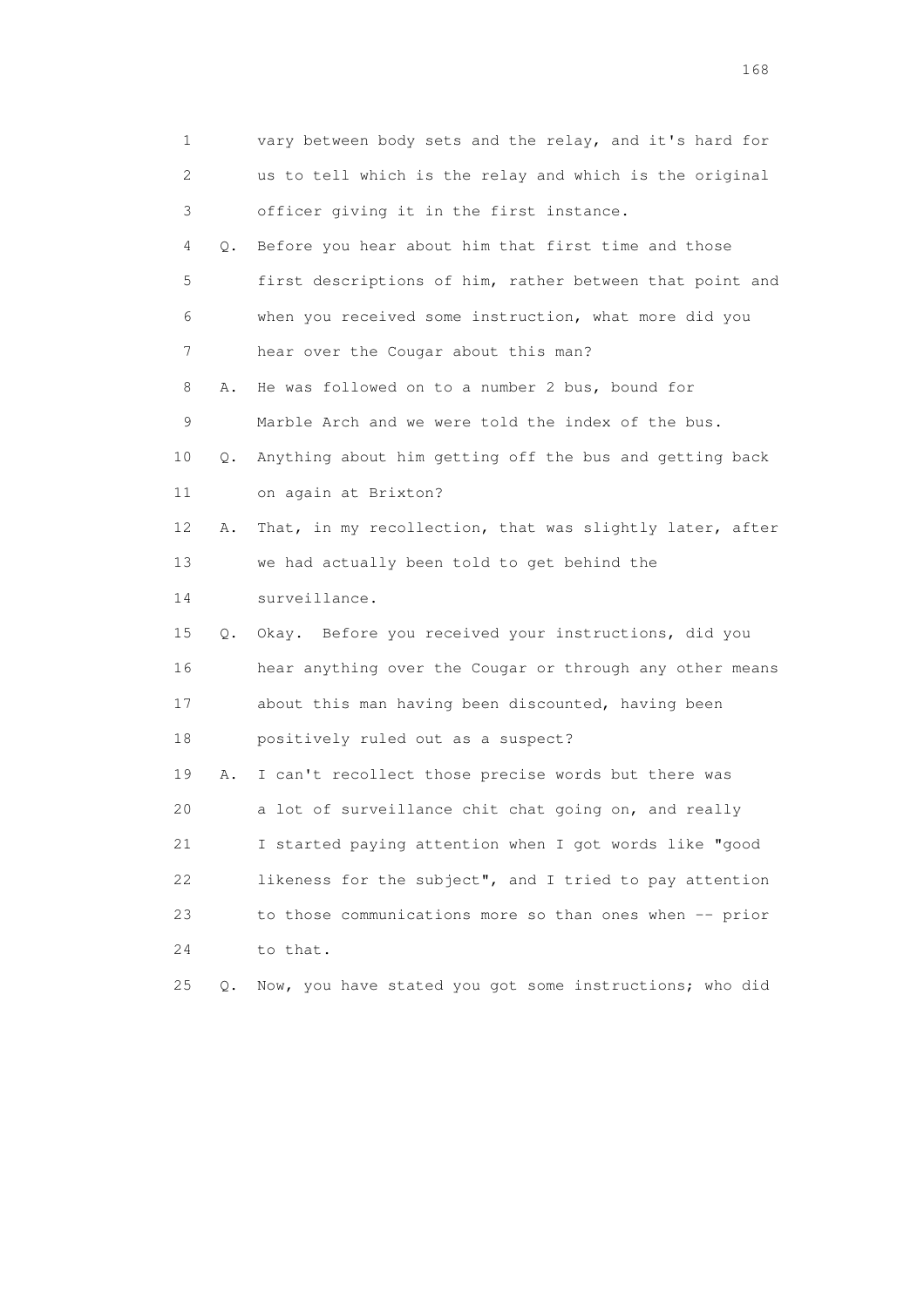1 vary between body sets and the relay, and it's hard for
2 us to tell which is the relay and which is the original
3 officer giving it in the first instance.

4 Q. Before you hear about him that first time and those
5 first descriptions of him, rather between that point and
6 when you received some instruction, what more did you
7 hear over the Cougar about this man?

8 A. He was followed on to a number 2 bus, bound for
9 Marble Arch and we were told the index of the bus.

10 Q. Anything about him getting off the bus and getting back
11 on again at Brixton?

12 A. That, in my recollection, that was slightly later, after
13 we had actually been told to get behind the
14 surveillance.

15 Q. Okay. Before you received your instructions, did you
16 hear anything over the Cougar or through any other means
17 about this man having been discounted, having been
18 positively ruled out as a suspect?

19 A. I can't recollect those precise words but there was
20 a lot of surveillance chit chat going on, and really
21 I started paying attention when I got words like "good
22 likeness for the subject", and I tried to pay attention
23 to those communications more so than ones when -- prior
24 to that.

25 Q. Now, you have stated you got some instructions; who did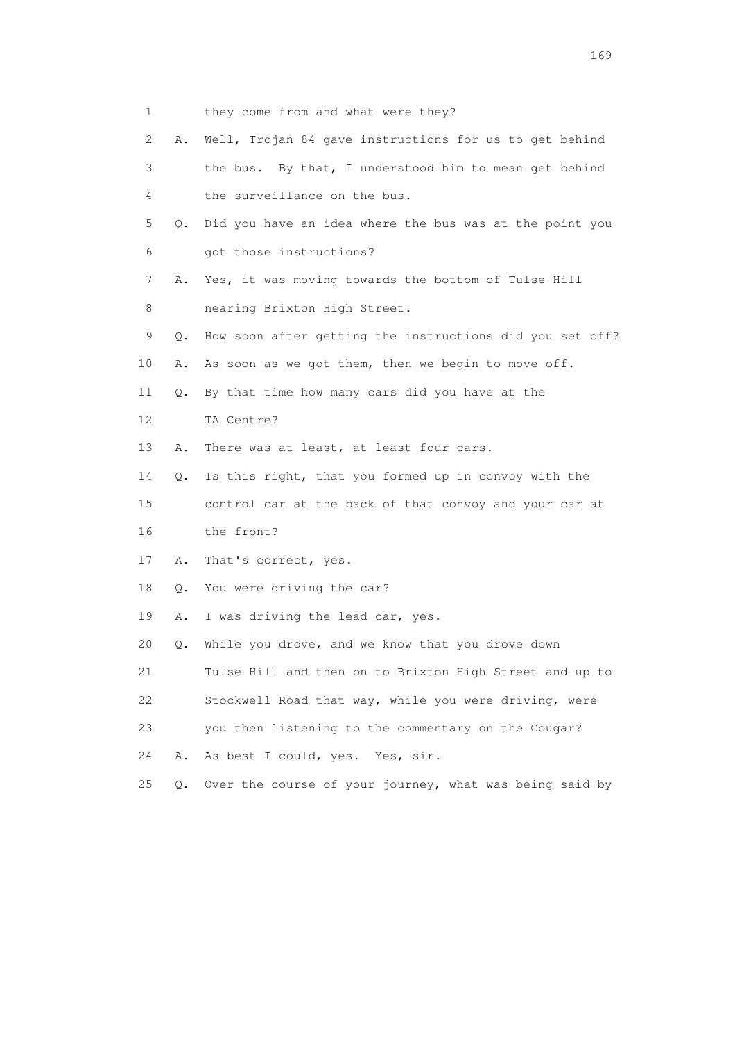1 they come from and what were they?

2 A. Well, Trojan 84 gave instructions for us to get behind

3 the bus. By that, I understood him to mean get behind

4 the surveillance on the bus.

5 Q. Did you have an idea where the bus was at the point you

6 got those instructions?

7 A. Yes, it was moving towards the bottom of Tulse Hill

8 nearing Brixton High Street.

9 Q. How soon after getting the instructions did you set off?

10 A. As soon as we got them, then we begin to move off.

11 Q. By that time how many cars did you have at the

12 TA Centre?

13 A. There was at least, at least four cars.

14 Q. Is this right, that you formed up in convoy with the

15 control car at the back of that convoy and your car at

16 the front?

17 A. That's correct, yes.

18 Q. You were driving the car?

19 A. I was driving the lead car, yes.

20 Q. While you drove, and we know that you drove down

21 Tulse Hill and then on to Brixton High Street and up to

22 Stockwell Road that way, while you were driving, were

23 you then listening to the commentary on the Cougar?

24 A. As best I could, yes. Yes, sir.

25 Q. Over the course of your journey, what was being said by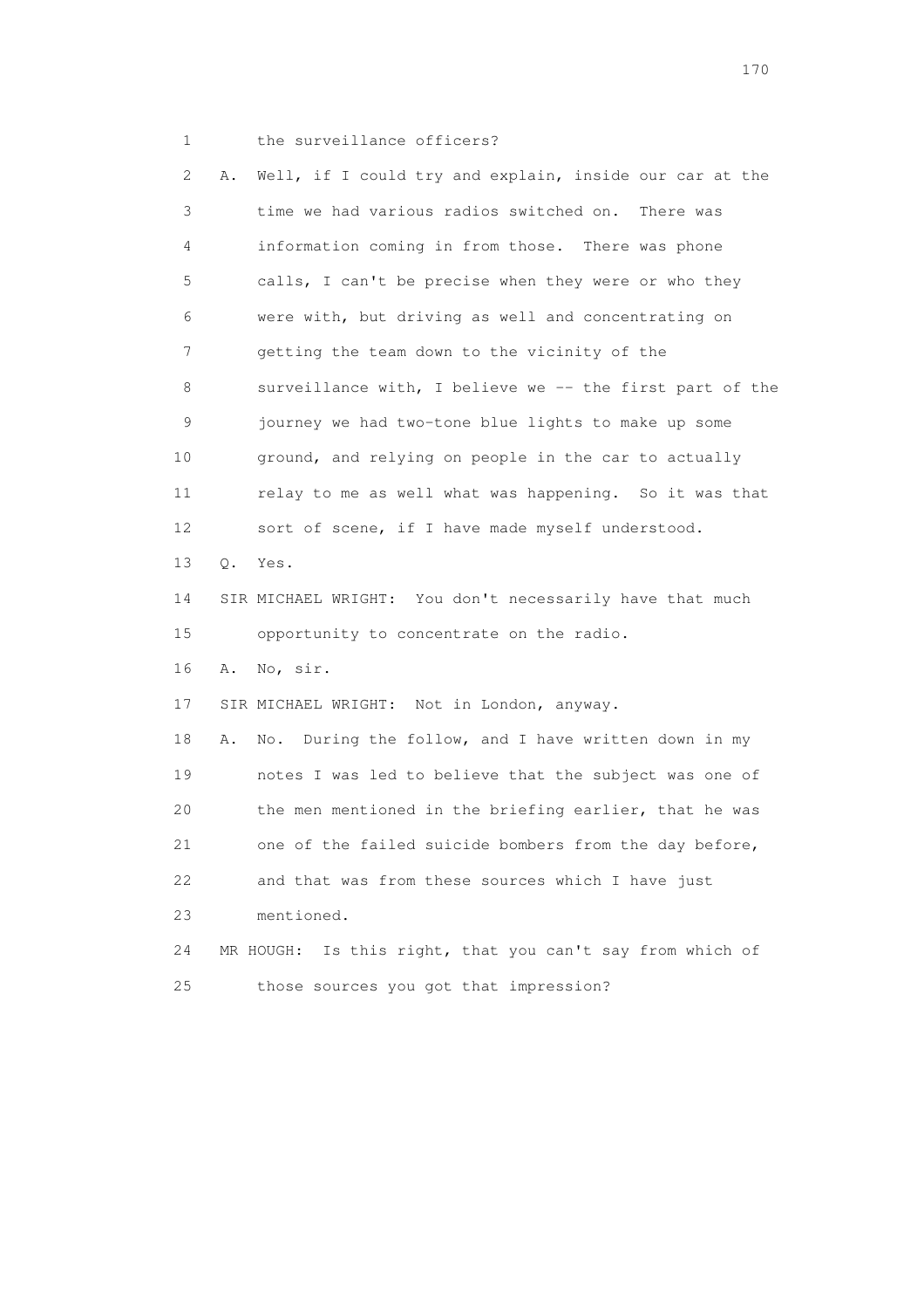1 the surveillance officers?

2 A. Well, if I could try and explain, inside our car at the

3 time we had various radios switched on. There was

4 information coming in from those. There was phone

5 calls, I can't be precise when they were or who they

6 were with, but driving as well and concentrating on

7 getting the team down to the vicinity of the

8 surveillance with, I believe we -- the first part of the

9 journey we had two-tone blue lights to make up some

10 ground, and relying on people in the car to actually

11 relay to me as well what was happening. So it was that

12 sort of scene, if I have made myself understood.

13 Q. Yes.

14 SIR MICHAEL WRIGHT: You don't necessarily have that much

15 opportunity to concentrate on the radio.

16 A. No, sir.

17 SIR MICHAEL WRIGHT: Not in London, anyway.

18 A. No. During the follow, and I have written down in my

19 notes I was led to believe that the subject was one of

20 the men mentioned in the briefing earlier, that he was

21 one of the failed suicide bombers from the day before,

22 and that was from these sources which I have just

23 mentioned.

24 MR HOUGH: Is this right, that you can't say from which of

25 those sources you got that impression?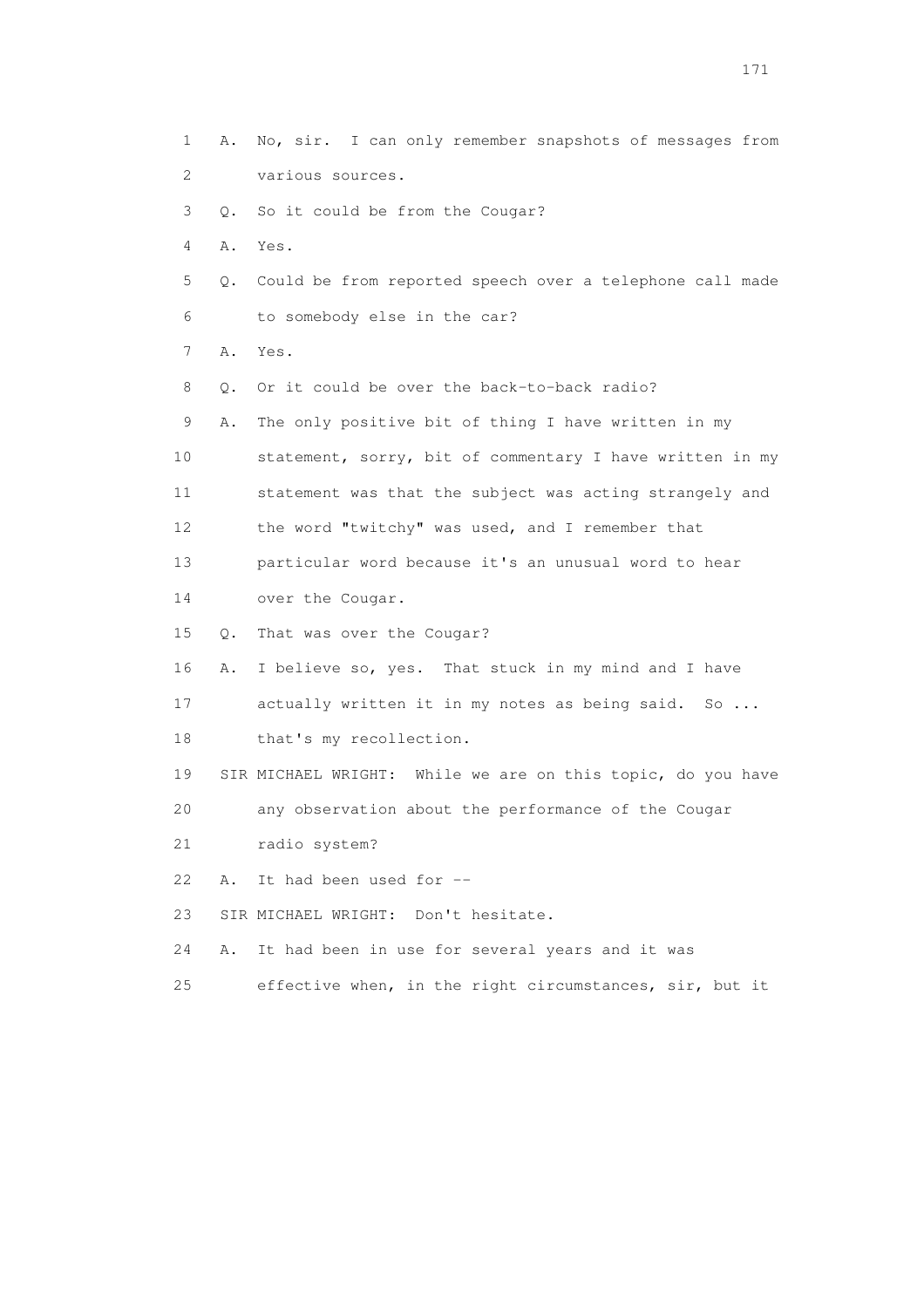1 A. No, sir. I can only remember snapshots of messages from
2 various sources.
3 Q. So it could be from the Cougar?
4 A. Yes.
5 Q. Could be from reported speech over a telephone call made
6 to somebody else in the car?
7 A. Yes.
8 Q. Or it could be over the back-to-back radio?
9 A. The only positive bit of thing I have written in my
10 statement, sorry, bit of commentary I have written in my
11 statement was that the subject was acting strangely and
12 the word "twitchy" was used, and I remember that
13 particular word because it's an unusual word to hear
14 over the Cougar.
15 Q. That was over the Cougar?
16 A. I believe so, yes. That stuck in my mind and I have
17 actually written it in my notes as being said. So ...
18 that's my recollection.
19 SIR MICHAEL WRIGHT: While we are on this topic, do you have
20 any observation about the performance of the Cougar
21 radio system?
22 A. It had been used for --
23 SIR MICHAEL WRIGHT: Don't hesitate.
24 A. It had been in use for several years and it was
25 effective when, in the right circumstances, sir, but it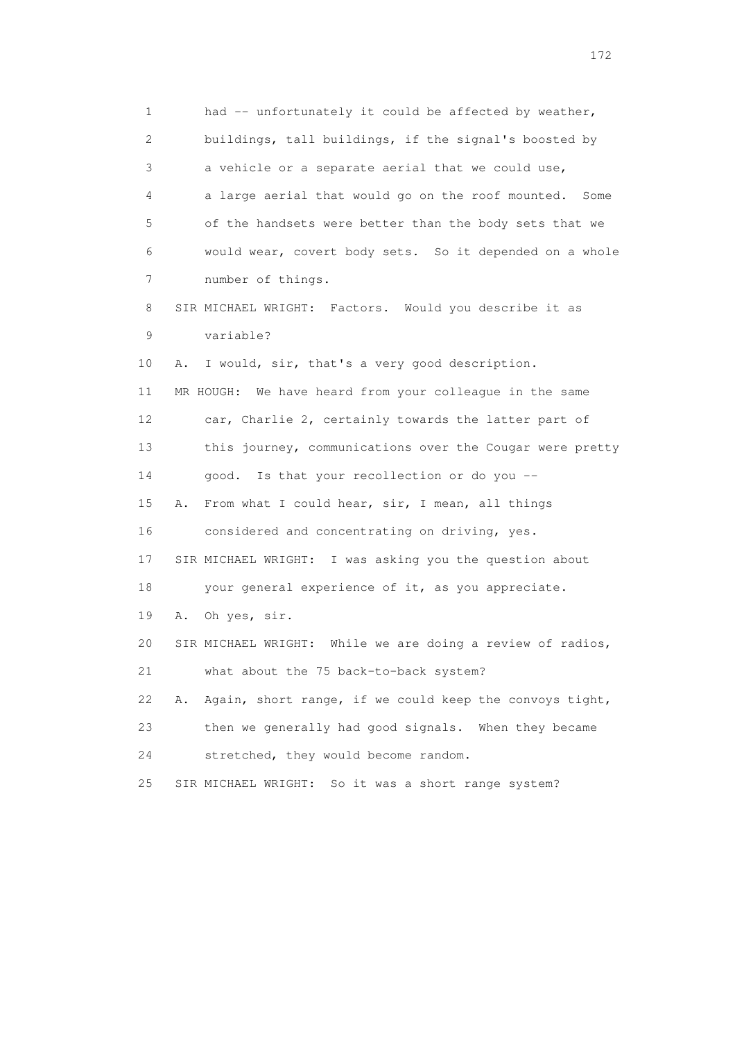1 had -- unfortunately it could be affected by weather,
2 buildings, tall buildings, if the signal's boosted by
3 a vehicle or a separate aerial that we could use,
4 a large aerial that would go on the roof mounted. Some
5 of the handsets were better than the body sets that we
6 would wear, covert body sets. So it depended on a whole
7 number of things.

8 SIR MICHAEL WRIGHT: Factors. Would you describe it as
9 variable?

10 A. I would, sir, that's a very good description.

11 MR HOUGH: We have heard from your colleague in the same
12 car, Charlie 2, certainly towards the latter part of
13 this journey, communications over the Cougar were pretty
14 good. Is that your recollection or do you --

15 A. From what I could hear, sir, I mean, all things
16 considered and concentrating on driving, yes.

17 SIR MICHAEL WRIGHT: I was asking you the question about
18 your general experience of it, as you appreciate.

19 A. Oh yes, sir.

20 SIR MICHAEL WRIGHT: While we are doing a review of radios,
21 what about the 75 back-to-back system?

22 A. Again, short range, if we could keep the convoys tight,
23 then we generally had good signals. When they became
24 stretched, they would become random.

25 SIR MICHAEL WRIGHT: So it was a short range system?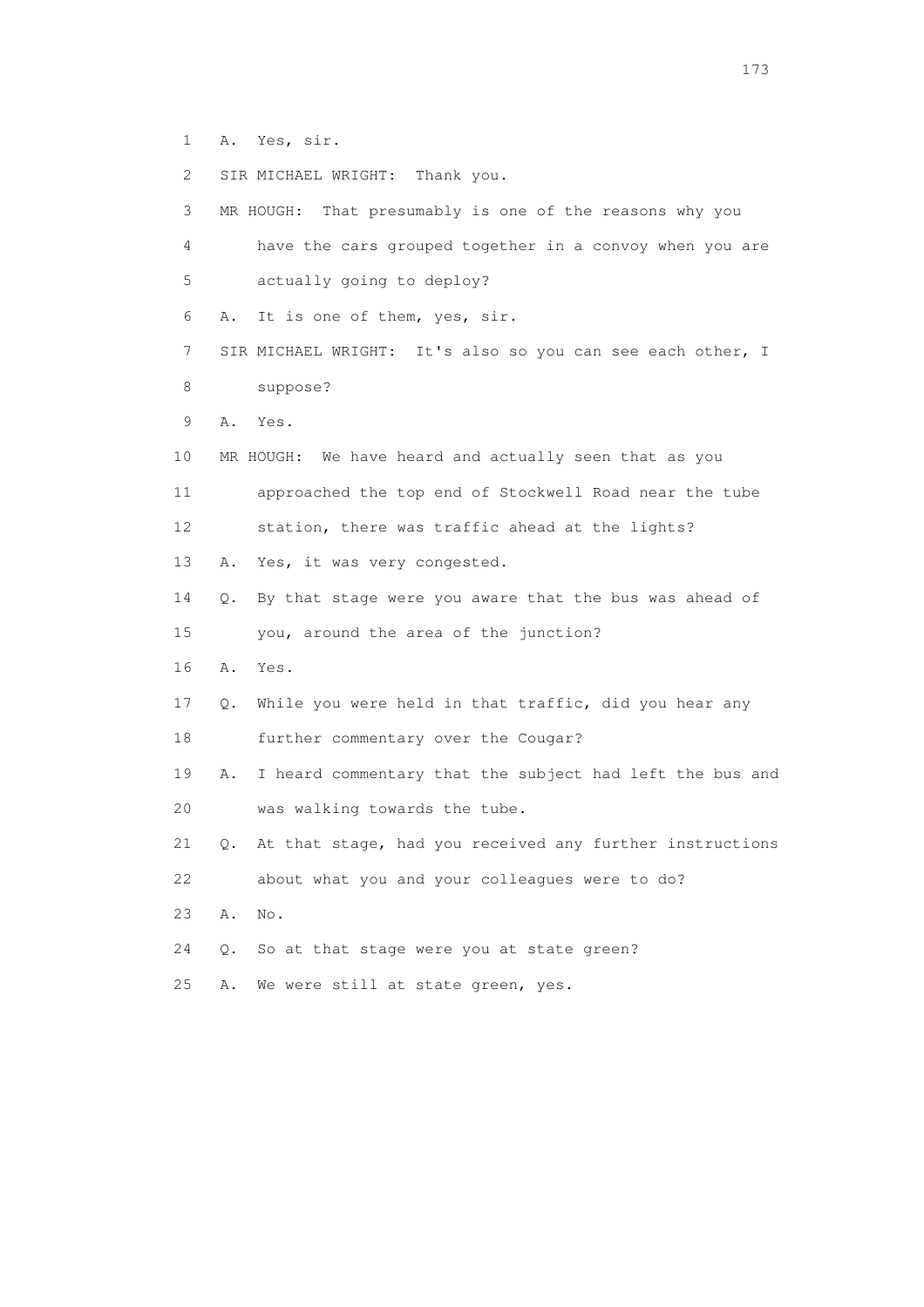1 A. Yes, sir.

2 SIR MICHAEL WRIGHT: Thank you.

3 MR HOUGH: That presumably is one of the reasons why you

4 have the cars grouped together in a convoy when you are

5 actually going to deploy?

6 A. It is one of them, yes, sir.

7 SIR MICHAEL WRIGHT: It's also so you can see each other, I

8 suppose?

9 A. Yes.

10 MR HOUGH: We have heard and actually seen that as you

11 approached the top end of Stockwell Road near the tube

12 station, there was traffic ahead at the lights?

13 A. Yes, it was very congested.

14 Q. By that stage were you aware that the bus was ahead of

15 you, around the area of the junction?

16 A. Yes.

17 Q. While you were held in that traffic, did you hear any

18 further commentary over the Cougar?

19 A. I heard commentary that the subject had left the bus and

20 was walking towards the tube.

21 Q. At that stage, had you received any further instructions

22 about what you and your colleagues were to do?

23 A. No.

24 Q. So at that stage were you at state green?

25 A. We were still at state green, yes.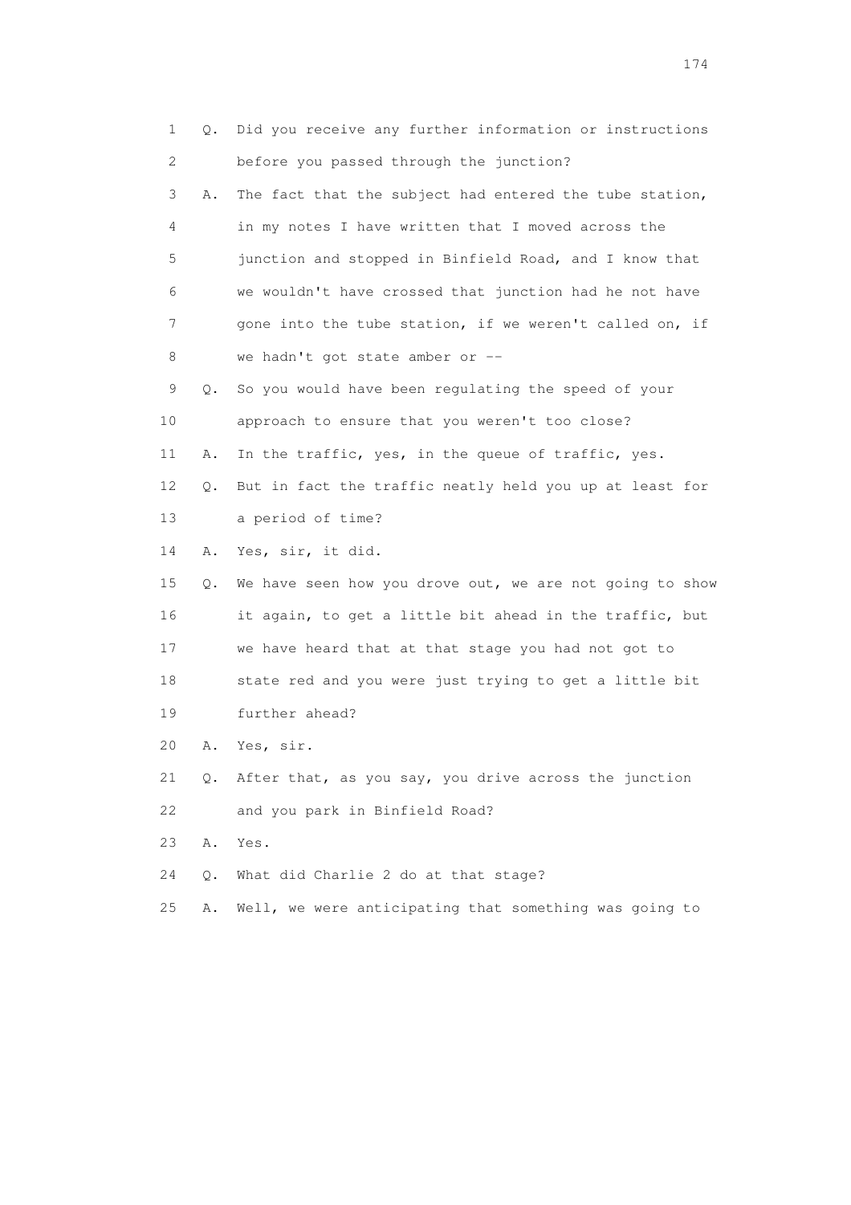1 Q. Did you receive any further information or instructions
2 before you passed through the junction?
3 A. The fact that the subject had entered the tube station,
4 in my notes I have written that I moved across the
5 junction and stopped in Binfield Road, and I know that
6 we wouldn't have crossed that junction had he not have
7 gone into the tube station, if we weren't called on, if
8 we hadn't got state amber or --
9 Q. So you would have been regulating the speed of your
10 approach to ensure that you weren't too close?
11 A. In the traffic, yes, in the queue of traffic, yes.
12 Q. But in fact the traffic neatly held you up at least for
13 a period of time?
14 A. Yes, sir, it did.
15 Q. We have seen how you drove out, we are not going to show
16 it again, to get a little bit ahead in the traffic, but
17 we have heard that at that stage you had not got to
18 state red and you were just trying to get a little bit
19 further ahead?
20 A. Yes, sir.
21 Q. After that, as you say, you drive across the junction
22 and you park in Binfield Road?
23 A. Yes.
24 Q. What did Charlie 2 do at that stage?
25 A. Well, we were anticipating that something was going to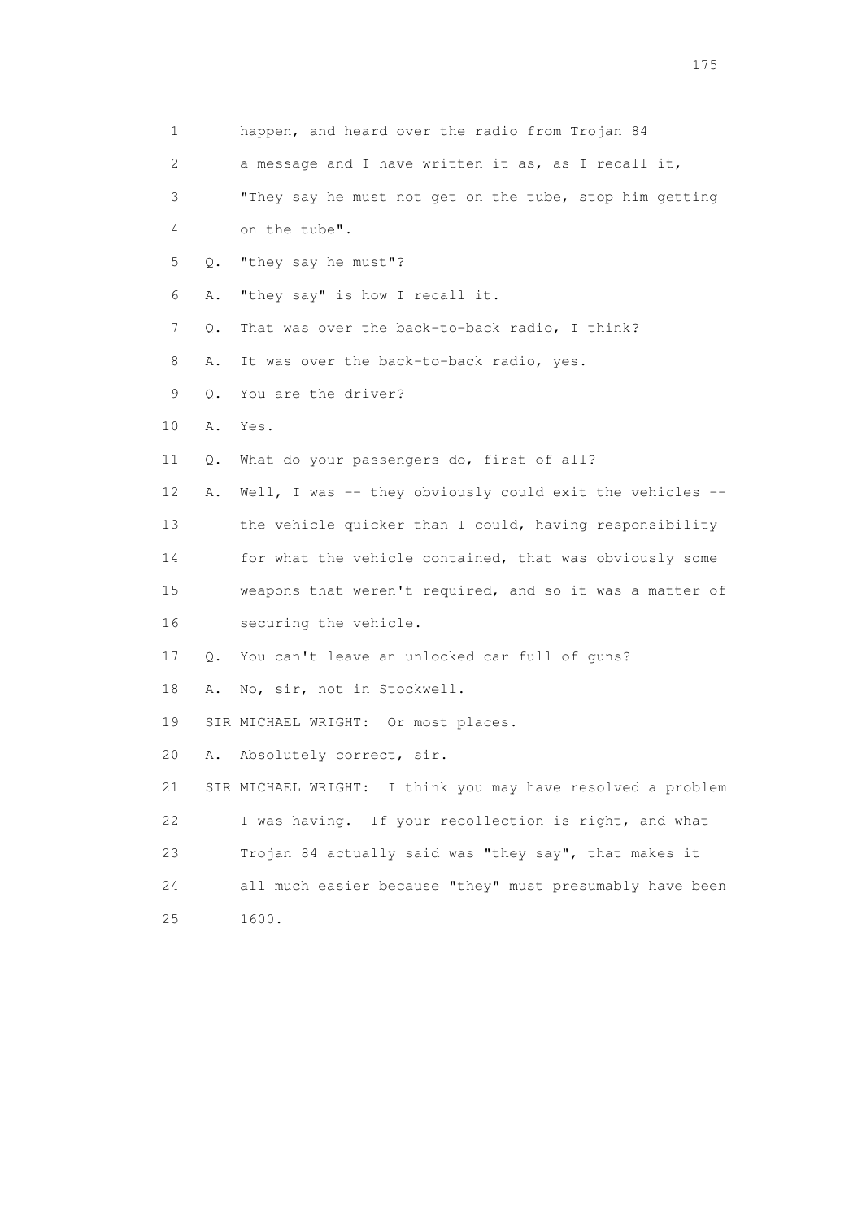1 happen, and heard over the radio from Trojan 84

2 a message and I have written it as, as I recall it,

3 "They say he must not get on the tube, stop him getting

4 on the tube".

5 Q. "they say he must"?

6 A. "they say" is how I recall it.

7 Q. That was over the back-to-back radio, I think?

8 A. It was over the back-to-back radio, yes.

9 Q. You are the driver?

10 A. Yes.

11 Q. What do your passengers do, first of all?

12 A. Well, I was -- they obviously could exit the vehicles --

13 the vehicle quicker than I could, having responsibility

14 for what the vehicle contained, that was obviously some

15 weapons that weren't required, and so it was a matter of

16 securing the vehicle.

17 Q. You can't leave an unlocked car full of guns?

18 A. No, sir, not in Stockwell.

19 SIR MICHAEL WRIGHT: Or most places.

20 A. Absolutely correct, sir.

21 SIR MICHAEL WRIGHT: I think you may have resolved a problem

22 I was having. If your recollection is right, and what

23 Trojan 84 actually said was "they say", that makes it

24 all much easier because "they" must presumably have been

25 1600.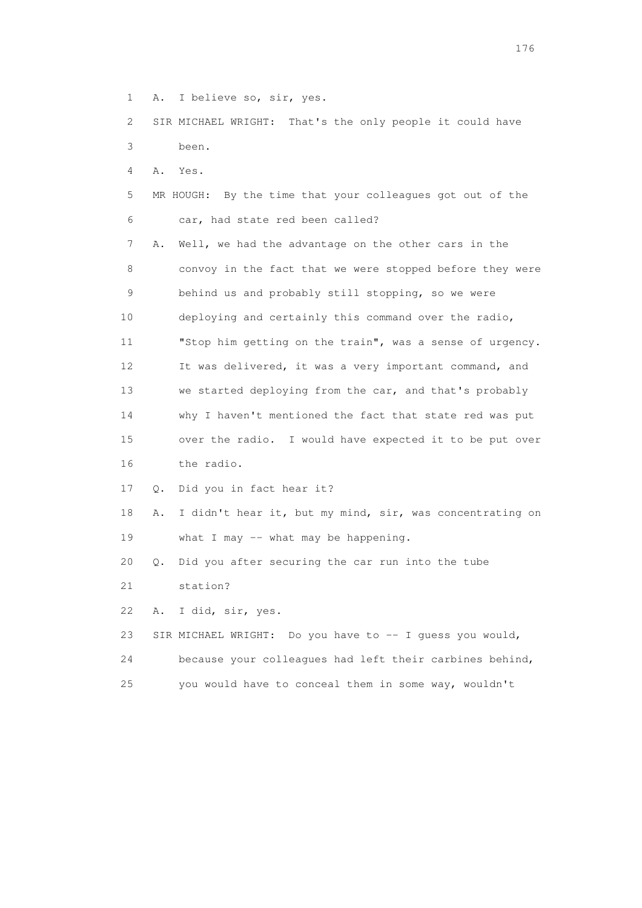1 A. I believe so, sir, yes.

2 SIR MICHAEL WRIGHT: That's the only people it could have

3 been.

4 A. Yes.

5 MR HOUGH: By the time that your colleagues got out of the

6 car, had state red been called?

7 A. Well, we had the advantage on the other cars in the

8 convoy in the fact that we were stopped before they were

9 behind us and probably still stopping, so we were

10 deploying and certainly this command over the radio,

11 "Stop him getting on the train", was a sense of urgency.

12 It was delivered, it was a very important command, and

13 we started deploying from the car, and that's probably

14 why I haven't mentioned the fact that state red was put

15 over the radio. I would have expected it to be put over

16 the radio.

17 Q. Did you in fact hear it?

18 A. I didn't hear it, but my mind, sir, was concentrating on

19 what I may -- what may be happening.

20 Q. Did you after securing the car run into the tube

21 station?

22 A. I did, sir, yes.

23 SIR MICHAEL WRIGHT: Do you have to -- I guess you would,

24 because your colleagues had left their carbines behind,

25 you would have to conceal them in some way, wouldn't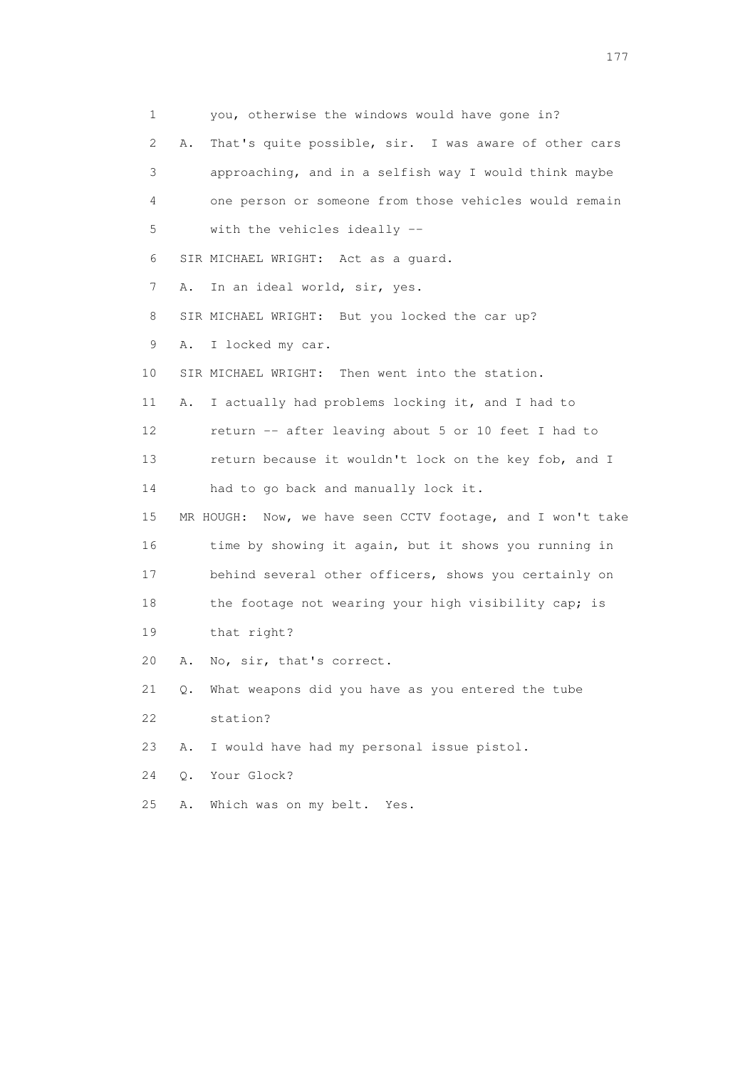1 you, otherwise the windows would have gone in?

2 A. That's quite possible, sir. I was aware of other cars

3 approaching, and in a selfish way I would think maybe

4 one person or someone from those vehicles would remain

5 with the vehicles ideally --

6 SIR MICHAEL WRIGHT: Act as a guard.

7 A. In an ideal world, sir, yes.

8 SIR MICHAEL WRIGHT: But you locked the car up?

9 A. I locked my car.

10 SIR MICHAEL WRIGHT: Then went into the station.

11 A. I actually had problems locking it, and I had to

12 return -- after leaving about 5 or 10 feet I had to

13 return because it wouldn't lock on the key fob, and I

14 had to go back and manually lock it.

15 MR HOUGH: Now, we have seen CCTV footage, and I won't take

16 time by showing it again, but it shows you running in

17 behind several other officers, shows you certainly on

18 the footage not wearing your high visibility cap; is

19 that right?

20 A. No, sir, that's correct.

21 Q. What weapons did you have as you entered the tube

22 station?

23 A. I would have had my personal issue pistol.

24 Q. Your Glock?

25 A. Which was on my belt. Yes.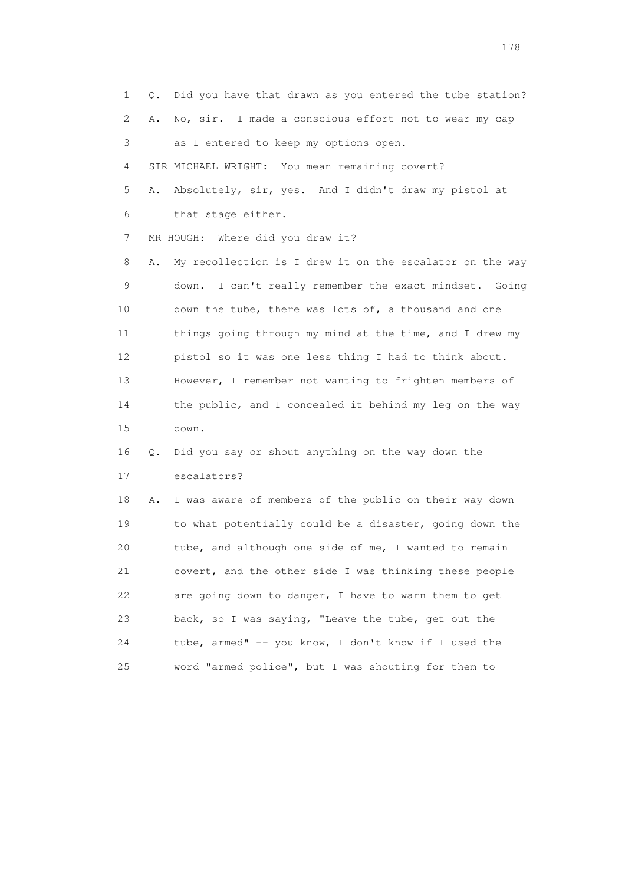1 Q. Did you have that drawn as you entered the tube station?

2 A. No, sir. I made a conscious effort not to wear my cap

3 as I entered to keep my options open.

4 SIR MICHAEL WRIGHT: You mean remaining covert?

5 A. Absolutely, sir, yes. And I didn't draw my pistol at

6 that stage either.

7 MR HOUGH: Where did you draw it?

8 A. My recollection is I drew it on the escalator on the way

9 down. I can't really remember the exact mindset. Going

10 down the tube, there was lots of, a thousand and one

11 things going through my mind at the time, and I drew my

12 pistol so it was one less thing I had to think about.

13 However, I remember not wanting to frighten members of

14 the public, and I concealed it behind my leg on the way

15 down.

16 Q. Did you say or shout anything on the way down the

17 escalators?

18 A. I was aware of members of the public on their way down

19 to what potentially could be a disaster, going down the

20 tube, and although one side of me, I wanted to remain

21 covert, and the other side I was thinking these people

22 are going down to danger, I have to warn them to get

23 back, so I was saying, "Leave the tube, get out the

24 tube, armed" -- you know, I don't know if I used the

25 word "armed police", but I was shouting for them to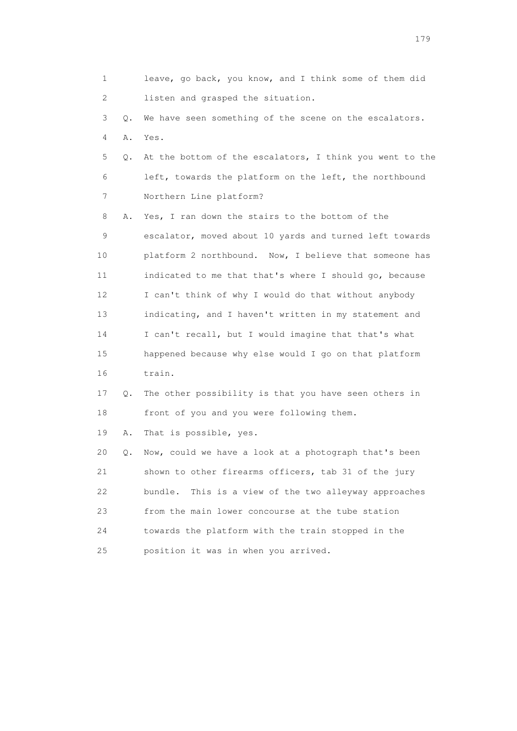1 leave, go back, you know, and I think some of them did
2 listen and grasped the situation.

3 Q. We have seen something of the scene on the escalators.

4 A. Yes.

5 Q. At the bottom of the escalators, I think you went to the
6 left, towards the platform on the left, the northbound
7 Northern Line platform?

8 A. Yes, I ran down the stairs to the bottom of the
9 escalator, moved about 10 yards and turned left towards
10 platform 2 northbound. Now, I believe that someone has
11 indicated to me that that's where I should go, because
12 I can't think of why I would do that without anybody
13 indicating, and I haven't written in my statement and
14 I can't recall, but I would imagine that that's what
15 happened because why else would I go on that platform
16 train.

17 Q. The other possibility is that you have seen others in
18 front of you and you were following them.

19 A. That is possible, yes.

20 Q. Now, could we have a look at a photograph that's been
21 shown to other firearms officers, tab 31 of the jury
22 bundle. This is a view of the two alleyway approaches
23 from the main lower concourse at the tube station
24 towards the platform with the train stopped in the
25 position it was in when you arrived.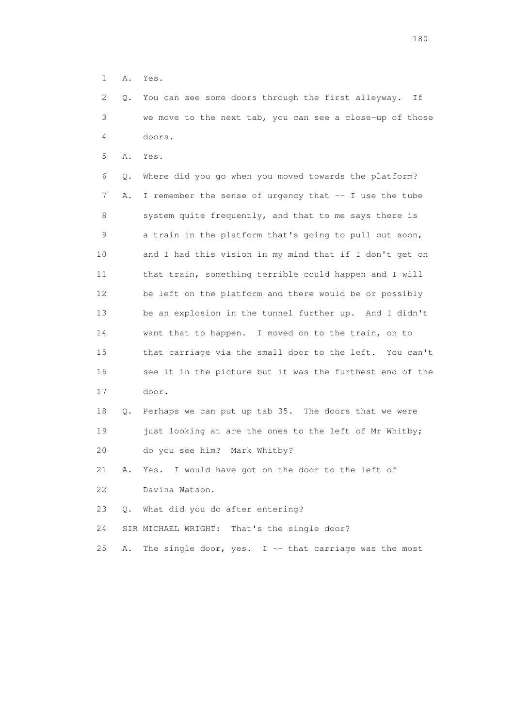1 A. Yes.

2 Q. You can see some doors through the first alleyway. If

3 we move to the next tab, you can see a close-up of those

4 doors.

5 A. Yes.

6 Q. Where did you go when you moved towards the platform?

7 A. I remember the sense of urgency that -- I use the tube

8 system quite frequently, and that to me says there is

9 a train in the platform that's going to pull out soon,

10 and I had this vision in my mind that if I don't get on

11 that train, something terrible could happen and I will

12 be left on the platform and there would be or possibly

13 be an explosion in the tunnel further up. And I didn't

14 want that to happen. I moved on to the train, on to

15 that carriage via the small door to the left. You can't

16 see it in the picture but it was the furthest end of the

17 door.

18 Q. Perhaps we can put up tab 35. The doors that we were

19 just looking at are the ones to the left of Mr Whitby;

20 do you see him? Mark Whitby?

21 A. Yes. I would have got on the door to the left of

22 Davina Watson.

23 Q. What did you do after entering?

24 SIR MICHAEL WRIGHT: That's the single door?

25 A. The single door, yes. I -- that carriage was the most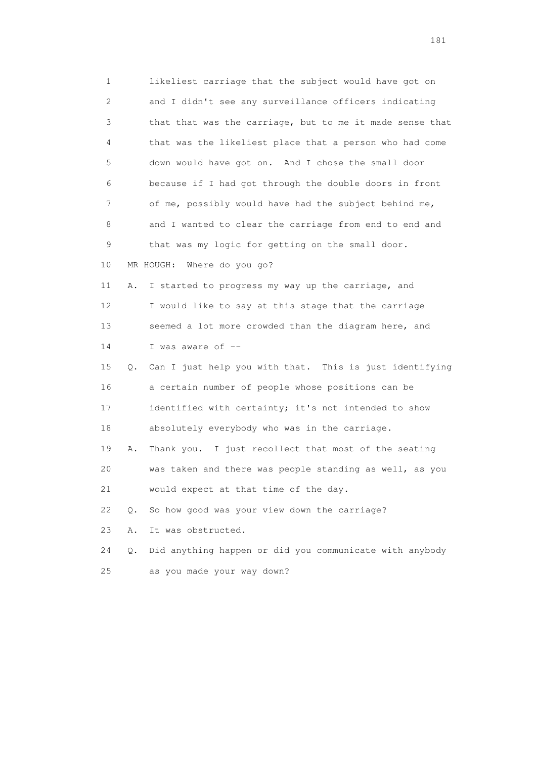1 likeliest carriage that the subject would have got on
2 and I didn't see any surveillance officers indicating
3 that that was the carriage, but to me it made sense that
4 that was the likeliest place that a person who had come
5 down would have got on. And I chose the small door
6 because if I had got through the double doors in front
7 of me, possibly would have had the subject behind me,
8 and I wanted to clear the carriage from end to end and
9 that was my logic for getting on the small door.
10 MR HOUGH: Where do you go?
11 A. I started to progress my way up the carriage, and
12 I would like to say at this stage that the carriage
13 seemed a lot more crowded than the diagram here, and
14 I was aware of --
15 Q. Can I just help you with that. This is just identifying
16 a certain number of people whose positions can be
17 identified with certainty; it's not intended to show
18 absolutely everybody who was in the carriage.
19 A. Thank you. I just recollect that most of the seating
20 was taken and there was people standing as well, as you
21 would expect at that time of the day.
22 Q. So how good was your view down the carriage?
23 A. It was obstructed.
24 Q. Did anything happen or did you communicate with anybody
25 as you made your way down?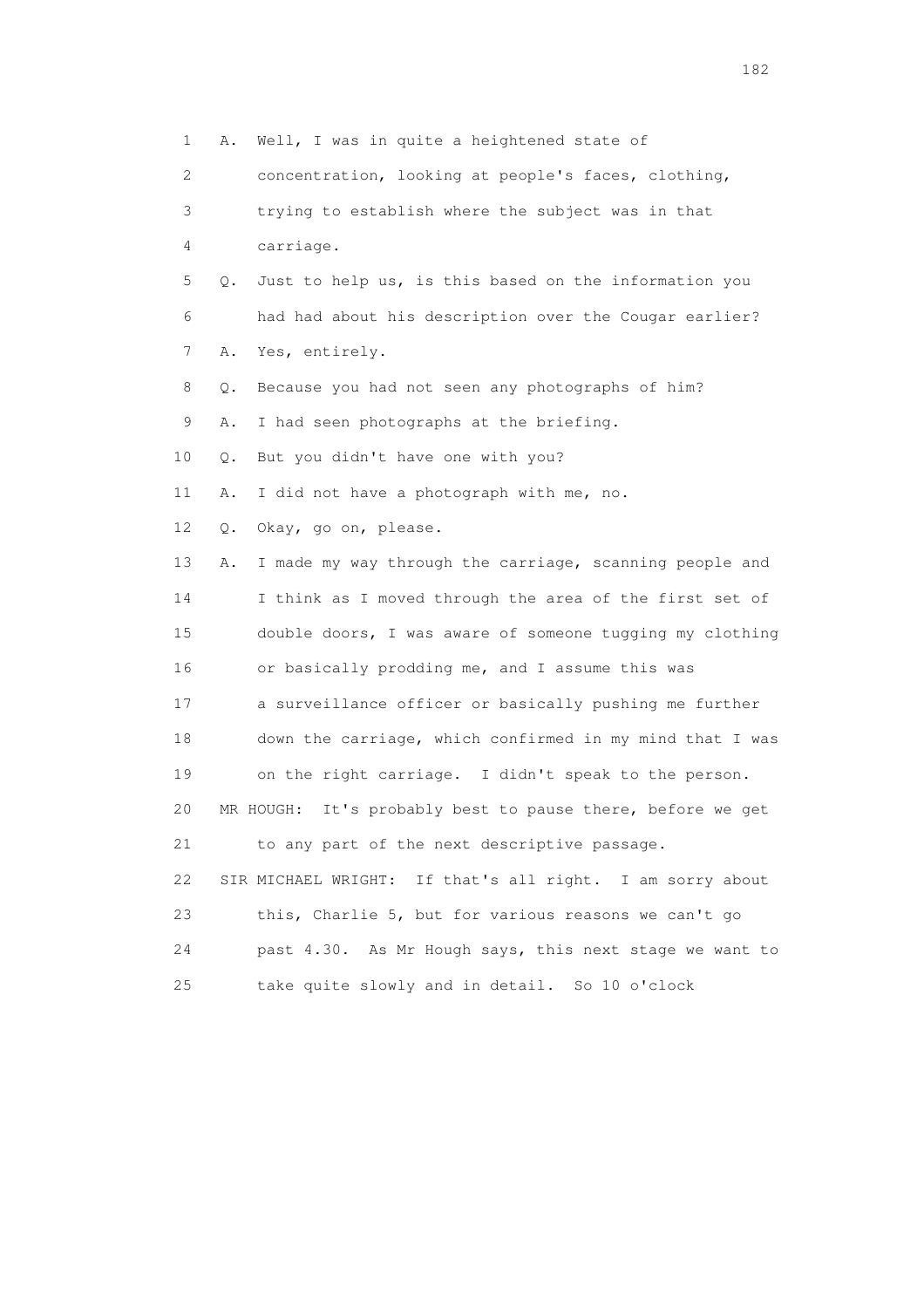1 A. Well, I was in quite a heightened state of
2 concentration, looking at people's faces, clothing,
3 trying to establish where the subject was in that
4 carriage.
5 Q. Just to help us, is this based on the information you
6 had had about his description over the Cougar earlier?
7 A. Yes, entirely.
8 Q. Because you had not seen any photographs of him?
9 A. I had seen photographs at the briefing.
10 Q. But you didn't have one with you?
11 A. I did not have a photograph with me, no.
12 Q. Okay, go on, please.
13 A. I made my way through the carriage, scanning people and
14 I think as I moved through the area of the first set of
15 double doors, I was aware of someone tugging my clothing
16 or basically prodding me, and I assume this was
17 a surveillance officer or basically pushing me further
18 down the carriage, which confirmed in my mind that I was
19 on the right carriage. I didn't speak to the person.
20 MR HOUGH: It's probably best to pause there, before we get
21 to any part of the next descriptive passage.
22 SIR MICHAEL WRIGHT: If that's all right. I am sorry about
23 this, Charlie 5, but for various reasons we can't go
24 past 4.30. As Mr Hough says, this next stage we want to
25 take quite slowly and in detail. So 10 o'clock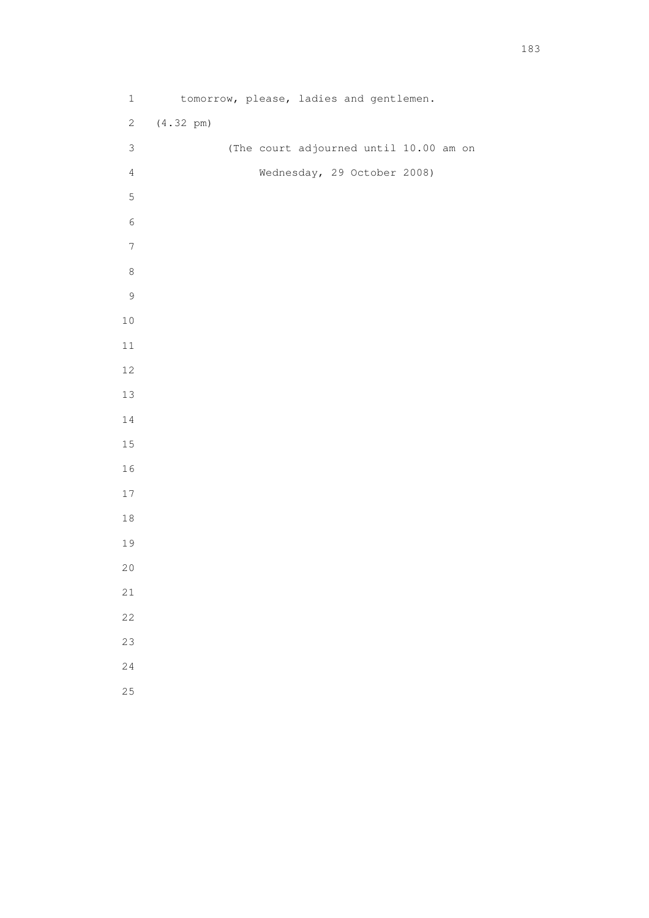tomorrow, please, ladies and gentlemen.

(4.32 pm)

(The court adjourned until 10.00 am on Wednesday, 29 October 2008)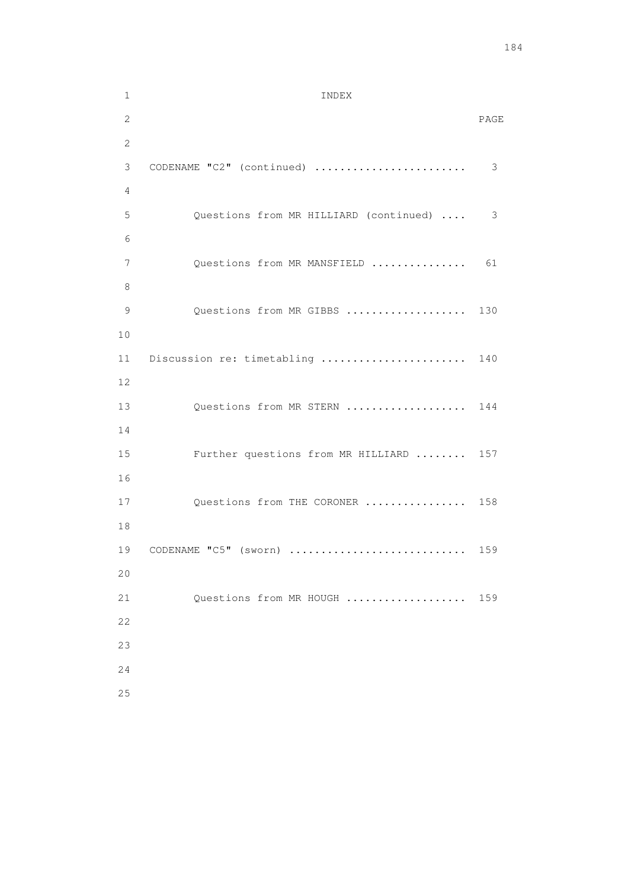# INDEX

| | PAGE |
|---|---|
| CODENAME "C2" (continued) | 3 |
| Questions from MR HILLIARD (continued) | 3 |
| Questions from MR MANSFIELD | 61 |
| Questions from MR GIBBS | 130 |
| Discussion re: timetabling | 140 |
| Questions from MR STERN | 144 |
| Further questions from MR HILLIARD | 157 |
| Questions from THE CORONER | 158 |
| CODENAME "C5" (sworn) | 159 |
| Questions from MR HOUGH | 159 |